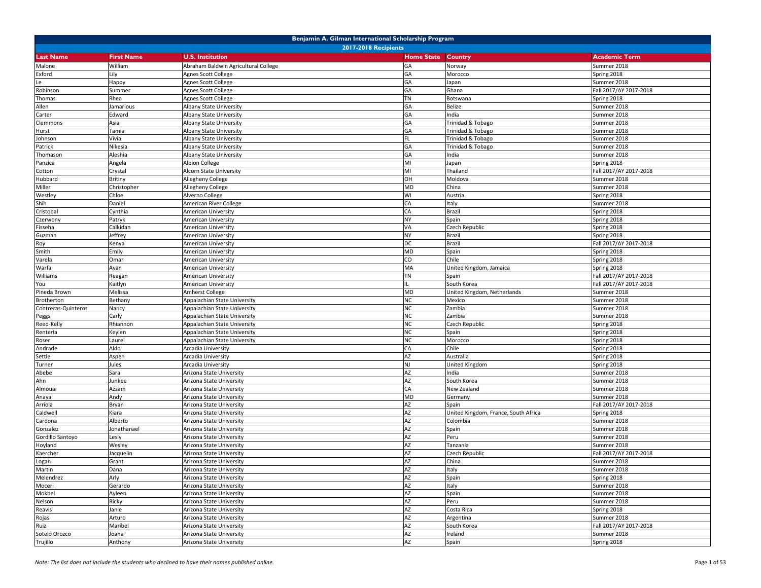# Benjamin A. Gilman International Scholarship Program

## 2017-2018 Recipients

| Last Name | First Name | U.S. Institution | Home State | Country | Academic Term |
|---|---|---|---|---|---|
| Malone | William | Abraham Baldwin Agricultural College | GA | Norway | Summer 2018 |
| Exford | Lily | Agnes Scott College | GA | Morocco | Spring 2018 |
| Le | Happy | Agnes Scott College | GA | Japan | Summer 2018 |
| Robinson | Summer | Agnes Scott College | GA | Ghana | Fall 2017/AY 2017-2018 |
| Thomas | Rhea | Agnes Scott College | TN | Botswana | Spring 2018 |
| Allen | Jamarious | Albany State University | GA | Belize | Summer 2018 |
| Carter | Edward | Albany State University | GA | India | Summer 2018 |
| Clemmons | Asia | Albany State University | GA | Trinidad & Tobago | Summer 2018 |
| Hurst | Tamia | Albany State University | GA | Trinidad & Tobago | Summer 2018 |
| Johnson | Vivia | Albany State University | FL | Trinidad & Tobago | Summer 2018 |
| Patrick | Nikesia | Albany State University | GA | Trinidad & Tobago | Summer 2018 |
| Thomason | Aleshia | Albany State University | GA | India | Summer 2018 |
| Panzica | Angela | Albion College | MI | Japan | Spring 2018 |
| Cotton | Crystal | Alcorn State University | MI | Thailand | Fall 2017/AY 2017-2018 |
| Hubbard | Britiny | Allegheny College | OH | Moldova | Summer 2018 |
| Miller | Christopher | Allegheny College | MD | China | Summer 2018 |
| Westley | Chloe | Alverno College | WI | Austria | Spring 2018 |
| Shih | Daniel | American River College | CA | Italy | Summer 2018 |
| Cristobal | Cynthia | American University | CA | Brazil | Spring 2018 |
| Czerwony | Patryk | American University | NY | Spain | Spring 2018 |
| Fisseha | Calkidan | American University | VA | Czech Republic | Spring 2018 |
| Guzman | Jeffrey | American University | NY | Brazil | Spring 2018 |
| Roy | Kenya | American University | DC | Brazil | Fall 2017/AY 2017-2018 |
| Smith | Emily | American University | MD | Spain | Spring 2018 |
| Varela | Omar | American University | CO | Chile | Spring 2018 |
| Warfa | Ayan | American University | MA | United Kingdom, Jamaica | Spring 2018 |
| Williams | Reagan | American University | TN | Spain | Fall 2017/AY 2017-2018 |
| You | Kaitlyn | American University | IL | South Korea | Fall 2017/AY 2017-2018 |
| Pineda Brown | Melissa | Amherst College | MD | United Kingdom, Netherlands | Summer 2018 |
| Brotherton | Bethany | Appalachian State University | NC | Mexico | Summer 2018 |
| Contreras-Quinteros | Nancy | Appalachian State University | NC | Zambia | Summer 2018 |
| Peggs | Carly | Appalachian State University | NC | Zambia | Summer 2018 |
| Reed-Kelly | Rhiannon | Appalachian State University | NC | Czech Republic | Spring 2018 |
| Renteria | Keylen | Appalachian State University | NC | Spain | Spring 2018 |
| Roser | Laurel | Appalachian State University | NC | Morocco | Spring 2018 |
| Andrade | Aldo | Arcadia University | CA | Chile | Spring 2018 |
| Settle | Aspen | Arcadia University | AZ | Australia | Spring 2018 |
| Turner | Jules | Arcadia University | NJ | United Kingdom | Spring 2018 |
| Abebe | Sara | Arizona State University | AZ | India | Summer 2018 |
| Ahn | Junkee | Arizona State University | AZ | South Korea | Summer 2018 |
| Almouai | Azzam | Arizona State University | CA | New Zealand | Summer 2018 |
| Anaya | Andy | Arizona State University | MD | Germany | Summer 2018 |
| Arriola | Bryan | Arizona State University | AZ | Spain | Fall 2017/AY 2017-2018 |
| Caldwell | Kiara | Arizona State University | AZ | United Kingdom, France, South Africa | Spring 2018 |
| Cardona | Alberto | Arizona State University | AZ | Colombia | Summer 2018 |
| Gonzalez | Jonathanael | Arizona State University | AZ | Spain | Summer 2018 |
| Gordillo Santoyo | Lesly | Arizona State University | AZ | Peru | Summer 2018 |
| Hoyland | Wesley | Arizona State University | AZ | Tanzania | Summer 2018 |
| Kaercher | Jacquelin | Arizona State University | AZ | Czech Republic | Fall 2017/AY 2017-2018 |
| Logan | Grant | Arizona State University | AZ | China | Summer 2018 |
| Martin | Dana | Arizona State University | AZ | Italy | Summer 2018 |
| Melendrez | Arly | Arizona State University | AZ | Spain | Spring 2018 |
| Moceri | Gerardo | Arizona State University | AZ | Italy | Summer 2018 |
| Mokbel | Ayleen | Arizona State University | AZ | Spain | Summer 2018 |
| Nelson | Ricky | Arizona State University | AZ | Peru | Summer 2018 |
| Reavis | Janie | Arizona State University | AZ | Costa Rica | Spring 2018 |
| Rojas | Arturo | Arizona State University | AZ | Argentina | Summer 2018 |
| Ruiz | Maribel | Arizona State University | AZ | South Korea | Fall 2017/AY 2017-2018 |
| Sotelo Orozco | Joana | Arizona State University | AZ | Ireland | Summer 2018 |
| Trujillo | Anthony | Arizona State University | AZ | Spain | Spring 2018 |

*Note: The list does not include the students who declined to have their names published online.*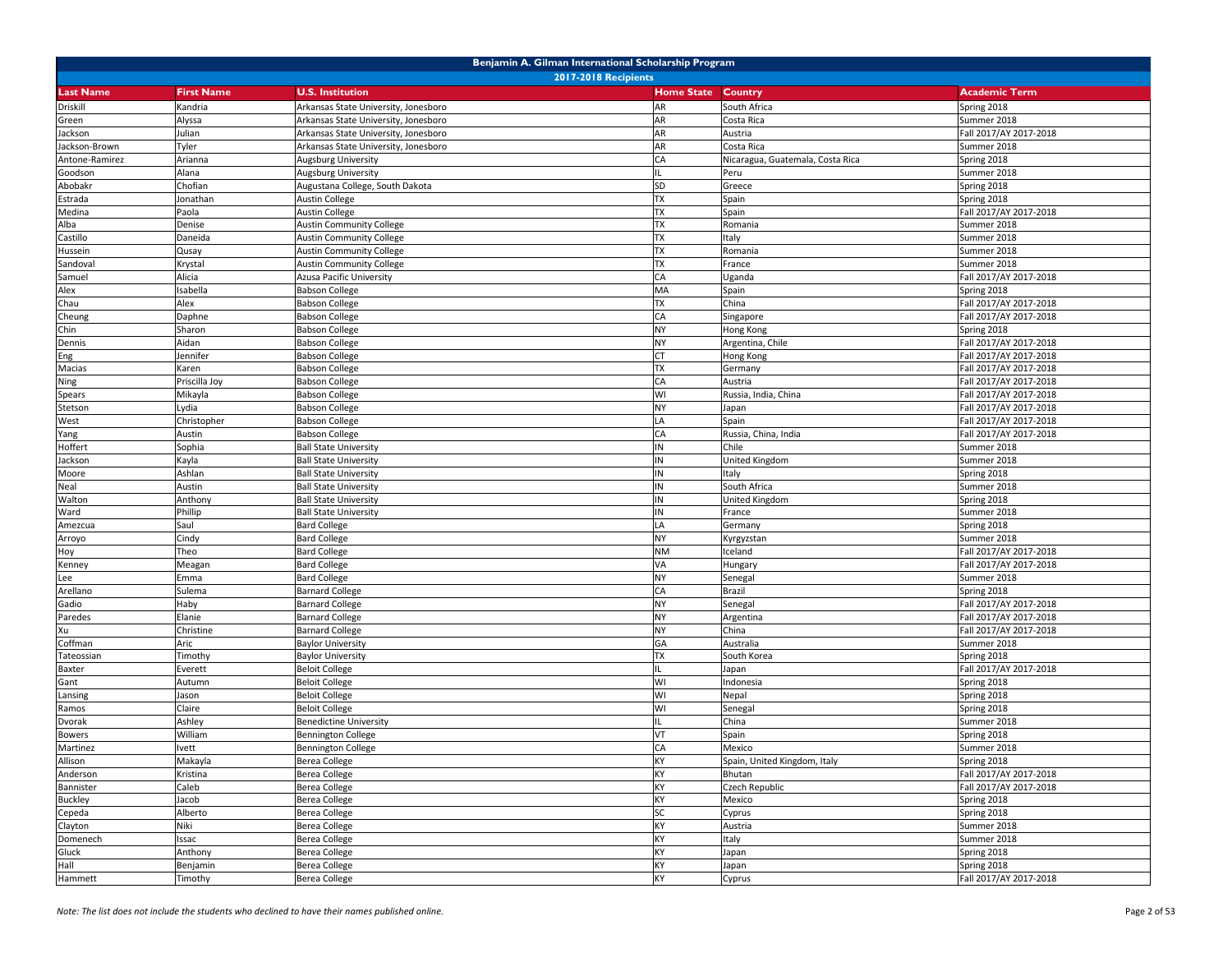# Benjamin A. Gilman International Scholarship Program

## 2017-2018 Recipients

| Last Name | First Name | U.S. Institution | Home State | Country | Academic Term |
|---|---|---|---|---|---|
| Driskill | Kandria | Arkansas State University, Jonesboro | AR | South Africa | Spring 2018 |
| Green | Alyssa | Arkansas State University, Jonesboro | AR | Costa Rica | Summer 2018 |
| Jackson | Julian | Arkansas State University, Jonesboro | AR | Austria | Fall 2017/AY 2017-2018 |
| Jackson-Brown | Tyler | Arkansas State University, Jonesboro | AR | Costa Rica | Summer 2018 |
| Antone-Ramirez | Arianna | Augsburg University | CA | Nicaragua, Guatemala, Costa Rica | Spring 2018 |
| Goodson | Alana | Augsburg University | IL | Peru | Summer 2018 |
| Abobakr | Chofian | Augustana College, South Dakota | SD | Greece | Spring 2018 |
| Estrada | Jonathan | Austin College | TX | Spain | Spring 2018 |
| Medina | Paola | Austin College | TX | Spain | Fall 2017/AY 2017-2018 |
| Alba | Denise | Austin Community College | TX | Romania | Summer 2018 |
| Castillo | Daneida | Austin Community College | TX | Italy | Summer 2018 |
| Hussein | Qusay | Austin Community College | TX | Romania | Summer 2018 |
| Sandoval | Krystal | Austin Community College | TX | France | Summer 2018 |
| Samuel | Alicia | Azusa Pacific University | CA | Uganda | Fall 2017/AY 2017-2018 |
| Alex | Isabella | Babson College | MA | Spain | Spring 2018 |
| Chau | Alex | Babson College | TX | China | Fall 2017/AY 2017-2018 |
| Cheung | Daphne | Babson College | CA | Singapore | Fall 2017/AY 2017-2018 |
| Chin | Sharon | Babson College | NY | Hong Kong | Spring 2018 |
| Dennis | Aidan | Babson College | NY | Argentina, Chile | Fall 2017/AY 2017-2018 |
| Eng | Jennifer | Babson College | CT | Hong Kong | Fall 2017/AY 2017-2018 |
| Macias | Karen | Babson College | TX | Germany | Fall 2017/AY 2017-2018 |
| Ning | Priscilla Joy | Babson College | CA | Austria | Fall 2017/AY 2017-2018 |
| Spears | Mikayla | Babson College | WI | Russia, India, China | Fall 2017/AY 2017-2018 |
| Stetson | Lydia | Babson College | NY | Japan | Fall 2017/AY 2017-2018 |
| West | Christopher | Babson College | LA | Spain | Fall 2017/AY 2017-2018 |
| Yang | Austin | Babson College | CA | Russia, China, India | Fall 2017/AY 2017-2018 |
| Hoffert | Sophia | Ball State University | IN | Chile | Summer 2018 |
| Jackson | Kayla | Ball State University | IN | United Kingdom | Summer 2018 |
| Moore | Ashlan | Ball State University | IN | Italy | Spring 2018 |
| Neal | Austin | Ball State University | IN | South Africa | Summer 2018 |
| Walton | Anthony | Ball State University | IN | United Kingdom | Spring 2018 |
| Ward | Phillip | Ball State University | IN | France | Summer 2018 |
| Amezcua | Saul | Bard College | LA | Germany | Spring 2018 |
| Arroyo | Cindy | Bard College | NY | Kyrgyzstan | Summer 2018 |
| Hoy | Theo | Bard College | NM | Iceland | Fall 2017/AY 2017-2018 |
| Kenney | Meagan | Bard College | VA | Hungary | Fall 2017/AY 2017-2018 |
| Lee | Emma | Bard College | NY | Senegal | Summer 2018 |
| Arellano | Sulema | Barnard College | CA | Brazil | Spring 2018 |
| Gadio | Haby | Barnard College | NY | Senegal | Fall 2017/AY 2017-2018 |
| Paredes | Elanie | Barnard College | NY | Argentina | Fall 2017/AY 2017-2018 |
| Xu | Christine | Barnard College | NY | China | Fall 2017/AY 2017-2018 |
| Coffman | Aric | Baylor University | GA | Australia | Summer 2018 |
| Tateossian | Timothy | Baylor University | TX | South Korea | Spring 2018 |
| Baxter | Everett | Beloit College | IL | Japan | Fall 2017/AY 2017-2018 |
| Gant | Autumn | Beloit College | WI | Indonesia | Spring 2018 |
| Lansing | Jason | Beloit College | WI | Nepal | Spring 2018 |
| Ramos | Claire | Beloit College | WI | Senegal | Spring 2018 |
| Dvorak | Ashley | Benedictine University | IL | China | Summer 2018 |
| Bowers | William | Bennington College | VT | Spain | Spring 2018 |
| Martinez | Ivett | Bennington College | CA | Mexico | Summer 2018 |
| Allison | Makayla | Berea College | KY | Spain, United Kingdom, Italy | Spring 2018 |
| Anderson | Kristina | Berea College | KY | Bhutan | Fall 2017/AY 2017-2018 |
| Bannister | Caleb | Berea College | KY | Czech Republic | Fall 2017/AY 2017-2018 |
| Buckley | Jacob | Berea College | KY | Mexico | Spring 2018 |
| Cepeda | Alberto | Berea College | SC | Cyprus | Spring 2018 |
| Clayton | Niki | Berea College | KY | Austria | Summer 2018 |
| Domenech | Issac | Berea College | KY | Italy | Summer 2018 |
| Gluck | Anthony | Berea College | KY | Japan | Spring 2018 |
| Hall | Benjamin | Berea College | KY | Japan | Spring 2018 |
| Hammett | Timothy | Berea College | KY | Cyprus | Fall 2017/AY 2017-2018 |

*Note: The list does not include the students who declined to have their names published online.*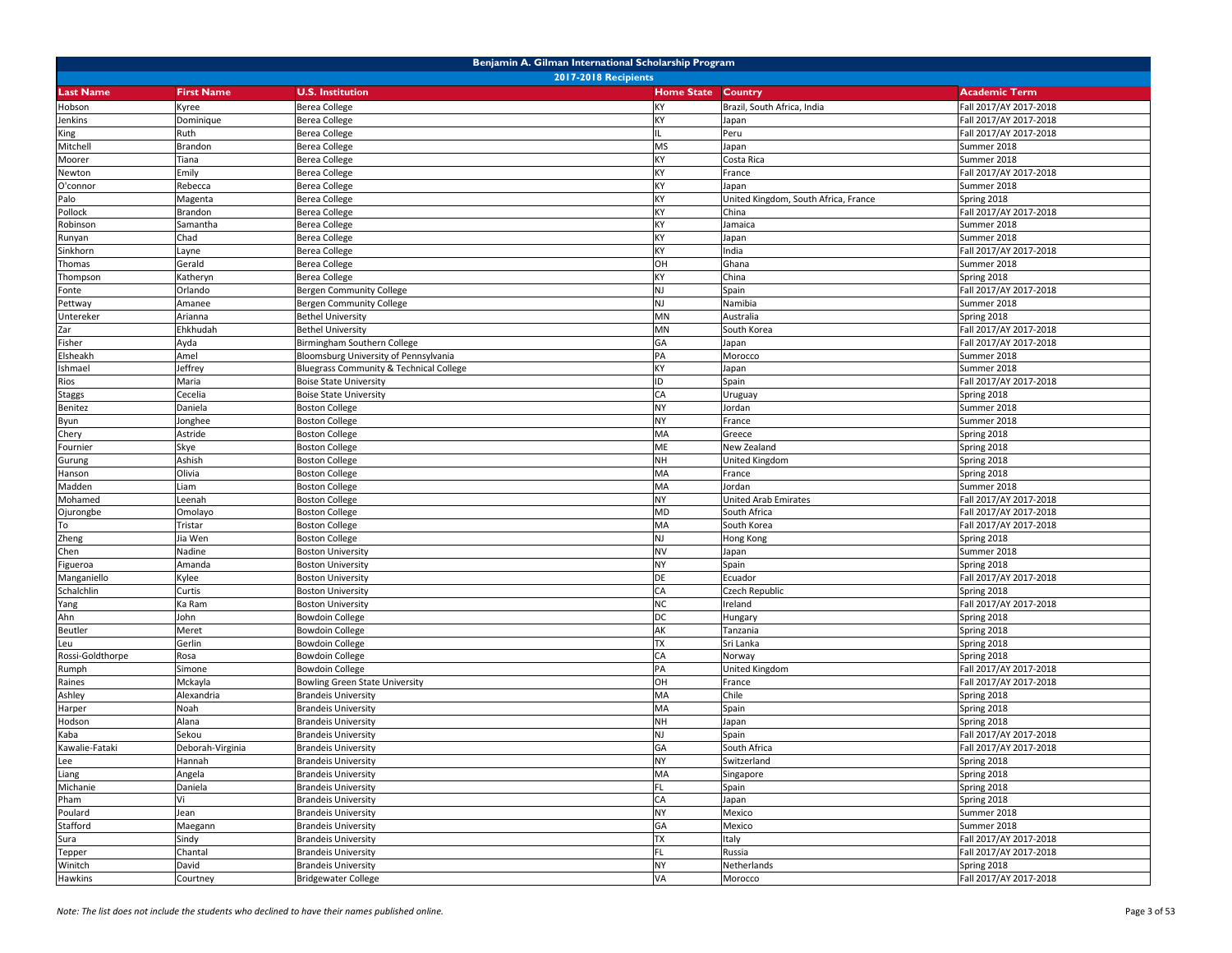# Benjamin A. Gilman International Scholarship Program

## 2017-2018 Recipients

| Last Name | First Name | U.S. Institution | Home State | Country | Academic Term |
|---|---|---|---|---|---|
| Hobson | Kyree | Berea College | KY | Brazil, South Africa, India | Fall 2017/AY 2017-2018 |
| Jenkins | Dominique | Berea College | KY | Japan | Fall 2017/AY 2017-2018 |
| King | Ruth | Berea College | IL | Peru | Fall 2017/AY 2017-2018 |
| Mitchell | Brandon | Berea College | MS | Japan | Fall 2017/AY 2017-2018 |
| Moorer | Tiana | Berea College | KY | Costa Rica | Summer 2018 |
| Newton | Emily | Berea College | KY | France | Fall 2017/AY 2017-2018 |
| O'connor | Rebecca | Berea College | KY | Japan | Summer 2018 |
| Palo | Magenta | Berea College | KY | United Kingdom, South Africa, France | Spring 2018 |
| Pollock | Brandon | Berea College | KY | China | Fall 2017/AY 2017-2018 |
| Robinson | Samantha | Berea College | KY | Jamaica | Summer 2018 |
| Runyan | Chad | Berea College | KY | Japan | Summer 2018 |
| Sinkhorn | Layne | Berea College | KY | India | Fall 2017/AY 2017-2018 |
| Thomas | Gerald | Berea College | OH | Ghana | Summer 2018 |
| Thompson | Katheryn | Berea College | KY | China | Spring 2018 |
| Fonte | Orlando | Bergen Community College | NJ | Spain | Fall 2017/AY 2017-2018 |
| Pettway | Amanee | Bergen Community College | NJ | Namibia | Summer 2018 |
| Untereker | Arianna | Bethel University | MN | Australia | Spring 2018 |
| Zar | Ehkhudah | Bethel University | MN | South Korea | Fall 2017/AY 2017-2018 |
| Fisher | Ayda | Birmingham Southern College | GA | Japan | Fall 2017/AY 2017-2018 |
| Elsheakh | Amel | Bloomsburg University of Pennsylvania | PA | Morocco | Summer 2018 |
| Ishmael | Jeffrey | Bluegrass Community & Technical College | KY | Japan | Summer 2018 |
| Rios | Maria | Boise State University | ID | Spain | Fall 2017/AY 2017-2018 |
| Staggs | Cecelia | Boise State University | CA | Uruguay | Spring 2018 |
| Benitez | Daniela | Boston College | NY | Jordan | Summer 2018 |
| Byun | Jonghee | Boston College | NY | France | Summer 2018 |
| Chery | Astride | Boston College | MA | Greece | Spring 2018 |
| Fournier | Skye | Boston College | ME | New Zealand | Spring 2018 |
| Gurung | Ashish | Boston College | NH | United Kingdom | Spring 2018 |
| Hanson | Olivia | Boston College | MA | France | Spring 2018 |
| Madden | Liam | Boston College | MA | Jordan | Summer 2018 |
| Mohamed | Leenah | Boston College | NY | United Arab Emirates | Fall 2017/AY 2017-2018 |
| Ojurongbe | Omolayo | Boston College | MD | South Africa | Fall 2017/AY 2017-2018 |
| To | Tristar | Boston College | MA | South Korea | Fall 2017/AY 2017-2018 |
| Zheng | Jia Wen | Boston College | NJ | Hong Kong | Spring 2018 |
| Chen | Nadine | Boston University | NV | Japan | Summer 2018 |
| Figueroa | Amanda | Boston University | NY | Spain | Spring 2018 |
| Manganiello | Kylee | Boston University | DE | Ecuador | Fall 2017/AY 2017-2018 |
| Schalchlin | Curtis | Boston University | CA | Czech Republic | Spring 2018 |
| Yang | Ka Ram | Boston University | NC | Ireland | Fall 2017/AY 2017-2018 |
| Ahn | John | Bowdoin College | DC | Hungary | Spring 2018 |
| Beutler | Meret | Bowdoin College | AK | Tanzania | Spring 2018 |
| Leu | Gerlin | Bowdoin College | TX | Sri Lanka | Spring 2018 |
| Rossi-Goldthorpe | Rosa | Bowdoin College | CA | Norway | Spring 2018 |
| Rumph | Simone | Bowdoin College | PA | United Kingdom | Fall 2017/AY 2017-2018 |
| Raines | Mckayla | Bowling Green State University | OH | France | Fall 2017/AY 2017-2018 |
| Ashley | Alexandria | Brandeis University | MA | Chile | Spring 2018 |
| Harper | Noah | Brandeis University | MA | Spain | Spring 2018 |
| Hodson | Alana | Brandeis University | NH | Japan | Spring 2018 |
| Kaba | Sekou | Brandeis University | NJ | Spain | Fall 2017/AY 2017-2018 |
| Kawalie-Fataki | Deborah-Virginia | Brandeis University | GA | South Africa | Fall 2017/AY 2017-2018 |
| Lee | Hannah | Brandeis University | NY | Switzerland | Spring 2018 |
| Liang | Angela | Brandeis University | MA | Singapore | Spring 2018 |
| Michanie | Daniela | Brandeis University | FL | Spain | Spring 2018 |
| Pham | Vi | Brandeis University | CA | Japan | Spring 2018 |
| Poulard | Jean | Brandeis University | NY | Mexico | Summer 2018 |
| Stafford | Maegann | Brandeis University | GA | Mexico | Summer 2018 |
| Sura | Sindy | Brandeis University | TX | Italy | Fall 2017/AY 2017-2018 |
| Tepper | Chantal | Brandeis University | FL | Russia | Fall 2017/AY 2017-2018 |
| Winitch | David | Brandeis University | NY | Netherlands | Spring 2018 |
| Hawkins | Courtney | Bridgewater College | VA | Morocco | Fall 2017/AY 2017-2018 |

*Note: The list does not include the students who declined to have their names published online.*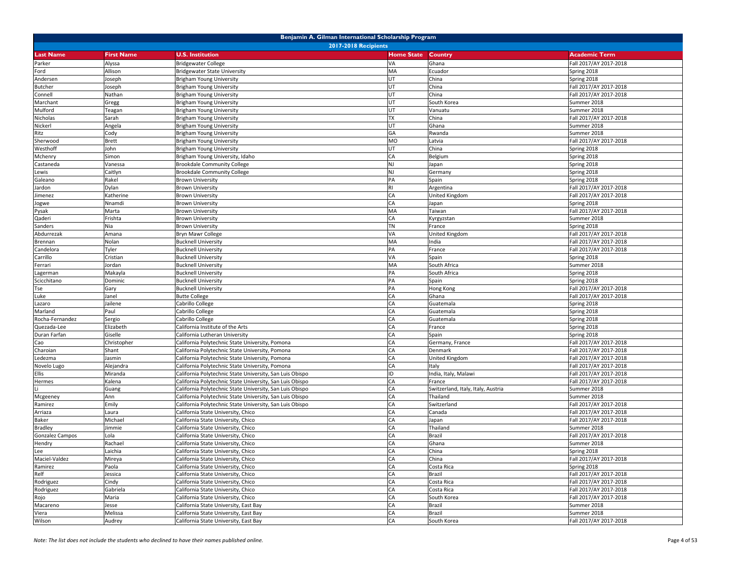# Benjamin A. Gilman International Scholarship Program

## 2017-2018 Recipients

| Last Name | First Name | U.S. Institution | Home State | Country | Academic Term |
|---|---|---|---|---|---|
| Parker | Alyssa | Bridgewater College | VA | Ghana | Fall 2017/AY 2017-2018 |
| Ford | Allison | Bridgewater State University | MA | Ecuador | Spring 2018 |
| Andersen | Joseph | Brigham Young University | UT | China | Spring 2018 |
| Butcher | Joseph | Brigham Young University | UT | China | Fall 2017/AY 2017-2018 |
| Connell | Nathan | Brigham Young University | UT | China | Fall 2017/AY 2017-2018 |
| Marchant | Gregg | Brigham Young University | UT | South Korea | Summer 2018 |
| Mulford | Teagan | Brigham Young University | UT | Vanuatu | Summer 2018 |
| Nicholas | Sarah | Brigham Young University | TX | China | Fall 2017/AY 2017-2018 |
| Nickerl | Angela | Brigham Young University | UT | Ghana | Summer 2018 |
| Ritz | Cody | Brigham Young University | GA | Rwanda | Summer 2018 |
| Sherwood | Brett | Brigham Young University | MO | Latvia | Fall 2017/AY 2017-2018 |
| Westhoff | John | Brigham Young University | UT | China | Spring 2018 |
| Mchenry | Simon | Brigham Young University, Idaho | CA | Belgium | Spring 2018 |
| Castaneda | Vanessa | Brookdale Community College | NJ | Japan | Spring 2018 |
| Lewis | Caitlyn | Brookdale Community College | NJ | Germany | Spring 2018 |
| Galeano | Rakel | Brown University | PA | Spain | Spring 2018 |
| Jardon | Dylan | Brown University | RI | Argentina | Fall 2017/AY 2017-2018 |
| Jimenez | Katherine | Brown University | CA | United Kingdom | Fall 2017/AY 2017-2018 |
| Jogwe | Nnamdi | Brown University | CA | Japan | Spring 2018 |
| Pysak | Marta | Brown University | MA | Taiwan | Fall 2017/AY 2017-2018 |
| Qaderi | Frishta | Brown University | CA | Kyrgyzstan | Summer 2018 |
| Sanders | Nia | Brown University | TN | France | Spring 2018 |
| Abdurrezak | Amana | Bryn Mawr College | VA | United Kingdom | Fall 2017/AY 2017-2018 |
| Brennan | Nolan | Bucknell University | MA | India | Fall 2017/AY 2017-2018 |
| Candelora | Tyler | Bucknell University | PA | France | Fall 2017/AY 2017-2018 |
| Carrillo | Cristian | Bucknell University | VA | Spain | Spring 2018 |
| Ferrari | Jordan | Bucknell University | MA | South Africa | Summer 2018 |
| Lagerman | Makayla | Bucknell University | PA | South Africa | Spring 2018 |
| Scicchitano | Dominic | Bucknell University | PA | Spain | Spring 2018 |
| Tse | Gary | Bucknell University | PA | Hong Kong | Fall 2017/AY 2017-2018 |
| Luke | Janel | Butte College | CA | Ghana | Fall 2017/AY 2017-2018 |
| Lazaro | Jailene | Cabrillo College | CA | Guatemala | Spring 2018 |
| Marland | Paul | Cabrillo College | CA | Guatemala | Spring 2018 |
| Rocha-Fernandez | Sergio | Cabrillo College | CA | Guatemala | Spring 2018 |
| Quezada-Lee | Elizabeth | California Institute of the Arts | CA | France | Spring 2018 |
| Duran Farfan | Giselle | California Lutheran University | CA | Spain | Spring 2018 |
| Cao | Christopher | California Polytechnic State University, Pomona | CA | Germany, France | Fall 2017/AY 2017-2018 |
| Charoian | Shant | California Polytechnic State University, Pomona | CA | Denmark | Fall 2017/AY 2017-2018 |
| Ledezma | Jasmin | California Polytechnic State University, Pomona | CA | United Kingdom | Fall 2017/AY 2017-2018 |
| Novelo Lugo | Alejandra | California Polytechnic State University, Pomona | CA | Italy | Fall 2017/AY 2017-2018 |
| Ellis | Miranda | California Polytechnic State University, San Luis Obispo | ID | India, Italy, Malawi | Fall 2017/AY 2017-2018 |
| Hermes | Kalena | California Polytechnic State University, San Luis Obispo | CA | France | Fall 2017/AY 2017-2018 |
| Li | Guang | California Polytechnic State University, San Luis Obispo | CA | Switzerland, Italy, Italy, Austria | Summer 2018 |
| Mcgeeney | Ann | California Polytechnic State University, San Luis Obispo | CA | Thailand | Summer 2018 |
| Ramirez | Emily | California Polytechnic State University, San Luis Obispo | CA | Switzerland | Fall 2017/AY 2017-2018 |
| Arriaza | Laura | California State University, Chico | CA | Canada | Fall 2017/AY 2017-2018 |
| Baker | Michael | California State University, Chico | CA | Japan | Fall 2017/AY 2017-2018 |
| Bradley | Jimmie | California State University, Chico | CA | Thailand | Summer 2018 |
| Gonzalez Campos | Lola | California State University, Chico | CA | Brazil | Fall 2017/AY 2017-2018 |
| Hendry | Rachael | California State University, Chico | CA | Ghana | Summer 2018 |
| Lee | Laichia | California State University, Chico | CA | China | Spring 2018 |
| Maciel-Valdez | Mireya | California State University, Chico | CA | China | Fall 2017/AY 2017-2018 |
| Ramirez | Paola | California State University, Chico | CA | Costa Rica | Spring 2018 |
| Relf | Jessica | California State University, Chico | CA | Brazil | Fall 2017/AY 2017-2018 |
| Rodriguez | Cindy | California State University, Chico | CA | Costa Rica | Fall 2017/AY 2017-2018 |
| Rodriguez | Gabriela | California State University, Chico | CA | Costa Rica | Fall 2017/AY 2017-2018 |
| Rojo | Maria | California State University, Chico | CA | South Korea | Fall 2017/AY 2017-2018 |
| Macareno | Jesse | California State University, East Bay | CA | Brazil | Summer 2018 |
| Viera | Melissa | California State University, East Bay | CA | Brazil | Summer 2018 |
| Wilson | Audrey | California State University, East Bay | CA | South Korea | Fall 2017/AY 2017-2018 |

*Note: The list does not include the students who declined to have their names published online.*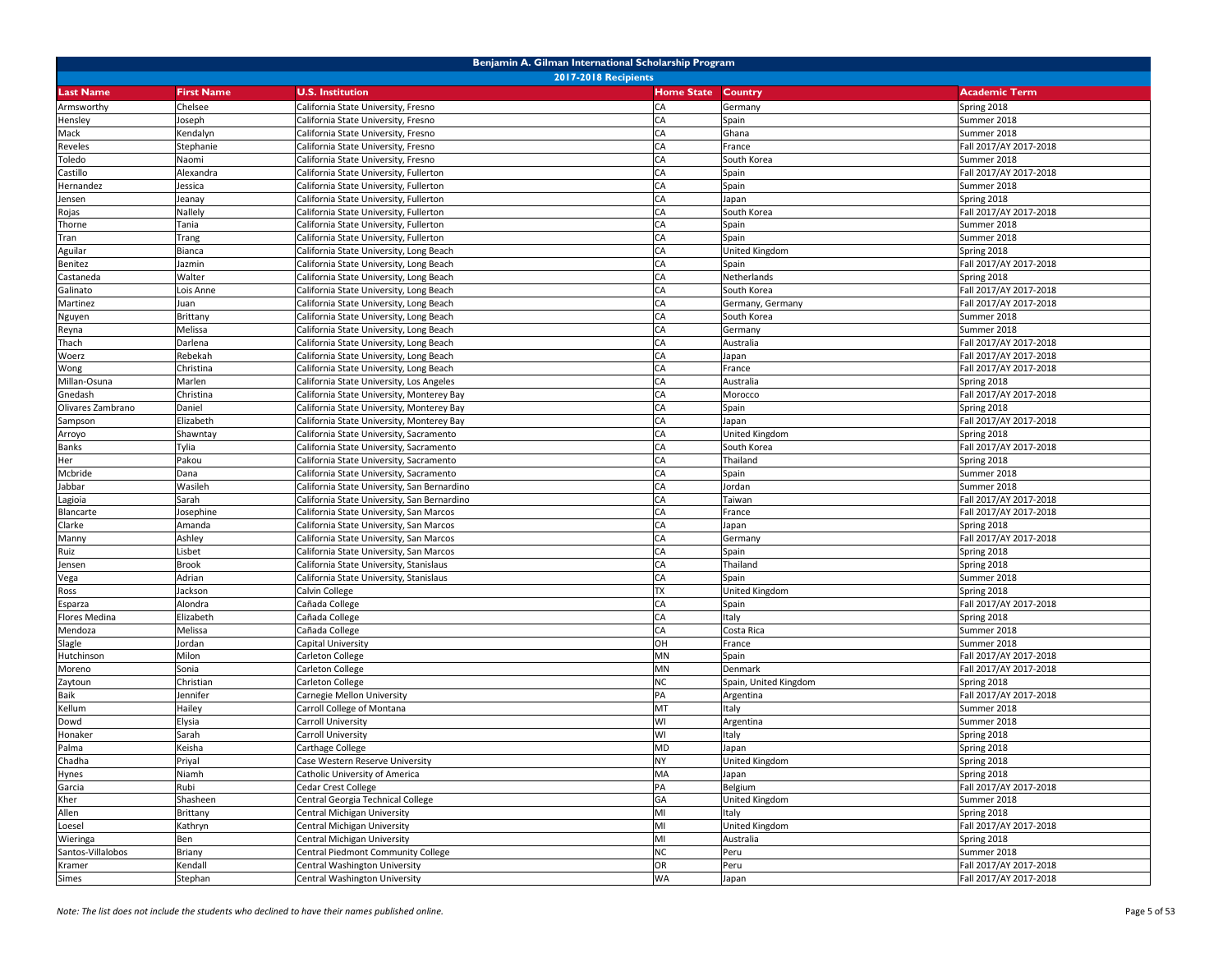# Benjamin A. Gilman International Scholarship Program

## 2017-2018 Recipients

| Last Name | First Name | U.S. Institution | Home State | Country | Academic Term |
|---|---|---|---|---|---|
| Armsworthy | Chelsee | California State University, Fresno | CA | Germany | Spring 2018 |
| Hensley | Joseph | California State University, Fresno | CA | Spain | Summer 2018 |
| Mack | Kendalyn | California State University, Fresno | CA | Ghana | Summer 2018 |
| Reveles | Stephanie | California State University, Fresno | CA | France | Fall 2017/AY 2017-2018 |
| Toledo | Naomi | California State University, Fresno | CA | South Korea | Summer 2018 |
| Castillo | Alexandra | California State University, Fullerton | CA | Spain | Fall 2017/AY 2017-2018 |
| Hernandez | Jessica | California State University, Fullerton | CA | Spain | Summer 2018 |
| Jensen | Jeanay | California State University, Fullerton | CA | Japan | Spring 2018 |
| Rojas | Nallely | California State University, Fullerton | CA | South Korea | Fall 2017/AY 2017-2018 |
| Thorne | Tania | California State University, Fullerton | CA | Spain | Summer 2018 |
| Tran | Trang | California State University, Fullerton | CA | Spain | Summer 2018 |
| Aguilar | Bianca | California State University, Long Beach | CA | United Kingdom | Spring 2018 |
| Benitez | Jazmin | California State University, Long Beach | CA | Spain | Fall 2017/AY 2017-2018 |
| Castaneda | Walter | California State University, Long Beach | CA | Netherlands | Spring 2018 |
| Galinato | Lois Anne | California State University, Long Beach | CA | South Korea | Fall 2017/AY 2017-2018 |
| Martinez | Juan | California State University, Long Beach | CA | Germany, Germany | Fall 2017/AY 2017-2018 |
| Nguyen | Brittany | California State University, Long Beach | CA | South Korea | Summer 2018 |
| Reyna | Melissa | California State University, Long Beach | CA | Germany | Summer 2018 |
| Thach | Darlena | California State University, Long Beach | CA | Australia | Fall 2017/AY 2017-2018 |
| Woerz | Rebekah | California State University, Long Beach | CA | Japan | Fall 2017/AY 2017-2018 |
| Wong | Christina | California State University, Long Beach | CA | France | Fall 2017/AY 2017-2018 |
| Millan-Osuna | Marlen | California State University, Los Angeles | CA | Australia | Spring 2018 |
| Gnedash | Christina | California State University, Monterey Bay | CA | Morocco | Fall 2017/AY 2017-2018 |
| Olivares Zambrano | Daniel | California State University, Monterey Bay | CA | Spain | Spring 2018 |
| Sampson | Elizabeth | California State University, Monterey Bay | CA | Japan | Fall 2017/AY 2017-2018 |
| Arroyo | Shawntay | California State University, Sacramento | CA | United Kingdom | Spring 2018 |
| Banks | Tylia | California State University, Sacramento | CA | South Korea | Fall 2017/AY 2017-2018 |
| Her | Pakou | California State University, Sacramento | CA | Thailand | Spring 2018 |
| Mcbride | Dana | California State University, Sacramento | CA | Spain | Summer 2018 |
| Jabbar | Wasileh | California State University, San Bernardino | CA | Jordan | Summer 2018 |
| Lagioia | Sarah | California State University, San Bernardino | CA | Taiwan | Fall 2017/AY 2017-2018 |
| Blancarte | Josephine | California State University, San Marcos | CA | France | Fall 2017/AY 2017-2018 |
| Clarke | Amanda | California State University, San Marcos | CA | Japan | Spring 2018 |
| Manny | Ashley | California State University, San Marcos | CA | Germany | Fall 2017/AY 2017-2018 |
| Ruiz | Lisbet | California State University, San Marcos | CA | Spain | Spring 2018 |
| Jensen | Brook | California State University, Stanislaus | CA | Thailand | Spring 2018 |
| Vega | Adrian | California State University, Stanislaus | CA | Spain | Summer 2018 |
| Ross | Jackson | Calvin College | TX | United Kingdom | Spring 2018 |
| Esparza | Alondra | Cañada College | CA | Spain | Fall 2017/AY 2017-2018 |
| Flores Medina | Elizabeth | Cañada College | CA | Italy | Spring 2018 |
| Mendoza | Melissa | Cañada College | CA | Costa Rica | Summer 2018 |
| Slagle | Jordan | Capital University | OH | France | Summer 2018 |
| Hutchinson | Milon | Carleton College | MN | Spain | Fall 2017/AY 2017-2018 |
| Moreno | Sonia | Carleton College | MN | Denmark | Fall 2017/AY 2017-2018 |
| Zaytoun | Christian | Carleton College | NC | Spain, United Kingdom | Spring 2018 |
| Baik | Jennifer | Carnegie Mellon University | PA | Argentina | Fall 2017/AY 2017-2018 |
| Kellum | Hailey | Carroll College of Montana | MT | Italy | Summer 2018 |
| Dowd | Elysia | Carroll University | WI | Argentina | Summer 2018 |
| Honaker | Sarah | Carroll University | WI | Italy | Spring 2018 |
| Palma | Keisha | Carthage College | MD | Japan | Spring 2018 |
| Chadha | Priyal | Case Western Reserve University | NY | United Kingdom | Spring 2018 |
| Hynes | Niamh | Catholic University of America | MA | Japan | Spring 2018 |
| Garcia | Rubi | Cedar Crest College | PA | Belgium | Fall 2017/AY 2017-2018 |
| Kher | Shasheen | Central Georgia Technical College | GA | United Kingdom | Summer 2018 |
| Allen | Brittany | Central Michigan University | MI | Italy | Spring 2018 |
| Loesel | Kathryn | Central Michigan University | MI | United Kingdom | Fall 2017/AY 2017-2018 |
| Wieringa | Ben | Central Michigan University | MI | Australia | Spring 2018 |
| Santos-Villalobos | Briany | Central Piedmont Community College | NC | Peru | Summer 2018 |
| Kramer | Kendall | Central Washington University | OR | Peru | Fall 2017/AY 2017-2018 |
| Simes | Stephan | Central Washington University | WA | Japan | Fall 2017/AY 2017-2018 |

*Note: The list does not include the students who declined to have their names published online.*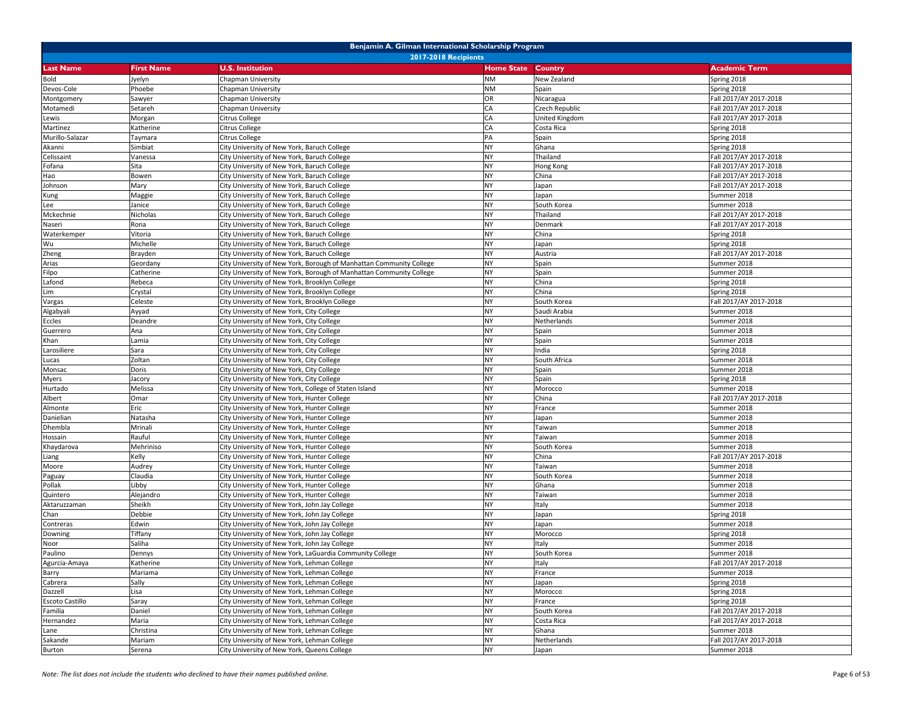| Benjamin A. Gilman International Scholarship Program | | | | | |
|---|---|---|---|---|---|
| 2017-2018 Recipients | | | | | |
| **Last Name** | **First Name** | **U.S. Institution** | **Home State** | **Country** | **Academic Term** |
| Bold | Jyelyn | Chapman University | NM | New Zealand | Spring 2018 |
| Devos-Cole | Phoebe | Chapman University | NM | Spain | Spring 2018 |
| Montgomery | Sawyer | Chapman University | OR | Nicaragua | Fall 2017/AY 2017-2018 |
| Motamedi | Setareh | Chapman University | CA | Czech Republic | Fall 2017/AY 2017-2018 |
| Lewis | Morgan | Citrus College | CA | United Kingdom | Fall 2017/AY 2017-2018 |
| Martinez | Katherine | Citrus College | CA | Costa Rica | Spring 2018 |
| Murillo-Salazar | Taymara | Citrus College | PA | Spain | Spring 2018 |
| Akanni | Simbiat | City University of New York, Baruch College | NY | Ghana | Spring 2018 |
| Celissaint | Vanessa | City University of New York, Baruch College | NY | Thailand | Fall 2017/AY 2017-2018 |
| Fofana | Sita | City University of New York, Baruch College | NY | Hong Kong | Fall 2017/AY 2017-2018 |
| Hao | Bowen | City University of New York, Baruch College | NY | China | Fall 2017/AY 2017-2018 |
| Johnson | Mary | City University of New York, Baruch College | NY | Japan | Fall 2017/AY 2017-2018 |
| Kung | Maggie | City University of New York, Baruch College | NY | Japan | Summer 2018 |
| Lee | Janice | City University of New York, Baruch College | NY | South Korea | Summer 2018 |
| Mckechnie | Nicholas | City University of New York, Baruch College | NY | Thailand | Fall 2017/AY 2017-2018 |
| Naseri | Rona | City University of New York, Baruch College | NY | Denmark | Fall 2017/AY 2017-2018 |
| Waterkemper | Vitoria | City University of New York, Baruch College | NY | China | Spring 2018 |
| Wu | Michelle | City University of New York, Baruch College | NY | Japan | Spring 2018 |
| Zheng | Brayden | City University of New York, Baruch College | NY | Austria | Fall 2017/AY 2017-2018 |
| Arias | Geordany | City University of New York, Borough of Manhattan Community College | NY | Spain | Summer 2018 |
| Filpo | Catherine | City University of New York, Borough of Manhattan Community College | NY | Spain | Summer 2018 |
| Lafond | Rebeca | City University of New York, Brooklyn College | NY | China | Spring 2018 |
| Lim | Crystal | City University of New York, Brooklyn College | NY | China | Spring 2018 |
| Vargas | Celeste | City University of New York, Brooklyn College | NY | South Korea | Fall 2017/AY 2017-2018 |
| Algabyali | Ayyad | City University of New York, City College | NY | Saudi Arabia | Summer 2018 |
| Eccles | Deandre | City University of New York, City College | NY | Netherlands | Summer 2018 |
| Guerrero | Ana | City University of New York, City College | NY | Spain | Summer 2018 |
| Khan | Lamia | City University of New York, City College | NY | Spain | Summer 2018 |
| Larosiliere | Sara | City University of New York, City College | NY | India | Spring 2018 |
| Lucas | Zoltan | City University of New York, City College | NY | South Africa | Summer 2018 |
| Monsac | Doris | City University of New York, City College | NY | Spain | Summer 2018 |
| Myers | Jacory | City University of New York, City College | NY | Spain | Spring 2018 |
| Hurtado | Melissa | City University of New York, College of Staten Island | NY | Morocco | Summer 2018 |
| Albert | Omar | City University of New York, Hunter College | NY | China | Fall 2017/AY 2017-2018 |
| Almonte | Eric | City University of New York, Hunter College | NY | France | Summer 2018 |
| Danielian | Natasha | City University of New York, Hunter College | NY | Japan | Summer 2018 |
| Dhembla | Mrinali | City University of New York, Hunter College | NY | Taiwan | Summer 2018 |
| Hossain | Rauful | City University of New York, Hunter College | NY | Taiwan | Summer 2018 |
| Khaydarova | Mehriniso | City University of New York, Hunter College | NY | South Korea | Summer 2018 |
| Liang | Kelly | City University of New York, Hunter College | NY | China | Fall 2017/AY 2017-2018 |
| Moore | Audrey | City University of New York, Hunter College | NY | Taiwan | Summer 2018 |
| Paguay | Claudia | City University of New York, Hunter College | NY | South Korea | Summer 2018 |
| Pollak | Libby | City University of New York, Hunter College | NY | Ghana | Summer 2018 |
| Quintero | Alejandro | City University of New York, Hunter College | NY | Taiwan | Summer 2018 |
| Aktaruzzaman | Sheikh | City University of New York, John Jay College | NY | Italy | Summer 2018 |
| Chan | Debbie | City University of New York, John Jay College | NY | Japan | Spring 2018 |
| Contreras | Edwin | City University of New York, John Jay College | NY | Japan | Summer 2018 |
| Downing | Tiffany | City University of New York, John Jay College | NY | Morocco | Spring 2018 |
| Noor | Saliha | City University of New York, John Jay College | NY | Italy | Summer 2018 |
| Paulino | Dennys | City University of New York, LaGuardia Community College | NY | South Korea | Summer 2018 |
| Agurcia-Amaya | Katherine | City University of New York, Lehman College | NY | Italy | Fall 2017/AY 2017-2018 |
| Barry | Mariama | City University of New York, Lehman College | NY | France | Summer 2018 |
| Cabrera | Sally | City University of New York, Lehman College | NY | Japan | Spring 2018 |
| Dazzell | Lisa | City University of New York, Lehman College | NY | Morocco | Spring 2018 |
| Escoto Castillo | Saray | City University of New York, Lehman College | NY | France | Spring 2018 |
| Familia | Daniel | City University of New York, Lehman College | NY | South Korea | Fall 2017/AY 2017-2018 |
| Hernandez | Maria | City University of New York, Lehman College | NY | Costa Rica | Fall 2017/AY 2017-2018 |
| Lane | Christina | City University of New York, Lehman College | NY | Ghana | Summer 2018 |
| Sakande | Mariam | City University of New York, Lehman College | NY | Netherlands | Fall 2017/AY 2017-2018 |
| Burton | Serena | City University of New York, Queens College | NY | Japan | Summer 2018 |

*Note: The list does not include the students who declined to have their names published online.*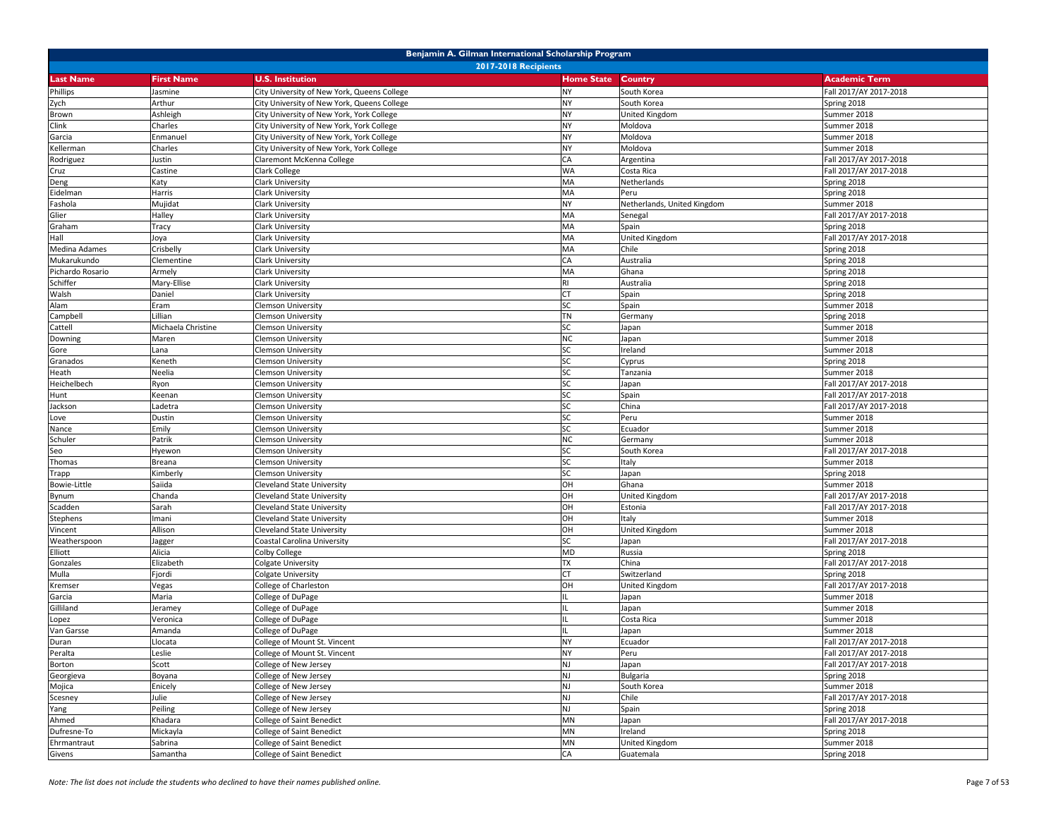# Benjamin A. Gilman International Scholarship Program

## 2017-2018 Recipients

| Last Name | First Name | U.S. Institution | Home State | Country | Academic Term |
|---|---|---|---|---|---|
| Phillips | Jasmine | City University of New York, Queens College | NY | South Korea | Fall 2017/AY 2017-2018 |
| Zych | Arthur | City University of New York, Queens College | NY | South Korea | Spring 2018 |
| Brown | Ashleigh | City University of New York, York College | NY | United Kingdom | Summer 2018 |
| Clink | Charles | City University of New York, York College | NY | Moldova | Summer 2018 |
| Garcia | Enmanuel | City University of New York, York College | NY | Moldova | Summer 2018 |
| Kellerman | Charles | City University of New York, York College | NY | Moldova | Summer 2018 |
| Rodriguez | Justin | Claremont McKenna College | CA | Argentina | Fall 2017/AY 2017-2018 |
| Cruz | Castine | Clark College | WA | Costa Rica | Fall 2017/AY 2017-2018 |
| Deng | Katy | Clark University | MA | Netherlands | Spring 2018 |
| Eidelman | Harris | Clark University | MA | Peru | Spring 2018 |
| Fashola | Mujidat | Clark University | NY | Netherlands, United Kingdom | Summer 2018 |
| Glier | Halley | Clark University | MA | Senegal | Fall 2017/AY 2017-2018 |
| Graham | Tracy | Clark University | MA | Spain | Spring 2018 |
| Hall | Joya | Clark University | MA | United Kingdom | Fall 2017/AY 2017-2018 |
| Medina Adames | Crisbelly | Clark University | MA | Chile | Spring 2018 |
| Mukarukundo | Clementine | Clark University | CA | Australia | Spring 2018 |
| Pichardo Rosario | Armely | Clark University | MA | Ghana | Spring 2018 |
| Schiffer | Mary-Ellise | Clark University | RI | Australia | Spring 2018 |
| Walsh | Daniel | Clark University | CT | Spain | Spring 2018 |
| Alam | Eram | Clemson University | SC | Spain | Summer 2018 |
| Campbell | Lillian | Clemson University | TN | Germany | Spring 2018 |
| Cattell | Michaela Christine | Clemson University | SC | Japan | Summer 2018 |
| Downing | Maren | Clemson University | NC | Japan | Summer 2018 |
| Gore | Lana | Clemson University | SC | Ireland | Summer 2018 |
| Granados | Keneth | Clemson University | SC | Cyprus | Spring 2018 |
| Heath | Neelia | Clemson University | SC | Tanzania | Summer 2018 |
| Heichelbech | Ryon | Clemson University | SC | Japan | Fall 2017/AY 2017-2018 |
| Hunt | Keenan | Clemson University | SC | Spain | Fall 2017/AY 2017-2018 |
| Jackson | Ladetra | Clemson University | SC | China | Fall 2017/AY 2017-2018 |
| Love | Dustin | Clemson University | SC | Peru | Summer 2018 |
| Nance | Emily | Clemson University | SC | Ecuador | Summer 2018 |
| Schuler | Patrik | Clemson University | NC | Germany | Summer 2018 |
| Seo | Hyewon | Clemson University | SC | South Korea | Fall 2017/AY 2017-2018 |
| Thomas | Breana | Clemson University | SC | Italy | Summer 2018 |
| Trapp | Kimberly | Clemson University | SC | Japan | Spring 2018 |
| Bowie-Little | Saiida | Cleveland State University | OH | Ghana | Summer 2018 |
| Bynum | Chanda | Cleveland State University | OH | United Kingdom | Fall 2017/AY 2017-2018 |
| Scadden | Sarah | Cleveland State University | OH | Estonia | Fall 2017/AY 2017-2018 |
| Stephens | Imani | Cleveland State University | OH | Italy | Summer 2018 |
| Vincent | Allison | Cleveland State University | OH | United Kingdom | Summer 2018 |
| Weatherspoon | Jagger | Coastal Carolina University | SC | Japan | Fall 2017/AY 2017-2018 |
| Elliott | Alicia | Colby College | MD | Russia | Spring 2018 |
| Gonzales | Elizabeth | Colgate University | TX | China | Fall 2017/AY 2017-2018 |
| Mulla | Fjordi | Colgate University | CT | Switzerland | Spring 2018 |
| Kremser | Vegas | College of Charleston | OH | United Kingdom | Fall 2017/AY 2017-2018 |
| Garcia | Maria | College of DuPage | IL | Japan | Summer 2018 |
| Gilliland | Jeramey | College of DuPage | IL | Japan | Summer 2018 |
| Lopez | Veronica | College of DuPage | IL | Costa Rica | Summer 2018 |
| Van Garsse | Amanda | College of DuPage | IL | Japan | Summer 2018 |
| Duran | Llocata | College of Mount St. Vincent | NY | Ecuador | Fall 2017/AY 2017-2018 |
| Peralta | Leslie | College of Mount St. Vincent | NY | Peru | Fall 2017/AY 2017-2018 |
| Borton | Scott | College of New Jersey | NJ | Japan | Fall 2017/AY 2017-2018 |
| Georgieva | Boyana | College of New Jersey | NJ | Bulgaria | Spring 2018 |
| Mojica | Enicely | College of New Jersey | NJ | South Korea | Summer 2018 |
| Scesney | Julie | College of New Jersey | NJ | Chile | Fall 2017/AY 2017-2018 |
| Yang | Peiling | College of New Jersey | NJ | Spain | Spring 2018 |
| Ahmed | Khadara | College of Saint Benedict | MN | Japan | Fall 2017/AY 2017-2018 |
| Dufresne-To | Mickayla | College of Saint Benedict | MN | Ireland | Spring 2018 |
| Ehrmantraut | Sabrina | College of Saint Benedict | MN | United Kingdom | Summer 2018 |
| Givens | Samantha | College of Saint Benedict | CA | Guatemala | Spring 2018 |

*Note: The list does not include the students who declined to have their names published online.*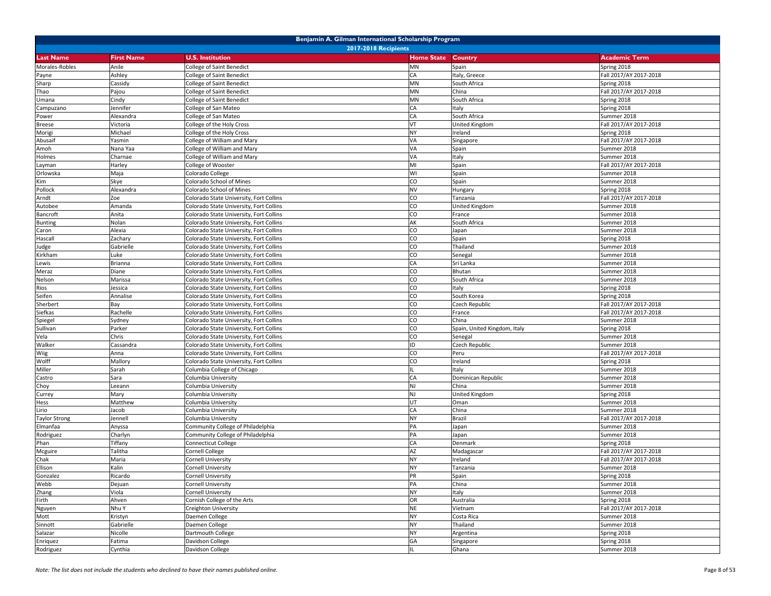| Benjamin A. Gilman International Scholarship Program | | | | | |
|---|---|---|---|---|---|
| 2017-2018 Recipients | | | | | |
| **Last Name** | **First Name** | **U.S. Institution** | **Home State** | **Country** | **Academic Term** |
| Morales-Robles | Anile | College of Saint Benedict | MN | Spain | Spring 2018 |
| Payne | Ashley | College of Saint Benedict | CA | Italy, Greece | Fall 2017/AY 2017-2018 |
| Sharp | Cassidy | College of Saint Benedict | MN | South Africa | Spring 2018 |
| Thao | Pajou | College of Saint Benedict | MN | China | Fall 2017/AY 2017-2018 |
| Umana | Cindy | College of Saint Benedict | MN | South Africa | Spring 2018 |
| Campuzano | Jennifer | College of San Mateo | CA | Italy | Spring 2018 |
| Power | Alexandra | College of San Mateo | CA | South Africa | Summer 2018 |
| Breese | Victoria | College of the Holy Cross | VT | United Kingdom | Fall 2017/AY 2017-2018 |
| Morigi | Michael | College of the Holy Cross | NY | Ireland | Spring 2018 |
| Abusaif | Yasmin | College of William and Mary | VA | Singapore | Fall 2017/AY 2017-2018 |
| Amoh | Nana Yaa | College of William and Mary | VA | Spain | Summer 2018 |
| Holmes | Charnae | College of William and Mary | VA | Italy | Summer 2018 |
| Layman | Harley | College of Wooster | MI | Spain | Fall 2017/AY 2017-2018 |
| Orlowska | Maja | Colorado College | WI | Spain | Summer 2018 |
| Kim | Skye | Colorado School of Mines | CO | Spain | Summer 2018 |
| Pollock | Alexandra | Colorado School of Mines | NV | Hungary | Spring 2018 |
| Arndt | Zoe | Colorado State University, Fort Collins | CO | Tanzania | Fall 2017/AY 2017-2018 |
| Autobee | Amanda | Colorado State University, Fort Collins | CO | United Kingdom | Summer 2018 |
| Bancroft | Anita | Colorado State University, Fort Collins | CO | France | Summer 2018 |
| Bunting | Nolan | Colorado State University, Fort Collins | AK | South Africa | Summer 2018 |
| Caron | Alexia | Colorado State University, Fort Collins | CO | Japan | Summer 2018 |
| Hascall | Zachary | Colorado State University, Fort Collins | CO | Spain | Spring 2018 |
| Judge | Gabrielle | Colorado State University, Fort Collins | CO | Thailand | Summer 2018 |
| Kirkham | Luke | Colorado State University, Fort Collins | CO | Senegal | Summer 2018 |
| Lewis | Brianna | Colorado State University, Fort Collins | CA | Sri Lanka | Summer 2018 |
| Meraz | Diane | Colorado State University, Fort Collins | CO | Bhutan | Summer 2018 |
| Nelson | Marissa | Colorado State University, Fort Collins | CO | South Africa | Summer 2018 |
| Rios | Jessica | Colorado State University, Fort Collins | CO | Italy | Spring 2018 |
| Seifen | Annalise | Colorado State University, Fort Collins | CO | South Korea | Spring 2018 |
| Sherbert | Bay | Colorado State University, Fort Collins | CO | Czech Republic | Fall 2017/AY 2017-2018 |
| Siefkas | Rachelle | Colorado State University, Fort Collins | CO | France | Fall 2017/AY 2017-2018 |
| Spiegel | Sydney | Colorado State University, Fort Collins | CO | China | Summer 2018 |
| Sullivan | Parker | Colorado State University, Fort Collins | CO | Spain, United Kingdom, Italy | Spring 2018 |
| Vela | Chris | Colorado State University, Fort Collins | CO | Senegal | Summer 2018 |
| Walker | Cassandra | Colorado State University, Fort Collins | ID | Czech Republic | Summer 2018 |
| Wiig | Anna | Colorado State University, Fort Collins | CO | Peru | Fall 2017/AY 2017-2018 |
| Wolff | Mallory | Colorado State University, Fort Collins | CO | Ireland | Spring 2018 |
| Miller | Sarah | Columbia College of Chicago | IL | Italy | Summer 2018 |
| Castro | Sara | Columbia University | CA | Dominican Republic | Summer 2018 |
| Choy | Leeann | Columbia University | NJ | China | Summer 2018 |
| Currey | Mary | Columbia University | NJ | United Kingdom | Spring 2018 |
| Hess | Matthew | Columbia University | UT | Oman | Summer 2018 |
| Lirio | Jacob | Columbia University | CA | China | Summer 2018 |
| Taylor Strong | Jennell | Columbia University | NY | Brazil | Fall 2017/AY 2017-2018 |
| Elmanfaa | Anyssa | Community College of Philadelphia | PA | Japan | Summer 2018 |
| Rodriguez | Charlyn | Community College of Philadelphia | PA | Japan | Summer 2018 |
| Phan | Tiffany | Connecticut College | CA | Denmark | Spring 2018 |
| Mcguire | Talitha | Cornell College | AZ | Madagascar | Fall 2017/AY 2017-2018 |
| Chak | Maria | Cornell University | NY | Ireland | Fall 2017/AY 2017-2018 |
| Ellison | Kalin | Cornell University | NY | Tanzania | Summer 2018 |
| Gonzalez | Ricardo | Cornell University | PR | Spain | Spring 2018 |
| Webb | Dejuan | Cornell University | PA | China | Summer 2018 |
| Zhang | Viola | Cornell University | NY | Italy | Summer 2018 |
| Firth | Ahven | Cornish College of the Arts | OR | Australia | Spring 2018 |
| Nguyen | Nhu Y | Creighton University | NE | Vietnam | Fall 2017/AY 2017-2018 |
| Mott | Kristyn | Daemen College | NY | Costa Rica | Summer 2018 |
| Sinnott | Gabrielle | Daemen College | NY | Thailand | Summer 2018 |
| Salazar | Nicolle | Dartmouth College | NY | Argentina | Spring 2018 |
| Enriquez | Fatima | Davidson College | GA | Singapore | Spring 2018 |
| Rodriguez | Cynthia | Davidson College | IL | Ghana | Summer 2018 |

*Note: The list does not include the students who declined to have their names published online.*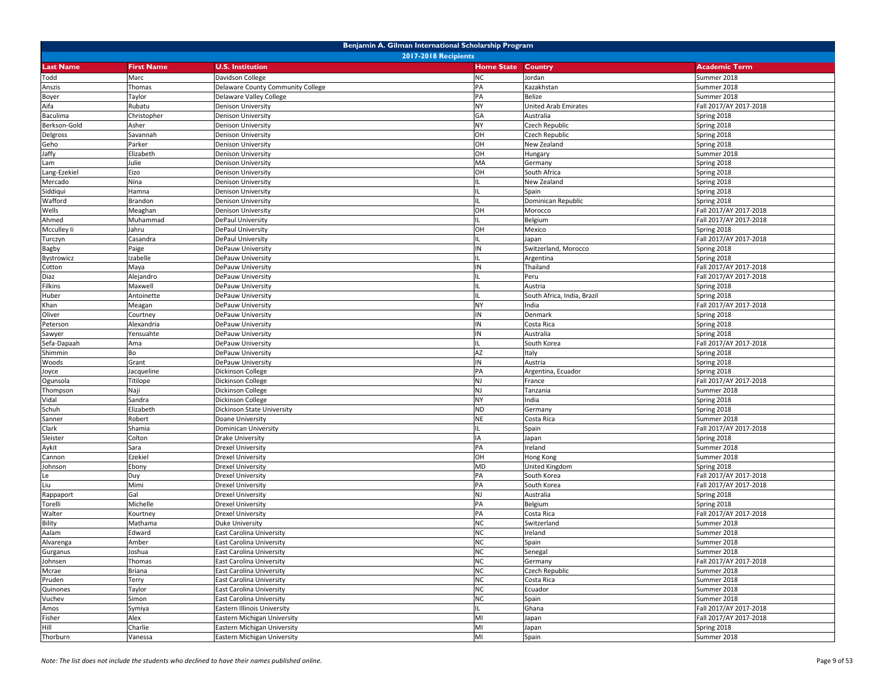# Benjamin A. Gilman International Scholarship Program

## 2017-2018 Recipients

| Last Name | First Name | U.S. Institution | Home State | Country | Academic Term |
|---|---|---|---|---|---|
| Todd | Marc | Davidson College | NC | Jordan | Summer 2018 |
| Anszis | Thomas | Delaware County Community College | PA | Kazakhstan | Summer 2018 |
| Boyer | Taylor | Delaware Valley College | PA | Belize | Summer 2018 |
| Aifa | Rubatu | Denison University | NY | United Arab Emirates | Fall 2017/AY 2017-2018 |
| Baculima | Christopher | Denison University | GA | Australia | Spring 2018 |
| Berkson-Gold | Asher | Denison University | NY | Czech Republic | Spring 2018 |
| Delgross | Savannah | Denison University | OH | Czech Republic | Spring 2018 |
| Geho | Parker | Denison University | OH | New Zealand | Spring 2018 |
| Jaffy | Elizabeth | Denison University | OH | Hungary | Summer 2018 |
| Lam | Julie | Denison University | MA | Germany | Spring 2018 |
| Lang-Ezekiel | Eizo | Denison University | OH | South Africa | Spring 2018 |
| Mercado | Nina | Denison University | IL | New Zealand | Spring 2018 |
| Siddiqui | Hamna | Denison University | IL | Spain | Spring 2018 |
| Wafford | Brandon | Denison University | IL | Dominican Republic | Spring 2018 |
| Wells | Meaghan | Denison University | OH | Morocco | Fall 2017/AY 2017-2018 |
| Ahmed | Muhammad | DePaul University | IL | Belgium | Fall 2017/AY 2017-2018 |
| Mcculley Ii | Jahru | DePaul University | OH | Mexico | Spring 2018 |
| Turczyn | Casandra | DePaul University | IL | Japan | Fall 2017/AY 2017-2018 |
| Bagby | Paige | DePauw University | IN | Switzerland, Morocco | Spring 2018 |
| Bystrowicz | Izabelle | DePauw University | IL | Argentina | Spring 2018 |
| Cotton | Maya | DePauw University | IN | Thailand | Fall 2017/AY 2017-2018 |
| Diaz | Alejandro | DePauw University | IL | Peru | Fall 2017/AY 2017-2018 |
| Filkins | Maxwell | DePauw University | IL | Austria | Spring 2018 |
| Huber | Antoinette | DePauw University | IL | South Africa, India, Brazil | Spring 2018 |
| Khan | Meagan | DePauw University | NY | India | Fall 2017/AY 2017-2018 |
| Oliver | Courtney | DePauw University | IN | Denmark | Spring 2018 |
| Peterson | Alexandria | DePauw University | IN | Costa Rica | Spring 2018 |
| Sawyer | Yensuahte | DePauw University | IN | Australia | Spring 2018 |
| Sefa-Dapaah | Ama | DePauw University | IL | South Korea | Fall 2017/AY 2017-2018 |
| Shimmin | Bo | DePauw University | AZ | Italy | Spring 2018 |
| Woods | Grant | DePauw University | IN | Austria | Spring 2018 |
| Joyce | Jacqueline | Dickinson College | PA | Argentina, Ecuador | Spring 2018 |
| Ogunsola | Titilope | Dickinson College | NJ | France | Fall 2017/AY 2017-2018 |
| Thompson | Naji | Dickinson College | NJ | Tanzania | Summer 2018 |
| Vidal | Sandra | Dickinson College | NY | India | Spring 2018 |
| Schuh | Elizabeth | Dickinson State University | ND | Germany | Spring 2018 |
| Sanner | Robert | Doane University | NE | Costa Rica | Summer 2018 |
| Clark | Shamia | Dominican University | IL | Spain | Fall 2017/AY 2017-2018 |
| Sleister | Colton | Drake University | IA | Japan | Spring 2018 |
| Aykit | Sara | Drexel University | PA | Ireland | Summer 2018 |
| Cannon | Ezekiel | Drexel University | OH | Hong Kong | Summer 2018 |
| Johnson | Ebony | Drexel University | MD | United Kingdom | Spring 2018 |
| Le | Duy | Drexel University | PA | South Korea | Fall 2017/AY 2017-2018 |
| Liu | Mimi | Drexel University | PA | South Korea | Fall 2017/AY 2017-2018 |
| Rappaport | Gal | Drexel University | NJ | Australia | Spring 2018 |
| Torelli | Michelle | Drexel University | PA | Belgium | Spring 2018 |
| Walter | Kourtney | Drexel University | PA | Costa Rica | Fall 2017/AY 2017-2018 |
| Bility | Mathama | Duke University | NC | Switzerland | Summer 2018 |
| Aalam | Edward | East Carolina University | NC | Ireland | Summer 2018 |
| Alvarenga | Amber | East Carolina University | NC | Spain | Summer 2018 |
| Gurganus | Joshua | East Carolina University | NC | Senegal | Summer 2018 |
| Johnsen | Thomas | East Carolina University | NC | Germany | Fall 2017/AY 2017-2018 |
| Mcrae | Briana | East Carolina University | NC | Czech Republic | Summer 2018 |
| Pruden | Terry | East Carolina University | NC | Costa Rica | Summer 2018 |
| Quinones | Taylor | East Carolina University | NC | Ecuador | Summer 2018 |
| Vuchev | Simon | East Carolina University | NC | Spain | Summer 2018 |
| Amos | Symiya | Eastern Illinois University | IL | Ghana | Fall 2017/AY 2017-2018 |
| Fisher | Alex | Eastern Michigan University | MI | Japan | Fall 2017/AY 2017-2018 |
| Hill | Charlie | Eastern Michigan University | MI | Japan | Spring 2018 |
| Thorburn | Vanessa | Eastern Michigan University | MI | Spain | Summer 2018 |

*Note: The list does not include the students who declined to have their names published online.*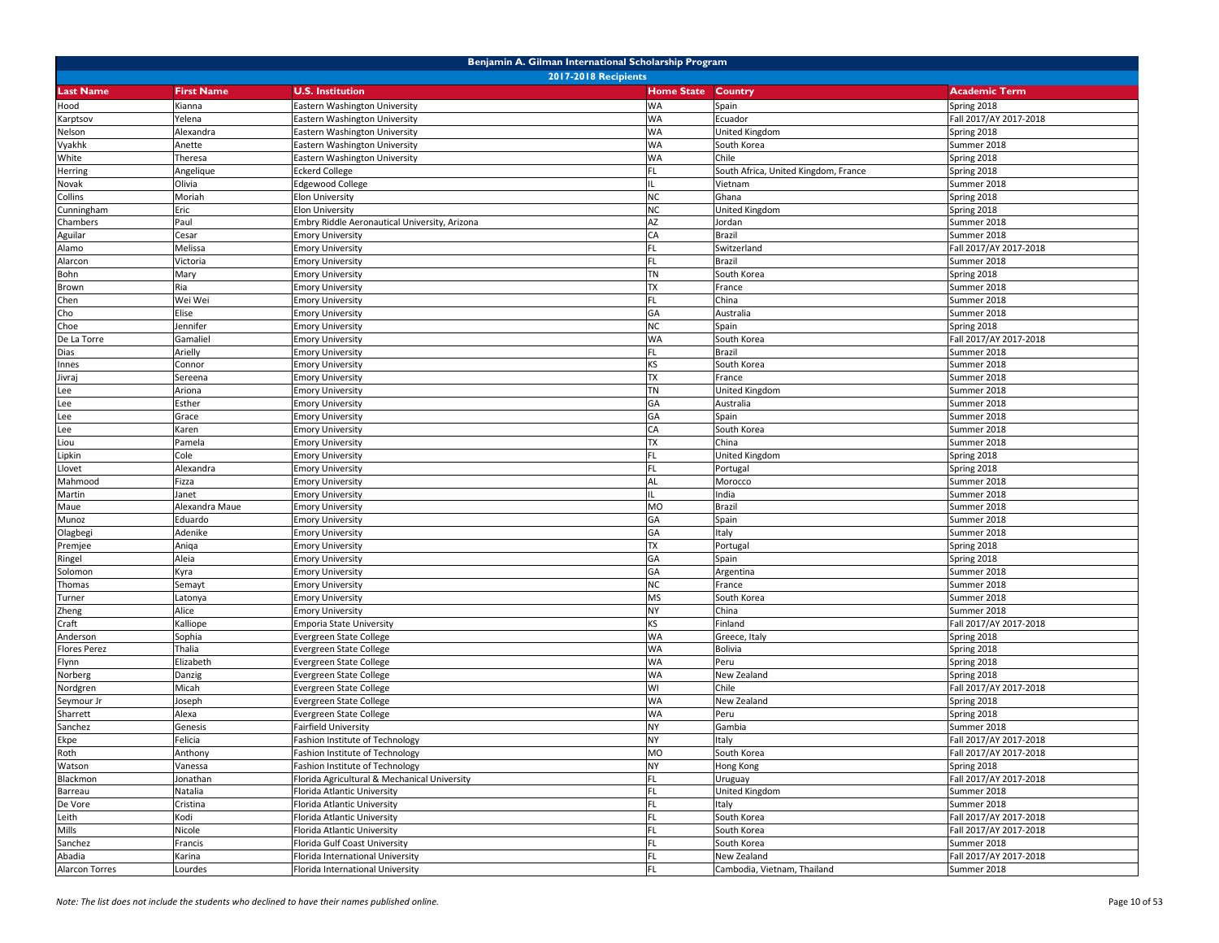| Benjamin A. Gilman International Scholarship Program | | | | | |
|---|---|---|---|---|---|
| 2017-2018 Recipients | | | | | |
| **Last Name** | **First Name** | **U.S. Institution** | **Home State** | **Country** | **Academic Term** |
| Hood | Kianna | Eastern Washington University | WA | Spain | Spring 2018 |
| Karptsov | Yelena | Eastern Washington University | WA | Ecuador | Fall 2017/AY 2017-2018 |
| Nelson | Alexandra | Eastern Washington University | WA | United Kingdom | Spring 2018 |
| Vyakhk | Anette | Eastern Washington University | WA | South Korea | Summer 2018 |
| White | Theresa | Eastern Washington University | WA | Chile | Spring 2018 |
| Herring | Angelique | Eckerd College | FL | South Africa, United Kingdom, France | Spring 2018 |
| Novak | Olivia | Edgewood College | IL | Vietnam | Summer 2018 |
| Collins | Moriah | Elon University | NC | Ghana | Spring 2018 |
| Cunningham | Eric | Elon University | NC | United Kingdom | Spring 2018 |
| Chambers | Paul | Embry Riddle Aeronautical University, Arizona | AZ | Jordan | Summer 2018 |
| Aguilar | Cesar | Emory University | CA | Brazil | Summer 2018 |
| Alamo | Melissa | Emory University | FL | Switzerland | Fall 2017/AY 2017-2018 |
| Alarcon | Victoria | Emory University | FL | Brazil | Summer 2018 |
| Bohn | Mary | Emory University | TN | South Korea | Spring 2018 |
| Brown | Ria | Emory University | TX | France | Summer 2018 |
| Chen | Wei Wei | Emory University | FL | China | Summer 2018 |
| Cho | Elise | Emory University | GA | Australia | Summer 2018 |
| Choe | Jennifer | Emory University | NC | Spain | Spring 2018 |
| De La Torre | Gamaliel | Emory University | WA | South Korea | Fall 2017/AY 2017-2018 |
| Dias | Arielly | Emory University | FL | Brazil | Summer 2018 |
| Innes | Connor | Emory University | KS | South Korea | Summer 2018 |
| Jivraj | Sereena | Emory University | TX | France | Summer 2018 |
| Lee | Ariona | Emory University | TN | United Kingdom | Summer 2018 |
| Lee | Esther | Emory University | GA | Australia | Summer 2018 |
| Lee | Grace | Emory University | GA | Spain | Summer 2018 |
| Lee | Karen | Emory University | CA | South Korea | Summer 2018 |
| Liou | Pamela | Emory University | TX | China | Summer 2018 |
| Lipkin | Cole | Emory University | FL | United Kingdom | Spring 2018 |
| Llovet | Alexandra | Emory University | FL | Portugal | Spring 2018 |
| Mahmood | Fizza | Emory University | AL | Morocco | Summer 2018 |
| Martin | Janet | Emory University | IL | India | Summer 2018 |
| Maue | Alexandra Maue | Emory University | MO | Brazil | Summer 2018 |
| Munoz | Eduardo | Emory University | GA | Spain | Summer 2018 |
| Olagbegi | Adenike | Emory University | GA | Italy | Summer 2018 |
| Premjee | Aniqa | Emory University | TX | Portugal | Spring 2018 |
| Ringel | Aleia | Emory University | GA | Spain | Spring 2018 |
| Solomon | Kyra | Emory University | GA | Argentina | Summer 2018 |
| Thomas | Semayt | Emory University | NC | France | Summer 2018 |
| Turner | Latonya | Emory University | MS | South Korea | Summer 2018 |
| Zheng | Alice | Emory University | NY | China | Summer 2018 |
| Craft | Kalliope | Emporia State University | KS | Finland | Fall 2017/AY 2017-2018 |
| Anderson | Sophia | Evergreen State College | WA | Greece, Italy | Spring 2018 |
| Flores Perez | Thalia | Evergreen State College | WA | Bolivia | Spring 2018 |
| Flynn | Elizabeth | Evergreen State College | WA | Peru | Spring 2018 |
| Norberg | Danzig | Evergreen State College | WA | New Zealand | Spring 2018 |
| Nordgren | Micah | Evergreen State College | WI | Chile | Fall 2017/AY 2017-2018 |
| Seymour Jr | Joseph | Evergreen State College | WA | New Zealand | Spring 2018 |
| Sharrett | Alexa | Evergreen State College | WA | Peru | Spring 2018 |
| Sanchez | Genesis | Fairfield University | NY | Gambia | Summer 2018 |
| Ekpe | Felicia | Fashion Institute of Technology | NY | Italy | Fall 2017/AY 2017-2018 |
| Roth | Anthony | Fashion Institute of Technology | MO | South Korea | Fall 2017/AY 2017-2018 |
| Watson | Vanessa | Fashion Institute of Technology | NY | Hong Kong | Spring 2018 |
| Blackmon | Jonathan | Florida Agricultural & Mechanical University | FL | Uruguay | Fall 2017/AY 2017-2018 |
| Barreau | Natalia | Florida Atlantic University | FL | United Kingdom | Summer 2018 |
| De Vore | Cristina | Florida Atlantic University | FL | Italy | Summer 2018 |
| Leith | Kodi | Florida Atlantic University | FL | South Korea | Fall 2017/AY 2017-2018 |
| Mills | Nicole | Florida Atlantic University | FL | South Korea | Fall 2017/AY 2017-2018 |
| Sanchez | Francis | Florida Gulf Coast University | FL | South Korea | Summer 2018 |
| Abadia | Karina | Florida International University | FL | New Zealand | Fall 2017/AY 2017-2018 |
| Alarcon Torres | Lourdes | Florida International University | FL | Cambodia, Vietnam, Thailand | Summer 2018 |

*Note: The list does not include the students who declined to have their names published online.*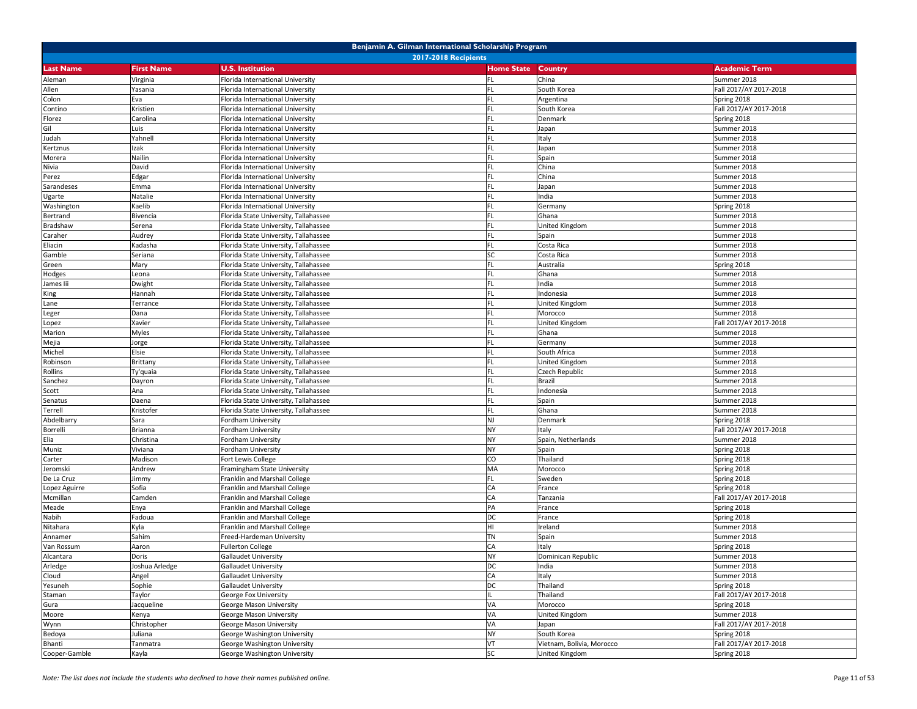# Benjamin A. Gilman International Scholarship Program

## 2017-2018 Recipients

| Last Name | First Name | U.S. Institution | Home State | Country | Academic Term |
|---|---|---|---|---|---|
| Aleman | Virginia | Florida International University | FL | China | Summer 2018 |
| Allen | Yasania | Florida International University | FL | South Korea | Fall 2017/AY 2017-2018 |
| Colon | Eva | Florida International University | FL | Argentina | Spring 2018 |
| Contino | Kristien | Florida International University | FL | South Korea | Fall 2017/AY 2017-2018 |
| Florez | Carolina | Florida International University | FL | Denmark | Spring 2018 |
| Gil | Luis | Florida International University | FL | Japan | Summer 2018 |
| Judah | Yahnell | Florida International University | FL | Italy | Summer 2018 |
| Kertznus | Izak | Florida International University | FL | Japan | Summer 2018 |
| Morera | Nailin | Florida International University | FL | Spain | Summer 2018 |
| Nivia | David | Florida International University | FL | China | Summer 2018 |
| Perez | Edgar | Florida International University | FL | China | Summer 2018 |
| Sarandeses | Emma | Florida International University | FL | Japan | Summer 2018 |
| Ugarte | Natalie | Florida International University | FL | India | Summer 2018 |
| Washington | Kaelib | Florida International University | FL | Germany | Spring 2018 |
| Bertrand | Bivencia | Florida State University, Tallahassee | FL | Ghana | Summer 2018 |
| Bradshaw | Serena | Florida State University, Tallahassee | FL | United Kingdom | Summer 2018 |
| Caraher | Audrey | Florida State University, Tallahassee | FL | Spain | Summer 2018 |
| Eliacin | Kadasha | Florida State University, Tallahassee | FL | Costa Rica | Summer 2018 |
| Gamble | Seriana | Florida State University, Tallahassee | SC | Costa Rica | Summer 2018 |
| Green | Mary | Florida State University, Tallahassee | FL | Australia | Spring 2018 |
| Hodges | Leona | Florida State University, Tallahassee | FL | Ghana | Summer 2018 |
| James Iii | Dwight | Florida State University, Tallahassee | FL | India | Summer 2018 |
| King | Hannah | Florida State University, Tallahassee | FL | Indonesia | Summer 2018 |
| Lane | Terrance | Florida State University, Tallahassee | FL | United Kingdom | Summer 2018 |
| Leger | Dana | Florida State University, Tallahassee | FL | Morocco | Summer 2018 |
| Lopez | Xavier | Florida State University, Tallahassee | FL | United Kingdom | Fall 2017/AY 2017-2018 |
| Marion | Myles | Florida State University, Tallahassee | FL | Ghana | Summer 2018 |
| Mejia | Jorge | Florida State University, Tallahassee | FL | Germany | Summer 2018 |
| Michel | Elsie | Florida State University, Tallahassee | FL | South Africa | Summer 2018 |
| Robinson | Brittany | Florida State University, Tallahassee | FL | United Kingdom | Summer 2018 |
| Rollins | Ty'quaia | Florida State University, Tallahassee | FL | Czech Republic | Summer 2018 |
| Sanchez | Dayron | Florida State University, Tallahassee | FL | Brazil | Summer 2018 |
| Scott | Ana | Florida State University, Tallahassee | FL | Indonesia | Summer 2018 |
| Senatus | Daena | Florida State University, Tallahassee | FL | Spain | Summer 2018 |
| Terrell | Kristofer | Florida State University, Tallahassee | FL | Ghana | Summer 2018 |
| Abdelbarry | Sara | Fordham University | NJ | Denmark | Spring 2018 |
| Borrelli | Brianna | Fordham University | NY | Italy | Fall 2017/AY 2017-2018 |
| Elia | Christina | Fordham University | NY | Spain, Netherlands | Summer 2018 |
| Muniz | Viviana | Fordham University | NY | Spain | Spring 2018 |
| Carter | Madison | Fort Lewis College | CO | Thailand | Spring 2018 |
| Jeromski | Andrew | Framingham State University | MA | Morocco | Spring 2018 |
| De La Cruz | Jimmy | Franklin and Marshall College | FL | Sweden | Spring 2018 |
| Lopez Aguirre | Sofia | Franklin and Marshall College | CA | France | Spring 2018 |
| Mcmillan | Camden | Franklin and Marshall College | CA | Tanzania | Fall 2017/AY 2017-2018 |
| Meade | Enya | Franklin and Marshall College | PA | France | Spring 2018 |
| Nabih | Fadoua | Franklin and Marshall College | DC | France | Spring 2018 |
| Nitahara | Kyla | Franklin and Marshall College | HI | Ireland | Summer 2018 |
| Annamer | Sahim | Freed-Hardeman University | TN | Spain | Summer 2018 |
| Van Rossum | Aaron | Fullerton College | CA | Italy | Spring 2018 |
| Alcantara | Doris | Gallaudet University | NY | Dominican Republic | Summer 2018 |
| Arledge | Joshua Arledge | Gallaudet University | DC | India | Summer 2018 |
| Cloud | Angel | Gallaudet University | CA | Italy | Summer 2018 |
| Yesuneh | Sophie | Gallaudet University | DC | Thailand | Spring 2018 |
| Staman | Taylor | George Fox University | IL | Thailand | Fall 2017/AY 2017-2018 |
| Gura | Jacqueline | George Mason University | VA | Morocco | Spring 2018 |
| Moore | Kenya | George Mason University | VA | United Kingdom | Summer 2018 |
| Wynn | Christopher | George Mason University | VA | Japan | Fall 2017/AY 2017-2018 |
| Bedoya | Juliana | George Washington University | NY | South Korea | Spring 2018 |
| Bhanti | Tanmatra | George Washington University | VT | Vietnam, Bolivia, Morocco | Fall 2017/AY 2017-2018 |
| Cooper-Gamble | Kayla | George Washington University | SC | United Kingdom | Spring 2018 |

*Note: The list does not include the students who declined to have their names published online.*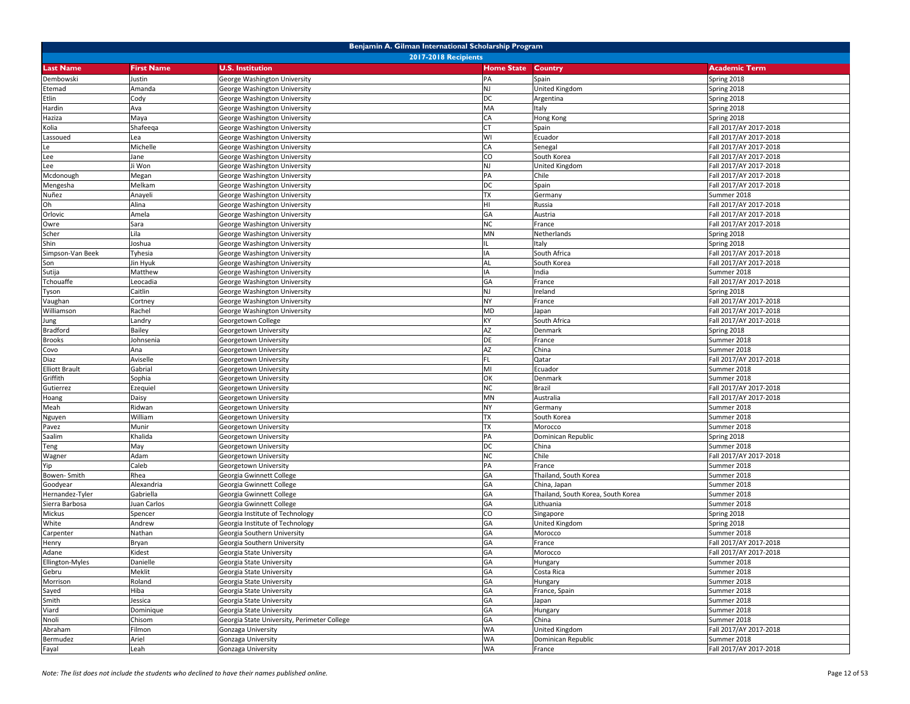# Benjamin A. Gilman International Scholarship Program

## 2017-2018 Recipients

| Last Name | First Name | U.S. Institution | Home State | Country | Academic Term |
|---|---|---|---|---|---|
| Dembowski | Justin | George Washington University | PA | Spain | Spring 2018 |
| Etemad | Amanda | George Washington University | NJ | United Kingdom | Spring 2018 |
| Etlin | Cody | George Washington University | DC | Argentina | Spring 2018 |
| Hardin | Ava | George Washington University | MA | Italy | Spring 2018 |
| Haziza | Maya | George Washington University | CA | Hong Kong | Spring 2018 |
| Kolia | Shafeeqa | George Washington University | CT | Spain | Fall 2017/AY 2017-2018 |
| Lassoued | Lea | George Washington University | WI | Ecuador | Fall 2017/AY 2017-2018 |
| Le | Michelle | George Washington University | CA | Senegal | Fall 2017/AY 2017-2018 |
| Lee | Jane | George Washington University | CO | South Korea | Fall 2017/AY 2017-2018 |
| Lee | Ji Won | George Washington University | NJ | United Kingdom | Fall 2017/AY 2017-2018 |
| Mcdonough | Megan | George Washington University | PA | Chile | Fall 2017/AY 2017-2018 |
| Mengesha | Melkam | George Washington University | DC | Spain | Fall 2017/AY 2017-2018 |
| Nuñez | Anayeli | George Washington University | TX | Germany | Summer 2018 |
| Oh | Alina | George Washington University | HI | Russia | Fall 2017/AY 2017-2018 |
| Orlovic | Amela | George Washington University | GA | Austria | Fall 2017/AY 2017-2018 |
| Owre | Sara | George Washington University | NC | France | Fall 2017/AY 2017-2018 |
| Scher | Lila | George Washington University | MN | Netherlands | Spring 2018 |
| Shin | Joshua | George Washington University | IL | Italy | Spring 2018 |
| Simpson-Van Beek | Tyhesia | George Washington University | IA | South Africa | Fall 2017/AY 2017-2018 |
| Son | Jin Hyuk | George Washington University | AL | South Korea | Fall 2017/AY 2017-2018 |
| Sutija | Matthew | George Washington University | IA | India | Summer 2018 |
| Tchouaffe | Leocadia | George Washington University | GA | France | Fall 2017/AY 2017-2018 |
| Tyson | Caitlin | George Washington University | NJ | Ireland | Spring 2018 |
| Vaughan | Cortney | George Washington University | NY | France | Fall 2017/AY 2017-2018 |
| Williamson | Rachel | George Washington University | MD | Japan | Fall 2017/AY 2017-2018 |
| Jung | Landry | Georgetown College | KY | South Africa | Fall 2017/AY 2017-2018 |
| Bradford | Bailey | Georgetown University | AZ | Denmark | Spring 2018 |
| Brooks | Johnsenia | Georgetown University | DE | France | Summer 2018 |
| Covo | Ana | Georgetown University | AZ | China | Summer 2018 |
| Diaz | Aviselle | Georgetown University | FL | Qatar | Fall 2017/AY 2017-2018 |
| Elliott Brault | Gabrial | Georgetown University | MI | Ecuador | Summer 2018 |
| Griffith | Sophia | Georgetown University | OK | Denmark | Summer 2018 |
| Gutierrez | Ezequiel | Georgetown University | NC | Brazil | Fall 2017/AY 2017-2018 |
| Hoang | Daisy | Georgetown University | MN | Australia | Fall 2017/AY 2017-2018 |
| Meah | Ridwan | Georgetown University | NY | Germany | Summer 2018 |
| Nguyen | William | Georgetown University | TX | South Korea | Summer 2018 |
| Pavez | Munir | Georgetown University | TX | Morocco | Summer 2018 |
| Saalim | Khalida | Georgetown University | PA | Dominican Republic | Spring 2018 |
| Teng | May | Georgetown University | DC | China | Summer 2018 |
| Wagner | Adam | Georgetown University | NC | Chile | Fall 2017/AY 2017-2018 |
| Yip | Caleb | Georgetown University | PA | France | Summer 2018 |
| Bowen- Smith | Rhea | Georgia Gwinnett College | GA | Thailand, South Korea | Summer 2018 |
| Goodyear | Alexandria | Georgia Gwinnett College | GA | China, Japan | Summer 2018 |
| Hernandez-Tyler | Gabriella | Georgia Gwinnett College | GA | Thailand, South Korea, South Korea | Summer 2018 |
| Sierra Barbosa | Juan Carlos | Georgia Gwinnett College | GA | Lithuania | Summer 2018 |
| Mickus | Spencer | Georgia Institute of Technology | CO | Singapore | Spring 2018 |
| White | Andrew | Georgia Institute of Technology | GA | United Kingdom | Spring 2018 |
| Carpenter | Nathan | Georgia Southern University | GA | Morocco | Summer 2018 |
| Henry | Bryan | Georgia Southern University | GA | France | Fall 2017/AY 2017-2018 |
| Adane | Kidest | Georgia State University | GA | Morocco | Fall 2017/AY 2017-2018 |
| Ellington-Myles | Danielle | Georgia State University | GA | Hungary | Summer 2018 |
| Gebru | Meklit | Georgia State University | GA | Costa Rica | Summer 2018 |
| Morrison | Roland | Georgia State University | GA | Hungary | Summer 2018 |
| Sayed | Hiba | Georgia State University | GA | France, Spain | Summer 2018 |
| Smith | Jessica | Georgia State University | GA | Japan | Summer 2018 |
| Viard | Dominique | Georgia State University | GA | Hungary | Summer 2018 |
| Nnoli | Chisom | Georgia State University, Perimeter College | GA | China | Summer 2018 |
| Abraham | Filmon | Gonzaga University | WA | United Kingdom | Fall 2017/AY 2017-2018 |
| Bermudez | Ariel | Gonzaga University | WA | Dominican Republic | Summer 2018 |
| Fayal | Leah | Gonzaga University | WA | France | Fall 2017/AY 2017-2018 |

*Note: The list does not include the students who declined to have their names published online.*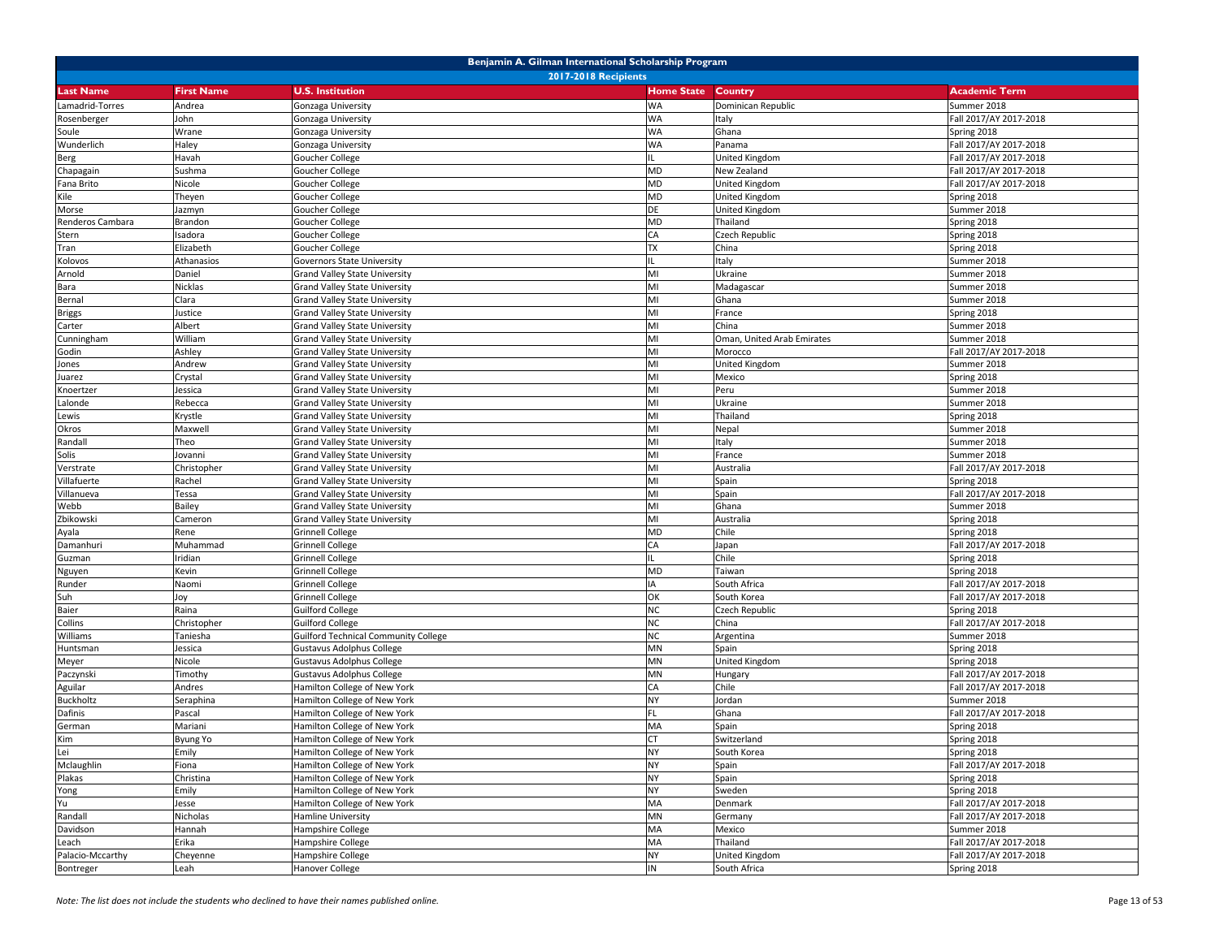# Benjamin A. Gilman International Scholarship Program

## 2017-2018 Recipients

| Last Name | First Name | U.S. Institution | Home State | Country | Academic Term |
|---|---|---|---|---|---|
| Lamadrid-Torres | Andrea | Gonzaga University | WA | Dominican Republic | Summer 2018 |
| Rosenberger | John | Gonzaga University | WA | Italy | Fall 2017/AY 2017-2018 |
| Soule | Wrane | Gonzaga University | WA | Ghana | Spring 2018 |
| Wunderlich | Haley | Gonzaga University | WA | Panama | Fall 2017/AY 2017-2018 |
| Berg | Havah | Goucher College | IL | United Kingdom | Fall 2017/AY 2017-2018 |
| Chapagain | Sushma | Goucher College | MD | New Zealand | Fall 2017/AY 2017-2018 |
| Fana Brito | Nicole | Goucher College | MD | United Kingdom | Fall 2017/AY 2017-2018 |
| Kile | Theyen | Goucher College | MD | United Kingdom | Spring 2018 |
| Morse | Jazmyn | Goucher College | DE | United Kingdom | Summer 2018 |
| Renderos Cambara | Brandon | Goucher College | MD | Thailand | Spring 2018 |
| Stern | Isadora | Goucher College | CA | Czech Republic | Spring 2018 |
| Tran | Elizabeth | Goucher College | TX | China | Spring 2018 |
| Kolovos | Athanasios | Governors State University | IL | Italy | Summer 2018 |
| Arnold | Daniel | Grand Valley State University | MI | Ukraine | Summer 2018 |
| Bara | Nicklas | Grand Valley State University | MI | Madagascar | Summer 2018 |
| Bernal | Clara | Grand Valley State University | MI | Ghana | Summer 2018 |
| Briggs | Justice | Grand Valley State University | MI | France | Spring 2018 |
| Carter | Albert | Grand Valley State University | MI | China | Summer 2018 |
| Cunningham | William | Grand Valley State University | MI | Oman, United Arab Emirates | Summer 2018 |
| Godin | Ashley | Grand Valley State University | MI | Morocco | Fall 2017/AY 2017-2018 |
| Jones | Andrew | Grand Valley State University | MI | United Kingdom | Summer 2018 |
| Juarez | Crystal | Grand Valley State University | MI | Mexico | Spring 2018 |
| Knoertzer | Jessica | Grand Valley State University | MI | Peru | Summer 2018 |
| Lalonde | Rebecca | Grand Valley State University | MI | Ukraine | Summer 2018 |
| Lewis | Krystle | Grand Valley State University | MI | Thailand | Spring 2018 |
| Okros | Maxwell | Grand Valley State University | MI | Nepal | Summer 2018 |
| Randall | Theo | Grand Valley State University | MI | Italy | Summer 2018 |
| Solis | Jovanni | Grand Valley State University | MI | France | Summer 2018 |
| Verstrate | Christopher | Grand Valley State University | MI | Australia | Fall 2017/AY 2017-2018 |
| Villafuerte | Rachel | Grand Valley State University | MI | Spain | Spring 2018 |
| Villanueva | Tessa | Grand Valley State University | MI | Spain | Fall 2017/AY 2017-2018 |
| Webb | Bailey | Grand Valley State University | MI | Ghana | Summer 2018 |
| Zbikowski | Cameron | Grand Valley State University | MI | Australia | Spring 2018 |
| Ayala | Rene | Grinnell College | MD | Chile | Spring 2018 |
| Damanhuri | Muhammad | Grinnell College | CA | Japan | Fall 2017/AY 2017-2018 |
| Guzman | Iridian | Grinnell College | IL | Chile | Spring 2018 |
| Nguyen | Kevin | Grinnell College | MD | Taiwan | Spring 2018 |
| Runder | Naomi | Grinnell College | IA | South Africa | Fall 2017/AY 2017-2018 |
| Suh | Joy | Grinnell College | OK | South Korea | Fall 2017/AY 2017-2018 |
| Baier | Raina | Guilford College | NC | Czech Republic | Spring 2018 |
| Collins | Christopher | Guilford College | NC | China | Fall 2017/AY 2017-2018 |
| Williams | Taniesha | Guilford Technical Community College | NC | Argentina | Summer 2018 |
| Huntsman | Jessica | Gustavus Adolphus College | MN | Spain | Spring 2018 |
| Meyer | Nicole | Gustavus Adolphus College | MN | United Kingdom | Spring 2018 |
| Paczynski | Timothy | Gustavus Adolphus College | MN | Hungary | Fall 2017/AY 2017-2018 |
| Aguilar | Andres | Hamilton College of New York | CA | Chile | Fall 2017/AY 2017-2018 |
| Buckholtz | Seraphina | Hamilton College of New York | NY | Jordan | Summer 2018 |
| Dafinis | Pascal | Hamilton College of New York | FL | Ghana | Fall 2017/AY 2017-2018 |
| German | Mariani | Hamilton College of New York | MA | Spain | Spring 2018 |
| Kim | Byung Yo | Hamilton College of New York | CT | Switzerland | Spring 2018 |
| Lei | Emily | Hamilton College of New York | NY | South Korea | Spring 2018 |
| Mclaughlin | Fiona | Hamilton College of New York | NY | Spain | Fall 2017/AY 2017-2018 |
| Plakas | Christina | Hamilton College of New York | NY | Spain | Spring 2018 |
| Yong | Emily | Hamilton College of New York | NY | Sweden | Spring 2018 |
| Yu | Jesse | Hamilton College of New York | MA | Denmark | Fall 2017/AY 2017-2018 |
| Randall | Nicholas | Hamline University | MN | Germany | Fall 2017/AY 2017-2018 |
| Davidson | Hannah | Hampshire College | MA | Mexico | Summer 2018 |
| Leach | Erika | Hampshire College | MA | Thailand | Fall 2017/AY 2017-2018 |
| Palacio-Mccarthy | Cheyenne | Hampshire College | NY | United Kingdom | Fall 2017/AY 2017-2018 |
| Bontreger | Leah | Hanover College | IN | South Africa | Spring 2018 |

*Note: The list does not include the students who declined to have their names published online.*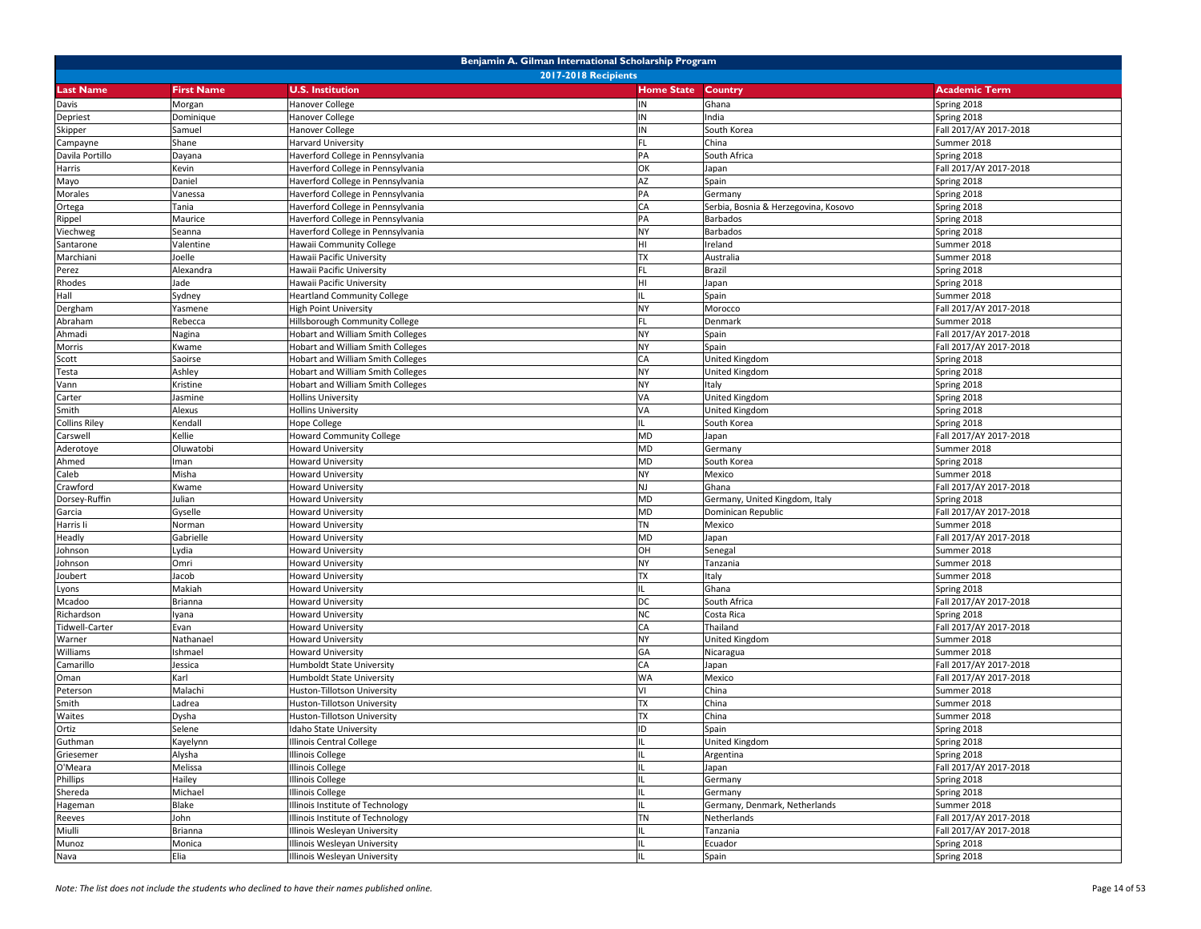## Benjamin A. Gilman International Scholarship Program

### 2017-2018 Recipients

| Last Name | First Name | U.S. Institution | Home State | Country | Academic Term |
|---|---|---|---|---|---|
| Davis | Morgan | Hanover College | IN | Ghana | Spring 2018 |
| Depriest | Dominique | Hanover College | IN | India | Spring 2018 |
| Skipper | Samuel | Hanover College | IN | South Korea | Fall 2017/AY 2017-2018 |
| Campayne | Shane | Harvard University | FL | China | Summer 2018 |
| Davila Portillo | Dayana | Haverford College in Pennsylvania | PA | South Africa | Spring 2018 |
| Harris | Kevin | Haverford College in Pennsylvania | OK | Japan | Fall 2017/AY 2017-2018 |
| Mayo | Daniel | Haverford College in Pennsylvania | AZ | Spain | Spring 2018 |
| Morales | Vanessa | Haverford College in Pennsylvania | PA | Germany | Spring 2018 |
| Ortega | Tania | Haverford College in Pennsylvania | CA | Serbia, Bosnia & Herzegovina, Kosovo | Spring 2018 |
| Rippel | Maurice | Haverford College in Pennsylvania | PA | Barbados | Spring 2018 |
| Viechweg | Seanna | Haverford College in Pennsylvania | NY | Barbados | Spring 2018 |
| Santarone | Valentine | Hawaii Community College | HI | Ireland | Summer 2018 |
| Marchiani | Joelle | Hawaii Pacific University | TX | Australia | Summer 2018 |
| Perez | Alexandra | Hawaii Pacific University | FL | Brazil | Spring 2018 |
| Rhodes | Jade | Hawaii Pacific University | HI | Japan | Spring 2018 |
| Hall | Sydney | Heartland Community College | IL | Spain | Summer 2018 |
| Dergham | Yasmene | High Point University | NY | Morocco | Fall 2017/AY 2017-2018 |
| Abraham | Rebecca | Hillsborough Community College | FL | Denmark | Summer 2018 |
| Ahmadi | Nagina | Hobart and William Smith Colleges | NY | Spain | Fall 2017/AY 2017-2018 |
| Morris | Kwame | Hobart and William Smith Colleges | NY | Spain | Fall 2017/AY 2017-2018 |
| Scott | Saoirse | Hobart and William Smith Colleges | CA | United Kingdom | Spring 2018 |
| Testa | Ashley | Hobart and William Smith Colleges | NY | United Kingdom | Spring 2018 |
| Vann | Kristine | Hobart and William Smith Colleges | NY | Italy | Spring 2018 |
| Carter | Jasmine | Hollins University | VA | United Kingdom | Spring 2018 |
| Smith | Alexus | Hollins University | VA | United Kingdom | Spring 2018 |
| Collins Riley | Kendall | Hope College | IL | South Korea | Spring 2018 |
| Carswell | Kellie | Howard Community College | MD | Japan | Fall 2017/AY 2017-2018 |
| Aderotoye | Oluwatobi | Howard University | MD | Germany | Summer 2018 |
| Ahmed | Iman | Howard University | MD | South Korea | Spring 2018 |
| Caleb | Misha | Howard University | NY | Mexico | Summer 2018 |
| Crawford | Kwame | Howard University | NJ | Ghana | Fall 2017/AY 2017-2018 |
| Dorsey-Ruffin | Julian | Howard University | MD | Germany, United Kingdom, Italy | Spring 2018 |
| Garcia | Gyselle | Howard University | MD | Dominican Republic | Fall 2017/AY 2017-2018 |
| Harris Ii | Norman | Howard University | TN | Mexico | Summer 2018 |
| Headly | Gabrielle | Howard University | MD | Japan | Fall 2017/AY 2017-2018 |
| Johnson | Lydia | Howard University | OH | Senegal | Summer 2018 |
| Johnson | Omri | Howard University | NY | Tanzania | Summer 2018 |
| Joubert | Jacob | Howard University | TX | Italy | Summer 2018 |
| Lyons | Makiah | Howard University | IL | Ghana | Spring 2018 |
| Mcadoo | Brianna | Howard University | DC | South Africa | Fall 2017/AY 2017-2018 |
| Richardson | Iyana | Howard University | NC | Costa Rica | Spring 2018 |
| Tidwell-Carter | Evan | Howard University | CA | Thailand | Fall 2017/AY 2017-2018 |
| Warner | Nathanael | Howard University | NY | United Kingdom | Summer 2018 |
| Williams | Ishmael | Howard University | GA | Nicaragua | Summer 2018 |
| Camarillo | Jessica | Humboldt State University | CA | Japan | Fall 2017/AY 2017-2018 |
| Oman | Karl | Humboldt State University | WA | Mexico | Fall 2017/AY 2017-2018 |
| Peterson | Malachi | Huston-Tillotson University | VI | China | Summer 2018 |
| Smith | Ladrea | Huston-Tillotson University | TX | China | Summer 2018 |
| Waites | Dysha | Huston-Tillotson University | TX | China | Summer 2018 |
| Ortiz | Selene | Idaho State University | ID | Spain | Spring 2018 |
| Guthman | Kayelynn | Illinois Central College | IL | United Kingdom | Spring 2018 |
| Griesemer | Alysha | Illinois College | IL | Argentina | Spring 2018 |
| O'Meara | Melissa | Illinois College | IL | Japan | Fall 2017/AY 2017-2018 |
| Phillips | Hailey | Illinois College | IL | Germany | Spring 2018 |
| Shereda | Michael | Illinois College | IL | Germany | Spring 2018 |
| Hageman | Blake | Illinois Institute of Technology | IL | Germany, Denmark, Netherlands | Summer 2018 |
| Reeves | John | Illinois Institute of Technology | TN | Netherlands | Fall 2017/AY 2017-2018 |
| Miulli | Brianna | Illinois Wesleyan University | IL | Tanzania | Fall 2017/AY 2017-2018 |
| Munoz | Monica | Illinois Wesleyan University | IL | Ecuador | Spring 2018 |
| Nava | Elia | Illinois Wesleyan University | IL | Spain | Spring 2018 |

*Note: The list does not include the students who declined to have their names published online.*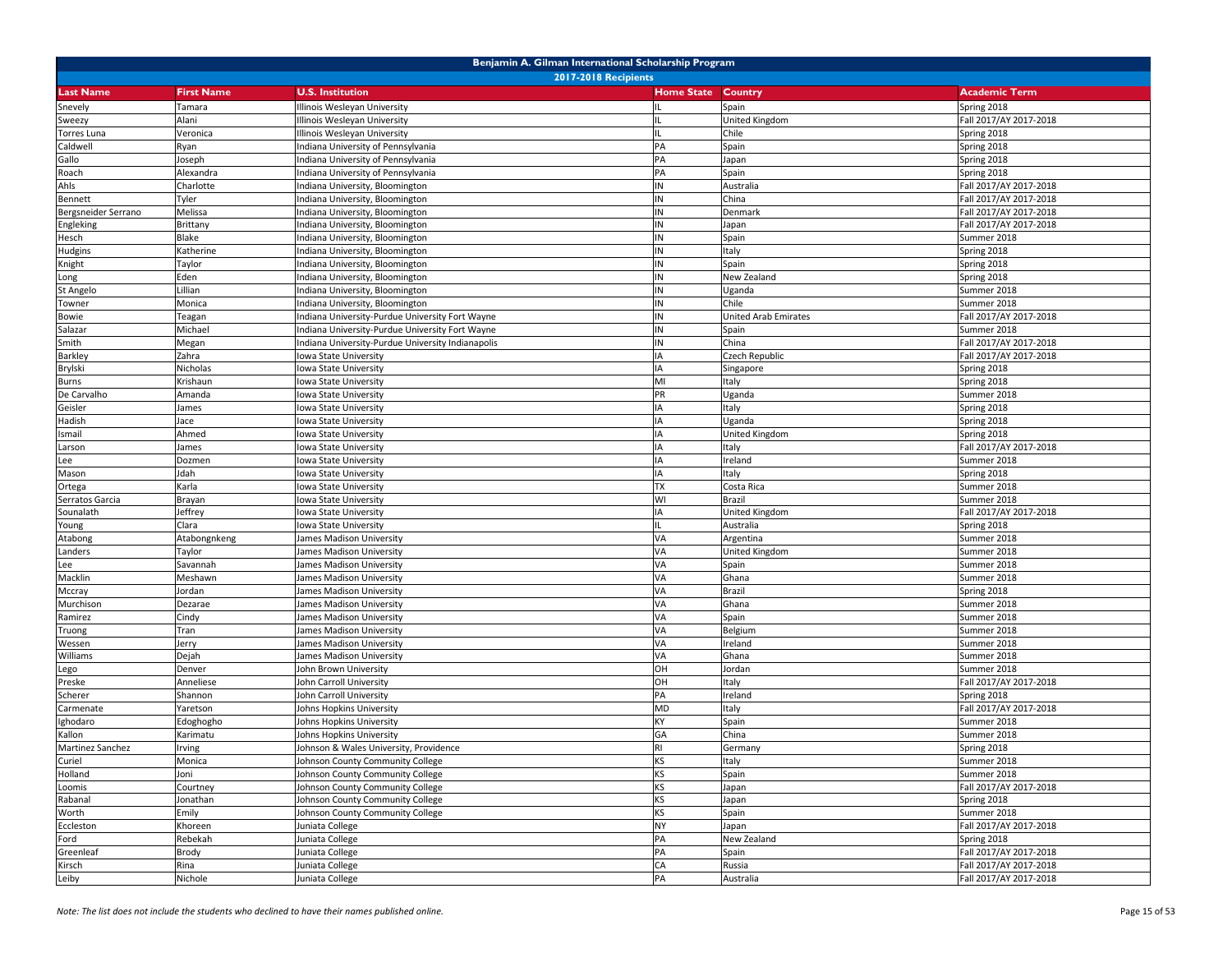| Benjamin A. Gilman International Scholarship Program | | | | | |
|---|---|---|---|---|---|
| 2017-2018 Recipients | | | | | |
| **Last Name** | **First Name** | **U.S. Institution** | **Home State** | **Country** | **Academic Term** |
| Snevely | Tamara | Illinois Wesleyan University | IL | Spain | Spring 2018 |
| Sweezy | Alani | Illinois Wesleyan University | IL | United Kingdom | Fall 2017/AY 2017-2018 |
| Torres Luna | Veronica | Illinois Wesleyan University | IL | Chile | Spring 2018 |
| Caldwell | Ryan | Indiana University of Pennsylvania | PA | Spain | Spring 2018 |
| Gallo | Joseph | Indiana University of Pennsylvania | PA | Japan | Spring 2018 |
| Roach | Alexandra | Indiana University of Pennsylvania | PA | Spain | Spring 2018 |
| Ahls | Charlotte | Indiana University, Bloomington | IN | Australia | Fall 2017/AY 2017-2018 |
| Bennett | Tyler | Indiana University, Bloomington | IN | China | Fall 2017/AY 2017-2018 |
| Bergsneider Serrano | Melissa | Indiana University, Bloomington | IN | Denmark | Fall 2017/AY 2017-2018 |
| Engleking | Brittany | Indiana University, Bloomington | IN | Japan | Fall 2017/AY 2017-2018 |
| Hesch | Blake | Indiana University, Bloomington | IN | Spain | Summer 2018 |
| Hudgins | Katherine | Indiana University, Bloomington | IN | Italy | Spring 2018 |
| Knight | Taylor | Indiana University, Bloomington | IN | Spain | Spring 2018 |
| Long | Eden | Indiana University, Bloomington | IN | New Zealand | Spring 2018 |
| St Angelo | Lillian | Indiana University, Bloomington | IN | Uganda | Summer 2018 |
| Towner | Monica | Indiana University, Bloomington | IN | Chile | Summer 2018 |
| Bowie | Teagan | Indiana University-Purdue University Fort Wayne | IN | United Arab Emirates | Fall 2017/AY 2017-2018 |
| Salazar | Michael | Indiana University-Purdue University Fort Wayne | IN | Spain | Summer 2018 |
| Smith | Megan | Indiana University-Purdue University Indianapolis | IN | China | Fall 2017/AY 2017-2018 |
| Barkley | Zahra | Iowa State University | IA | Czech Republic | Fall 2017/AY 2017-2018 |
| Brylski | Nicholas | Iowa State University | IA | Singapore | Spring 2018 |
| Burns | Krishaun | Iowa State University | MI | Italy | Spring 2018 |
| De Carvalho | Amanda | Iowa State University | PR | Uganda | Summer 2018 |
| Geisler | James | Iowa State University | IA | Italy | Spring 2018 |
| Hadish | Jace | Iowa State University | IA | Uganda | Spring 2018 |
| Ismail | Ahmed | Iowa State University | IA | United Kingdom | Spring 2018 |
| Larson | James | Iowa State University | IA | Italy | Fall 2017/AY 2017-2018 |
| Lee | Dozmen | Iowa State University | IA | Ireland | Summer 2018 |
| Mason | Jdah | Iowa State University | IA | Italy | Spring 2018 |
| Ortega | Karla | Iowa State University | TX | Costa Rica | Summer 2018 |
| Serratos Garcia | Brayan | Iowa State University | WI | Brazil | Summer 2018 |
| Sounalath | Jeffrey | Iowa State University | IA | United Kingdom | Fall 2017/AY 2017-2018 |
| Young | Clara | Iowa State University | IL | Australia | Spring 2018 |
| Atabong | Atabongnkeng | James Madison University | VA | Argentina | Summer 2018 |
| Landers | Taylor | James Madison University | VA | United Kingdom | Summer 2018 |
| Lee | Savannah | James Madison University | VA | Spain | Summer 2018 |
| Macklin | Meshawn | James Madison University | VA | Ghana | Summer 2018 |
| Mccray | Jordan | James Madison University | VA | Brazil | Spring 2018 |
| Murchison | Dezarae | James Madison University | VA | Ghana | Summer 2018 |
| Ramirez | Cindy | James Madison University | VA | Spain | Summer 2018 |
| Truong | Tran | James Madison University | VA | Belgium | Summer 2018 |
| Wessen | Jerry | James Madison University | VA | Ireland | Summer 2018 |
| Williams | Dejah | James Madison University | VA | Ghana | Summer 2018 |
| Lego | Denver | John Brown University | OH | Jordan | Summer 2018 |
| Preske | Anneliese | John Carroll University | OH | Italy | Fall 2017/AY 2017-2018 |
| Scherer | Shannon | John Carroll University | PA | Ireland | Spring 2018 |
| Carmenate | Yaretson | Johns Hopkins University | MD | Italy | Fall 2017/AY 2017-2018 |
| Ighodaro | Edoghogho | Johns Hopkins University | KY | Spain | Summer 2018 |
| Kallon | Karimatu | Johns Hopkins University | GA | China | Summer 2018 |
| Martinez Sanchez | Irving | Johnson & Wales University, Providence | RI | Germany | Spring 2018 |
| Curiel | Monica | Johnson County Community College | KS | Italy | Summer 2018 |
| Holland | Joni | Johnson County Community College | KS | Spain | Summer 2018 |
| Loomis | Courtney | Johnson County Community College | KS | Japan | Fall 2017/AY 2017-2018 |
| Rabanal | Jonathan | Johnson County Community College | KS | Japan | Spring 2018 |
| Worth | Emily | Johnson County Community College | KS | Spain | Summer 2018 |
| Eccleston | Khoreen | Juniata College | NY | Japan | Fall 2017/AY 2017-2018 |
| Ford | Rebekah | Juniata College | PA | New Zealand | Spring 2018 |
| Greenleaf | Brody | Juniata College | PA | Spain | Fall 2017/AY 2017-2018 |
| Kirsch | Rina | Juniata College | CA | Russia | Fall 2017/AY 2017-2018 |
| Leiby | Nichole | Juniata College | PA | Australia | Fall 2017/AY 2017-2018 |

*Note: The list does not include the students who declined to have their names published online.*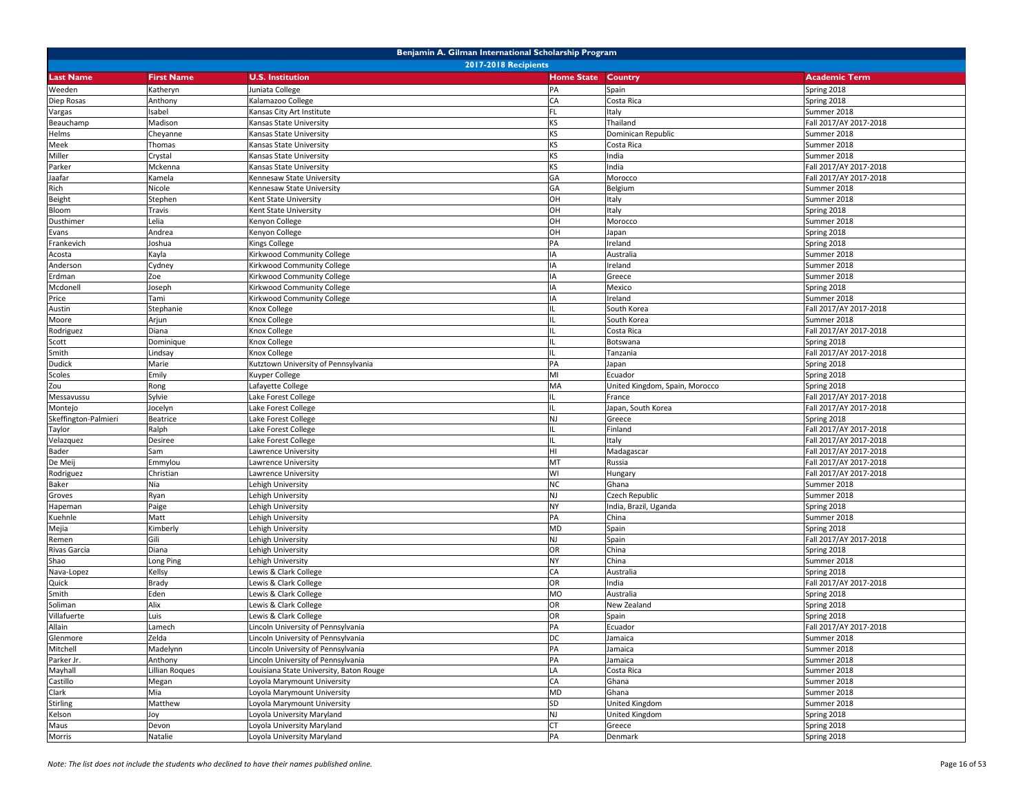| Benjamin A. Gilman International Scholarship Program | | | | | |
|---|---|---|---|---|---|
| 2017-2018 Recipients | | | | | |
| **Last Name** | **First Name** | **U.S. Institution** | **Home State** | **Country** | **Academic Term** |
| Weeden | Katheryn | Juniata College | PA | Spain | Spring 2018 |
| Diep Rosas | Anthony | Kalamazoo College | CA | Costa Rica | Spring 2018 |
| Vargas | Isabel | Kansas City Art Institute | FL | Italy | Summer 2018 |
| Beauchamp | Madison | Kansas State University | KS | Thailand | Fall 2017/AY 2017-2018 |
| Helms | Cheyanne | Kansas State University | KS | Dominican Republic | Summer 2018 |
| Meek | Thomas | Kansas State University | KS | Costa Rica | Summer 2018 |
| Miller | Crystal | Kansas State University | KS | India | Summer 2018 |
| Parker | Mckenna | Kansas State University | KS | India | Fall 2017/AY 2017-2018 |
| Jaafar | Kamela | Kennesaw State University | GA | Morocco | Fall 2017/AY 2017-2018 |
| Rich | Nicole | Kennesaw State University | GA | Belgium | Summer 2018 |
| Beight | Stephen | Kent State University | OH | Italy | Summer 2018 |
| Bloom | Travis | Kent State University | OH | Italy | Spring 2018 |
| Dusthimer | Lelia | Kenyon College | OH | Morocco | Summer 2018 |
| Evans | Andrea | Kenyon College | OH | Japan | Spring 2018 |
| Frankevich | Joshua | Kings College | PA | Ireland | Spring 2018 |
| Acosta | Kayla | Kirkwood Community College | IA | Australia | Summer 2018 |
| Anderson | Cydney | Kirkwood Community College | IA | Ireland | Summer 2018 |
| Erdman | Zoe | Kirkwood Community College | IA | Greece | Summer 2018 |
| Mcdonell | Joseph | Kirkwood Community College | IA | Mexico | Spring 2018 |
| Price | Tami | Kirkwood Community College | IA | Ireland | Summer 2018 |
| Austin | Stephanie | Knox College | IL | South Korea | Fall 2017/AY 2017-2018 |
| Moore | Arjun | Knox College | IL | South Korea | Summer 2018 |
| Rodriguez | Diana | Knox College | IL | Costa Rica | Fall 2017/AY 2017-2018 |
| Scott | Dominique | Knox College | IL | Botswana | Spring 2018 |
| Smith | Lindsay | Knox College | IL | Tanzania | Fall 2017/AY 2017-2018 |
| Dudick | Marie | Kutztown University of Pennsylvania | PA | Japan | Spring 2018 |
| Scoles | Emily | Kuyper College | MI | Ecuador | Spring 2018 |
| Zou | Rong | Lafayette College | MA | United Kingdom, Spain, Morocco | Spring 2018 |
| Messavussu | Sylvie | Lake Forest College | IL | France | Fall 2017/AY 2017-2018 |
| Montejo | Jocelyn | Lake Forest College | IL | Japan, South Korea | Fall 2017/AY 2017-2018 |
| Skeffington-Palmieri | Beatrice | Lake Forest College | NJ | Greece | Spring 2018 |
| Taylor | Ralph | Lake Forest College | IL | Finland | Fall 2017/AY 2017-2018 |
| Velazquez | Desiree | Lake Forest College | IL | Italy | Fall 2017/AY 2017-2018 |
| Bader | Sam | Lawrence University | HI | Madagascar | Fall 2017/AY 2017-2018 |
| De Meij | Emmylou | Lawrence University | MT | Russia | Fall 2017/AY 2017-2018 |
| Rodriguez | Christian | Lawrence University | WI | Hungary | Fall 2017/AY 2017-2018 |
| Baker | Nia | Lehigh University | NC | Ghana | Summer 2018 |
| Groves | Ryan | Lehigh University | NJ | Czech Republic | Summer 2018 |
| Hapeman | Paige | Lehigh University | NY | India, Brazil, Uganda | Spring 2018 |
| Kuehnle | Matt | Lehigh University | PA | China | Summer 2018 |
| Mejia | Kimberly | Lehigh University | MD | Spain | Spring 2018 |
| Remen | Gili | Lehigh University | NJ | Spain | Fall 2017/AY 2017-2018 |
| Rivas Garcia | Diana | Lehigh University | OR | China | Spring 2018 |
| Shao | Long Ping | Lehigh University | NY | China | Summer 2018 |
| Nava-Lopez | Kellsy | Lewis & Clark College | CA | Australia | Spring 2018 |
| Quick | Brady | Lewis & Clark College | OR | India | Fall 2017/AY 2017-2018 |
| Smith | Eden | Lewis & Clark College | MO | Australia | Spring 2018 |
| Soliman | Alix | Lewis & Clark College | OR | New Zealand | Spring 2018 |
| Villafuerte | Luis | Lewis & Clark College | OR | Spain | Spring 2018 |
| Allain | Lamech | Lincoln University of Pennsylvania | PA | Ecuador | Fall 2017/AY 2017-2018 |
| Glenmore | Zelda | Lincoln University of Pennsylvania | DC | Jamaica | Summer 2018 |
| Mitchell | Madelynn | Lincoln University of Pennsylvania | PA | Jamaica | Summer 2018 |
| Parker Jr. | Anthony | Lincoln University of Pennsylvania | PA | Jamaica | Summer 2018 |
| Mayhall | Lillian Roques | Louisiana State University, Baton Rouge | LA | Costa Rica | Summer 2018 |
| Castillo | Megan | Loyola Marymount University | CA | Ghana | Summer 2018 |
| Clark | Mia | Loyola Marymount University | MD | Ghana | Summer 2018 |
| Stirling | Matthew | Loyola Marymount University | SD | United Kingdom | Summer 2018 |
| Kelson | Joy | Loyola University Maryland | NJ | United Kingdom | Spring 2018 |
| Maus | Devon | Loyola University Maryland | CT | Greece | Spring 2018 |
| Morris | Natalie | Loyola University Maryland | PA | Denmark | Spring 2018 |

*Note: The list does not include the students who declined to have their names published online.*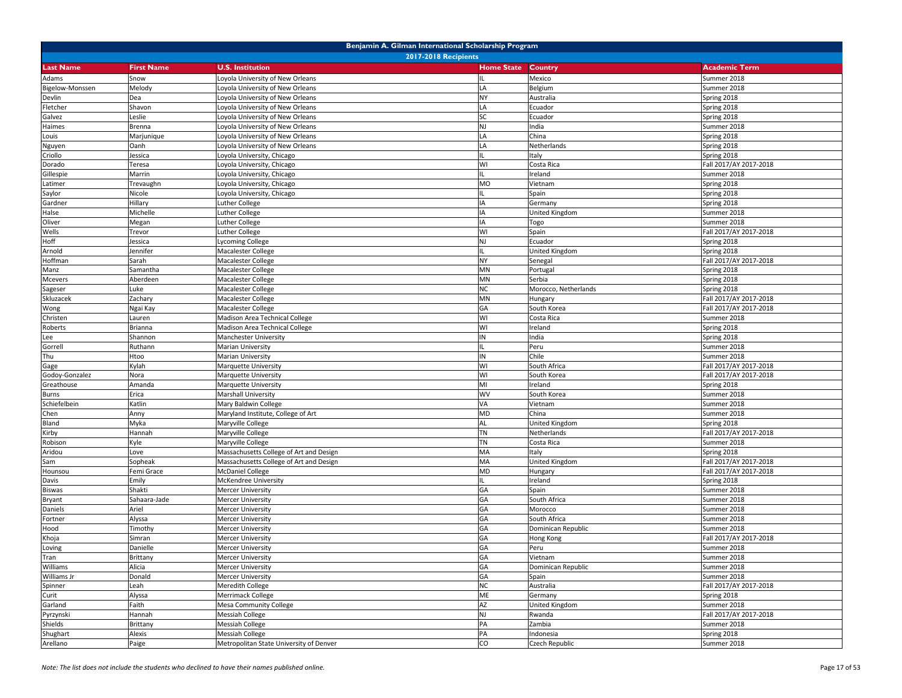# Benjamin A. Gilman International Scholarship Program

## 2017-2018 Recipients

| Last Name | First Name | U.S. Institution | Home State | Country | Academic Term |
|---|---|---|---|---|---|
| Adams | Snow | Loyola University of New Orleans | IL | Mexico | Summer 2018 |
| Bigelow-Monssen | Melody | Loyola University of New Orleans | LA | Belgium | Summer 2018 |
| Devlin | Dea | Loyola University of New Orleans | NY | Australia | Spring 2018 |
| Fletcher | Shavon | Loyola University of New Orleans | LA | Ecuador | Spring 2018 |
| Galvez | Leslie | Loyola University of New Orleans | SC | Ecuador | Spring 2018 |
| Haimes | Brenna | Loyola University of New Orleans | NJ | India | Summer 2018 |
| Louis | Marjunique | Loyola University of New Orleans | LA | China | Spring 2018 |
| Nguyen | Oanh | Loyola University of New Orleans | LA | Netherlands | Spring 2018 |
| Criollo | Jessica | Loyola University, Chicago | IL | Italy | Spring 2018 |
| Dorado | Teresa | Loyola University, Chicago | WI | Costa Rica | Fall 2017/AY 2017-2018 |
| Gillespie | Marrin | Loyola University, Chicago | IL | Ireland | Summer 2018 |
| Latimer | Trevaughn | Loyola University, Chicago | MO | Vietnam | Spring 2018 |
| Saylor | Nicole | Loyola University, Chicago | IL | Spain | Spring 2018 |
| Gardner | Hillary | Luther College | IA | Germany | Spring 2018 |
| Halse | Michelle | Luther College | IA | United Kingdom | Summer 2018 |
| Oliver | Megan | Luther College | IA | Togo | Summer 2018 |
| Wells | Trevor | Luther College | WI | Spain | Fall 2017/AY 2017-2018 |
| Hoff | Jessica | Lycoming College | NJ | Ecuador | Spring 2018 |
| Arnold | Jennifer | Macalester College | IL | United Kingdom | Spring 2018 |
| Hoffman | Sarah | Macalester College | NY | Senegal | Fall 2017/AY 2017-2018 |
| Manz | Samantha | Macalester College | MN | Portugal | Spring 2018 |
| Mcevers | Aberdeen | Macalester College | MN | Serbia | Spring 2018 |
| Sageser | Luke | Macalester College | NC | Morocco, Netherlands | Spring 2018 |
| Skluzacek | Zachary | Macalester College | MN | Hungary | Fall 2017/AY 2017-2018 |
| Wong | Ngai Kay | Macalester College | GA | South Korea | Fall 2017/AY 2017-2018 |
| Christen | Lauren | Madison Area Technical College | WI | Costa Rica | Summer 2018 |
| Roberts | Brianna | Madison Area Technical College | WI | Ireland | Spring 2018 |
| Lee | Shannon | Manchester University | IN | India | Spring 2018 |
| Gorrell | Ruthann | Marian University | IL | Peru | Summer 2018 |
| Thu | Htoo | Marian University | IN | Chile | Summer 2018 |
| Gage | Kylah | Marquette University | WI | South Africa | Fall 2017/AY 2017-2018 |
| Godoy-Gonzalez | Nora | Marquette University | WI | South Korea | Fall 2017/AY 2017-2018 |
| Greathouse | Amanda | Marquette University | MI | Ireland | Spring 2018 |
| Burns | Erica | Marshall University | WV | South Korea | Summer 2018 |
| Schiefelbein | Katlin | Mary Baldwin College | VA | Vietnam | Summer 2018 |
| Chen | Anny | Maryland Institute, College of Art | MD | China | Summer 2018 |
| Bland | Myka | Maryville College | AL | United Kingdom | Spring 2018 |
| Kirby | Hannah | Maryville College | TN | Netherlands | Fall 2017/AY 2017-2018 |
| Robison | Kyle | Maryville College | TN | Costa Rica | Summer 2018 |
| Aridou | Love | Massachusetts College of Art and Design | MA | Italy | Spring 2018 |
| Sam | Sopheak | Massachusetts College of Art and Design | MA | United Kingdom | Fall 2017/AY 2017-2018 |
| Hounsou | Femi Grace | McDaniel College | MD | Hungary | Fall 2017/AY 2017-2018 |
| Davis | Emily | McKendree University | IL | Ireland | Spring 2018 |
| Biswas | Shakti | Mercer University | GA | Spain | Summer 2018 |
| Bryant | Sahaara-Jade | Mercer University | GA | South Africa | Summer 2018 |
| Daniels | Ariel | Mercer University | GA | Morocco | Summer 2018 |
| Fortner | Alyssa | Mercer University | GA | South Africa | Summer 2018 |
| Hood | Timothy | Mercer University | GA | Dominican Republic | Summer 2018 |
| Khoja | Simran | Mercer University | GA | Hong Kong | Fall 2017/AY 2017-2018 |
| Loving | Danielle | Mercer University | GA | Peru | Summer 2018 |
| Tran | Brittany | Mercer University | GA | Vietnam | Summer 2018 |
| Williams | Alicia | Mercer University | GA | Dominican Republic | Summer 2018 |
| Williams Jr | Donald | Mercer University | GA | Spain | Summer 2018 |
| Spinner | Leah | Meredith College | NC | Australia | Fall 2017/AY 2017-2018 |
| Curit | Alyssa | Merrimack College | ME | Germany | Spring 2018 |
| Garland | Faith | Mesa Community College | AZ | United Kingdom | Summer 2018 |
| Pyrzynski | Hannah | Messiah College | NJ | Rwanda | Fall 2017/AY 2017-2018 |
| Shields | Brittany | Messiah College | PA | Zambia | Summer 2018 |
| Shughart | Alexis | Messiah College | PA | Indonesia | Spring 2018 |
| Arellano | Paige | Metropolitan State University of Denver | CO | Czech Republic | Summer 2018 |

*Note: The list does not include the students who declined to have their names published online.*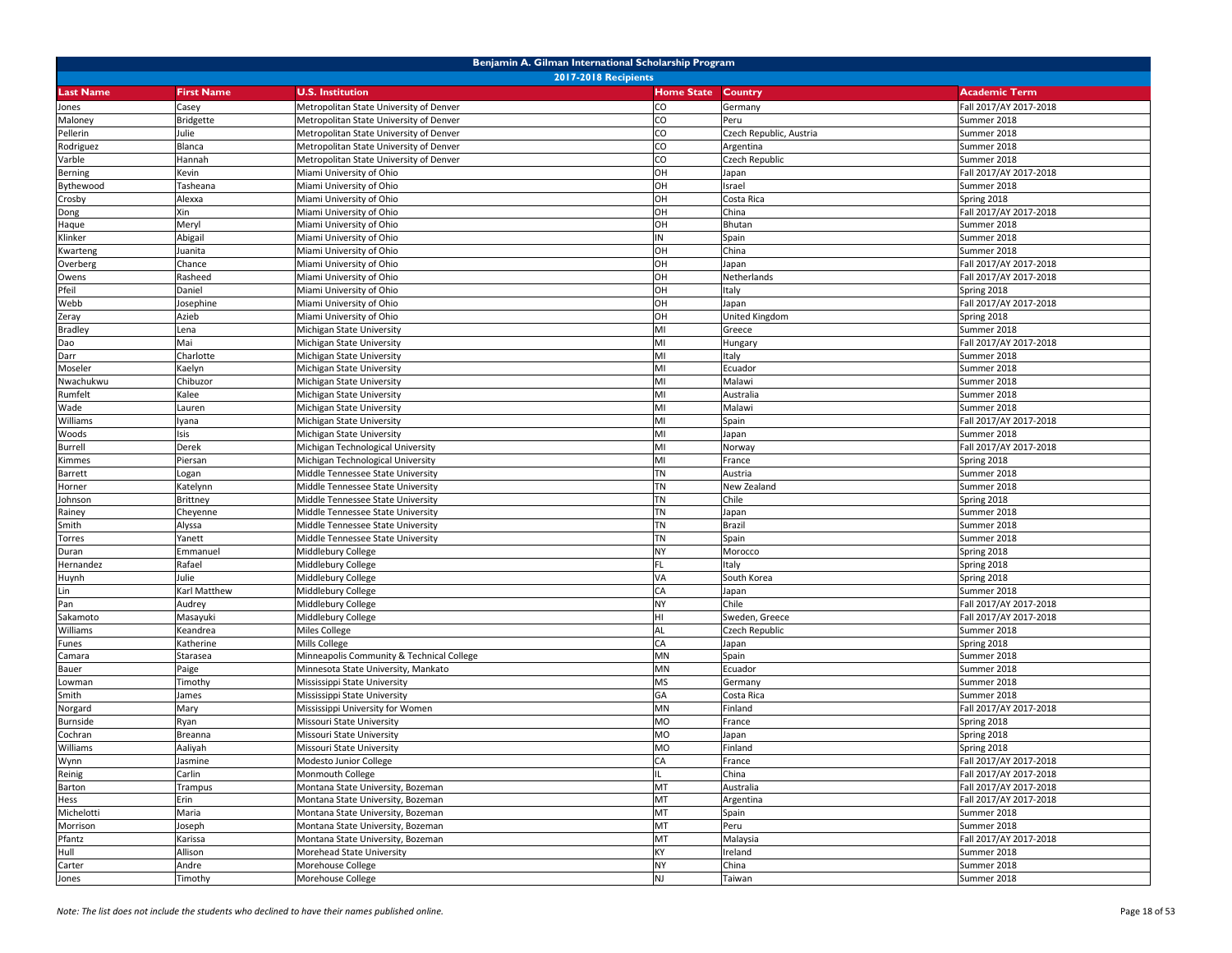# Benjamin A. Gilman International Scholarship Program

## 2017-2018 Recipients

| Last Name | First Name | U.S. Institution | Home State | Country | Academic Term |
|---|---|---|---|---|---|
| Jones | Casey | Metropolitan State University of Denver | CO | Germany | Fall 2017/AY 2017-2018 |
| Maloney | Bridgette | Metropolitan State University of Denver | CO | Peru | Summer 2018 |
| Pellerin | Julie | Metropolitan State University of Denver | CO | Czech Republic, Austria | Summer 2018 |
| Rodriguez | Blanca | Metropolitan State University of Denver | CO | Argentina | Summer 2018 |
| Varble | Hannah | Metropolitan State University of Denver | CO | Czech Republic | Summer 2018 |
| Berning | Kevin | Miami University of Ohio | OH | Japan | Fall 2017/AY 2017-2018 |
| Bythewood | Tasheana | Miami University of Ohio | OH | Israel | Summer 2018 |
| Crosby | Alexxa | Miami University of Ohio | OH | Costa Rica | Spring 2018 |
| Dong | Xin | Miami University of Ohio | OH | China | Fall 2017/AY 2017-2018 |
| Haque | Meryl | Miami University of Ohio | OH | Bhutan | Summer 2018 |
| Klinker | Abigail | Miami University of Ohio | IN | Spain | Summer 2018 |
| Kwarteng | Juanita | Miami University of Ohio | OH | China | Summer 2018 |
| Overberg | Chance | Miami University of Ohio | OH | Japan | Fall 2017/AY 2017-2018 |
| Owens | Rasheed | Miami University of Ohio | OH | Netherlands | Fall 2017/AY 2017-2018 |
| Pfeil | Daniel | Miami University of Ohio | OH | Italy | Spring 2018 |
| Webb | Josephine | Miami University of Ohio | OH | Japan | Fall 2017/AY 2017-2018 |
| Zeray | Azieb | Miami University of Ohio | OH | United Kingdom | Spring 2018 |
| Bradley | Lena | Michigan State University | MI | Greece | Summer 2018 |
| Dao | Mai | Michigan State University | MI | Hungary | Fall 2017/AY 2017-2018 |
| Darr | Charlotte | Michigan State University | MI | Italy | Summer 2018 |
| Moseler | Kaelyn | Michigan State University | MI | Ecuador | Summer 2018 |
| Nwachukwu | Chibuzor | Michigan State University | MI | Malawi | Summer 2018 |
| Rumfelt | Kalee | Michigan State University | MI | Australia | Summer 2018 |
| Wade | Lauren | Michigan State University | MI | Malawi | Summer 2018 |
| Williams | Iyana | Michigan State University | MI | Spain | Fall 2017/AY 2017-2018 |
| Woods | Isis | Michigan State University | MI | Japan | Summer 2018 |
| Burrell | Derek | Michigan Technological University | MI | Norway | Fall 2017/AY 2017-2018 |
| Kimmes | Piersan | Michigan Technological University | MI | France | Spring 2018 |
| Barrett | Logan | Middle Tennessee State University | TN | Austria | Summer 2018 |
| Horner | Katelynn | Middle Tennessee State University | TN | New Zealand | Summer 2018 |
| Johnson | Brittney | Middle Tennessee State University | TN | Chile | Spring 2018 |
| Rainey | Cheyenne | Middle Tennessee State University | TN | Japan | Summer 2018 |
| Smith | Alyssa | Middle Tennessee State University | TN | Brazil | Summer 2018 |
| Torres | Yanett | Middle Tennessee State University | TN | Spain | Summer 2018 |
| Duran | Emmanuel | Middlebury College | NY | Morocco | Spring 2018 |
| Hernandez | Rafael | Middlebury College | FL | Italy | Spring 2018 |
| Huynh | Julie | Middlebury College | VA | South Korea | Spring 2018 |
| Lin | Karl Matthew | Middlebury College | CA | Japan | Summer 2018 |
| Pan | Audrey | Middlebury College | NY | Chile | Fall 2017/AY 2017-2018 |
| Sakamoto | Masayuki | Middlebury College | HI | Sweden, Greece | Fall 2017/AY 2017-2018 |
| Williams | Keandrea | Miles College | AL | Czech Republic | Summer 2018 |
| Funes | Katherine | Mills College | CA | Japan | Spring 2018 |
| Camara | Starasea | Minneapolis Community & Technical College | MN | Spain | Summer 2018 |
| Bauer | Paige | Minnesota State University, Mankato | MN | Ecuador | Summer 2018 |
| Lowman | Timothy | Mississippi State University | MS | Germany | Summer 2018 |
| Smith | James | Mississippi State University | GA | Costa Rica | Summer 2018 |
| Norgard | Mary | Mississippi University for Women | MN | Finland | Fall 2017/AY 2017-2018 |
| Burnside | Ryan | Missouri State University | MO | France | Spring 2018 |
| Cochran | Breanna | Missouri State University | MO | Japan | Spring 2018 |
| Williams | Aaliyah | Missouri State University | MO | Finland | Spring 2018 |
| Wynn | Jasmine | Modesto Junior College | CA | France | Fall 2017/AY 2017-2018 |
| Reinig | Carlin | Monmouth College | IL | China | Fall 2017/AY 2017-2018 |
| Barton | Trampus | Montana State University, Bozeman | MT | Australia | Fall 2017/AY 2017-2018 |
| Hess | Erin | Montana State University, Bozeman | MT | Argentina | Fall 2017/AY 2017-2018 |
| Michelotti | Maria | Montana State University, Bozeman | MT | Spain | Summer 2018 |
| Morrison | Joseph | Montana State University, Bozeman | MT | Peru | Summer 2018 |
| Pfantz | Karissa | Montana State University, Bozeman | MT | Malaysia | Fall 2017/AY 2017-2018 |
| Hull | Allison | Morehead State University | KY | Ireland | Summer 2018 |
| Carter | Andre | Morehouse College | NY | China | Summer 2018 |
| Jones | Timothy | Morehouse College | NJ | Taiwan | Summer 2018 |

*Note: The list does not include the students who declined to have their names published online.*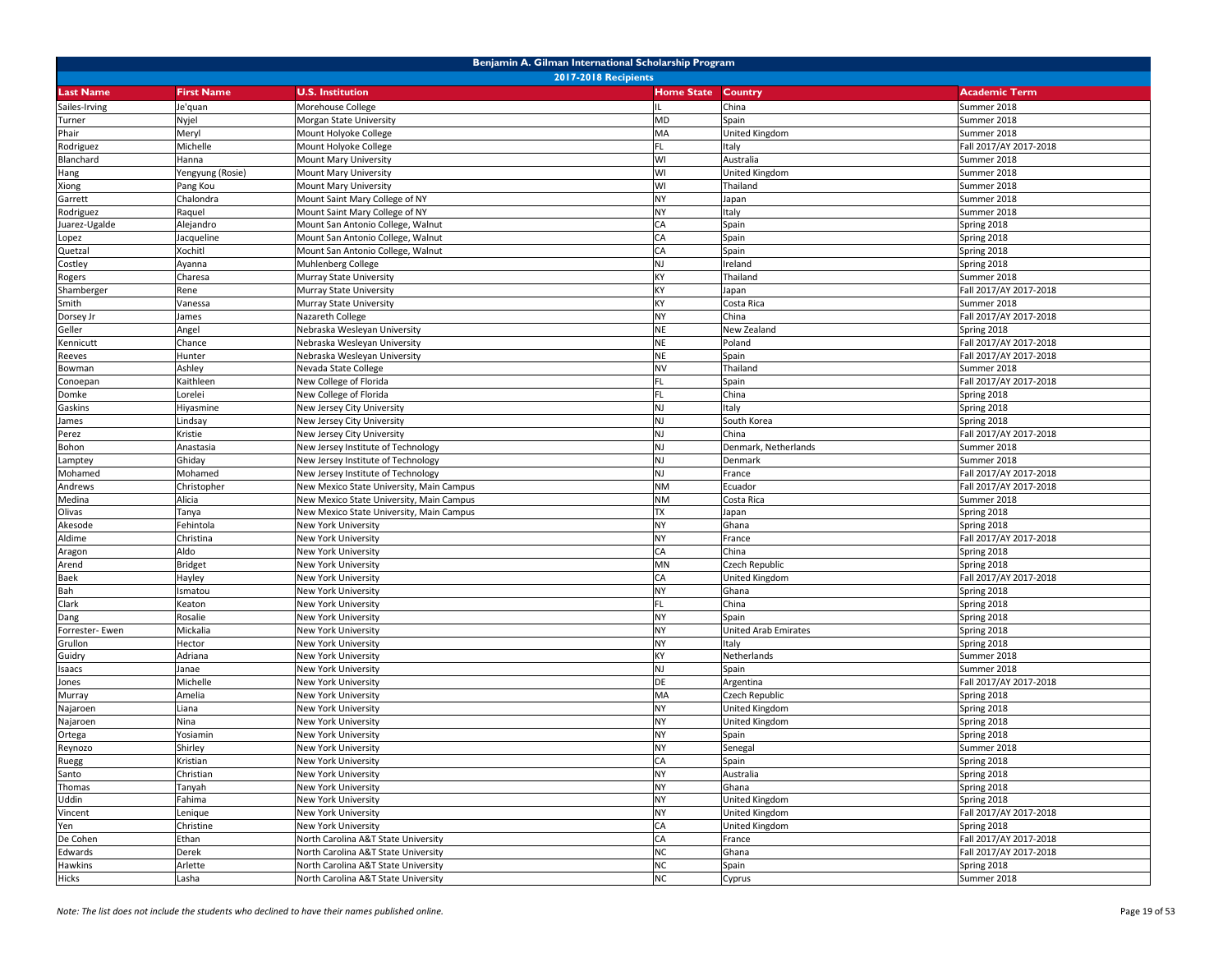# Benjamin A. Gilman International Scholarship Program

## 2017-2018 Recipients

| Last Name | First Name | U.S. Institution | Home State | Country | Academic Term |
|---|---|---|---|---|---|
| Sailes-Irving | Je'quan | Morehouse College | IL | China | Summer 2018 |
| Turner | Nyjel | Morgan State University | MD | Spain | Summer 2018 |
| Phair | Meryl | Mount Holyoke College | MA | United Kingdom | Summer 2018 |
| Rodriguez | Michelle | Mount Holyoke College | FL | Italy | Fall 2017/AY 2017-2018 |
| Blanchard | Hanna | Mount Mary University | WI | Australia | Summer 2018 |
| Hang | Yengyung (Rosie) | Mount Mary University | WI | United Kingdom | Summer 2018 |
| Xiong | Pang Kou | Mount Mary University | WI | Thailand | Summer 2018 |
| Garrett | Chalondra | Mount Saint Mary College of NY | NY | Japan | Summer 2018 |
| Rodriguez | Raquel | Mount Saint Mary College of NY | NY | Italy | Summer 2018 |
| Juarez-Ugalde | Alejandro | Mount San Antonio College, Walnut | CA | Spain | Spring 2018 |
| Lopez | Jacqueline | Mount San Antonio College, Walnut | CA | Spain | Spring 2018 |
| Quetzal | Xochitl | Mount San Antonio College, Walnut | CA | Spain | Spring 2018 |
| Costley | Ayanna | Muhlenberg College | NJ | Ireland | Spring 2018 |
| Rogers | Charesa | Murray State University | KY | Thailand | Summer 2018 |
| Shamberger | Rene | Murray State University | KY | Japan | Fall 2017/AY 2017-2018 |
| Smith | Vanessa | Murray State University | KY | Costa Rica | Summer 2018 |
| Dorsey Jr | James | Nazareth College | NY | China | Fall 2017/AY 2017-2018 |
| Geller | Angel | Nebraska Wesleyan University | NE | New Zealand | Spring 2018 |
| Kennicutt | Chance | Nebraska Wesleyan University | NE | Poland | Fall 2017/AY 2017-2018 |
| Reeves | Hunter | Nebraska Wesleyan University | NE | Spain | Fall 2017/AY 2017-2018 |
| Bowman | Ashley | Nevada State College | NV | Thailand | Summer 2018 |
| Conoepan | Kaithleen | New College of Florida | FL | Spain | Fall 2017/AY 2017-2018 |
| Domke | Lorelei | New College of Florida | FL | China | Spring 2018 |
| Gaskins | Hiyasmine | New Jersey City University | NJ | Italy | Spring 2018 |
| James | Lindsay | New Jersey City University | NJ | South Korea | Spring 2018 |
| Perez | Kristie | New Jersey City University | NJ | China | Fall 2017/AY 2017-2018 |
| Bohon | Anastasia | New Jersey Institute of Technology | NJ | Denmark, Netherlands | Summer 2018 |
| Lamptey | Ghiday | New Jersey Institute of Technology | NJ | Denmark | Summer 2018 |
| Mohamed | Mohamed | New Jersey Institute of Technology | NJ | France | Fall 2017/AY 2017-2018 |
| Andrews | Christopher | New Mexico State University, Main Campus | NM | Ecuador | Fall 2017/AY 2017-2018 |
| Medina | Alicia | New Mexico State University, Main Campus | NM | Costa Rica | Summer 2018 |
| Olivas | Tanya | New Mexico State University, Main Campus | TX | Japan | Spring 2018 |
| Akesode | Fehintola | New York University | NY | Ghana | Spring 2018 |
| Aldime | Christina | New York University | NY | France | Fall 2017/AY 2017-2018 |
| Aragon | Aldo | New York University | CA | China | Spring 2018 |
| Arend | Bridget | New York University | MN | Czech Republic | Spring 2018 |
| Baek | Hayley | New York University | CA | United Kingdom | Fall 2017/AY 2017-2018 |
| Bah | Ismatou | New York University | NY | Ghana | Spring 2018 |
| Clark | Keaton | New York University | FL | China | Spring 2018 |
| Dang | Rosalie | New York University | NY | Spain | Spring 2018 |
| Forrester- Ewen | Mickalia | New York University | NY | United Arab Emirates | Spring 2018 |
| Grullon | Hector | New York University | NY | Italy | Spring 2018 |
| Guidry | Adriana | New York University | KY | Netherlands | Summer 2018 |
| Isaacs | Janae | New York University | NJ | Spain | Summer 2018 |
| Jones | Michelle | New York University | DE | Argentina | Fall 2017/AY 2017-2018 |
| Murray | Amelia | New York University | MA | Czech Republic | Spring 2018 |
| Najaroen | Liana | New York University | NY | United Kingdom | Spring 2018 |
| Najaroen | Nina | New York University | NY | United Kingdom | Spring 2018 |
| Ortega | Yosiamin | New York University | NY | Spain | Spring 2018 |
| Reynozo | Shirley | New York University | NY | Senegal | Summer 2018 |
| Ruegg | Kristian | New York University | CA | Spain | Spring 2018 |
| Santo | Christian | New York University | NY | Australia | Spring 2018 |
| Thomas | Tanyah | New York University | NY | Ghana | Spring 2018 |
| Uddin | Fahima | New York University | NY | United Kingdom | Spring 2018 |
| Vincent | Lenique | New York University | NY | United Kingdom | Fall 2017/AY 2017-2018 |
| Yen | Christine | New York University | CA | United Kingdom | Spring 2018 |
| De Cohen | Ethan | North Carolina A&T State University | CA | France | Fall 2017/AY 2017-2018 |
| Edwards | Derek | North Carolina A&T State University | NC | Ghana | Fall 2017/AY 2017-2018 |
| Hawkins | Arlette | North Carolina A&T State University | NC | Spain | Spring 2018 |
| Hicks | Lasha | North Carolina A&T State University | NC | Cyprus | Summer 2018 |

*Note: The list does not include the students who declined to have their names published online.*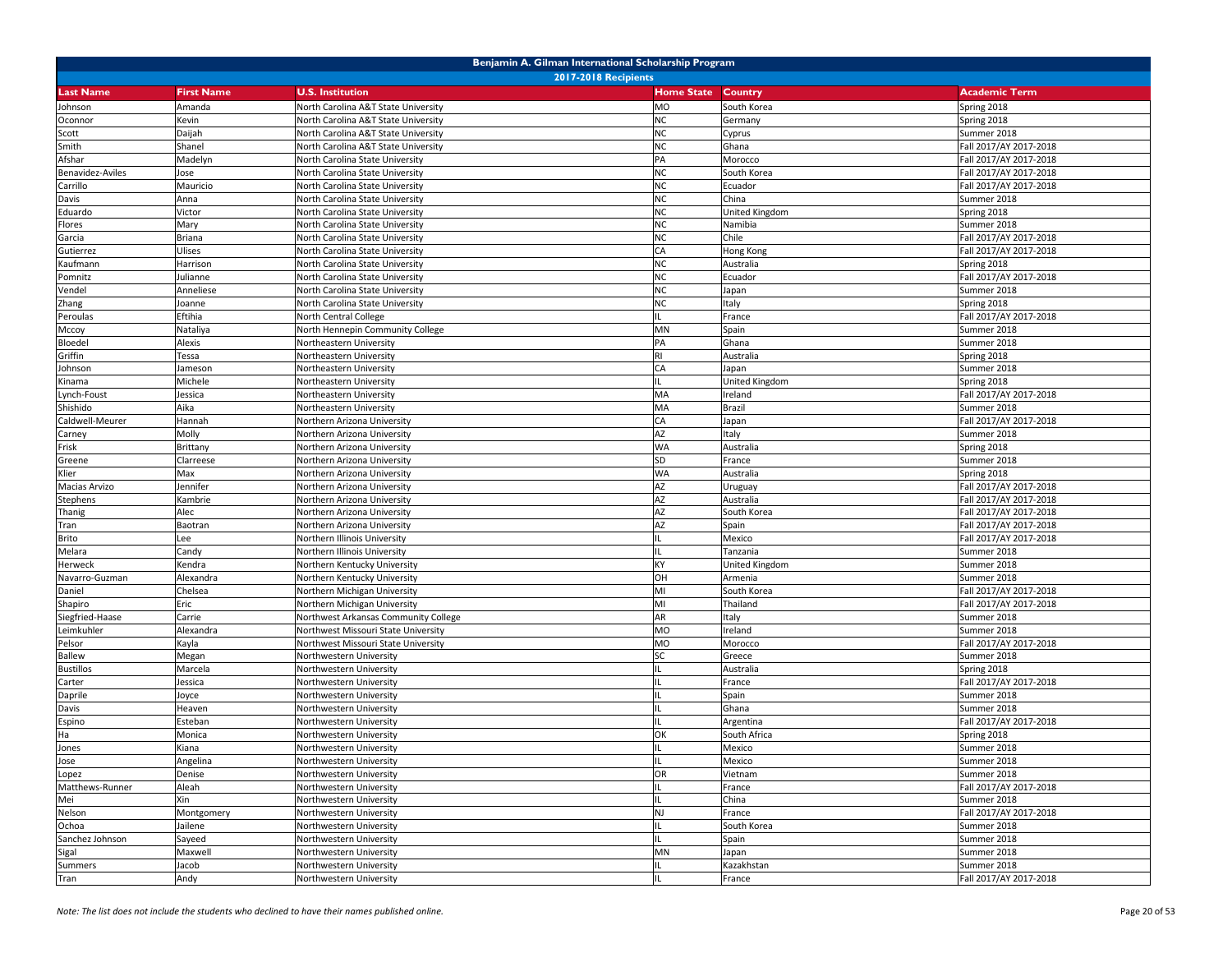# Benjamin A. Gilman International Scholarship Program

## 2017-2018 Recipients

| Last Name | First Name | U.S. Institution | Home State | Country | Academic Term |
|---|---|---|---|---|---|
| Johnson | Amanda | North Carolina A&T State University | MO | South Korea | Spring 2018 |
| Oconnor | Kevin | North Carolina A&T State University | NC | Germany | Spring 2018 |
| Scott | Daijah | North Carolina A&T State University | NC | Cyprus | Summer 2018 |
| Smith | Shanel | North Carolina A&T State University | NC | Ghana | Fall 2017/AY 2017-2018 |
| Afshar | Madelyn | North Carolina State University | PA | Morocco | Fall 2017/AY 2017-2018 |
| Benavidez-Aviles | Jose | North Carolina State University | NC | South Korea | Fall 2017/AY 2017-2018 |
| Carrillo | Mauricio | North Carolina State University | NC | Ecuador | Fall 2017/AY 2017-2018 |
| Davis | Anna | North Carolina State University | NC | China | Summer 2018 |
| Eduardo | Victor | North Carolina State University | NC | United Kingdom | Spring 2018 |
| Flores | Mary | North Carolina State University | NC | Namibia | Summer 2018 |
| Garcia | Briana | North Carolina State University | NC | Chile | Fall 2017/AY 2017-2018 |
| Gutierrez | Ulises | North Carolina State University | CA | Hong Kong | Fall 2017/AY 2017-2018 |
| Kaufmann | Harrison | North Carolina State University | NC | Australia | Spring 2018 |
| Pomnitz | Julianne | North Carolina State University | NC | Ecuador | Fall 2017/AY 2017-2018 |
| Vendel | Anneliese | North Carolina State University | NC | Japan | Summer 2018 |
| Zhang | Joanne | North Carolina State University | NC | Italy | Spring 2018 |
| Peroulas | Eftihia | North Central College | IL | France | Fall 2017/AY 2017-2018 |
| Mccoy | Nataliya | North Hennepin Community College | MN | Spain | Summer 2018 |
| Bloedel | Alexis | Northeastern University | PA | Ghana | Summer 2018 |
| Griffin | Tessa | Northeastern University | RI | Australia | Spring 2018 |
| Johnson | Jameson | Northeastern University | CA | Japan | Summer 2018 |
| Kinama | Michele | Northeastern University | IL | United Kingdom | Spring 2018 |
| Lynch-Foust | Jessica | Northeastern University | MA | Ireland | Fall 2017/AY 2017-2018 |
| Shishido | Aika | Northeastern University | MA | Brazil | Summer 2018 |
| Caldwell-Meurer | Hannah | Northern Arizona University | CA | Japan | Fall 2017/AY 2017-2018 |
| Carney | Molly | Northern Arizona University | AZ | Italy | Summer 2018 |
| Frisk | Brittany | Northern Arizona University | WA | Australia | Spring 2018 |
| Greene | Clarreese | Northern Arizona University | SD | France | Summer 2018 |
| Klier | Max | Northern Arizona University | WA | Australia | Spring 2018 |
| Macias Arvizo | Jennifer | Northern Arizona University | AZ | Uruguay | Fall 2017/AY 2017-2018 |
| Stephens | Kambrie | Northern Arizona University | AZ | Australia | Fall 2017/AY 2017-2018 |
| Thanig | Alec | Northern Arizona University | AZ | South Korea | Fall 2017/AY 2017-2018 |
| Tran | Baotran | Northern Arizona University | AZ | Spain | Fall 2017/AY 2017-2018 |
| Brito | Lee | Northern Illinois University | IL | Mexico | Fall 2017/AY 2017-2018 |
| Melara | Candy | Northern Illinois University | IL | Tanzania | Summer 2018 |
| Herweck | Kendra | Northern Kentucky University | KY | United Kingdom | Summer 2018 |
| Navarro-Guzman | Alexandra | Northern Kentucky University | OH | Armenia | Summer 2018 |
| Daniel | Chelsea | Northern Michigan University | MI | South Korea | Fall 2017/AY 2017-2018 |
| Shapiro | Eric | Northern Michigan University | MI | Thailand | Fall 2017/AY 2017-2018 |
| Siegfried-Haase | Carrie | Northwest Arkansas Community College | AR | Italy | Summer 2018 |
| Leimkuhler | Alexandra | Northwest Missouri State University | MO | Ireland | Summer 2018 |
| Pelsor | Kayla | Northwest Missouri State University | MO | Morocco | Fall 2017/AY 2017-2018 |
| Ballew | Megan | Northwestern University | SC | Greece | Summer 2018 |
| Bustillos | Marcela | Northwestern University | IL | Australia | Spring 2018 |
| Carter | Jessica | Northwestern University | IL | France | Fall 2017/AY 2017-2018 |
| Daprile | Joyce | Northwestern University | IL | Spain | Summer 2018 |
| Davis | Heaven | Northwestern University | IL | Ghana | Summer 2018 |
| Espino | Esteban | Northwestern University | IL | Argentina | Fall 2017/AY 2017-2018 |
| Ha | Monica | Northwestern University | OK | South Africa | Spring 2018 |
| Jones | Kiana | Northwestern University | IL | Mexico | Summer 2018 |
| Jose | Angelina | Northwestern University | IL | Mexico | Summer 2018 |
| Lopez | Denise | Northwestern University | OR | Vietnam | Summer 2018 |
| Matthews-Runner | Aleah | Northwestern University | IL | France | Fall 2017/AY 2017-2018 |
| Mei | Xin | Northwestern University | IL | China | Summer 2018 |
| Nelson | Montgomery | Northwestern University | NJ | France | Fall 2017/AY 2017-2018 |
| Ochoa | Jailene | Northwestern University | IL | South Korea | Summer 2018 |
| Sanchez Johnson | Sayeed | Northwestern University | IL | Spain | Summer 2018 |
| Sigal | Maxwell | Northwestern University | MN | Japan | Summer 2018 |
| Summers | Jacob | Northwestern University | IL | Kazakhstan | Summer 2018 |
| Tran | Andy | Northwestern University | IL | France | Fall 2017/AY 2017-2018 |

*Note: The list does not include the students who declined to have their names published online.*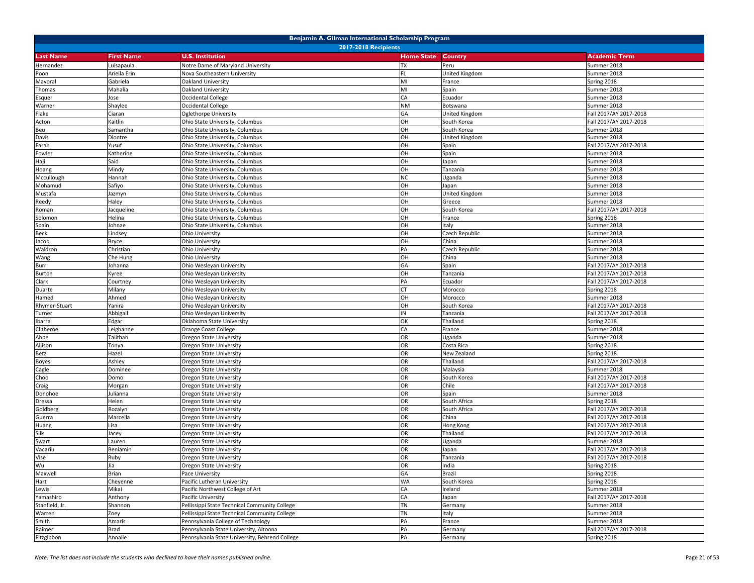# Benjamin A. Gilman International Scholarship Program

## 2017-2018 Recipients

| Last Name | First Name | U.S. Institution | Home State | Country | Academic Term |
|---|---|---|---|---|---|
| Hernandez | Luisapaula | Notre Dame of Maryland University | TX | Peru | Summer 2018 |
| Poon | Ariella Erin | Nova Southeastern University | FL | United Kingdom | Summer 2018 |
| Mayoral | Gabriela | Oakland University | MI | France | Spring 2018 |
| Thomas | Mahalia | Oakland University | MI | Spain | Summer 2018 |
| Esquer | Jose | Occidental College | CA | Ecuador | Summer 2018 |
| Warner | Shaylee | Occidental College | NM | Botswana | Summer 2018 |
| Flake | Ciaran | Oglethorpe University | GA | United Kingdom | Fall 2017/AY 2017-2018 |
| Acton | Kaitlin | Ohio State University, Columbus | OH | South Korea | Fall 2017/AY 2017-2018 |
| Beu | Samantha | Ohio State University, Columbus | OH | South Korea | Summer 2018 |
| Davis | Diontre | Ohio State University, Columbus | OH | United Kingdom | Summer 2018 |
| Farah | Yusuf | Ohio State University, Columbus | OH | Spain | Fall 2017/AY 2017-2018 |
| Fowler | Katherine | Ohio State University, Columbus | OH | Spain | Summer 2018 |
| Haji | Said | Ohio State University, Columbus | OH | Japan | Summer 2018 |
| Hoang | Mindy | Ohio State University, Columbus | OH | Tanzania | Summer 2018 |
| Mccullough | Hannah | Ohio State University, Columbus | NC | Uganda | Summer 2018 |
| Mohamud | Safiyo | Ohio State University, Columbus | OH | Japan | Summer 2018 |
| Mustafa | Jazmyn | Ohio State University, Columbus | OH | United Kingdom | Summer 2018 |
| Reedy | Haley | Ohio State University, Columbus | OH | Greece | Summer 2018 |
| Roman | Jacqueline | Ohio State University, Columbus | OH | South Korea | Fall 2017/AY 2017-2018 |
| Solomon | Helina | Ohio State University, Columbus | OH | France | Spring 2018 |
| Spain | Johnae | Ohio State University, Columbus | OH | Italy | Summer 2018 |
| Beck | Lindsey | Ohio University | OH | Czech Republic | Summer 2018 |
| Jacob | Bryce | Ohio University | OH | China | Summer 2018 |
| Waldron | Christian | Ohio University | PA | Czech Republic | Summer 2018 |
| Wang | Che Hung | Ohio University | OH | China | Summer 2018 |
| Burr | Johanna | Ohio Wesleyan University | GA | Spain | Fall 2017/AY 2017-2018 |
| Burton | Kyree | Ohio Wesleyan University | OH | Tanzania | Fall 2017/AY 2017-2018 |
| Clark | Courtney | Ohio Wesleyan University | PA | Ecuador | Fall 2017/AY 2017-2018 |
| Duarte | Milany | Ohio Wesleyan University | CT | Morocco | Spring 2018 |
| Hamed | Ahmed | Ohio Wesleyan University | OH | Morocco | Summer 2018 |
| Rhymer-Stuart | Yanira | Ohio Wesleyan University | OH | South Korea | Fall 2017/AY 2017-2018 |
| Turner | Abbigail | Ohio Wesleyan University | IN | Tanzania | Fall 2017/AY 2017-2018 |
| Ibarra | Edgar | Oklahoma State University | OK | Thailand | Spring 2018 |
| Clitheroe | Leighanne | Orange Coast College | CA | France | Summer 2018 |
| Abbe | Talithah | Oregon State University | OR | Uganda | Summer 2018 |
| Allison | Tonya | Oregon State University | OR | Costa Rica | Spring 2018 |
| Betz | Hazel | Oregon State University | OR | New Zealand | Spring 2018 |
| Boyes | Ashley | Oregon State University | OR | Thailand | Fall 2017/AY 2017-2018 |
| Cagle | Dominee | Oregon State University | OR | Malaysia | Summer 2018 |
| Choo | Domo | Oregon State University | OR | South Korea | Fall 2017/AY 2017-2018 |
| Craig | Morgan | Oregon State University | OR | Chile | Fall 2017/AY 2017-2018 |
| Donohoe | Julianna | Oregon State University | OR | Spain | Summer 2018 |
| Dressa | Helen | Oregon State University | OR | South Africa | Spring 2018 |
| Goldberg | Rozalyn | Oregon State University | OR | South Africa | Fall 2017/AY 2017-2018 |
| Guerra | Marcella | Oregon State University | OR | China | Fall 2017/AY 2017-2018 |
| Huang | Lisa | Oregon State University | OR | Hong Kong | Fall 2017/AY 2017-2018 |
| Silk | Jacey | Oregon State University | OR | Thailand | Fall 2017/AY 2017-2018 |
| Swart | Lauren | Oregon State University | OR | Uganda | Summer 2018 |
| Vacariu | Beniamin | Oregon State University | OR | Japan | Fall 2017/AY 2017-2018 |
| Vise | Ruby | Oregon State University | OR | Tanzania | Fall 2017/AY 2017-2018 |
| Wu | Jia | Oregon State University | OR | India | Spring 2018 |
| Maxwell | Brian | Pace University | GA | Brazil | Spring 2018 |
| Hart | Cheyenne | Pacific Lutheran University | WA | South Korea | Spring 2018 |
| Lewis | Mikai | Pacific Northwest College of Art | CA | Ireland | Summer 2018 |
| Yamashiro | Anthony | Pacific University | CA | Japan | Fall 2017/AY 2017-2018 |
| Stanfield, Jr. | Shannon | Pellissippi State Technical Community College | TN | Germany | Summer 2018 |
| Warren | Zoey | Pellissippi State Technical Community College | TN | Italy | Summer 2018 |
| Smith | Amaris | Pennsylvania College of Technology | PA | France | Summer 2018 |
| Raimer | Brad | Pennsylvania State University, Altoona | PA | Germany | Fall 2017/AY 2017-2018 |
| Fitzgibbon | Annalie | Pennsylvania State University, Behrend College | PA | Germany | Spring 2018 |

*Note: The list does not include the students who declined to have their names published online.*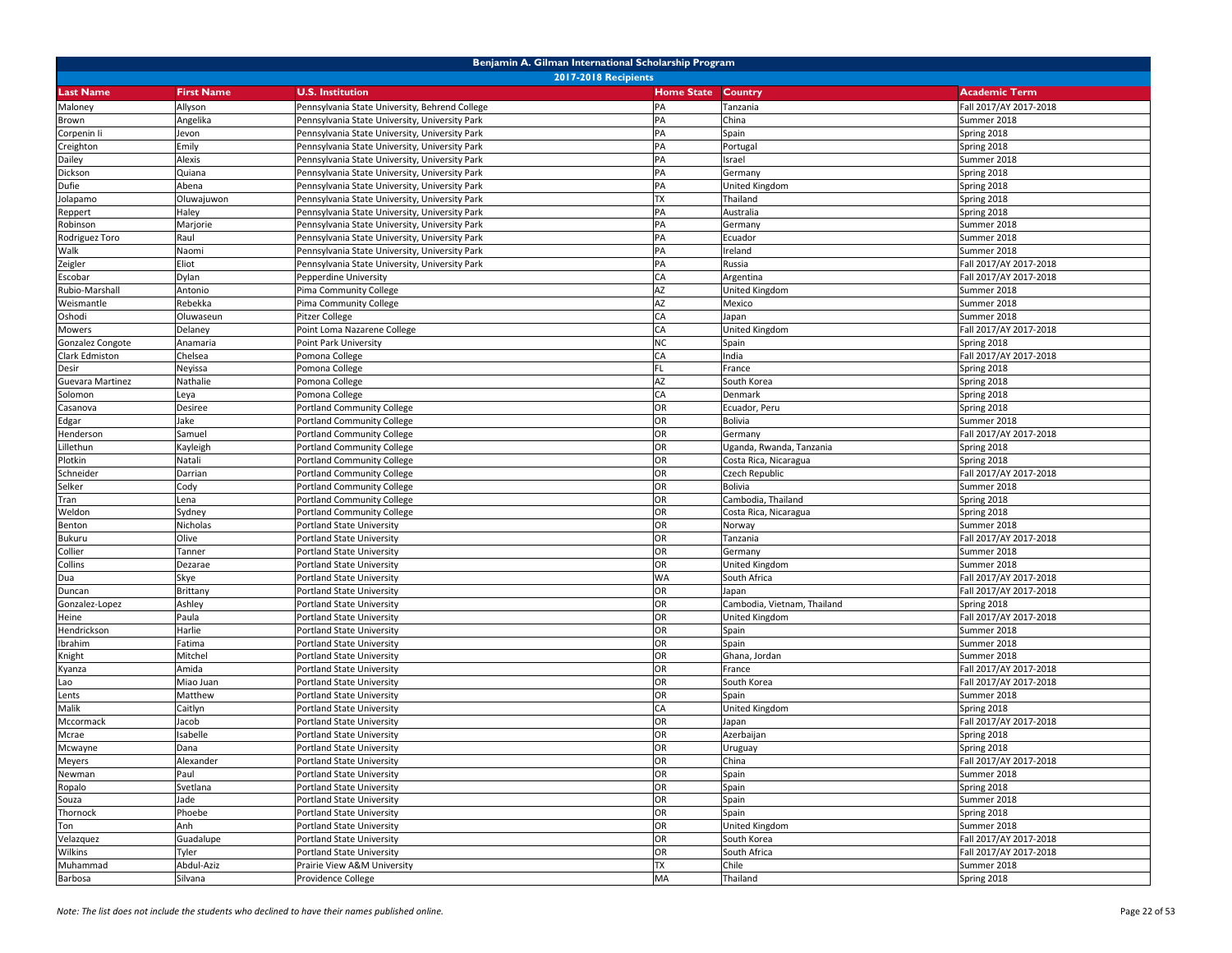| Benjamin A. Gilman International Scholarship Program | | | | | |
|---|---|---|---|---|---|
| 2017-2018 Recipients | | | | | |
| **Last Name** | **First Name** | **U.S. Institution** | **Home State** | **Country** | **Academic Term** |
| Maloney | Allyson | Pennsylvania State University, Behrend College | PA | Tanzania | Fall 2017/AY 2017-2018 |
| Brown | Angelika | Pennsylvania State University, University Park | PA | China | Summer 2018 |
| Corpenin Ii | Jevon | Pennsylvania State University, University Park | PA | Spain | Spring 2018 |
| Creighton | Emily | Pennsylvania State University, University Park | PA | Portugal | Spring 2018 |
| Dailey | Alexis | Pennsylvania State University, University Park | PA | Israel | Summer 2018 |
| Dickson | Quiana | Pennsylvania State University, University Park | PA | Germany | Spring 2018 |
| Dufie | Abena | Pennsylvania State University, University Park | PA | United Kingdom | Spring 2018 |
| Jolapamo | Oluwajuwon | Pennsylvania State University, University Park | TX | Thailand | Spring 2018 |
| Reppert | Haley | Pennsylvania State University, University Park | PA | Australia | Spring 2018 |
| Robinson | Marjorie | Pennsylvania State University, University Park | PA | Germany | Summer 2018 |
| Rodriguez Toro | Raul | Pennsylvania State University, University Park | PA | Ecuador | Summer 2018 |
| Walk | Naomi | Pennsylvania State University, University Park | PA | Ireland | Summer 2018 |
| Zeigler | Eliot | Pennsylvania State University, University Park | PA | Russia | Fall 2017/AY 2017-2018 |
| Escobar | Dylan | Pepperdine University | CA | Argentina | Fall 2017/AY 2017-2018 |
| Rubio-Marshall | Antonio | Pima Community College | AZ | United Kingdom | Summer 2018 |
| Weismantle | Rebekka | Pima Community College | AZ | Mexico | Summer 2018 |
| Oshodi | Oluwaseun | Pitzer College | CA | Japan | Summer 2018 |
| Mowers | Delaney | Point Loma Nazarene College | CA | United Kingdom | Fall 2017/AY 2017-2018 |
| Gonzalez Congote | Anamaria | Point Park University | NC | Spain | Spring 2018 |
| Clark Edmiston | Chelsea | Pomona College | CA | India | Fall 2017/AY 2017-2018 |
| Desir | Neyissa | Pomona College | FL | France | Spring 2018 |
| Guevara Martinez | Nathalie | Pomona College | AZ | South Korea | Spring 2018 |
| Solomon | Leya | Pomona College | CA | Denmark | Spring 2018 |
| Casanova | Desiree | Portland Community College | OR | Ecuador, Peru | Spring 2018 |
| Edgar | Jake | Portland Community College | OR | Bolivia | Summer 2018 |
| Henderson | Samuel | Portland Community College | OR | Germany | Fall 2017/AY 2017-2018 |
| Lillethun | Kayleigh | Portland Community College | OR | Uganda, Rwanda, Tanzania | Spring 2018 |
| Plotkin | Natali | Portland Community College | OR | Costa Rica, Nicaragua | Spring 2018 |
| Schneider | Darrian | Portland Community College | OR | Czech Republic | Fall 2017/AY 2017-2018 |
| Selker | Cody | Portland Community College | OR | Bolivia | Summer 2018 |
| Tran | Lena | Portland Community College | OR | Cambodia, Thailand | Spring 2018 |
| Weldon | Sydney | Portland Community College | OR | Costa Rica, Nicaragua | Spring 2018 |
| Benton | Nicholas | Portland State University | OR | Norway | Summer 2018 |
| Bukuru | Olive | Portland State University | OR | Tanzania | Fall 2017/AY 2017-2018 |
| Collier | Tanner | Portland State University | OR | Germany | Summer 2018 |
| Collins | Dezarae | Portland State University | OR | United Kingdom | Summer 2018 |
| Dua | Skye | Portland State University | WA | South Africa | Fall 2017/AY 2017-2018 |
| Duncan | Brittany | Portland State University | OR | Japan | Fall 2017/AY 2017-2018 |
| Gonzalez-Lopez | Ashley | Portland State University | OR | Cambodia, Vietnam, Thailand | Spring 2018 |
| Heine | Paula | Portland State University | OR | United Kingdom | Fall 2017/AY 2017-2018 |
| Hendrickson | Harlie | Portland State University | OR | Spain | Summer 2018 |
| Ibrahim | Fatima | Portland State University | OR | Spain | Summer 2018 |
| Knight | Mitchel | Portland State University | OR | Ghana, Jordan | Summer 2018 |
| Kyanza | Amida | Portland State University | OR | France | Fall 2017/AY 2017-2018 |
| Lao | Miao Juan | Portland State University | OR | South Korea | Fall 2017/AY 2017-2018 |
| Lents | Matthew | Portland State University | OR | Spain | Summer 2018 |
| Malik | Caitlyn | Portland State University | CA | United Kingdom | Spring 2018 |
| Mccormack | Jacob | Portland State University | OR | Japan | Fall 2017/AY 2017-2018 |
| Mcrae | Isabelle | Portland State University | OR | Azerbaijan | Spring 2018 |
| Mcwayne | Dana | Portland State University | OR | Uruguay | Spring 2018 |
| Meyers | Alexander | Portland State University | OR | China | Fall 2017/AY 2017-2018 |
| Newman | Paul | Portland State University | OR | Spain | Summer 2018 |
| Ropalo | Svetlana | Portland State University | OR | Spain | Spring 2018 |
| Souza | Jade | Portland State University | OR | Spain | Summer 2018 |
| Thornock | Phoebe | Portland State University | OR | Spain | Spring 2018 |
| Ton | Anh | Portland State University | OR | United Kingdom | Summer 2018 |
| Velazquez | Guadalupe | Portland State University | OR | South Korea | Fall 2017/AY 2017-2018 |
| Wilkins | Tyler | Portland State University | OR | South Africa | Fall 2017/AY 2017-2018 |
| Muhammad | Abdul-Aziz | Prairie View A&M University | TX | Chile | Summer 2018 |
| Barbosa | Silvana | Providence College | MA | Thailand | Spring 2018 |

*Note: The list does not include the students who declined to have their names published online.*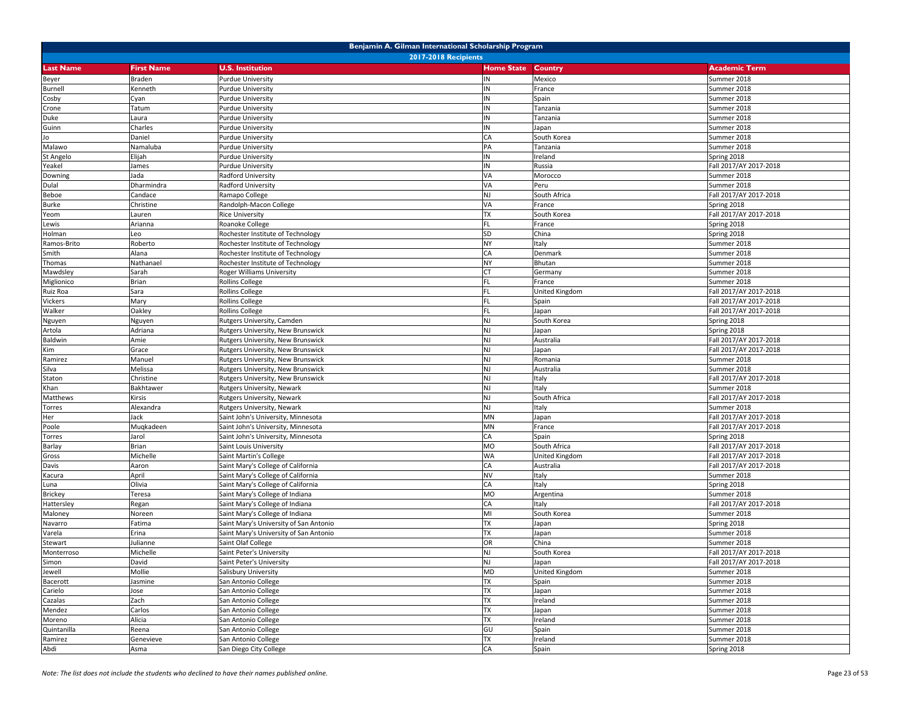# Benjamin A. Gilman International Scholarship Program

## 2017-2018 Recipients

| Last Name | First Name | U.S. Institution | Home State | Country | Academic Term |
|---|---|---|---|---|---|
| Beyer | Braden | Purdue University | IN | Mexico | Summer 2018 |
| Burnell | Kenneth | Purdue University | IN | France | Summer 2018 |
| Cosby | Cyan | Purdue University | IN | Spain | Summer 2018 |
| Crone | Tatum | Purdue University | IN | Tanzania | Summer 2018 |
| Duke | Laura | Purdue University | IN | Tanzania | Summer 2018 |
| Guinn | Charles | Purdue University | IN | Japan | Summer 2018 |
| Jo | Daniel | Purdue University | CA | South Korea | Summer 2018 |
| Malawo | Namaluba | Purdue University | PA | Tanzania | Summer 2018 |
| St Angelo | Elijah | Purdue University | IN | Ireland | Spring 2018 |
| Yeakel | James | Purdue University | IN | Russia | Fall 2017/AY 2017-2018 |
| Downing | Jada | Radford University | VA | Morocco | Summer 2018 |
| Dulal | Dharmindra | Radford University | VA | Peru | Summer 2018 |
| Beboe | Candace | Ramapo College | NJ | South Africa | Fall 2017/AY 2017-2018 |
| Burke | Christine | Randolph-Macon College | VA | France | Spring 2018 |
| Yeom | Lauren | Rice University | TX | South Korea | Fall 2017/AY 2017-2018 |
| Lewis | Arianna | Roanoke College | FL | France | Spring 2018 |
| Holman | Leo | Rochester Institute of Technology | SD | China | Spring 2018 |
| Ramos-Brito | Roberto | Rochester Institute of Technology | NY | Italy | Summer 2018 |
| Smith | Alana | Rochester Institute of Technology | CA | Denmark | Summer 2018 |
| Thomas | Nathanael | Rochester Institute of Technology | NY | Bhutan | Summer 2018 |
| Mawdsley | Sarah | Roger Williams University | CT | Germany | Summer 2018 |
| Miglionico | Brian | Rollins College | FL | France | Summer 2018 |
| Ruiz Roa | Sara | Rollins College | FL | United Kingdom | Fall 2017/AY 2017-2018 |
| Vickers | Mary | Rollins College | FL | Spain | Fall 2017/AY 2017-2018 |
| Walker | Oakley | Rollins College | FL | Japan | Fall 2017/AY 2017-2018 |
| Nguyen | Nguyen | Rutgers University, Camden | NJ | South Korea | Spring 2018 |
| Artola | Adriana | Rutgers University, New Brunswick | NJ | Japan | Spring 2018 |
| Baldwin | Amie | Rutgers University, New Brunswick | NJ | Australia | Fall 2017/AY 2017-2018 |
| Kim | Grace | Rutgers University, New Brunswick | NJ | Japan | Fall 2017/AY 2017-2018 |
| Ramirez | Manuel | Rutgers University, New Brunswick | NJ | Romania | Summer 2018 |
| Silva | Melissa | Rutgers University, New Brunswick | NJ | Australia | Summer 2018 |
| Staton | Christine | Rutgers University, New Brunswick | NJ | Italy | Fall 2017/AY 2017-2018 |
| Khan | Bakhtawer | Rutgers University, Newark | NJ | Italy | Summer 2018 |
| Matthews | Kirsis | Rutgers University, Newark | NJ | South Africa | Fall 2017/AY 2017-2018 |
| Torres | Alexandra | Rutgers University, Newark | NJ | Italy | Summer 2018 |
| Her | Jack | Saint John's University, Minnesota | MN | Japan | Fall 2017/AY 2017-2018 |
| Poole | Muqkadeen | Saint John's University, Minnesota | MN | France | Fall 2017/AY 2017-2018 |
| Torres | Jarol | Saint John's University, Minnesota | CA | Spain | Spring 2018 |
| Barlay | Brian | Saint Louis University | MO | South Africa | Fall 2017/AY 2017-2018 |
| Gross | Michelle | Saint Martin's College | WA | United Kingdom | Fall 2017/AY 2017-2018 |
| Davis | Aaron | Saint Mary's College of California | CA | Australia | Fall 2017/AY 2017-2018 |
| Kacura | April | Saint Mary's College of California | NV | Italy | Summer 2018 |
| Luna | Olivia | Saint Mary's College of California | CA | Italy | Spring 2018 |
| Brickey | Teresa | Saint Mary's College of Indiana | MO | Argentina | Summer 2018 |
| Hattersley | Regan | Saint Mary's College of Indiana | CA | Italy | Fall 2017/AY 2017-2018 |
| Maloney | Noreen | Saint Mary's College of Indiana | MI | South Korea | Summer 2018 |
| Navarro | Fatima | Saint Mary's University of San Antonio | TX | Japan | Spring 2018 |
| Varela | Erina | Saint Mary's University of San Antonio | TX | Japan | Summer 2018 |
| Stewart | Julianne | Saint Olaf College | OR | China | Summer 2018 |
| Monterroso | Michelle | Saint Peter's University | NJ | South Korea | Fall 2017/AY 2017-2018 |
| Simon | David | Saint Peter's University | NJ | Japan | Fall 2017/AY 2017-2018 |
| Jewell | Mollie | Salisbury University | MD | United Kingdom | Summer 2018 |
| Bacerott | Jasmine | San Antonio College | TX | Spain | Summer 2018 |
| Carielo | Jose | San Antonio College | TX | Japan | Summer 2018 |
| Cazalas | Zach | San Antonio College | TX | Ireland | Summer 2018 |
| Mendez | Carlos | San Antonio College | TX | Japan | Summer 2018 |
| Moreno | Alicia | San Antonio College | TX | Ireland | Summer 2018 |
| Quintanilla | Reena | San Antonio College | GU | Spain | Summer 2018 |
| Ramirez | Genevieve | San Antonio College | TX | Ireland | Summer 2018 |
| Abdi | Asma | San Diego City College | CA | Spain | Spring 2018 |

*Note: The list does not include the students who declined to have their names published online.*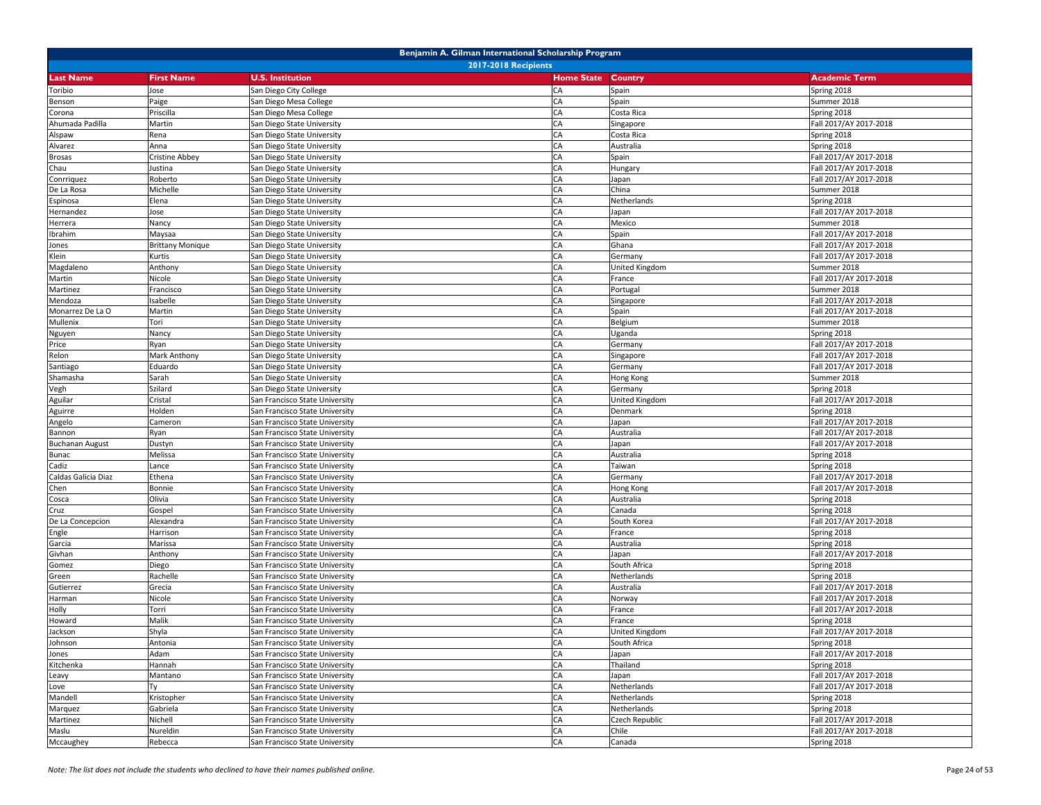# Benjamin A. Gilman International Scholarship Program

## 2017-2018 Recipients

| Last Name | First Name | U.S. Institution | Home State | Country | Academic Term |
|---|---|---|---|---|---|
| Toribio | Jose | San Diego City College | CA | Spain | Spring 2018 |
| Benson | Paige | San Diego Mesa College | CA | Spain | Summer 2018 |
| Corona | Priscilla | San Diego Mesa College | CA | Costa Rica | Spring 2018 |
| Ahumada Padilla | Martin | San Diego State University | CA | Singapore | Fall 2017/AY 2017-2018 |
| Alspaw | Rena | San Diego State University | CA | Costa Rica | Spring 2018 |
| Alvarez | Anna | San Diego State University | CA | Australia | Spring 2018 |
| Brosas | Cristine Abbey | San Diego State University | CA | Spain | Fall 2017/AY 2017-2018 |
| Chau | Justina | San Diego State University | CA | Hungary | Fall 2017/AY 2017-2018 |
| Conrriquez | Roberto | San Diego State University | CA | Japan | Fall 2017/AY 2017-2018 |
| De La Rosa | Michelle | San Diego State University | CA | China | Summer 2018 |
| Espinosa | Elena | San Diego State University | CA | Netherlands | Spring 2018 |
| Hernandez | Jose | San Diego State University | CA | Japan | Fall 2017/AY 2017-2018 |
| Herrera | Nancy | San Diego State University | CA | Mexico | Summer 2018 |
| Ibrahim | Maysaa | San Diego State University | CA | Spain | Fall 2017/AY 2017-2018 |
| Jones | Brittany Monique | San Diego State University | CA | Ghana | Fall 2017/AY 2017-2018 |
| Klein | Kurtis | San Diego State University | CA | Germany | Fall 2017/AY 2017-2018 |
| Magdaleno | Anthony | San Diego State University | CA | United Kingdom | Summer 2018 |
| Martin | Nicole | San Diego State University | CA | France | Fall 2017/AY 2017-2018 |
| Martinez | Francisco | San Diego State University | CA | Portugal | Summer 2018 |
| Mendoza | Isabelle | San Diego State University | CA | Singapore | Fall 2017/AY 2017-2018 |
| Monarrez De La O | Martin | San Diego State University | CA | Spain | Fall 2017/AY 2017-2018 |
| Mullenix | Tori | San Diego State University | CA | Belgium | Summer 2018 |
| Nguyen | Nancy | San Diego State University | CA | Uganda | Spring 2018 |
| Price | Ryan | San Diego State University | CA | Germany | Fall 2017/AY 2017-2018 |
| Relon | Mark Anthony | San Diego State University | CA | Singapore | Fall 2017/AY 2017-2018 |
| Santiago | Eduardo | San Diego State University | CA | Germany | Fall 2017/AY 2017-2018 |
| Shamasha | Sarah | San Diego State University | CA | Hong Kong | Summer 2018 |
| Vegh | Szilard | San Diego State University | CA | Germany | Spring 2018 |
| Aguilar | Cristal | San Francisco State University | CA | United Kingdom | Fall 2017/AY 2017-2018 |
| Aguirre | Holden | San Francisco State University | CA | Denmark | Spring 2018 |
| Angelo | Cameron | San Francisco State University | CA | Japan | Fall 2017/AY 2017-2018 |
| Bannon | Ryan | San Francisco State University | CA | Australia | Fall 2017/AY 2017-2018 |
| Buchanan August | Dustyn | San Francisco State University | CA | Japan | Fall 2017/AY 2017-2018 |
| Bunac | Melissa | San Francisco State University | CA | Australia | Spring 2018 |
| Cadiz | Lance | San Francisco State University | CA | Taiwan | Spring 2018 |
| Caldas Galicia Diaz | Ethena | San Francisco State University | CA | Germany | Fall 2017/AY 2017-2018 |
| Chen | Bonnie | San Francisco State University | CA | Hong Kong | Fall 2017/AY 2017-2018 |
| Cosca | Olivia | San Francisco State University | CA | Australia | Spring 2018 |
| Cruz | Gospel | San Francisco State University | CA | Canada | Spring 2018 |
| De La Concepcion | Alexandra | San Francisco State University | CA | South Korea | Fall 2017/AY 2017-2018 |
| Engle | Harrison | San Francisco State University | CA | France | Spring 2018 |
| Garcia | Marissa | San Francisco State University | CA | Australia | Spring 2018 |
| Givhan | Anthony | San Francisco State University | CA | Japan | Fall 2017/AY 2017-2018 |
| Gomez | Diego | San Francisco State University | CA | South Africa | Spring 2018 |
| Green | Rachelle | San Francisco State University | CA | Netherlands | Spring 2018 |
| Gutierrez | Grecia | San Francisco State University | CA | Australia | Fall 2017/AY 2017-2018 |
| Harman | Nicole | San Francisco State University | CA | Norway | Fall 2017/AY 2017-2018 |
| Holly | Torri | San Francisco State University | CA | France | Fall 2017/AY 2017-2018 |
| Howard | Malik | San Francisco State University | CA | France | Spring 2018 |
| Jackson | Shyla | San Francisco State University | CA | United Kingdom | Fall 2017/AY 2017-2018 |
| Johnson | Antonia | San Francisco State University | CA | South Africa | Spring 2018 |
| Jones | Adam | San Francisco State University | CA | Japan | Fall 2017/AY 2017-2018 |
| Kitchenka | Hannah | San Francisco State University | CA | Thailand | Spring 2018 |
| Leavy | Mantano | San Francisco State University | CA | Japan | Fall 2017/AY 2017-2018 |
| Love | Ty | San Francisco State University | CA | Netherlands | Fall 2017/AY 2017-2018 |
| Mandell | Kristopher | San Francisco State University | CA | Netherlands | Spring 2018 |
| Marquez | Gabriela | San Francisco State University | CA | Netherlands | Spring 2018 |
| Martinez | Nichell | San Francisco State University | CA | Czech Republic | Fall 2017/AY 2017-2018 |
| Maslu | Nureldin | San Francisco State University | CA | Chile | Fall 2017/AY 2017-2018 |
| Mccaughey | Rebecca | San Francisco State University | CA | Canada | Spring 2018 |

*Note: The list does not include the students who declined to have their names published online.*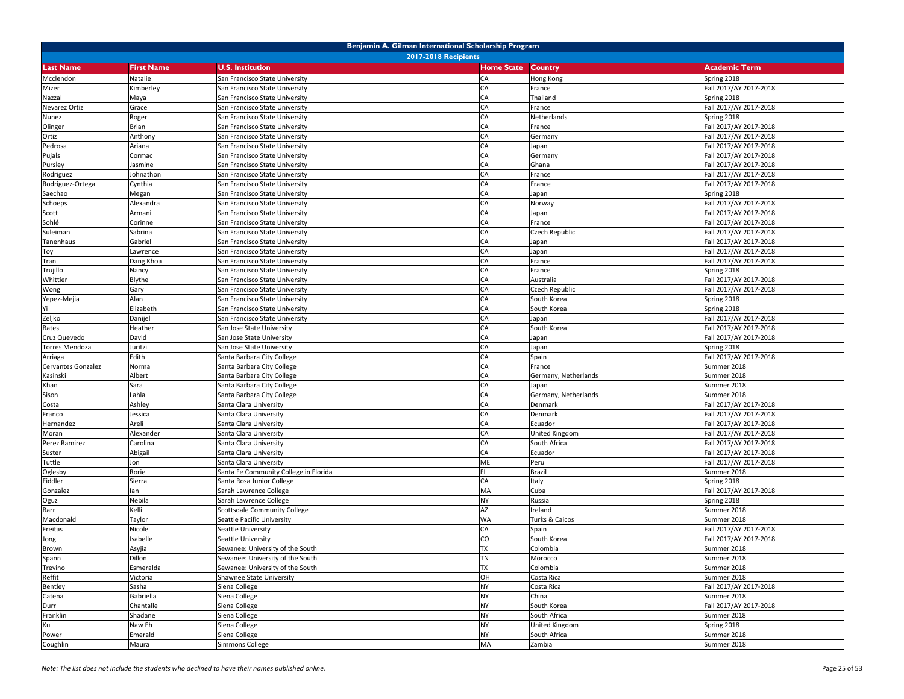# Benjamin A. Gilman International Scholarship Program

## 2017-2018 Recipients

| Last Name | First Name | U.S. Institution | Home State | Country | Academic Term |
|---|---|---|---|---|---|
| Mcclendon | Natalie | San Francisco State University | CA | Hong Kong | Spring 2018 |
| Mizer | Kimberley | San Francisco State University | CA | France | Fall 2017/AY 2017-2018 |
| Nazzal | Maya | San Francisco State University | CA | Thailand | Spring 2018 |
| Nevarez Ortiz | Grace | San Francisco State University | CA | France | Fall 2017/AY 2017-2018 |
| Nunez | Roger | San Francisco State University | CA | Netherlands | Spring 2018 |
| Olinger | Brian | San Francisco State University | CA | France | Fall 2017/AY 2017-2018 |
| Ortiz | Anthony | San Francisco State University | CA | Germany | Fall 2017/AY 2017-2018 |
| Pedrosa | Ariana | San Francisco State University | CA | Japan | Fall 2017/AY 2017-2018 |
| Pujals | Cormac | San Francisco State University | CA | Germany | Fall 2017/AY 2017-2018 |
| Pursley | Jasmine | San Francisco State University | CA | Ghana | Fall 2017/AY 2017-2018 |
| Rodriguez | Johnathon | San Francisco State University | CA | France | Fall 2017/AY 2017-2018 |
| Rodriguez-Ortega | Cynthia | San Francisco State University | CA | France | Fall 2017/AY 2017-2018 |
| Saechao | Megan | San Francisco State University | CA | Japan | Spring 2018 |
| Schoeps | Alexandra | San Francisco State University | CA | Norway | Fall 2017/AY 2017-2018 |
| Scott | Armani | San Francisco State University | CA | Japan | Fall 2017/AY 2017-2018 |
| Sohlé | Corinne | San Francisco State University | CA | France | Fall 2017/AY 2017-2018 |
| Suleiman | Sabrina | San Francisco State University | CA | Czech Republic | Fall 2017/AY 2017-2018 |
| Tanenhaus | Gabriel | San Francisco State University | CA | Japan | Fall 2017/AY 2017-2018 |
| Toy | Lawrence | San Francisco State University | CA | Japan | Fall 2017/AY 2017-2018 |
| Tran | Dang Khoa | San Francisco State University | CA | France | Fall 2017/AY 2017-2018 |
| Trujillo | Nancy | San Francisco State University | CA | France | Spring 2018 |
| Whittier | Blythe | San Francisco State University | CA | Australia | Fall 2017/AY 2017-2018 |
| Wong | Gary | San Francisco State University | CA | Czech Republic | Fall 2017/AY 2017-2018 |
| Yepez-Mejia | Alan | San Francisco State University | CA | South Korea | Spring 2018 |
| Yi | Elizabeth | San Francisco State University | CA | South Korea | Spring 2018 |
| Zeljko | Danijel | San Francisco State University | CA | Japan | Fall 2017/AY 2017-2018 |
| Bates | Heather | San Jose State University | CA | South Korea | Fall 2017/AY 2017-2018 |
| Cruz Quevedo | David | San Jose State University | CA | Japan | Fall 2017/AY 2017-2018 |
| Torres Mendoza | Juritzi | San Jose State University | CA | Japan | Spring 2018 |
| Arriaga | Edith | Santa Barbara City College | CA | Spain | Fall 2017/AY 2017-2018 |
| Cervantes Gonzalez | Norma | Santa Barbara City College | CA | France | Summer 2018 |
| Kasinski | Albert | Santa Barbara City College | CA | Germany, Netherlands | Summer 2018 |
| Khan | Sara | Santa Barbara City College | CA | Japan | Summer 2018 |
| Sison | Lahla | Santa Barbara City College | CA | Germany, Netherlands | Summer 2018 |
| Costa | Ashley | Santa Clara University | CA | Denmark | Fall 2017/AY 2017-2018 |
| Franco | Jessica | Santa Clara University | CA | Denmark | Fall 2017/AY 2017-2018 |
| Hernandez | Areli | Santa Clara University | CA | Ecuador | Fall 2017/AY 2017-2018 |
| Moran | Alexander | Santa Clara University | CA | United Kingdom | Fall 2017/AY 2017-2018 |
| Perez Ramirez | Carolina | Santa Clara University | CA | South Africa | Fall 2017/AY 2017-2018 |
| Suster | Abigail | Santa Clara University | CA | Ecuador | Fall 2017/AY 2017-2018 |
| Tuttle | Jon | Santa Clara University | ME | Peru | Fall 2017/AY 2017-2018 |
| Oglesby | Rorie | Santa Fe Community College in Florida | FL | Brazil | Summer 2018 |
| Fiddler | Sierra | Santa Rosa Junior College | CA | Italy | Spring 2018 |
| Gonzalez | Ian | Sarah Lawrence College | MA | Cuba | Fall 2017/AY 2017-2018 |
| Oguz | Nebila | Sarah Lawrence College | NY | Russia | Spring 2018 |
| Barr | Kelli | Scottsdale Community College | AZ | Ireland | Summer 2018 |
| Macdonald | Taylor | Seattle Pacific University | WA | Turks & Caicos | Summer 2018 |
| Freitas | Nicole | Seattle University | CA | Spain | Fall 2017/AY 2017-2018 |
| Jong | Isabelle | Seattle University | CO | South Korea | Fall 2017/AY 2017-2018 |
| Brown | Asyjia | Sewanee: University of the South | TX | Colombia | Summer 2018 |
| Spann | Dillon | Sewanee: University of the South | TN | Morocco | Summer 2018 |
| Trevino | Esmeralda | Sewanee: University of the South | TX | Colombia | Summer 2018 |
| Reffit | Victoria | Shawnee State University | OH | Costa Rica | Summer 2018 |
| Bentley | Sasha | Siena College | NY | Costa Rica | Fall 2017/AY 2017-2018 |
| Catena | Gabriella | Siena College | NY | China | Summer 2018 |
| Durr | Chantalle | Siena College | NY | South Korea | Fall 2017/AY 2017-2018 |
| Franklin | Shadane | Siena College | NY | South Africa | Summer 2018 |
| Ku | Naw Eh | Siena College | NY | United Kingdom | Spring 2018 |
| Power | Emerald | Siena College | NY | South Africa | Summer 2018 |
| Coughlin | Maura | Simmons College | MA | Zambia | Summer 2018 |

*Note: The list does not include the students who declined to have their names published online.*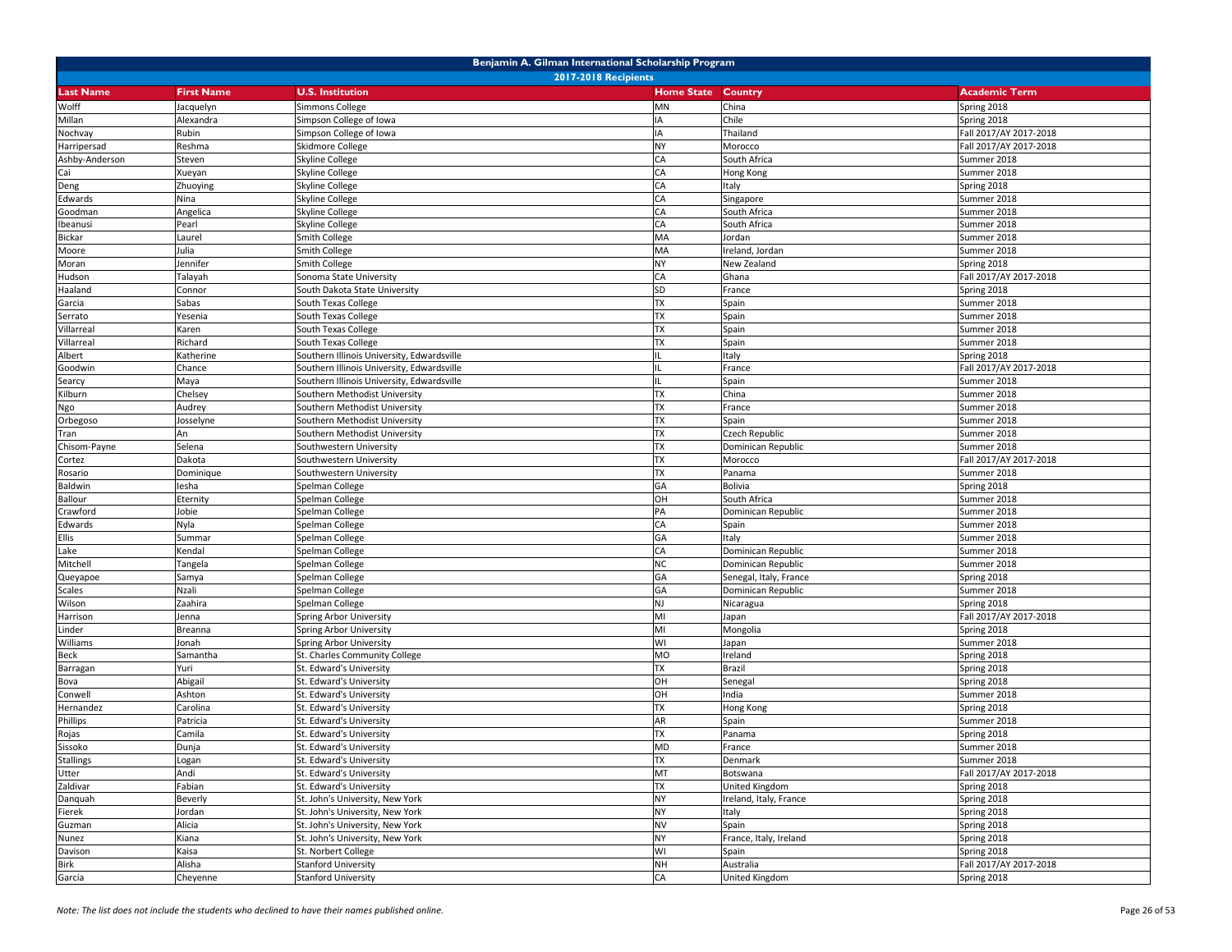| Benjamin A. Gilman International Scholarship Program | | | | | |
|---|---|---|---|---|---|
| 2017-2018 Recipients | | | | | |
| **Last Name** | **First Name** | **U.S. Institution** | **Home State** | **Country** | **Academic Term** |
| Wolff | Jacquelyn | Simmons College | MN | China | Spring 2018 |
| Millan | Alexandra | Simpson College of Iowa | IA | Chile | Spring 2018 |
| Nochvay | Rubin | Simpson College of Iowa | IA | Thailand | Fall 2017/AY 2017-2018 |
| Harripersad | Reshma | Skidmore College | NY | Morocco | Fall 2017/AY 2017-2018 |
| Ashby-Anderson | Steven | Skyline College | CA | South Africa | Summer 2018 |
| Cai | Xueyan | Skyline College | CA | Hong Kong | Summer 2018 |
| Deng | Zhuoying | Skyline College | CA | Italy | Spring 2018 |
| Edwards | Nina | Skyline College | CA | Singapore | Summer 2018 |
| Goodman | Angelica | Skyline College | CA | South Africa | Summer 2018 |
| Ibeanusi | Pearl | Skyline College | CA | South Africa | Summer 2018 |
| Bickar | Laurel | Smith College | MA | Jordan | Summer 2018 |
| Moore | Julia | Smith College | MA | Ireland, Jordan | Summer 2018 |
| Moran | Jennifer | Smith College | NY | New Zealand | Spring 2018 |
| Hudson | Talayah | Sonoma State University | CA | Ghana | Fall 2017/AY 2017-2018 |
| Haaland | Connor | South Dakota State University | SD | France | Spring 2018 |
| Garcia | Sabas | South Texas College | TX | Spain | Summer 2018 |
| Serrato | Yesenia | South Texas College | TX | Spain | Summer 2018 |
| Villarreal | Karen | South Texas College | TX | Spain | Summer 2018 |
| Villarreal | Richard | South Texas College | TX | Spain | Summer 2018 |
| Albert | Katherine | Southern Illinois University, Edwardsville | IL | Italy | Spring 2018 |
| Goodwin | Chance | Southern Illinois University, Edwardsville | IL | France | Fall 2017/AY 2017-2018 |
| Searcy | Maya | Southern Illinois University, Edwardsville | IL | Spain | Summer 2018 |
| Kilburn | Chelsey | Southern Methodist University | TX | China | Summer 2018 |
| Ngo | Audrey | Southern Methodist University | TX | France | Summer 2018 |
| Orbegoso | Josselyne | Southern Methodist University | TX | Spain | Summer 2018 |
| Tran | An | Southern Methodist University | TX | Czech Republic | Summer 2018 |
| Chisom-Payne | Selena | Southwestern University | TX | Dominican Republic | Summer 2018 |
| Cortez | Dakota | Southwestern University | TX | Morocco | Fall 2017/AY 2017-2018 |
| Rosario | Dominique | Southwestern University | TX | Panama | Summer 2018 |
| Baldwin | Iesha | Spelman College | GA | Bolivia | Spring 2018 |
| Ballour | Eternity | Spelman College | OH | South Africa | Summer 2018 |
| Crawford | Jobie | Spelman College | PA | Dominican Republic | Summer 2018 |
| Edwards | Nyla | Spelman College | CA | Spain | Summer 2018 |
| Ellis | Summar | Spelman College | GA | Italy | Summer 2018 |
| Lake | Kendal | Spelman College | CA | Dominican Republic | Summer 2018 |
| Mitchell | Tangela | Spelman College | NC | Dominican Republic | Summer 2018 |
| Queyapoe | Samya | Spelman College | GA | Senegal, Italy, France | Spring 2018 |
| Scales | Nzali | Spelman College | GA | Dominican Republic | Summer 2018 |
| Wilson | Zaahira | Spelman College | NJ | Nicaragua | Spring 2018 |
| Harrison | Jenna | Spring Arbor University | MI | Japan | Fall 2017/AY 2017-2018 |
| Linder | Breanna | Spring Arbor University | MI | Mongolia | Spring 2018 |
| Williams | Jonah | Spring Arbor University | WI | Japan | Summer 2018 |
| Beck | Samantha | St. Charles Community College | MO | Ireland | Spring 2018 |
| Barragan | Yuri | St. Edward's University | TX | Brazil | Spring 2018 |
| Bova | Abigail | St. Edward's University | OH | Senegal | Spring 2018 |
| Conwell | Ashton | St. Edward's University | OH | India | Summer 2018 |
| Hernandez | Carolina | St. Edward's University | TX | Hong Kong | Spring 2018 |
| Phillips | Patricia | St. Edward's University | AR | Spain | Summer 2018 |
| Rojas | Camila | St. Edward's University | TX | Panama | Spring 2018 |
| Sissoko | Dunja | St. Edward's University | MD | France | Summer 2018 |
| Stallings | Logan | St. Edward's University | TX | Denmark | Summer 2018 |
| Utter | Andi | St. Edward's University | MT | Botswana | Fall 2017/AY 2017-2018 |
| Zaldivar | Fabian | St. Edward's University | TX | United Kingdom | Spring 2018 |
| Danquah | Beverly | St. John's University, New York | NY | Ireland, Italy, France | Spring 2018 |
| Fierek | Jordan | St. John's University, New York | NY | Italy | Spring 2018 |
| Guzman | Alicia | St. John's University, New York | NV | Spain | Spring 2018 |
| Nunez | Kiana | St. John's University, New York | NY | France, Italy, Ireland | Spring 2018 |
| Davison | Kaisa | St. Norbert College | WI | Spain | Spring 2018 |
| Birk | Alisha | Stanford University | NH | Australia | Fall 2017/AY 2017-2018 |
| Garcia | Cheyenne | Stanford University | CA | United Kingdom | Spring 2018 |

*Note: The list does not include the students who declined to have their names published online.*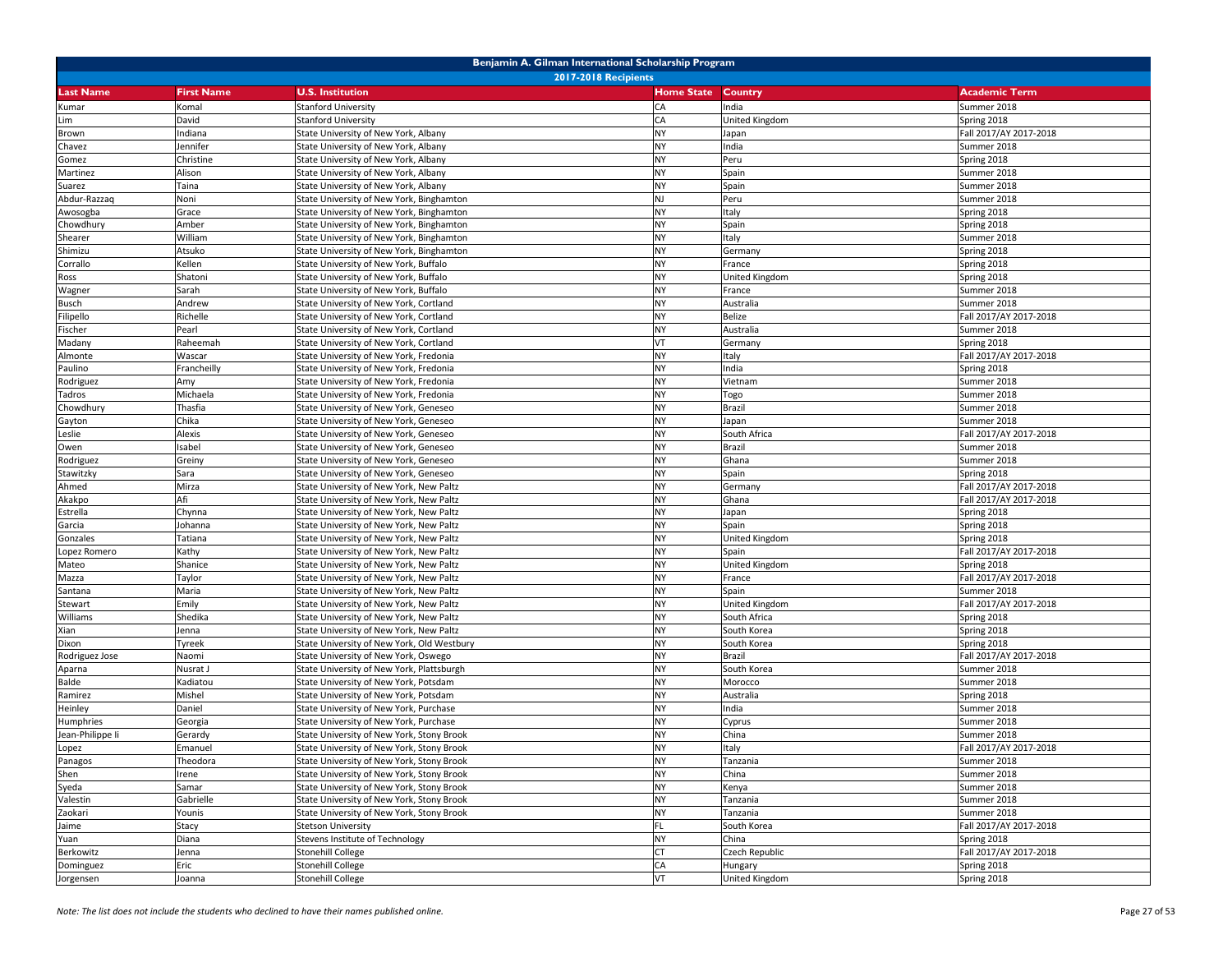# Benjamin A. Gilman International Scholarship Program

## 2017-2018 Recipients

| Last Name | First Name | U.S. Institution | Home State | Country | Academic Term |
|---|---|---|---|---|---|
| Kumar | Komal | Stanford University | CA | India | Summer 2018 |
| Lim | David | Stanford University | CA | United Kingdom | Spring 2018 |
| Brown | Indiana | State University of New York, Albany | NY | Japan | Fall 2017/AY 2017-2018 |
| Chavez | Jennifer | State University of New York, Albany | NY | India | Summer 2018 |
| Gomez | Christine | State University of New York, Albany | NY | Peru | Spring 2018 |
| Martinez | Alison | State University of New York, Albany | NY | Spain | Summer 2018 |
| Suarez | Taina | State University of New York, Albany | NY | Spain | Summer 2018 |
| Abdur-Razzaq | Noni | State University of New York, Binghamton | NJ | Peru | Summer 2018 |
| Awosogba | Grace | State University of New York, Binghamton | NY | Italy | Spring 2018 |
| Chowdhury | Amber | State University of New York, Binghamton | NY | Spain | Spring 2018 |
| Shearer | William | State University of New York, Binghamton | NY | Italy | Summer 2018 |
| Shimizu | Atsuko | State University of New York, Binghamton | NY | Germany | Spring 2018 |
| Corrallo | Kellen | State University of New York, Buffalo | NY | France | Spring 2018 |
| Ross | Shatoni | State University of New York, Buffalo | NY | United Kingdom | Spring 2018 |
| Wagner | Sarah | State University of New York, Buffalo | NY | France | Summer 2018 |
| Busch | Andrew | State University of New York, Cortland | NY | Australia | Summer 2018 |
| Filipello | Richelle | State University of New York, Cortland | NY | Belize | Fall 2017/AY 2017-2018 |
| Fischer | Pearl | State University of New York, Cortland | NY | Australia | Summer 2018 |
| Madany | Raheemah | State University of New York, Cortland | VT | Germany | Spring 2018 |
| Almonte | Wascar | State University of New York, Fredonia | NY | Italy | Fall 2017/AY 2017-2018 |
| Paulino | Francheilly | State University of New York, Fredonia | NY | India | Spring 2018 |
| Rodriguez | Amy | State University of New York, Fredonia | NY | Vietnam | Summer 2018 |
| Tadros | Michaela | State University of New York, Fredonia | NY | Togo | Summer 2018 |
| Chowdhury | Thasfia | State University of New York, Geneseo | NY | Brazil | Summer 2018 |
| Gayton | Chika | State University of New York, Geneseo | NY | Japan | Summer 2018 |
| Leslie | Alexis | State University of New York, Geneseo | NY | South Africa | Fall 2017/AY 2017-2018 |
| Owen | Isabel | State University of New York, Geneseo | NY | Brazil | Summer 2018 |
| Rodriguez | Greiny | State University of New York, Geneseo | NY | Ghana | Summer 2018 |
| Stawitzky | Sara | State University of New York, Geneseo | NY | Spain | Spring 2018 |
| Ahmed | Mirza | State University of New York, New Paltz | NY | Germany | Fall 2017/AY 2017-2018 |
| Akakpo | Afi | State University of New York, New Paltz | NY | Ghana | Fall 2017/AY 2017-2018 |
| Estrella | Chynna | State University of New York, New Paltz | NY | Japan | Spring 2018 |
| Garcia | Johanna | State University of New York, New Paltz | NY | Spain | Spring 2018 |
| Gonzales | Tatiana | State University of New York, New Paltz | NY | United Kingdom | Spring 2018 |
| Lopez Romero | Kathy | State University of New York, New Paltz | NY | Spain | Fall 2017/AY 2017-2018 |
| Mateo | Shanice | State University of New York, New Paltz | NY | United Kingdom | Spring 2018 |
| Mazza | Taylor | State University of New York, New Paltz | NY | France | Fall 2017/AY 2017-2018 |
| Santana | Maria | State University of New York, New Paltz | NY | Spain | Summer 2018 |
| Stewart | Emily | State University of New York, New Paltz | NY | United Kingdom | Fall 2017/AY 2017-2018 |
| Williams | Shedika | State University of New York, New Paltz | NY | South Africa | Spring 2018 |
| Xian | Jenna | State University of New York, New Paltz | NY | South Korea | Spring 2018 |
| Dixon | Tyreek | State University of New York, Old Westbury | NY | South Korea | Spring 2018 |
| Rodriguez Jose | Naomi | State University of New York, Oswego | NY | Brazil | Fall 2017/AY 2017-2018 |
| Aparna | Nusrat J | State University of New York, Plattsburgh | NY | South Korea | Summer 2018 |
| Balde | Kadiatou | State University of New York, Potsdam | NY | Morocco | Summer 2018 |
| Ramirez | Mishel | State University of New York, Potsdam | NY | Australia | Spring 2018 |
| Heinley | Daniel | State University of New York, Purchase | NY | India | Summer 2018 |
| Humphries | Georgia | State University of New York, Purchase | NY | Cyprus | Summer 2018 |
| Jean-Philippe Ii | Gerardy | State University of New York, Stony Brook | NY | China | Summer 2018 |
| Lopez | Emanuel | State University of New York, Stony Brook | NY | Italy | Fall 2017/AY 2017-2018 |
| Panagos | Theodora | State University of New York, Stony Brook | NY | Tanzania | Summer 2018 |
| Shen | Irene | State University of New York, Stony Brook | NY | China | Summer 2018 |
| Syeda | Samar | State University of New York, Stony Brook | NY | Kenya | Summer 2018 |
| Valestin | Gabrielle | State University of New York, Stony Brook | NY | Tanzania | Summer 2018 |
| Zaokari | Younis | State University of New York, Stony Brook | NY | Tanzania | Summer 2018 |
| Jaime | Stacy | Stetson University | FL | South Korea | Fall 2017/AY 2017-2018 |
| Yuan | Diana | Stevens Institute of Technology | NY | China | Spring 2018 |
| Berkowitz | Jenna | Stonehill College | CT | Czech Republic | Fall 2017/AY 2017-2018 |
| Dominguez | Eric | Stonehill College | CA | Hungary | Spring 2018 |
| Jorgensen | Joanna | Stonehill College | VT | United Kingdom | Spring 2018 |

*Note: The list does not include the students who declined to have their names published online.*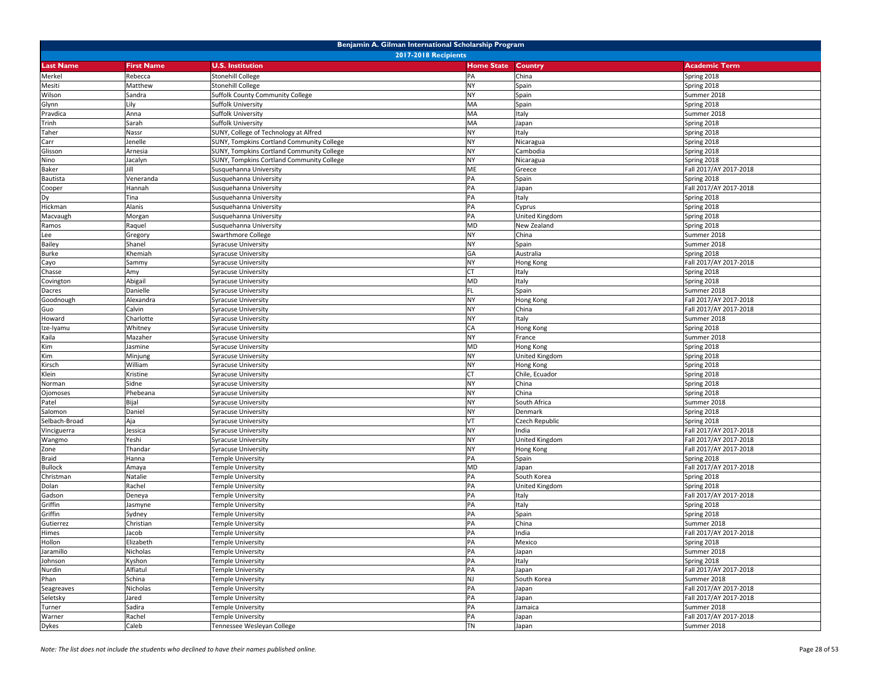| Benjamin A. Gilman International Scholarship Program | | | | | |
|---|---|---|---|---|---|
| 2017-2018 Recipients | | | | | |
| **Last Name** | **First Name** | **U.S. Institution** | **Home State** | **Country** | **Academic Term** |
| Merkel | Rebecca | Stonehill College | PA | China | Spring 2018 |
| Mesiti | Matthew | Stonehill College | NY | Spain | Spring 2018 |
| Wilson | Sandra | Suffolk County Community College | NY | Spain | Summer 2018 |
| Glynn | Lily | Suffolk University | MA | Spain | Spring 2018 |
| Pravdica | Anna | Suffolk University | MA | Italy | Summer 2018 |
| Trinh | Sarah | Suffolk University | MA | Japan | Spring 2018 |
| Taher | Nassr | SUNY, College of Technology at Alfred | NY | Italy | Spring 2018 |
| Carr | Jenelle | SUNY, Tompkins Cortland Community College | NY | Nicaragua | Spring 2018 |
| Glisson | Arnesia | SUNY, Tompkins Cortland Community College | NY | Cambodia | Spring 2018 |
| Nino | Jacalyn | SUNY, Tompkins Cortland Community College | NY | Nicaragua | Spring 2018 |
| Baker | Jill | Susquehanna University | ME | Greece | Fall 2017/AY 2017-2018 |
| Bautista | Veneranda | Susquehanna University | PA | Spain | Spring 2018 |
| Cooper | Hannah | Susquehanna University | PA | Japan | Fall 2017/AY 2017-2018 |
| Dy | Tina | Susquehanna University | PA | Italy | Spring 2018 |
| Hickman | Alanis | Susquehanna University | PA | Cyprus | Spring 2018 |
| Macvaugh | Morgan | Susquehanna University | PA | United Kingdom | Spring 2018 |
| Ramos | Raquel | Susquehanna University | MD | New Zealand | Spring 2018 |
| Lee | Gregory | Swarthmore College | NY | China | Summer 2018 |
| Bailey | Shanel | Syracuse University | NY | Spain | Summer 2018 |
| Burke | Khemiah | Syracuse University | GA | Australia | Spring 2018 |
| Cayo | Sammy | Syracuse University | NY | Hong Kong | Fall 2017/AY 2017-2018 |
| Chasse | Amy | Syracuse University | CT | Italy | Spring 2018 |
| Covington | Abigail | Syracuse University | MD | Italy | Spring 2018 |
| Dacres | Danielle | Syracuse University | FL | Spain | Summer 2018 |
| Goodnough | Alexandra | Syracuse University | NY | Hong Kong | Fall 2017/AY 2017-2018 |
| Guo | Calvin | Syracuse University | NY | China | Fall 2017/AY 2017-2018 |
| Howard | Charlotte | Syracuse University | NY | Italy | Summer 2018 |
| Ize-Iyamu | Whitney | Syracuse University | CA | Hong Kong | Spring 2018 |
| Kaila | Mazaher | Syracuse University | NY | France | Summer 2018 |
| Kim | Jasmine | Syracuse University | MD | Hong Kong | Spring 2018 |
| Kim | Minjung | Syracuse University | NY | United Kingdom | Spring 2018 |
| Kirsch | William | Syracuse University | NY | Hong Kong | Spring 2018 |
| Klein | Kristine | Syracuse University | CT | Chile, Ecuador | Spring 2018 |
| Norman | Sidne | Syracuse University | NY | China | Spring 2018 |
| Ojomoses | Phebeana | Syracuse University | NY | China | Spring 2018 |
| Patel | Bijal | Syracuse University | NY | South Africa | Summer 2018 |
| Salomon | Daniel | Syracuse University | NY | Denmark | Spring 2018 |
| Selbach-Broad | Aja | Syracuse University | VT | Czech Republic | Spring 2018 |
| Vinciguerra | Jessica | Syracuse University | NY | India | Fall 2017/AY 2017-2018 |
| Wangmo | Yeshi | Syracuse University | NY | United Kingdom | Fall 2017/AY 2017-2018 |
| Zone | Thandar | Syracuse University | NY | Hong Kong | Fall 2017/AY 2017-2018 |
| Braid | Hanna | Temple University | PA | Spain | Spring 2018 |
| Bullock | Amaya | Temple University | MD | Japan | Fall 2017/AY 2017-2018 |
| Christman | Natalie | Temple University | PA | South Korea | Spring 2018 |
| Dolan | Rachel | Temple University | PA | United Kingdom | Spring 2018 |
| Gadson | Deneya | Temple University | PA | Italy | Fall 2017/AY 2017-2018 |
| Griffin | Jasmyne | Temple University | PA | Italy | Spring 2018 |
| Griffin | Sydney | Temple University | PA | Spain | Spring 2018 |
| Gutierrez | Christian | Temple University | PA | China | Summer 2018 |
| Himes | Jacob | Temple University | PA | India | Fall 2017/AY 2017-2018 |
| Hollon | Elizabeth | Temple University | PA | Mexico | Spring 2018 |
| Jaramillo | Nicholas | Temple University | PA | Japan | Summer 2018 |
| Johnson | Kyshon | Temple University | PA | Italy | Spring 2018 |
| Nurdin | Alfiatul | Temple University | PA | Japan | Fall 2017/AY 2017-2018 |
| Phan | Schina | Temple University | NJ | South Korea | Summer 2018 |
| Seagreaves | Nicholas | Temple University | PA | Japan | Fall 2017/AY 2017-2018 |
| Seletsky | Jared | Temple University | PA | Japan | Fall 2017/AY 2017-2018 |
| Turner | Sadira | Temple University | PA | Jamaica | Summer 2018 |
| Warner | Rachel | Temple University | PA | Japan | Fall 2017/AY 2017-2018 |
| Dykes | Caleb | Tennessee Wesleyan College | TN | Japan | Summer 2018 |

*Note: The list does not include the students who declined to have their names published online.*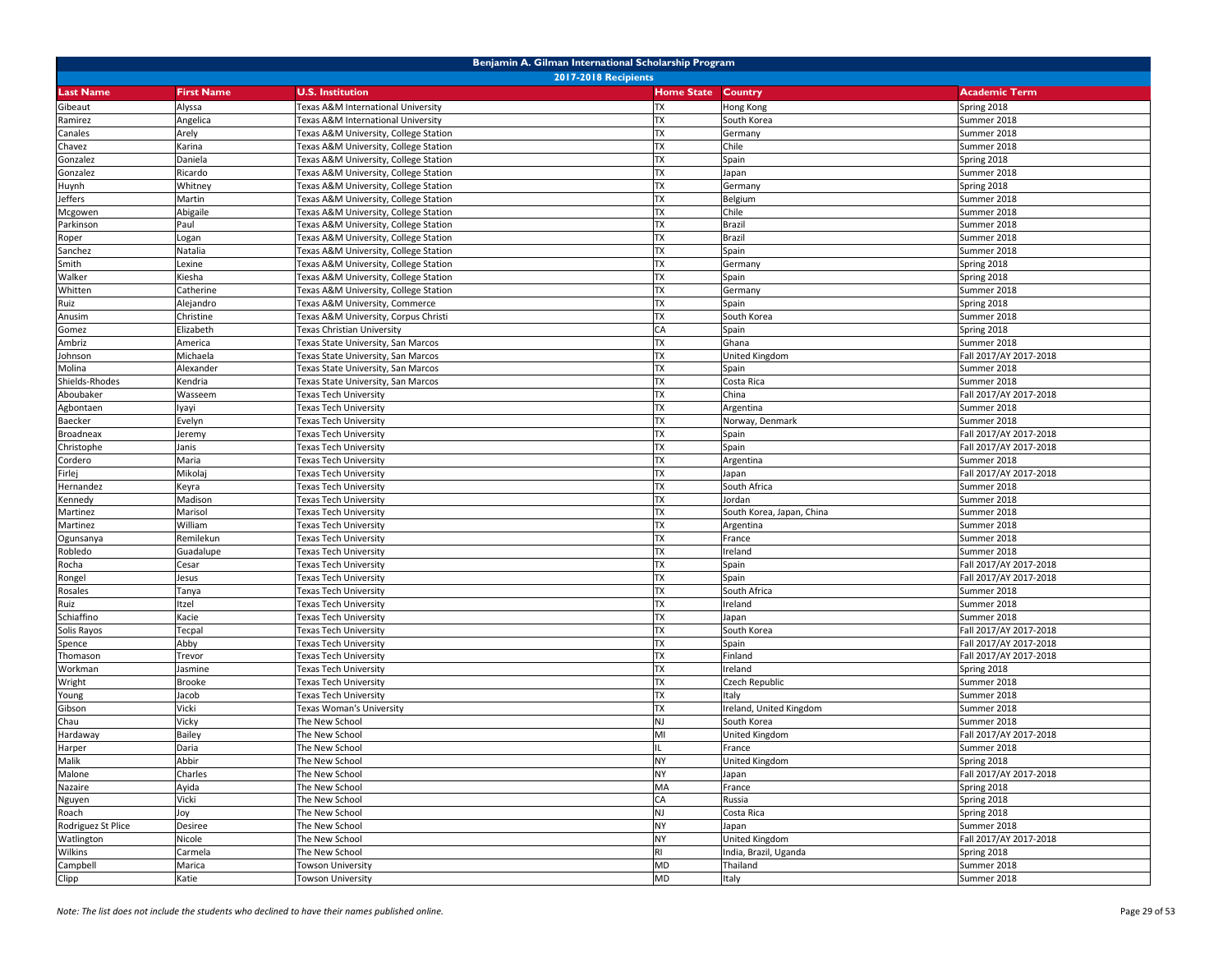# Benjamin A. Gilman International Scholarship Program

## 2017-2018 Recipients

| Last Name | First Name | U.S. Institution | Home State | Country | Academic Term |
|---|---|---|---|---|---|
| Gibeaut | Alyssa | Texas A&M International University | TX | Hong Kong | Spring 2018 |
| Ramirez | Angelica | Texas A&M International University | TX | South Korea | Summer 2018 |
| Canales | Arely | Texas A&M University, College Station | TX | Germany | Summer 2018 |
| Chavez | Karina | Texas A&M University, College Station | TX | Chile | Summer 2018 |
| Gonzalez | Daniela | Texas A&M University, College Station | TX | Spain | Spring 2018 |
| Gonzalez | Ricardo | Texas A&M University, College Station | TX | Japan | Summer 2018 |
| Huynh | Whitney | Texas A&M University, College Station | TX | Germany | Spring 2018 |
| Jeffers | Martin | Texas A&M University, College Station | TX | Belgium | Summer 2018 |
| Mcgowen | Abigaile | Texas A&M University, College Station | TX | Chile | Summer 2018 |
| Parkinson | Paul | Texas A&M University, College Station | TX | Brazil | Summer 2018 |
| Roper | Logan | Texas A&M University, College Station | TX | Brazil | Summer 2018 |
| Sanchez | Natalia | Texas A&M University, College Station | TX | Spain | Summer 2018 |
| Smith | Lexine | Texas A&M University, College Station | TX | Germany | Spring 2018 |
| Walker | Kiesha | Texas A&M University, College Station | TX | Spain | Spring 2018 |
| Whitten | Catherine | Texas A&M University, College Station | TX | Germany | Summer 2018 |
| Ruiz | Alejandro | Texas A&M University, Commerce | TX | Spain | Spring 2018 |
| Anusim | Christine | Texas A&M University, Corpus Christi | TX | South Korea | Summer 2018 |
| Gomez | Elizabeth | Texas Christian University | CA | Spain | Spring 2018 |
| Ambriz | America | Texas State University, San Marcos | TX | Ghana | Summer 2018 |
| Johnson | Michaela | Texas State University, San Marcos | TX | United Kingdom | Fall 2017/AY 2017-2018 |
| Molina | Alexander | Texas State University, San Marcos | TX | Spain | Summer 2018 |
| Shields-Rhodes | Kendria | Texas State University, San Marcos | TX | Costa Rica | Summer 2018 |
| Aboubaker | Wasseem | Texas Tech University | TX | China | Fall 2017/AY 2017-2018 |
| Agbontaen | Iyayi | Texas Tech University | TX | Argentina | Summer 2018 |
| Baecker | Evelyn | Texas Tech University | TX | Norway, Denmark | Summer 2018 |
| Broadneax | Jeremy | Texas Tech University | TX | Spain | Fall 2017/AY 2017-2018 |
| Christophe | Janis | Texas Tech University | TX | Spain | Fall 2017/AY 2017-2018 |
| Cordero | Maria | Texas Tech University | TX | Argentina | Summer 2018 |
| Firlej | Mikolaj | Texas Tech University | TX | Japan | Fall 2017/AY 2017-2018 |
| Hernandez | Keyra | Texas Tech University | TX | South Africa | Summer 2018 |
| Kennedy | Madison | Texas Tech University | TX | Jordan | Summer 2018 |
| Martinez | Marisol | Texas Tech University | TX | South Korea, Japan, China | Summer 2018 |
| Martinez | William | Texas Tech University | TX | Argentina | Summer 2018 |
| Ogunsanya | Remilekun | Texas Tech University | TX | France | Summer 2018 |
| Robledo | Guadalupe | Texas Tech University | TX | Ireland | Summer 2018 |
| Rocha | Cesar | Texas Tech University | TX | Spain | Fall 2017/AY 2017-2018 |
| Rongel | Jesus | Texas Tech University | TX | Spain | Fall 2017/AY 2017-2018 |
| Rosales | Tanya | Texas Tech University | TX | South Africa | Summer 2018 |
| Ruiz | Itzel | Texas Tech University | TX | Ireland | Summer 2018 |
| Schiaffino | Kacie | Texas Tech University | TX | Japan | Summer 2018 |
| Solis Rayos | Tecpal | Texas Tech University | TX | South Korea | Fall 2017/AY 2017-2018 |
| Spence | Abby | Texas Tech University | TX | Spain | Fall 2017/AY 2017-2018 |
| Thomason | Trevor | Texas Tech University | TX | Finland | Fall 2017/AY 2017-2018 |
| Workman | Jasmine | Texas Tech University | TX | Ireland | Spring 2018 |
| Wright | Brooke | Texas Tech University | TX | Czech Republic | Summer 2018 |
| Young | Jacob | Texas Tech University | TX | Italy | Summer 2018 |
| Gibson | Vicki | Texas Woman's University | TX | Ireland, United Kingdom | Summer 2018 |
| Chau | Vicky | The New School | NJ | South Korea | Summer 2018 |
| Hardaway | Bailey | The New School | MI | United Kingdom | Fall 2017/AY 2017-2018 |
| Harper | Daria | The New School | IL | France | Summer 2018 |
| Malik | Abbir | The New School | NY | United Kingdom | Spring 2018 |
| Malone | Charles | The New School | NY | Japan | Fall 2017/AY 2017-2018 |
| Nazaire | Ayida | The New School | MA | France | Spring 2018 |
| Nguyen | Vicki | The New School | CA | Russia | Spring 2018 |
| Roach | Joy | The New School | NJ | Costa Rica | Spring 2018 |
| Rodriguez St Plice | Desiree | The New School | NY | Japan | Summer 2018 |
| Watlington | Nicole | The New School | NY | United Kingdom | Fall 2017/AY 2017-2018 |
| Wilkins | Carmela | The New School | RI | India, Brazil, Uganda | Spring 2018 |
| Campbell | Marica | Towson University | MD | Thailand | Summer 2018 |
| Clipp | Katie | Towson University | MD | Italy | Summer 2018 |

*Note: The list does not include the students who declined to have their names published online.*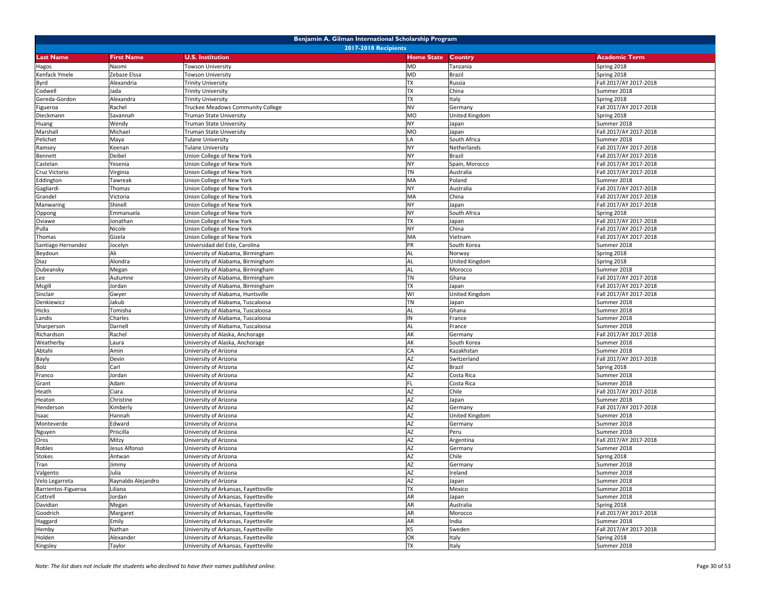# Benjamin A. Gilman International Scholarship Program

## 2017-2018 Recipients

| Last Name | First Name | U.S. Institution | Home State | Country | Academic Term |
|---|---|---|---|---|---|
| Hagos | Naomi | Towson University | MD | Tanzania | Spring 2018 |
| Kenfack Ymele | Zebaze Elssa | Towson University | MD | Brazil | Spring 2018 |
| Byrd | Alexandria | Trinity University | TX | Russia | Fall 2017/AY 2017-2018 |
| Codwell | Jada | Trinity University | TX | China | Summer 2018 |
| Gereda-Gordon | Alexandra | Trinity University | TX | Italy | Spring 2018 |
| Figueroa | Rachel | Truckee Meadows Community College | NV | Germany | Fall 2017/AY 2017-2018 |
| Dieckmann | Savannah | Truman State University | MO | United Kingdom | Spring 2018 |
| Huang | Wendy | Truman State University | NY | Japan | Summer 2018 |
| Marshall | Michael | Truman State University | MO | Japan | Fall 2017/AY 2017-2018 |
| Pelichet | Maya | Tulane University | LA | South Africa | Summer 2018 |
| Ramsey | Keenan | Tulane University | NY | Netherlands | Fall 2017/AY 2017-2018 |
| Bennett | Deibel | Union College of New York | NY | Brazil | Fall 2017/AY 2017-2018 |
| Castelan | Yesenia | Union College of New York | NY | Spain, Morocco | Fall 2017/AY 2017-2018 |
| Cruz Victorio | Virginia | Union College of New York | TN | Australia | Fall 2017/AY 2017-2018 |
| Eddington | Tawreak | Union College of New York | MA | Poland | Summer 2018 |
| Gagliardi | Thomas | Union College of New York | NY | Australia | Fall 2017/AY 2017-2018 |
| Grandel | Victoria | Union College of New York | MA | China | Fall 2017/AY 2017-2018 |
| Manwaring | Shinell | Union College of New York | NY | Japan | Fall 2017/AY 2017-2018 |
| Oppong | Emmanuela | Union College of New York | NY | South Africa | Spring 2018 |
| Oviawe | Jonathan | Union College of New York | TX | Japan | Fall 2017/AY 2017-2018 |
| Pulla | Nicole | Union College of New York | NY | China | Fall 2017/AY 2017-2018 |
| Thomas | Gizela | Union College of New York | MA | Vietnam | Fall 2017/AY 2017-2018 |
| Santiago Hernandez | Jocelyn | Universidad del Este, Carolina | PR | South Korea | Summer 2018 |
| Beydoun | Ali | University of Alabama, Birmingham | AL | Norway | Spring 2018 |
| Diaz | Alondra | University of Alabama, Birmingham | AL | United Kingdom | Spring 2018 |
| Dubeansky | Megan | University of Alabama, Birmingham | AL | Morocco | Summer 2018 |
| Lee | Autumne | University of Alabama, Birmingham | TN | Ghana | Fall 2017/AY 2017-2018 |
| Mcgill | Jordan | University of Alabama, Birmingham | TX | Japan | Fall 2017/AY 2017-2018 |
| Sinclair | Gwyer | University of Alabama, Huntsville | WI | United Kingdom | Fall 2017/AY 2017-2018 |
| Denkiewicz | Jakub | University of Alabama, Tuscaloosa | TN | Japan | Summer 2018 |
| Hicks | Tomisha | University of Alabama, Tuscaloosa | AL | Ghana | Summer 2018 |
| Landis | Charles | University of Alabama, Tuscaloosa | IN | France | Summer 2018 |
| Sharperson | Darnell | University of Alabama, Tuscaloosa | AL | France | Summer 2018 |
| Richardson | Rachel | University of Alaska, Anchorage | AK | Germany | Fall 2017/AY 2017-2018 |
| Weatherby | Laura | University of Alaska, Anchorage | AK | South Korea | Summer 2018 |
| Abtahi | Amin | University of Arizona | CA | Kazakhstan | Summer 2018 |
| Bayly | Devin | University of Arizona | AZ | Switzerland | Fall 2017/AY 2017-2018 |
| Bolz | Carl | University of Arizona | AZ | Brazil | Spring 2018 |
| Franco | Jordan | University of Arizona | AZ | Costa Rica | Summer 2018 |
| Grant | Adam | University of Arizona | FL | Costa Rica | Summer 2018 |
| Heath | Ciara | University of Arizona | AZ | Chile | Fall 2017/AY 2017-2018 |
| Heaton | Christine | University of Arizona | AZ | Japan | Summer 2018 |
| Henderson | Kimberly | University of Arizona | AZ | Germany | Fall 2017/AY 2017-2018 |
| Isaac | Hannah | University of Arizona | AZ | United Kingdom | Summer 2018 |
| Monteverde | Edward | University of Arizona | AZ | Germany | Summer 2018 |
| Nguyen | Priscilla | University of Arizona | AZ | Peru | Summer 2018 |
| Oros | Mitzy | University of Arizona | AZ | Argentina | Fall 2017/AY 2017-2018 |
| Robles | Jesus Alfonso | University of Arizona | AZ | Germany | Summer 2018 |
| Stokes | Antwan | University of Arizona | AZ | Chile | Spring 2018 |
| Tran | Jimmy | University of Arizona | AZ | Germany | Summer 2018 |
| Valgento | Julia | University of Arizona | AZ | Ireland | Summer 2018 |
| Velo Legarreta | Raynaldo Alejandro | University of Arizona | AZ | Japan | Summer 2018 |
| Barrientos-Figueroa | Liliana | University of Arkansas, Fayetteville | TX | Mexico | Summer 2018 |
| Cottrell | Jordan | University of Arkansas, Fayetteville | AR | Japan | Summer 2018 |
| Davidian | Megan | University of Arkansas, Fayetteville | AR | Australia | Spring 2018 |
| Goodrich | Margaret | University of Arkansas, Fayetteville | AR | Morocco | Fall 2017/AY 2017-2018 |
| Haggard | Emily | University of Arkansas, Fayetteville | AR | India | Summer 2018 |
| Hemby | Nathan | University of Arkansas, Fayetteville | KS | Sweden | Fall 2017/AY 2017-2018 |
| Holden | Alexander | University of Arkansas, Fayetteville | OK | Italy | Spring 2018 |
| Kingsley | Taylor | University of Arkansas, Fayetteville | TX | Italy | Summer 2018 |

*Note: The list does not include the students who declined to have their names published online.*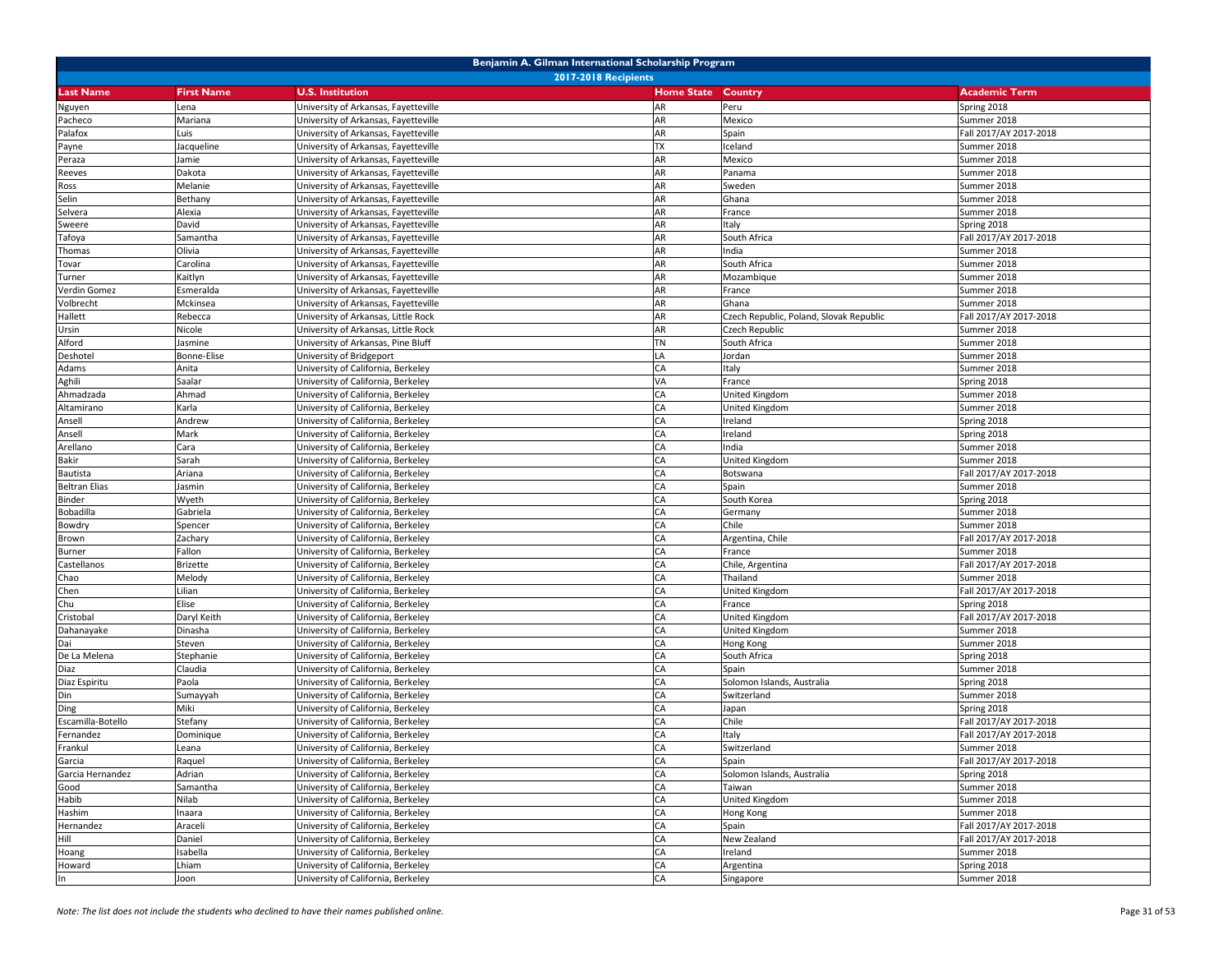# Benjamin A. Gilman International Scholarship Program

## 2017-2018 Recipients

| Last Name | First Name | U.S. Institution | Home State | Country | Academic Term |
|---|---|---|---|---|---|
| Nguyen | Lena | University of Arkansas, Fayetteville | AR | Peru | Spring 2018 |
| Pacheco | Mariana | University of Arkansas, Fayetteville | AR | Mexico | Summer 2018 |
| Palafox | Luis | University of Arkansas, Fayetteville | AR | Spain | Fall 2017/AY 2017-2018 |
| Payne | Jacqueline | University of Arkansas, Fayetteville | TX | Iceland | Summer 2018 |
| Peraza | Jamie | University of Arkansas, Fayetteville | AR | Mexico | Summer 2018 |
| Reeves | Dakota | University of Arkansas, Fayetteville | AR | Panama | Summer 2018 |
| Ross | Melanie | University of Arkansas, Fayetteville | AR | Sweden | Summer 2018 |
| Selin | Bethany | University of Arkansas, Fayetteville | AR | Ghana | Summer 2018 |
| Selvera | Alexia | University of Arkansas, Fayetteville | AR | France | Summer 2018 |
| Sweere | David | University of Arkansas, Fayetteville | AR | Italy | Spring 2018 |
| Tafoya | Samantha | University of Arkansas, Fayetteville | AR | South Africa | Fall 2017/AY 2017-2018 |
| Thomas | Olivia | University of Arkansas, Fayetteville | AR | India | Summer 2018 |
| Tovar | Carolina | University of Arkansas, Fayetteville | AR | South Africa | Summer 2018 |
| Turner | Kaitlyn | University of Arkansas, Fayetteville | AR | Mozambique | Summer 2018 |
| Verdin Gomez | Esmeralda | University of Arkansas, Fayetteville | AR | France | Summer 2018 |
| Volbrecht | Mckinsea | University of Arkansas, Fayetteville | AR | Ghana | Summer 2018 |
| Hallett | Rebecca | University of Arkansas, Little Rock | AR | Czech Republic, Poland, Slovak Republic | Fall 2017/AY 2017-2018 |
| Ursin | Nicole | University of Arkansas, Little Rock | AR | Czech Republic | Summer 2018 |
| Alford | Jasmine | University of Arkansas, Pine Bluff | TN | South Africa | Summer 2018 |
| Deshotel | Bonne-Elise | University of Bridgeport | LA | Jordan | Summer 2018 |
| Adams | Anita | University of California, Berkeley | CA | Italy | Summer 2018 |
| Aghili | Saalar | University of California, Berkeley | VA | France | Spring 2018 |
| Ahmadzada | Ahmad | University of California, Berkeley | CA | United Kingdom | Summer 2018 |
| Altamirano | Karla | University of California, Berkeley | CA | United Kingdom | Summer 2018 |
| Ansell | Andrew | University of California, Berkeley | CA | Ireland | Spring 2018 |
| Ansell | Mark | University of California, Berkeley | CA | Ireland | Spring 2018 |
| Arellano | Cara | University of California, Berkeley | CA | India | Summer 2018 |
| Bakir | Sarah | University of California, Berkeley | CA | United Kingdom | Summer 2018 |
| Bautista | Ariana | University of California, Berkeley | CA | Botswana | Fall 2017/AY 2017-2018 |
| Beltran Elias | Jasmin | University of California, Berkeley | CA | Spain | Summer 2018 |
| Binder | Wyeth | University of California, Berkeley | CA | South Korea | Spring 2018 |
| Bobadilla | Gabriela | University of California, Berkeley | CA | Germany | Summer 2018 |
| Bowdry | Spencer | University of California, Berkeley | CA | Chile | Summer 2018 |
| Brown | Zachary | University of California, Berkeley | CA | Argentina, Chile | Fall 2017/AY 2017-2018 |
| Burner | Fallon | University of California, Berkeley | CA | France | Summer 2018 |
| Castellanos | Brizette | University of California, Berkeley | CA | Chile, Argentina | Fall 2017/AY 2017-2018 |
| Chao | Melody | University of California, Berkeley | CA | Thailand | Summer 2018 |
| Chen | Lilian | University of California, Berkeley | CA | United Kingdom | Fall 2017/AY 2017-2018 |
| Chu | Elise | University of California, Berkeley | CA | France | Spring 2018 |
| Cristobal | Daryl Keith | University of California, Berkeley | CA | United Kingdom | Fall 2017/AY 2017-2018 |
| Dahanayake | Dinasha | University of California, Berkeley | CA | United Kingdom | Summer 2018 |
| Dai | Steven | University of California, Berkeley | CA | Hong Kong | Summer 2018 |
| De La Melena | Stephanie | University of California, Berkeley | CA | South Africa | Spring 2018 |
| Diaz | Claudia | University of California, Berkeley | CA | Spain | Summer 2018 |
| Diaz Espiritu | Paola | University of California, Berkeley | CA | Solomon Islands, Australia | Spring 2018 |
| Din | Sumayyah | University of California, Berkeley | CA | Switzerland | Summer 2018 |
| Ding | Miki | University of California, Berkeley | CA | Japan | Spring 2018 |
| Escamilla-Botello | Stefany | University of California, Berkeley | CA | Chile | Fall 2017/AY 2017-2018 |
| Fernandez | Dominique | University of California, Berkeley | CA | Italy | Fall 2017/AY 2017-2018 |
| Frankul | Leana | University of California, Berkeley | CA | Switzerland | Summer 2018 |
| Garcia | Raquel | University of California, Berkeley | CA | Spain | Fall 2017/AY 2017-2018 |
| Garcia Hernandez | Adrian | University of California, Berkeley | CA | Solomon Islands, Australia | Spring 2018 |
| Good | Samantha | University of California, Berkeley | CA | Taiwan | Summer 2018 |
| Habib | Nilab | University of California, Berkeley | CA | United Kingdom | Summer 2018 |
| Hashim | Inaara | University of California, Berkeley | CA | Hong Kong | Summer 2018 |
| Hernandez | Araceli | University of California, Berkeley | CA | Spain | Fall 2017/AY 2017-2018 |
| Hill | Daniel | University of California, Berkeley | CA | New Zealand | Fall 2017/AY 2017-2018 |
| Hoang | Isabella | University of California, Berkeley | CA | Ireland | Summer 2018 |
| Howard | Lhiam | University of California, Berkeley | CA | Argentina | Spring 2018 |
| In | Joon | University of California, Berkeley | CA | Singapore | Summer 2018 |

*Note: The list does not include the students who declined to have their names published online.*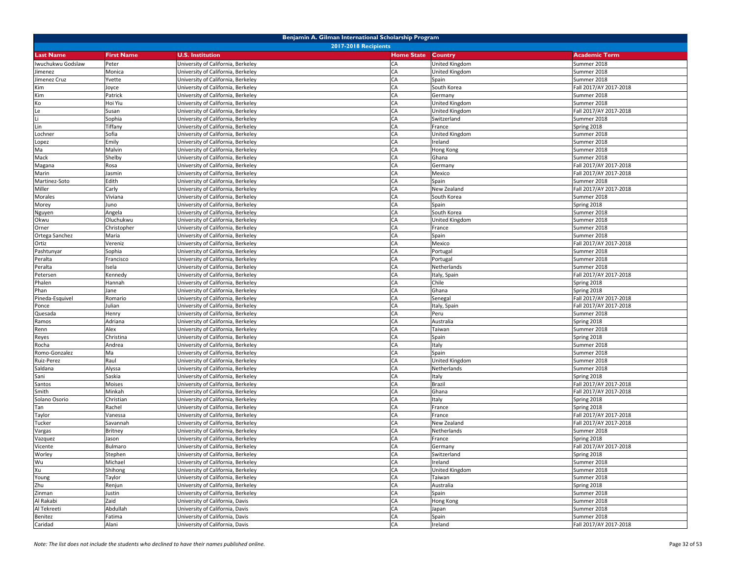| Benjamin A. Gilman International Scholarship Program | | | | | |
|---|---|---|---|---|---|
| 2017-2018 Recipients | | | | | |
| **Last Name** | **First Name** | **U.S. Institution** | **Home State** | **Country** | **Academic Term** |
| Iwuchukwu Godslaw | Peter | University of California, Berkeley | CA | United Kingdom | Summer 2018 |
| Jimenez | Monica | University of California, Berkeley | CA | United Kingdom | Summer 2018 |
| Jimenez Cruz | Yvette | University of California, Berkeley | CA | Spain | Summer 2018 |
| Kim | Joyce | University of California, Berkeley | CA | South Korea | Fall 2017/AY 2017-2018 |
| Kim | Patrick | University of California, Berkeley | CA | Germany | Summer 2018 |
| Ko | Hoi Yiu | University of California, Berkeley | CA | United Kingdom | Summer 2018 |
| Le | Susan | University of California, Berkeley | CA | United Kingdom | Fall 2017/AY 2017-2018 |
| Li | Sophia | University of California, Berkeley | CA | Switzerland | Summer 2018 |
| Lin | Tiffany | University of California, Berkeley | CA | France | Spring 2018 |
| Lochner | Sofia | University of California, Berkeley | CA | United Kingdom | Summer 2018 |
| Lopez | Emily | University of California, Berkeley | CA | Ireland | Summer 2018 |
| Ma | Malvin | University of California, Berkeley | CA | Hong Kong | Summer 2018 |
| Mack | Shelby | University of California, Berkeley | CA | Ghana | Summer 2018 |
| Magana | Rosa | University of California, Berkeley | CA | Germany | Fall 2017/AY 2017-2018 |
| Marin | Jasmin | University of California, Berkeley | CA | Mexico | Fall 2017/AY 2017-2018 |
| Martinez-Soto | Edith | University of California, Berkeley | CA | Spain | Summer 2018 |
| Miller | Carly | University of California, Berkeley | CA | New Zealand | Fall 2017/AY 2017-2018 |
| Morales | Viviana | University of California, Berkeley | CA | South Korea | Summer 2018 |
| Morey | Juno | University of California, Berkeley | CA | Spain | Spring 2018 |
| Nguyen | Angela | University of California, Berkeley | CA | South Korea | Summer 2018 |
| Okwu | Oluchukwu | University of California, Berkeley | CA | United Kingdom | Summer 2018 |
| Orner | Christopher | University of California, Berkeley | CA | France | Summer 2018 |
| Ortega Sanchez | Maria | University of California, Berkeley | CA | Spain | Summer 2018 |
| Ortiz | Vereniz | University of California, Berkeley | CA | Mexico | Fall 2017/AY 2017-2018 |
| Pashtunyar | Sophia | University of California, Berkeley | CA | Portugal | Summer 2018 |
| Peralta | Francisco | University of California, Berkeley | CA | Portugal | Summer 2018 |
| Peralta | Isela | University of California, Berkeley | CA | Netherlands | Summer 2018 |
| Petersen | Kennedy | University of California, Berkeley | CA | Italy, Spain | Fall 2017/AY 2017-2018 |
| Phalen | Hannah | University of California, Berkeley | CA | Chile | Spring 2018 |
| Phan | Jane | University of California, Berkeley | CA | Ghana | Spring 2018 |
| Pineda-Esquivel | Romario | University of California, Berkeley | CA | Senegal | Fall 2017/AY 2017-2018 |
| Ponce | Julian | University of California, Berkeley | CA | Italy, Spain | Fall 2017/AY 2017-2018 |
| Quesada | Henry | University of California, Berkeley | CA | Peru | Summer 2018 |
| Ramos | Adriana | University of California, Berkeley | CA | Australia | Spring 2018 |
| Renn | Alex | University of California, Berkeley | CA | Taiwan | Summer 2018 |
| Reyes | Christina | University of California, Berkeley | CA | Spain | Spring 2018 |
| Rocha | Andrea | University of California, Berkeley | CA | Italy | Summer 2018 |
| Romo-Gonzalez | Ma | University of California, Berkeley | CA | Spain | Summer 2018 |
| Ruiz-Perez | Raul | University of California, Berkeley | CA | United Kingdom | Summer 2018 |
| Saldana | Alyssa | University of California, Berkeley | CA | Netherlands | Summer 2018 |
| Sani | Saskia | University of California, Berkeley | CA | Italy | Spring 2018 |
| Santos | Moises | University of California, Berkeley | CA | Brazil | Fall 2017/AY 2017-2018 |
| Smith | Minkah | University of California, Berkeley | CA | Ghana | Fall 2017/AY 2017-2018 |
| Solano Osorio | Christian | University of California, Berkeley | CA | Italy | Spring 2018 |
| Tan | Rachel | University of California, Berkeley | CA | France | Spring 2018 |
| Taylor | Vanessa | University of California, Berkeley | CA | France | Fall 2017/AY 2017-2018 |
| Tucker | Savannah | University of California, Berkeley | CA | New Zealand | Fall 2017/AY 2017-2018 |
| Vargas | Britney | University of California, Berkeley | CA | Netherlands | Summer 2018 |
| Vazquez | Jason | University of California, Berkeley | CA | France | Spring 2018 |
| Vicente | Bulmaro | University of California, Berkeley | CA | Germany | Fall 2017/AY 2017-2018 |
| Worley | Stephen | University of California, Berkeley | CA | Switzerland | Spring 2018 |
| Wu | Michael | University of California, Berkeley | CA | Ireland | Summer 2018 |
| Xu | Shihong | University of California, Berkeley | CA | United Kingdom | Summer 2018 |
| Young | Taylor | University of California, Berkeley | CA | Taiwan | Summer 2018 |
| Zhu | Renjun | University of California, Berkeley | CA | Australia | Spring 2018 |
| Zinman | Justin | University of California, Berkeley | CA | Spain | Summer 2018 |
| Al Rakabi | Zaid | University of California, Davis | CA | Hong Kong | Summer 2018 |
| Al Tekreeti | Abdullah | University of California, Davis | CA | Japan | Summer 2018 |
| Benitez | Fatima | University of California, Davis | CA | Spain | Summer 2018 |
| Caridad | Alani | University of California, Davis | CA | Ireland | Fall 2017/AY 2017-2018 |

*Note: The list does not include the students who declined to have their names published online.*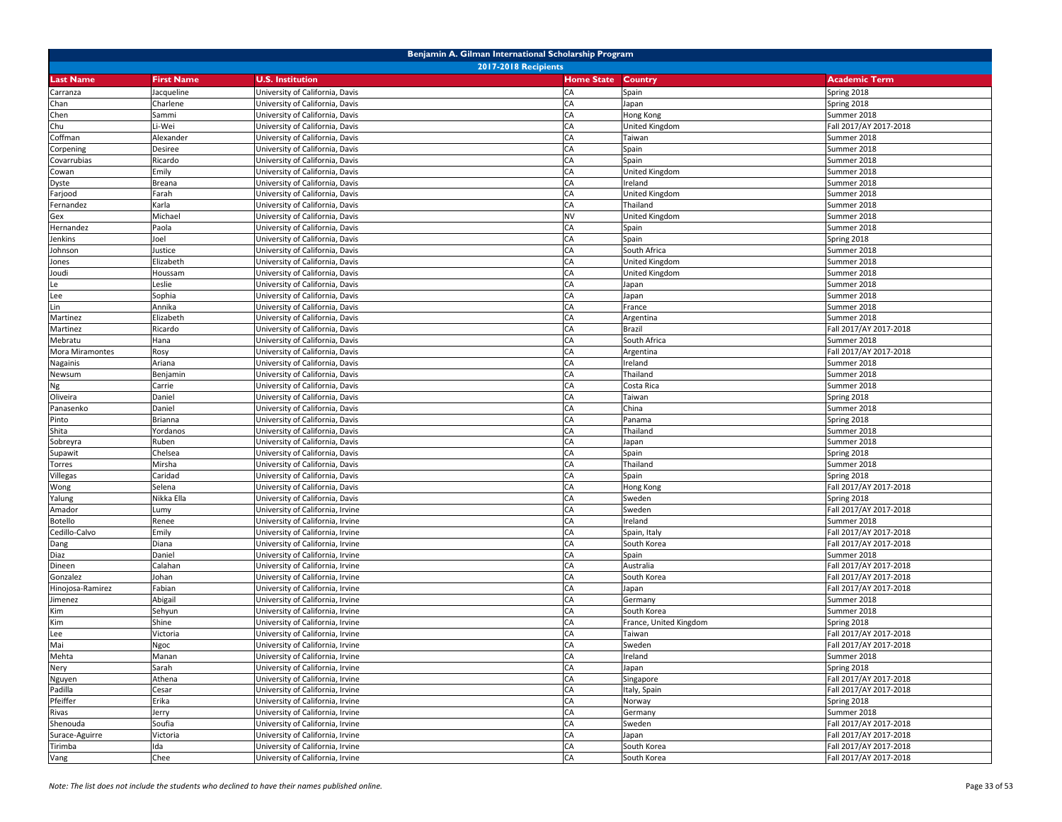# Benjamin A. Gilman International Scholarship Program

## 2017-2018 Recipients

| Last Name | First Name | U.S. Institution | Home State | Country | Academic Term |
|---|---|---|---|---|---|
| Carranza | Jacqueline | University of California, Davis | CA | Spain | Spring 2018 |
| Chan | Charlene | University of California, Davis | CA | Japan | Spring 2018 |
| Chen | Sammi | University of California, Davis | CA | Hong Kong | Summer 2018 |
| Chu | Li-Wei | University of California, Davis | CA | United Kingdom | Fall 2017/AY 2017-2018 |
| Coffman | Alexander | University of California, Davis | CA | Taiwan | Summer 2018 |
| Corpening | Desiree | University of California, Davis | CA | Spain | Summer 2018 |
| Covarrubias | Ricardo | University of California, Davis | CA | Spain | Summer 2018 |
| Cowan | Emily | University of California, Davis | CA | United Kingdom | Summer 2018 |
| Dyste | Breana | University of California, Davis | CA | Ireland | Summer 2018 |
| Farjood | Farah | University of California, Davis | CA | United Kingdom | Summer 2018 |
| Fernandez | Karla | University of California, Davis | CA | Thailand | Summer 2018 |
| Gex | Michael | University of California, Davis | NV | United Kingdom | Summer 2018 |
| Hernandez | Paola | University of California, Davis | CA | Spain | Summer 2018 |
| Jenkins | Joel | University of California, Davis | CA | Spain | Spring 2018 |
| Johnson | Justice | University of California, Davis | CA | South Africa | Summer 2018 |
| Jones | Elizabeth | University of California, Davis | CA | United Kingdom | Summer 2018 |
| Joudi | Houssam | University of California, Davis | CA | United Kingdom | Summer 2018 |
| Le | Leslie | University of California, Davis | CA | Japan | Summer 2018 |
| Lee | Sophia | University of California, Davis | CA | Japan | Summer 2018 |
| Lin | Annika | University of California, Davis | CA | France | Summer 2018 |
| Martinez | Elizabeth | University of California, Davis | CA | Argentina | Summer 2018 |
| Martinez | Ricardo | University of California, Davis | CA | Brazil | Fall 2017/AY 2017-2018 |
| Mebratu | Hana | University of California, Davis | CA | South Africa | Summer 2018 |
| Mora Miramontes | Rosy | University of California, Davis | CA | Argentina | Fall 2017/AY 2017-2018 |
| Nagainis | Ariana | University of California, Davis | CA | Ireland | Summer 2018 |
| Newsum | Benjamin | University of California, Davis | CA | Thailand | Summer 2018 |
| Ng | Carrie | University of California, Davis | CA | Costa Rica | Summer 2018 |
| Oliveira | Daniel | University of California, Davis | CA | Taiwan | Spring 2018 |
| Panasenko | Daniel | University of California, Davis | CA | China | Summer 2018 |
| Pinto | Brianna | University of California, Davis | CA | Panama | Spring 2018 |
| Shita | Yordanos | University of California, Davis | CA | Thailand | Summer 2018 |
| Sobreyra | Ruben | University of California, Davis | CA | Japan | Summer 2018 |
| Supawit | Chelsea | University of California, Davis | CA | Spain | Spring 2018 |
| Torres | Mirsha | University of California, Davis | CA | Thailand | Summer 2018 |
| Villegas | Caridad | University of California, Davis | CA | Spain | Spring 2018 |
| Wong | Selena | University of California, Davis | CA | Hong Kong | Fall 2017/AY 2017-2018 |
| Yalung | Nikka Ella | University of California, Davis | CA | Sweden | Spring 2018 |
| Amador | Lumy | University of California, Irvine | CA | Sweden | Fall 2017/AY 2017-2018 |
| Botello | Renee | University of California, Irvine | CA | Ireland | Summer 2018 |
| Cedillo-Calvo | Emily | University of California, Irvine | CA | Spain, Italy | Fall 2017/AY 2017-2018 |
| Dang | Diana | University of California, Irvine | CA | South Korea | Fall 2017/AY 2017-2018 |
| Diaz | Daniel | University of California, Irvine | CA | Spain | Summer 2018 |
| Dineen | Calahan | University of California, Irvine | CA | Australia | Fall 2017/AY 2017-2018 |
| Gonzalez | Johan | University of California, Irvine | CA | South Korea | Fall 2017/AY 2017-2018 |
| Hinojosa-Ramirez | Fabian | University of California, Irvine | CA | Japan | Fall 2017/AY 2017-2018 |
| Jimenez | Abigail | University of California, Irvine | CA | Germany | Summer 2018 |
| Kim | Sehyun | University of California, Irvine | CA | South Korea | Summer 2018 |
| Kim | Shine | University of California, Irvine | CA | France, United Kingdom | Spring 2018 |
| Lee | Victoria | University of California, Irvine | CA | Taiwan | Fall 2017/AY 2017-2018 |
| Mai | Ngoc | University of California, Irvine | CA | Sweden | Fall 2017/AY 2017-2018 |
| Mehta | Manan | University of California, Irvine | CA | Ireland | Summer 2018 |
| Nery | Sarah | University of California, Irvine | CA | Japan | Spring 2018 |
| Nguyen | Athena | University of California, Irvine | CA | Singapore | Fall 2017/AY 2017-2018 |
| Padilla | Cesar | University of California, Irvine | CA | Italy, Spain | Fall 2017/AY 2017-2018 |
| Pfeiffer | Erika | University of California, Irvine | CA | Norway | Spring 2018 |
| Rivas | Jerry | University of California, Irvine | CA | Germany | Summer 2018 |
| Shenouda | Soufia | University of California, Irvine | CA | Sweden | Fall 2017/AY 2017-2018 |
| Surace-Aguirre | Victoria | University of California, Irvine | CA | Japan | Fall 2017/AY 2017-2018 |
| Tirimba | Ida | University of California, Irvine | CA | South Korea | Fall 2017/AY 2017-2018 |
| Vang | Chee | University of California, Irvine | CA | South Korea | Fall 2017/AY 2017-2018 |

*Note: The list does not include the students who declined to have their names published online.*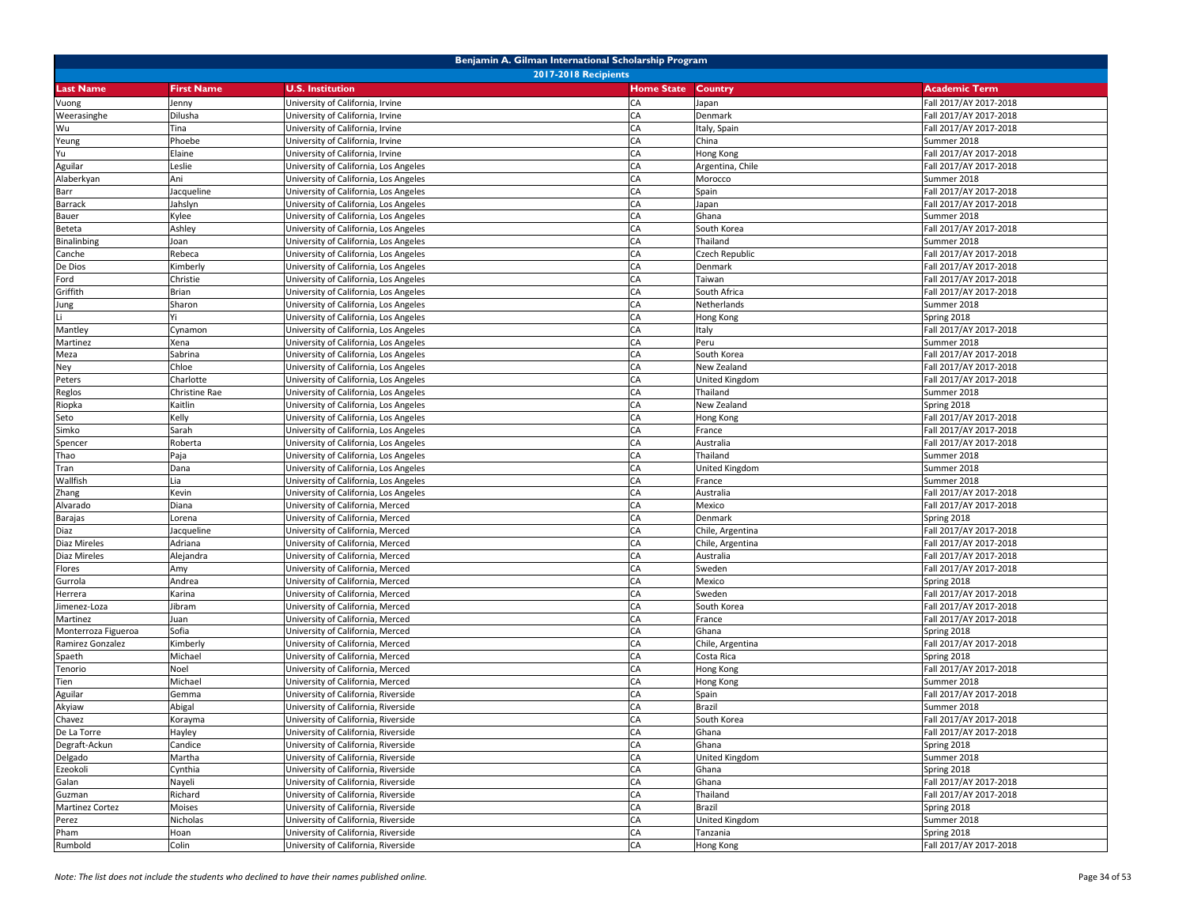| Benjamin A. Gilman International Scholarship Program | | | | | |
|---|---|---|---|---|---|
| 2017-2018 Recipients | | | | | |
| **Last Name** | **First Name** | **U.S. Institution** | **Home State** | **Country** | **Academic Term** |
| Vuong | Jenny | University of California, Irvine | CA | Japan | Fall 2017/AY 2017-2018 |
| Weerasinghe | Dilusha | University of California, Irvine | CA | Denmark | Fall 2017/AY 2017-2018 |
| Wu | Tina | University of California, Irvine | CA | Italy, Spain | Fall 2017/AY 2017-2018 |
| Yeung | Phoebe | University of California, Irvine | CA | China | Summer 2018 |
| Yu | Elaine | University of California, Irvine | CA | Hong Kong | Fall 2017/AY 2017-2018 |
| Aguilar | Leslie | University of California, Los Angeles | CA | Argentina, Chile | Fall 2017/AY 2017-2018 |
| Alaberkyan | Ani | University of California, Los Angeles | CA | Morocco | Summer 2018 |
| Barr | Jacqueline | University of California, Los Angeles | CA | Spain | Fall 2017/AY 2017-2018 |
| Barrack | Jahslyn | University of California, Los Angeles | CA | Japan | Fall 2017/AY 2017-2018 |
| Bauer | Kylee | University of California, Los Angeles | CA | Ghana | Summer 2018 |
| Beteta | Ashley | University of California, Los Angeles | CA | South Korea | Fall 2017/AY 2017-2018 |
| Binalinbing | Joan | University of California, Los Angeles | CA | Thailand | Summer 2018 |
| Canche | Rebeca | University of California, Los Angeles | CA | Czech Republic | Fall 2017/AY 2017-2018 |
| De Dios | Kimberly | University of California, Los Angeles | CA | Denmark | Fall 2017/AY 2017-2018 |
| Ford | Christie | University of California, Los Angeles | CA | Taiwan | Fall 2017/AY 2017-2018 |
| Griffith | Brian | University of California, Los Angeles | CA | South Africa | Fall 2017/AY 2017-2018 |
| Jung | Sharon | University of California, Los Angeles | CA | Netherlands | Summer 2018 |
| Li | Yi | University of California, Los Angeles | CA | Hong Kong | Spring 2018 |
| Mantley | Cynamon | University of California, Los Angeles | CA | Italy | Fall 2017/AY 2017-2018 |
| Martinez | Xena | University of California, Los Angeles | CA | Peru | Summer 2018 |
| Meza | Sabrina | University of California, Los Angeles | CA | South Korea | Fall 2017/AY 2017-2018 |
| Ney | Chloe | University of California, Los Angeles | CA | New Zealand | Fall 2017/AY 2017-2018 |
| Peters | Charlotte | University of California, Los Angeles | CA | United Kingdom | Fall 2017/AY 2017-2018 |
| Reglos | Christine Rae | University of California, Los Angeles | CA | Thailand | Summer 2018 |
| Riopka | Kaitlin | University of California, Los Angeles | CA | New Zealand | Spring 2018 |
| Seto | Kelly | University of California, Los Angeles | CA | Hong Kong | Fall 2017/AY 2017-2018 |
| Simko | Sarah | University of California, Los Angeles | CA | France | Fall 2017/AY 2017-2018 |
| Spencer | Roberta | University of California, Los Angeles | CA | Australia | Fall 2017/AY 2017-2018 |
| Thao | Paja | University of California, Los Angeles | CA | Thailand | Summer 2018 |
| Tran | Dana | University of California, Los Angeles | CA | United Kingdom | Summer 2018 |
| Wallfish | Lia | University of California, Los Angeles | CA | France | Summer 2018 |
| Zhang | Kevin | University of California, Los Angeles | CA | Australia | Fall 2017/AY 2017-2018 |
| Alvarado | Diana | University of California, Merced | CA | Mexico | Fall 2017/AY 2017-2018 |
| Barajas | Lorena | University of California, Merced | CA | Denmark | Spring 2018 |
| Diaz | Jacqueline | University of California, Merced | CA | Chile, Argentina | Fall 2017/AY 2017-2018 |
| Diaz Mireles | Adriana | University of California, Merced | CA | Chile, Argentina | Fall 2017/AY 2017-2018 |
| Diaz Mireles | Alejandra | University of California, Merced | CA | Australia | Fall 2017/AY 2017-2018 |
| Flores | Amy | University of California, Merced | CA | Sweden | Fall 2017/AY 2017-2018 |
| Gurrola | Andrea | University of California, Merced | CA | Mexico | Spring 2018 |
| Herrera | Karina | University of California, Merced | CA | Sweden | Fall 2017/AY 2017-2018 |
| Jimenez-Loza | Jibram | University of California, Merced | CA | South Korea | Fall 2017/AY 2017-2018 |
| Martinez | Juan | University of California, Merced | CA | France | Fall 2017/AY 2017-2018 |
| Monterroza Figueroa | Sofia | University of California, Merced | CA | Ghana | Spring 2018 |
| Ramirez Gonzalez | Kimberly | University of California, Merced | CA | Chile, Argentina | Fall 2017/AY 2017-2018 |
| Spaeth | Michael | University of California, Merced | CA | Costa Rica | Spring 2018 |
| Tenorio | Noel | University of California, Merced | CA | Hong Kong | Fall 2017/AY 2017-2018 |
| Tien | Michael | University of California, Merced | CA | Hong Kong | Summer 2018 |
| Aguilar | Gemma | University of California, Riverside | CA | Spain | Fall 2017/AY 2017-2018 |
| Akyiaw | Abigal | University of California, Riverside | CA | Brazil | Summer 2018 |
| Chavez | Korayma | University of California, Riverside | CA | South Korea | Fall 2017/AY 2017-2018 |
| De La Torre | Hayley | University of California, Riverside | CA | Ghana | Fall 2017/AY 2017-2018 |
| Degraft-Ackun | Candice | University of California, Riverside | CA | Ghana | Spring 2018 |
| Delgado | Martha | University of California, Riverside | CA | United Kingdom | Summer 2018 |
| Ezeokoli | Cynthia | University of California, Riverside | CA | Ghana | Spring 2018 |
| Galan | Nayeli | University of California, Riverside | CA | Ghana | Fall 2017/AY 2017-2018 |
| Guzman | Richard | University of California, Riverside | CA | Thailand | Fall 2017/AY 2017-2018 |
| Martinez Cortez | Moises | University of California, Riverside | CA | Brazil | Spring 2018 |
| Perez | Nicholas | University of California, Riverside | CA | United Kingdom | Summer 2018 |
| Pham | Hoan | University of California, Riverside | CA | Tanzania | Spring 2018 |
| Rumbold | Colin | University of California, Riverside | CA | Hong Kong | Fall 2017/AY 2017-2018 |

*Note: The list does not include the students who declined to have their names published online.*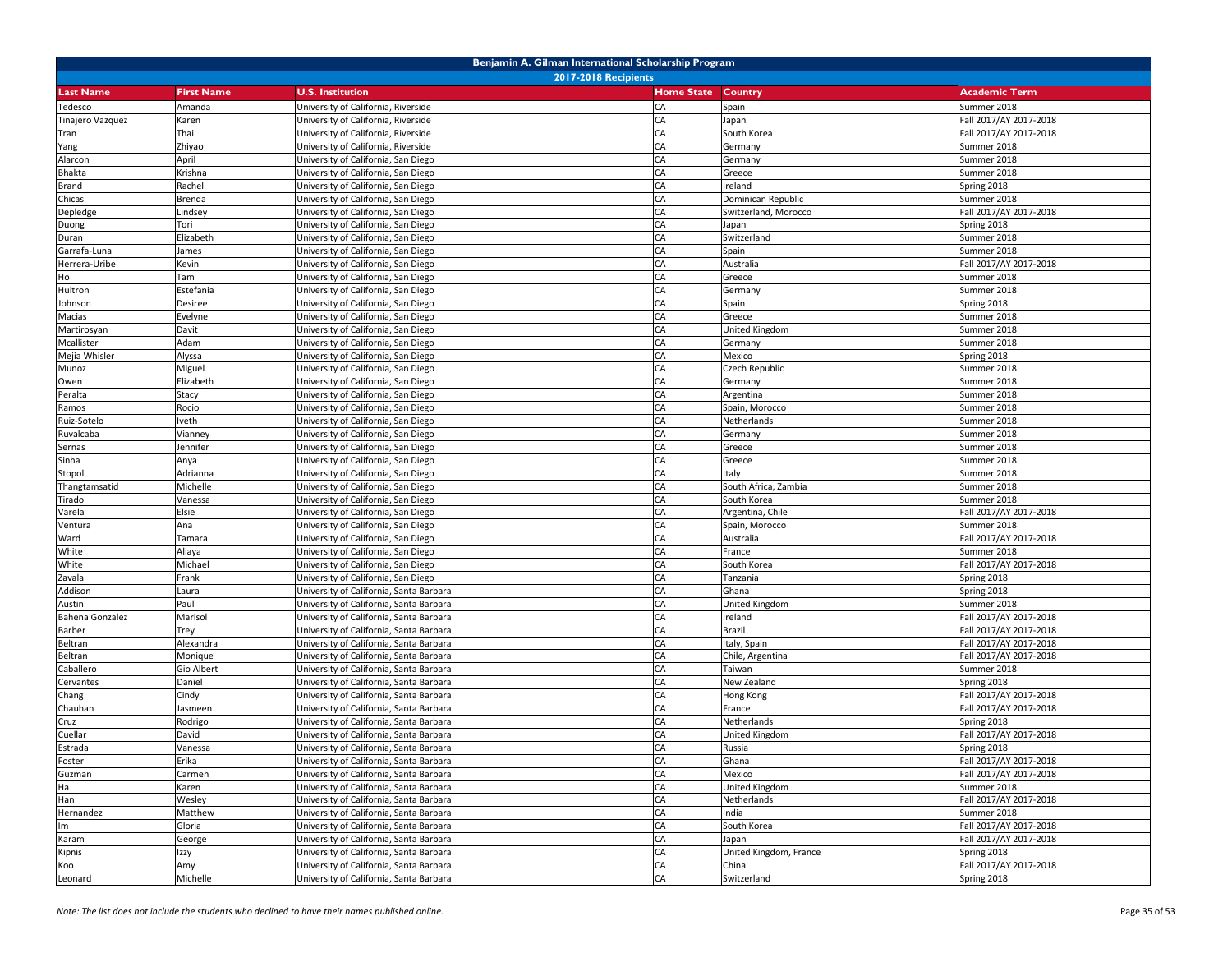## Benjamin A. Gilman International Scholarship Program

### 2017-2018 Recipients

| Last Name | First Name | U.S. Institution | Home State | Country | Academic Term |
|---|---|---|---|---|---|
| Tedesco | Amanda | University of California, Riverside | CA | Spain | Summer 2018 |
| Tinajero Vazquez | Karen | University of California, Riverside | CA | Japan | Fall 2017/AY 2017-2018 |
| Tran | Thai | University of California, Riverside | CA | South Korea | Fall 2017/AY 2017-2018 |
| Yang | Zhiyao | University of California, Riverside | CA | Germany | Summer 2018 |
| Alarcon | April | University of California, San Diego | CA | Germany | Summer 2018 |
| Bhakta | Krishna | University of California, San Diego | CA | Greece | Summer 2018 |
| Brand | Rachel | University of California, San Diego | CA | Ireland | Spring 2018 |
| Chicas | Brenda | University of California, San Diego | CA | Dominican Republic | Summer 2018 |
| Depledge | Lindsey | University of California, San Diego | CA | Switzerland, Morocco | Fall 2017/AY 2017-2018 |
| Duong | Tori | University of California, San Diego | CA | Japan | Spring 2018 |
| Duran | Elizabeth | University of California, San Diego | CA | Switzerland | Summer 2018 |
| Garrafa-Luna | James | University of California, San Diego | CA | Spain | Summer 2018 |
| Herrera-Uribe | Kevin | University of California, San Diego | CA | Australia | Fall 2017/AY 2017-2018 |
| Ho | Tam | University of California, San Diego | CA | Greece | Summer 2018 |
| Huitron | Estefania | University of California, San Diego | CA | Germany | Summer 2018 |
| Johnson | Desiree | University of California, San Diego | CA | Spain | Spring 2018 |
| Macias | Evelyne | University of California, San Diego | CA | Greece | Summer 2018 |
| Martirosyan | Davit | University of California, San Diego | CA | United Kingdom | Summer 2018 |
| Mcallister | Adam | University of California, San Diego | CA | Germany | Summer 2018 |
| Mejia Whisler | Alyssa | University of California, San Diego | CA | Mexico | Spring 2018 |
| Munoz | Miguel | University of California, San Diego | CA | Czech Republic | Summer 2018 |
| Owen | Elizabeth | University of California, San Diego | CA | Germany | Summer 2018 |
| Peralta | Stacy | University of California, San Diego | CA | Argentina | Summer 2018 |
| Ramos | Rocio | University of California, San Diego | CA | Spain, Morocco | Summer 2018 |
| Ruiz-Sotelo | Iveth | University of California, San Diego | CA | Netherlands | Summer 2018 |
| Ruvalcaba | Vianney | University of California, San Diego | CA | Germany | Summer 2018 |
| Sernas | Jennifer | University of California, San Diego | CA | Greece | Summer 2018 |
| Sinha | Anya | University of California, San Diego | CA | Greece | Summer 2018 |
| Stopol | Adrianna | University of California, San Diego | CA | Italy | Summer 2018 |
| Thangtamsatid | Michelle | University of California, San Diego | CA | South Africa, Zambia | Summer 2018 |
| Tirado | Vanessa | University of California, San Diego | CA | South Korea | Summer 2018 |
| Varela | Elsie | University of California, San Diego | CA | Argentina, Chile | Fall 2017/AY 2017-2018 |
| Ventura | Ana | University of California, San Diego | CA | Spain, Morocco | Summer 2018 |
| Ward | Tamara | University of California, San Diego | CA | Australia | Fall 2017/AY 2017-2018 |
| White | Aliaya | University of California, San Diego | CA | France | Summer 2018 |
| White | Michael | University of California, San Diego | CA | South Korea | Fall 2017/AY 2017-2018 |
| Zavala | Frank | University of California, San Diego | CA | Tanzania | Spring 2018 |
| Addison | Laura | University of California, Santa Barbara | CA | Ghana | Spring 2018 |
| Austin | Paul | University of California, Santa Barbara | CA | United Kingdom | Summer 2018 |
| Bahena Gonzalez | Marisol | University of California, Santa Barbara | CA | Ireland | Fall 2017/AY 2017-2018 |
| Barber | Trey | University of California, Santa Barbara | CA | Brazil | Fall 2017/AY 2017-2018 |
| Beltran | Alexandra | University of California, Santa Barbara | CA | Italy, Spain | Fall 2017/AY 2017-2018 |
| Beltran | Monique | University of California, Santa Barbara | CA | Chile, Argentina | Fall 2017/AY 2017-2018 |
| Caballero | Gio Albert | University of California, Santa Barbara | CA | Taiwan | Summer 2018 |
| Cervantes | Daniel | University of California, Santa Barbara | CA | New Zealand | Spring 2018 |
| Chang | Cindy | University of California, Santa Barbara | CA | Hong Kong | Fall 2017/AY 2017-2018 |
| Chauhan | Jasmeen | University of California, Santa Barbara | CA | France | Fall 2017/AY 2017-2018 |
| Cruz | Rodrigo | University of California, Santa Barbara | CA | Netherlands | Spring 2018 |
| Cuellar | David | University of California, Santa Barbara | CA | United Kingdom | Fall 2017/AY 2017-2018 |
| Estrada | Vanessa | University of California, Santa Barbara | CA | Russia | Spring 2018 |
| Foster | Erika | University of California, Santa Barbara | CA | Ghana | Fall 2017/AY 2017-2018 |
| Guzman | Carmen | University of California, Santa Barbara | CA | Mexico | Fall 2017/AY 2017-2018 |
| Ha | Karen | University of California, Santa Barbara | CA | United Kingdom | Summer 2018 |
| Han | Wesley | University of California, Santa Barbara | CA | Netherlands | Fall 2017/AY 2017-2018 |
| Hernandez | Matthew | University of California, Santa Barbara | CA | India | Summer 2018 |
| Im | Gloria | University of California, Santa Barbara | CA | South Korea | Fall 2017/AY 2017-2018 |
| Karam | George | University of California, Santa Barbara | CA | Japan | Fall 2017/AY 2017-2018 |
| Kipnis | Izzy | University of California, Santa Barbara | CA | United Kingdom, France | Spring 2018 |
| Koo | Amy | University of California, Santa Barbara | CA | China | Fall 2017/AY 2017-2018 |
| Leonard | Michelle | University of California, Santa Barbara | CA | Switzerland | Spring 2018 |

*Note: The list does not include the students who declined to have their names published online.*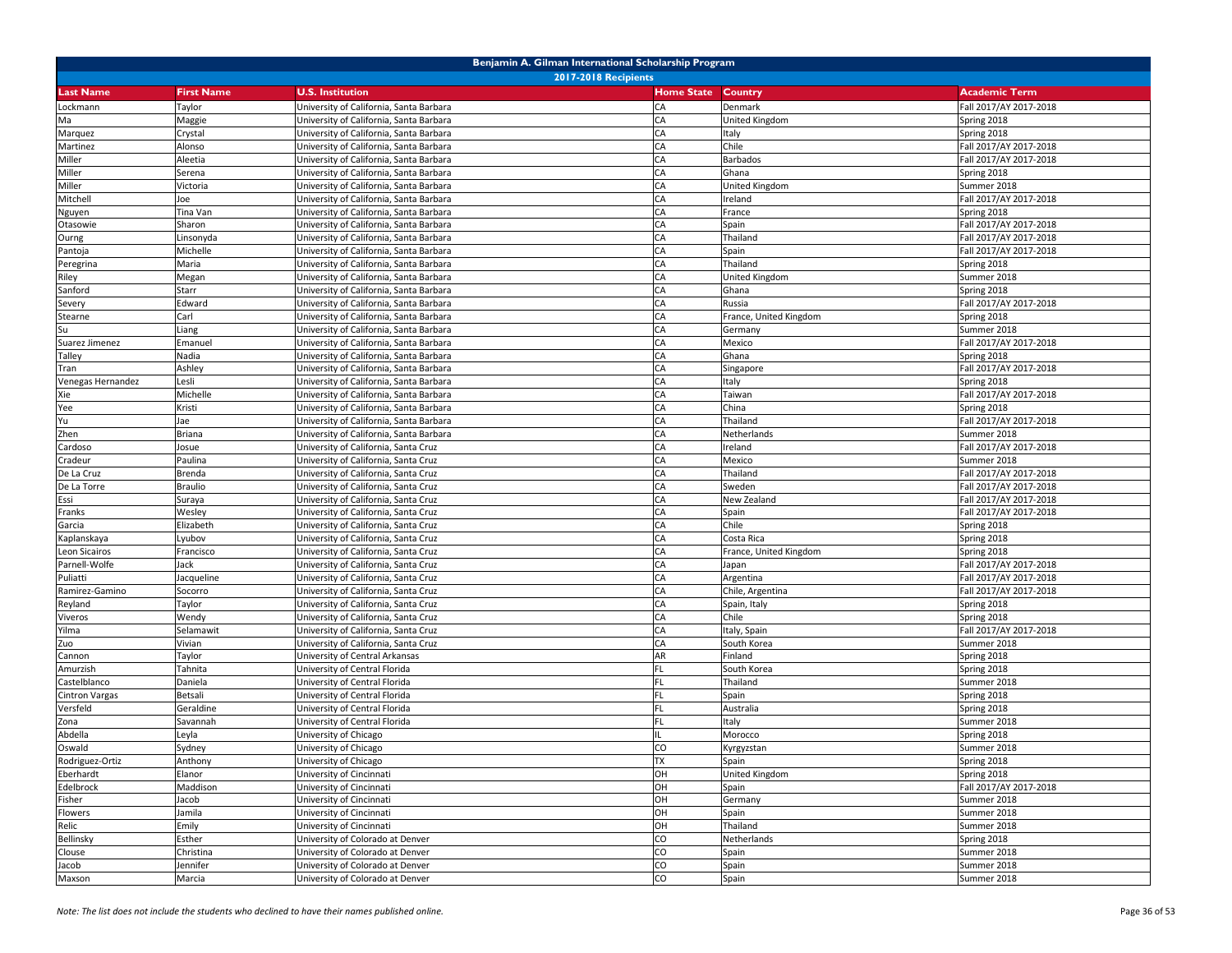# Benjamin A. Gilman International Scholarship Program

## 2017-2018 Recipients

| Last Name | First Name | U.S. Institution | Home State | Country | Academic Term |
|---|---|---|---|---|---|
| Lockmann | Taylor | University of California, Santa Barbara | CA | Denmark | Fall 2017/AY 2017-2018 |
| Ma | Maggie | University of California, Santa Barbara | CA | United Kingdom | Spring 2018 |
| Marquez | Crystal | University of California, Santa Barbara | CA | Italy | Spring 2018 |
| Martinez | Alonso | University of California, Santa Barbara | CA | Chile | Fall 2017/AY 2017-2018 |
| Miller | Aleetia | University of California, Santa Barbara | CA | Barbados | Fall 2017/AY 2017-2018 |
| Miller | Serena | University of California, Santa Barbara | CA | Ghana | Spring 2018 |
| Miller | Victoria | University of California, Santa Barbara | CA | United Kingdom | Summer 2018 |
| Mitchell | Joe | University of California, Santa Barbara | CA | Ireland | Fall 2017/AY 2017-2018 |
| Nguyen | Tina Van | University of California, Santa Barbara | CA | France | Spring 2018 |
| Otasowie | Sharon | University of California, Santa Barbara | CA | Spain | Fall 2017/AY 2017-2018 |
| Ourng | Linsonyda | University of California, Santa Barbara | CA | Thailand | Fall 2017/AY 2017-2018 |
| Pantoja | Michelle | University of California, Santa Barbara | CA | Spain | Fall 2017/AY 2017-2018 |
| Peregrina | Maria | University of California, Santa Barbara | CA | Thailand | Spring 2018 |
| Riley | Megan | University of California, Santa Barbara | CA | United Kingdom | Summer 2018 |
| Sanford | Starr | University of California, Santa Barbara | CA | Ghana | Spring 2018 |
| Severy | Edward | University of California, Santa Barbara | CA | Russia | Fall 2017/AY 2017-2018 |
| Stearne | Carl | University of California, Santa Barbara | CA | France, United Kingdom | Spring 2018 |
| Su | Liang | University of California, Santa Barbara | CA | Germany | Summer 2018 |
| Suarez Jimenez | Emanuel | University of California, Santa Barbara | CA | Mexico | Fall 2017/AY 2017-2018 |
| Talley | Nadia | University of California, Santa Barbara | CA | Ghana | Spring 2018 |
| Tran | Ashley | University of California, Santa Barbara | CA | Singapore | Fall 2017/AY 2017-2018 |
| Venegas Hernandez | Lesli | University of California, Santa Barbara | CA | Italy | Spring 2018 |
| Xie | Michelle | University of California, Santa Barbara | CA | Taiwan | Fall 2017/AY 2017-2018 |
| Yee | Kristi | University of California, Santa Barbara | CA | China | Spring 2018 |
| Yu | Jae | University of California, Santa Barbara | CA | Thailand | Fall 2017/AY 2017-2018 |
| Zhen | Briana | University of California, Santa Barbara | CA | Netherlands | Summer 2018 |
| Cardoso | Josue | University of California, Santa Cruz | CA | Ireland | Fall 2017/AY 2017-2018 |
| Cradeur | Paulina | University of California, Santa Cruz | CA | Mexico | Summer 2018 |
| De La Cruz | Brenda | University of California, Santa Cruz | CA | Thailand | Fall 2017/AY 2017-2018 |
| De La Torre | Braulio | University of California, Santa Cruz | CA | Sweden | Fall 2017/AY 2017-2018 |
| Essi | Suraya | University of California, Santa Cruz | CA | New Zealand | Fall 2017/AY 2017-2018 |
| Franks | Wesley | University of California, Santa Cruz | CA | Spain | Fall 2017/AY 2017-2018 |
| Garcia | Elizabeth | University of California, Santa Cruz | CA | Chile | Spring 2018 |
| Kaplanskaya | Lyubov | University of California, Santa Cruz | CA | Costa Rica | Spring 2018 |
| Leon Sicairos | Francisco | University of California, Santa Cruz | CA | France, United Kingdom | Spring 2018 |
| Parnell-Wolfe | Jack | University of California, Santa Cruz | CA | Japan | Fall 2017/AY 2017-2018 |
| Puliatti | Jacqueline | University of California, Santa Cruz | CA | Argentina | Fall 2017/AY 2017-2018 |
| Ramirez-Gamino | Socorro | University of California, Santa Cruz | CA | Chile, Argentina | Fall 2017/AY 2017-2018 |
| Reyland | Taylor | University of California, Santa Cruz | CA | Spain, Italy | Spring 2018 |
| Viveros | Wendy | University of California, Santa Cruz | CA | Chile | Spring 2018 |
| Yilma | Selamawit | University of California, Santa Cruz | CA | Italy, Spain | Fall 2017/AY 2017-2018 |
| Zuo | Vivian | University of California, Santa Cruz | CA | South Korea | Summer 2018 |
| Cannon | Taylor | University of Central Arkansas | AR | Finland | Spring 2018 |
| Amurzish | Tahnita | University of Central Florida | FL | South Korea | Spring 2018 |
| Castelblanco | Daniela | University of Central Florida | FL | Thailand | Summer 2018 |
| Cintron Vargas | Betsali | University of Central Florida | FL | Spain | Spring 2018 |
| Versfeld | Geraldine | University of Central Florida | FL | Australia | Spring 2018 |
| Zona | Savannah | University of Central Florida | FL | Italy | Summer 2018 |
| Abdella | Leyla | University of Chicago | IL | Morocco | Spring 2018 |
| Oswald | Sydney | University of Chicago | CO | Kyrgyzstan | Summer 2018 |
| Rodriguez-Ortiz | Anthony | University of Chicago | TX | Spain | Spring 2018 |
| Eberhardt | Elanor | University of Cincinnati | OH | United Kingdom | Spring 2018 |
| Edelbrock | Maddison | University of Cincinnati | OH | Spain | Fall 2017/AY 2017-2018 |
| Fisher | Jacob | University of Cincinnati | OH | Germany | Summer 2018 |
| Flowers | Jamila | University of Cincinnati | OH | Spain | Summer 2018 |
| Relic | Emily | University of Cincinnati | OH | Thailand | Summer 2018 |
| Bellinsky | Esther | University of Colorado at Denver | CO | Netherlands | Spring 2018 |
| Clouse | Christina | University of Colorado at Denver | CO | Spain | Summer 2018 |
| Jacob | Jennifer | University of Colorado at Denver | CO | Spain | Summer 2018 |
| Maxson | Marcia | University of Colorado at Denver | CO | Spain | Summer 2018 |

*Note: The list does not include the students who declined to have their names published online.*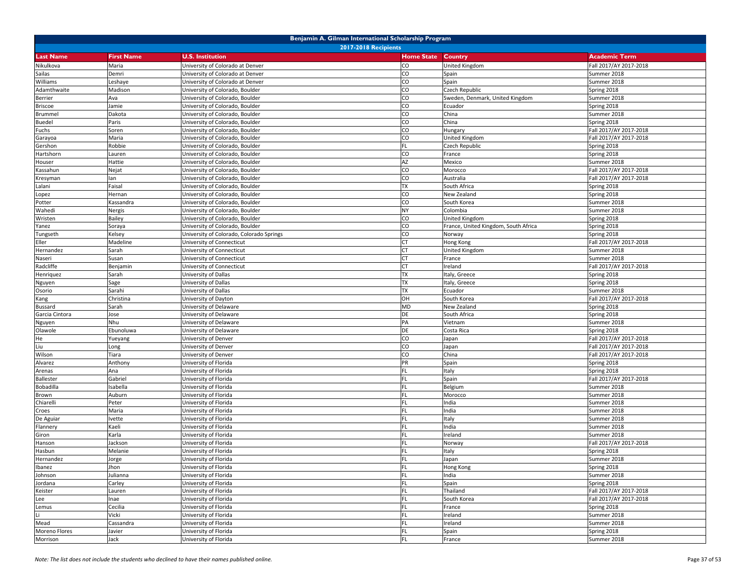| Benjamin A. Gilman International Scholarship Program | | | | | |
|---|---|---|---|---|---|
| 2017-2018 Recipients | | | | | |
| **Last Name** | **First Name** | **U.S. Institution** | **Home State** | **Country** | **Academic Term** |
| Nikulkova | Maria | University of Colorado at Denver | CO | United Kingdom | Fall 2017/AY 2017-2018 |
| Sailas | Demri | University of Colorado at Denver | CO | Spain | Summer 2018 |
| Williams | Leshaye | University of Colorado at Denver | CO | Spain | Summer 2018 |
| Adamthwaite | Madison | University of Colorado, Boulder | CO | Czech Republic | Spring 2018 |
| Berrier | Ava | University of Colorado, Boulder | CO | Sweden, Denmark, United Kingdom | Summer 2018 |
| Briscoe | Jamie | University of Colorado, Boulder | CO | Ecuador | Spring 2018 |
| Brummel | Dakota | University of Colorado, Boulder | CO | China | Summer 2018 |
| Buedel | Paris | University of Colorado, Boulder | CO | China | Spring 2018 |
| Fuchs | Soren | University of Colorado, Boulder | CO | Hungary | Fall 2017/AY 2017-2018 |
| Garayoa | Maria | University of Colorado, Boulder | CO | United Kingdom | Fall 2017/AY 2017-2018 |
| Gershon | Robbie | University of Colorado, Boulder | FL | Czech Republic | Spring 2018 |
| Hartshorn | Lauren | University of Colorado, Boulder | CO | France | Spring 2018 |
| Houser | Hattie | University of Colorado, Boulder | AZ | Mexico | Summer 2018 |
| Kassahun | Nejat | University of Colorado, Boulder | CO | Morocco | Fall 2017/AY 2017-2018 |
| Kresyman | Ian | University of Colorado, Boulder | CO | Australia | Fall 2017/AY 2017-2018 |
| Lalani | Faisal | University of Colorado, Boulder | TX | South Africa | Spring 2018 |
| Lopez | Hernan | University of Colorado, Boulder | CO | New Zealand | Spring 2018 |
| Potter | Kassandra | University of Colorado, Boulder | CO | South Korea | Summer 2018 |
| Wahedi | Nergis | University of Colorado, Boulder | NY | Colombia | Summer 2018 |
| Wristen | Bailey | University of Colorado, Boulder | CO | United Kingdom | Spring 2018 |
| Yanez | Soraya | University of Colorado, Boulder | CO | France, United Kingdom, South Africa | Spring 2018 |
| Tungseth | Kelsey | University of Colorado, Colorado Springs | CO | Norway | Spring 2018 |
| Eller | Madeline | University of Connecticut | CT | Hong Kong | Fall 2017/AY 2017-2018 |
| Hernandez | Sarah | University of Connecticut | CT | United Kingdom | Summer 2018 |
| Naseri | Susan | University of Connecticut | CT | France | Summer 2018 |
| Radcliffe | Benjamin | University of Connecticut | CT | Ireland | Fall 2017/AY 2017-2018 |
| Henriquez | Sarah | University of Dallas | TX | Italy, Greece | Spring 2018 |
| Nguyen | Sage | University of Dallas | TX | Italy, Greece | Spring 2018 |
| Osorio | Sarahi | University of Dallas | TX | Ecuador | Summer 2018 |
| Kang | Christina | University of Dayton | OH | South Korea | Fall 2017/AY 2017-2018 |
| Bussard | Sarah | University of Delaware | MD | New Zealand | Spring 2018 |
| Garcia Cintora | Jose | University of Delaware | DE | South Africa | Spring 2018 |
| Nguyen | Nhu | University of Delaware | PA | Vietnam | Summer 2018 |
| Olawole | Ebunoluwa | University of Delaware | DE | Costa Rica | Spring 2018 |
| He | Yueyang | University of Denver | CO | Japan | Fall 2017/AY 2017-2018 |
| Liu | Long | University of Denver | CO | Japan | Fall 2017/AY 2017-2018 |
| Wilson | Tiara | University of Denver | CO | China | Fall 2017/AY 2017-2018 |
| Alvarez | Anthony | University of Florida | PR | Spain | Spring 2018 |
| Arenas | Ana | University of Florida | FL | Italy | Spring 2018 |
| Ballester | Gabriel | University of Florida | FL | Spain | Fall 2017/AY 2017-2018 |
| Bobadilla | Isabella | University of Florida | FL | Belgium | Summer 2018 |
| Brown | Auburn | University of Florida | FL | Morocco | Summer 2018 |
| Chiarelli | Peter | University of Florida | FL | India | Summer 2018 |
| Croes | Maria | University of Florida | FL | India | Summer 2018 |
| De Aguiar | Ivette | University of Florida | FL | Italy | Summer 2018 |
| Flannery | Kaeli | University of Florida | FL | India | Summer 2018 |
| Giron | Karla | University of Florida | FL | Ireland | Summer 2018 |
| Hanson | Jackson | University of Florida | FL | Norway | Fall 2017/AY 2017-2018 |
| Hasbun | Melanie | University of Florida | FL | Italy | Spring 2018 |
| Hernandez | Jorge | University of Florida | FL | Japan | Summer 2018 |
| Ibanez | Jhon | University of Florida | FL | Hong Kong | Spring 2018 |
| Johnson | Julianna | University of Florida | FL | India | Summer 2018 |
| Jordana | Carley | University of Florida | FL | Spain | Spring 2018 |
| Keister | Lauren | University of Florida | FL | Thailand | Fall 2017/AY 2017-2018 |
| Lee | Inae | University of Florida | FL | South Korea | Fall 2017/AY 2017-2018 |
| Lemus | Cecilia | University of Florida | FL | France | Spring 2018 |
| Li | Vicki | University of Florida | FL | Ireland | Summer 2018 |
| Mead | Cassandra | University of Florida | FL | Ireland | Summer 2018 |
| Moreno Flores | Javier | University of Florida | FL | Spain | Spring 2018 |
| Morrison | Jack | University of Florida | FL | France | Summer 2018 |

*Note: The list does not include the students who declined to have their names published online.*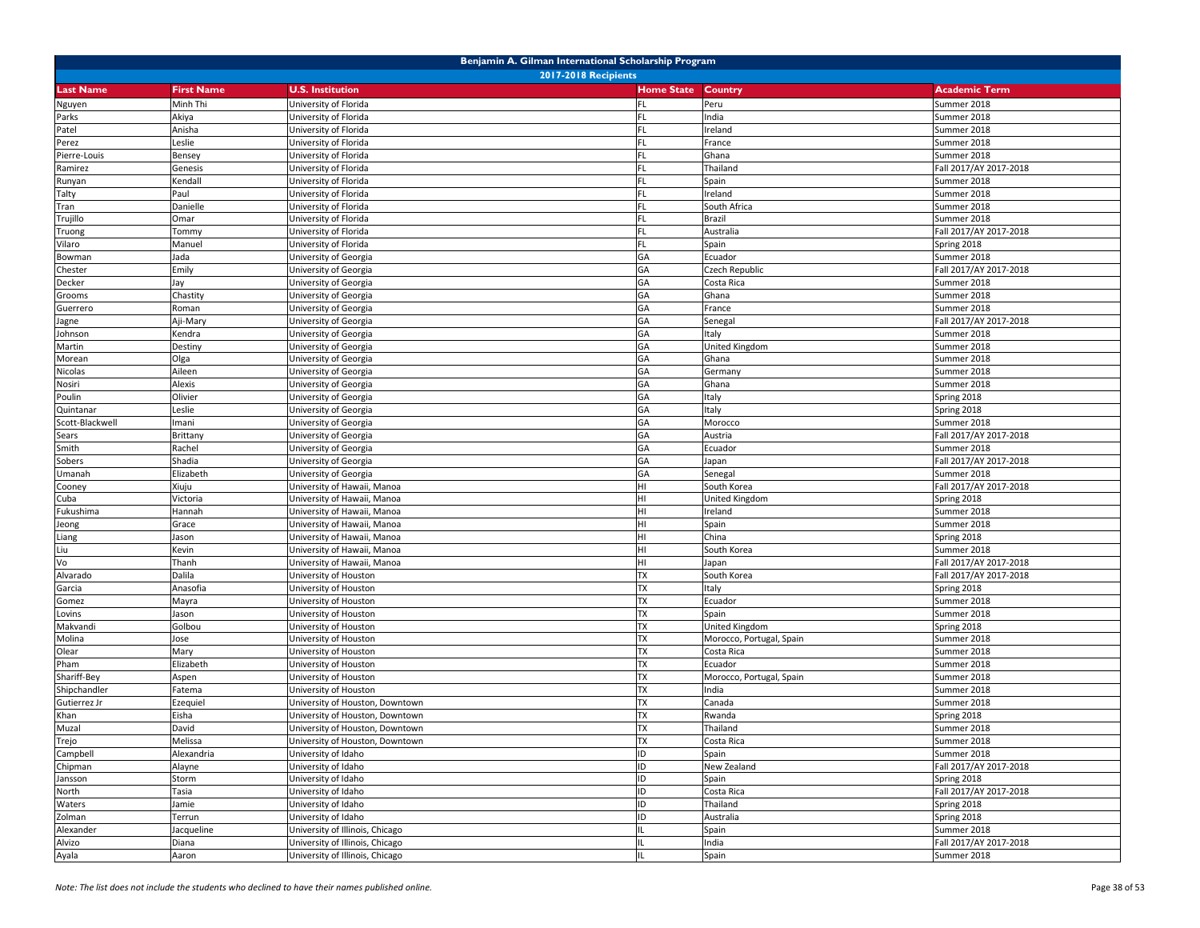| Benjamin A. Gilman International Scholarship Program | | | | | |
|---|---|---|---|---|---|
| 2017-2018 Recipients | | | | | |
| **Last Name** | **First Name** | **U.S. Institution** | **Home State** | **Country** | **Academic Term** |
| Nguyen | Minh Thi | University of Florida | FL | Peru | Summer 2018 |
| Parks | Akiya | University of Florida | FL | India | Summer 2018 |
| Patel | Anisha | University of Florida | FL | Ireland | Summer 2018 |
| Perez | Leslie | University of Florida | FL | France | Summer 2018 |
| Pierre-Louis | Bensey | University of Florida | FL | Ghana | Summer 2018 |
| Ramirez | Genesis | University of Florida | FL | Thailand | Fall 2017/AY 2017-2018 |
| Runyan | Kendall | University of Florida | FL | Spain | Summer 2018 |
| Talty | Paul | University of Florida | FL | Ireland | Summer 2018 |
| Tran | Danielle | University of Florida | FL | South Africa | Summer 2018 |
| Trujillo | Omar | University of Florida | FL | Brazil | Summer 2018 |
| Truong | Tommy | University of Florida | FL | Australia | Fall 2017/AY 2017-2018 |
| Vilaro | Manuel | University of Florida | FL | Spain | Spring 2018 |
| Bowman | Jada | University of Georgia | GA | Ecuador | Summer 2018 |
| Chester | Emily | University of Georgia | GA | Czech Republic | Fall 2017/AY 2017-2018 |
| Decker | Jay | University of Georgia | GA | Costa Rica | Summer 2018 |
| Grooms | Chastity | University of Georgia | GA | Ghana | Summer 2018 |
| Guerrero | Roman | University of Georgia | GA | France | Summer 2018 |
| Jagne | Aji-Mary | University of Georgia | GA | Senegal | Fall 2017/AY 2017-2018 |
| Johnson | Kendra | University of Georgia | GA | Italy | Summer 2018 |
| Martin | Destiny | University of Georgia | GA | United Kingdom | Summer 2018 |
| Morean | Olga | University of Georgia | GA | Ghana | Summer 2018 |
| Nicolas | Aileen | University of Georgia | GA | Germany | Summer 2018 |
| Nosiri | Alexis | University of Georgia | GA | Ghana | Summer 2018 |
| Poulin | Olivier | University of Georgia | GA | Italy | Spring 2018 |
| Quintanar | Leslie | University of Georgia | GA | Italy | Spring 2018 |
| Scott-Blackwell | Imani | University of Georgia | GA | Morocco | Summer 2018 |
| Sears | Brittany | University of Georgia | GA | Austria | Fall 2017/AY 2017-2018 |
| Smith | Rachel | University of Georgia | GA | Ecuador | Summer 2018 |
| Sobers | Shadia | University of Georgia | GA | Japan | Fall 2017/AY 2017-2018 |
| Umanah | Elizabeth | University of Georgia | GA | Senegal | Summer 2018 |
| Cooney | Xiuju | University of Hawaii, Manoa | HI | South Korea | Fall 2017/AY 2017-2018 |
| Cuba | Victoria | University of Hawaii, Manoa | HI | United Kingdom | Spring 2018 |
| Fukushima | Hannah | University of Hawaii, Manoa | HI | Ireland | Summer 2018 |
| Jeong | Grace | University of Hawaii, Manoa | HI | Spain | Summer 2018 |
| Liang | Jason | University of Hawaii, Manoa | HI | China | Spring 2018 |
| Liu | Kevin | University of Hawaii, Manoa | HI | South Korea | Summer 2018 |
| Vo | Thanh | University of Hawaii, Manoa | HI | Japan | Fall 2017/AY 2017-2018 |
| Alvarado | Dalila | University of Houston | TX | South Korea | Fall 2017/AY 2017-2018 |
| Garcia | Anasofia | University of Houston | TX | Italy | Spring 2018 |
| Gomez | Mayra | University of Houston | TX | Ecuador | Summer 2018 |
| Lovins | Jason | University of Houston | TX | Spain | Summer 2018 |
| Makvandi | Golbou | University of Houston | TX | United Kingdom | Spring 2018 |
| Molina | Jose | University of Houston | TX | Morocco, Portugal, Spain | Summer 2018 |
| Olear | Mary | University of Houston | TX | Costa Rica | Summer 2018 |
| Pham | Elizabeth | University of Houston | TX | Ecuador | Summer 2018 |
| Shariff-Bey | Aspen | University of Houston | TX | Morocco, Portugal, Spain | Summer 2018 |
| Shipchandler | Fatema | University of Houston | TX | India | Summer 2018 |
| Gutierrez Jr | Ezequiel | University of Houston, Downtown | TX | Canada | Summer 2018 |
| Khan | Eisha | University of Houston, Downtown | TX | Rwanda | Spring 2018 |
| Muzal | David | University of Houston, Downtown | TX | Thailand | Summer 2018 |
| Trejo | Melissa | University of Houston, Downtown | TX | Costa Rica | Summer 2018 |
| Campbell | Alexandria | University of Idaho | ID | Spain | Summer 2018 |
| Chipman | Alayne | University of Idaho | ID | New Zealand | Fall 2017/AY 2017-2018 |
| Jansson | Storm | University of Idaho | ID | Spain | Spring 2018 |
| North | Tasia | University of Idaho | ID | Costa Rica | Fall 2017/AY 2017-2018 |
| Waters | Jamie | University of Idaho | ID | Thailand | Spring 2018 |
| Zolman | Terrun | University of Idaho | ID | Australia | Spring 2018 |
| Alexander | Jacqueline | University of Illinois, Chicago | IL | Spain | Summer 2018 |
| Alvizo | Diana | University of Illinois, Chicago | IL | India | Fall 2017/AY 2017-2018 |
| Ayala | Aaron | University of Illinois, Chicago | IL | Spain | Summer 2018 |

*Note: The list does not include the students who declined to have their names published online.*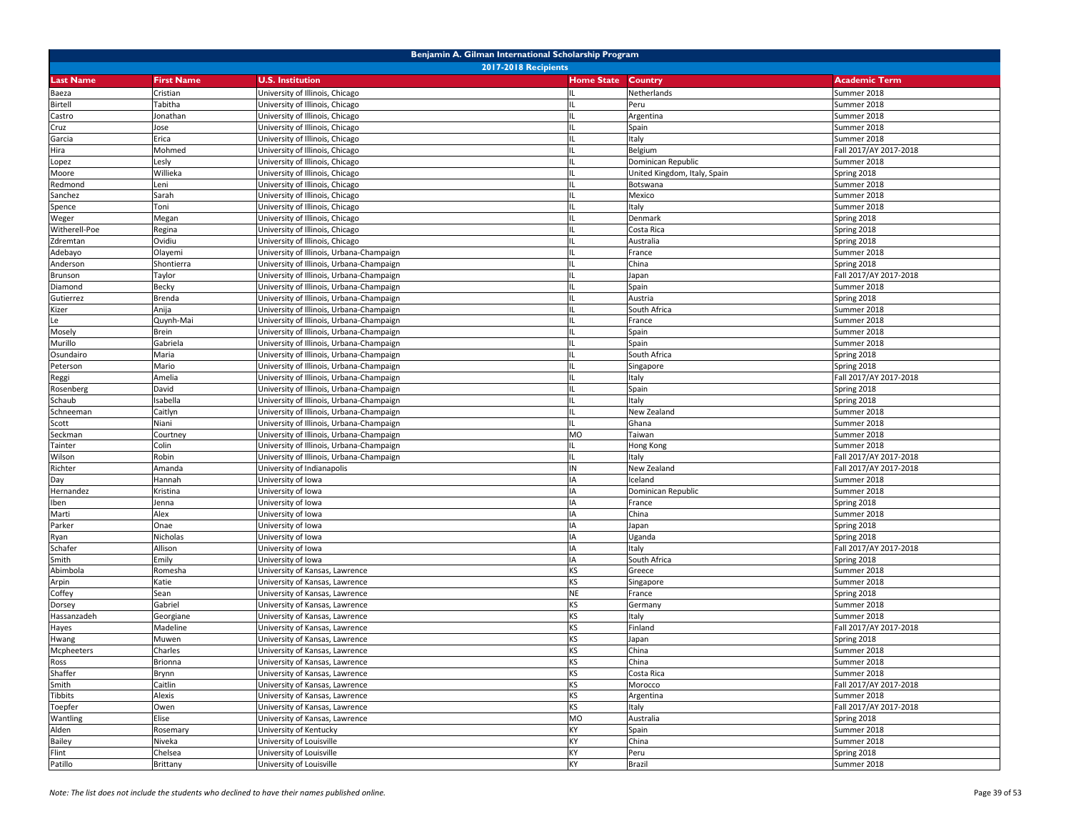# Benjamin A. Gilman International Scholarship Program

## 2017-2018 Recipients

| Last Name | First Name | U.S. Institution | Home State | Country | Academic Term |
|---|---|---|---|---|---|
| Baeza | Cristian | University of Illinois, Chicago | IL | Netherlands | Summer 2018 |
| Birtell | Tabitha | University of Illinois, Chicago | IL | Peru | Summer 2018 |
| Castro | Jonathan | University of Illinois, Chicago | IL | Argentina | Summer 2018 |
| Cruz | Jose | University of Illinois, Chicago | IL | Spain | Summer 2018 |
| Garcia | Erica | University of Illinois, Chicago | IL | Italy | Summer 2018 |
| Hira | Mohmed | University of Illinois, Chicago | IL | Belgium | Fall 2017/AY 2017-2018 |
| Lopez | Lesly | University of Illinois, Chicago | IL | Dominican Republic | Summer 2018 |
| Moore | Willieka | University of Illinois, Chicago | IL | United Kingdom, Italy, Spain | Spring 2018 |
| Redmond | Leni | University of Illinois, Chicago | IL | Botswana | Summer 2018 |
| Sanchez | Sarah | University of Illinois, Chicago | IL | Mexico | Summer 2018 |
| Spence | Toni | University of Illinois, Chicago | IL | Italy | Summer 2018 |
| Weger | Megan | University of Illinois, Chicago | IL | Denmark | Spring 2018 |
| Witherell-Poe | Regina | University of Illinois, Chicago | IL | Costa Rica | Spring 2018 |
| Zdremtan | Ovidiu | University of Illinois, Chicago | IL | Australia | Spring 2018 |
| Adebayo | Olayemi | University of Illinois, Urbana-Champaign | IL | France | Summer 2018 |
| Anderson | Shontierra | University of Illinois, Urbana-Champaign | IL | China | Spring 2018 |
| Brunson | Taylor | University of Illinois, Urbana-Champaign | IL | Japan | Fall 2017/AY 2017-2018 |
| Diamond | Becky | University of Illinois, Urbana-Champaign | IL | Spain | Summer 2018 |
| Gutierrez | Brenda | University of Illinois, Urbana-Champaign | IL | Austria | Spring 2018 |
| Kizer | Anija | University of Illinois, Urbana-Champaign | IL | South Africa | Summer 2018 |
| Le | Quynh-Mai | University of Illinois, Urbana-Champaign | IL | France | Summer 2018 |
| Mosely | Brein | University of Illinois, Urbana-Champaign | IL | Spain | Summer 2018 |
| Murillo | Gabriela | University of Illinois, Urbana-Champaign | IL | Spain | Summer 2018 |
| Osundairo | Maria | University of Illinois, Urbana-Champaign | IL | South Africa | Spring 2018 |
| Peterson | Mario | University of Illinois, Urbana-Champaign | IL | Singapore | Spring 2018 |
| Reggi | Amelia | University of Illinois, Urbana-Champaign | IL | Italy | Fall 2017/AY 2017-2018 |
| Rosenberg | David | University of Illinois, Urbana-Champaign | IL | Spain | Spring 2018 |
| Schaub | Isabella | University of Illinois, Urbana-Champaign | IL | Italy | Spring 2018 |
| Schneeman | Caitlyn | University of Illinois, Urbana-Champaign | IL | New Zealand | Summer 2018 |
| Scott | Niani | University of Illinois, Urbana-Champaign | IL | Ghana | Summer 2018 |
| Seckman | Courtney | University of Illinois, Urbana-Champaign | MO | Taiwan | Summer 2018 |
| Tainter | Colin | University of Illinois, Urbana-Champaign | IL | Hong Kong | Summer 2018 |
| Wilson | Robin | University of Illinois, Urbana-Champaign | IL | Italy | Fall 2017/AY 2017-2018 |
| Richter | Amanda | University of Indianapolis | IN | New Zealand | Fall 2017/AY 2017-2018 |
| Day | Hannah | University of Iowa | IA | Iceland | Summer 2018 |
| Hernandez | Kristina | University of Iowa | IA | Dominican Republic | Summer 2018 |
| Iben | Jenna | University of Iowa | IA | France | Spring 2018 |
| Marti | Alex | University of Iowa | IA | China | Summer 2018 |
| Parker | Onae | University of Iowa | IA | Japan | Spring 2018 |
| Ryan | Nicholas | University of Iowa | IA | Uganda | Spring 2018 |
| Schafer | Allison | University of Iowa | IA | Italy | Fall 2017/AY 2017-2018 |
| Smith | Emily | University of Iowa | IA | South Africa | Spring 2018 |
| Abimbola | Romesha | University of Kansas, Lawrence | KS | Greece | Summer 2018 |
| Arpin | Katie | University of Kansas, Lawrence | KS | Singapore | Summer 2018 |
| Coffey | Sean | University of Kansas, Lawrence | NE | France | Spring 2018 |
| Dorsey | Gabriel | University of Kansas, Lawrence | KS | Germany | Summer 2018 |
| Hassanzadeh | Georgiane | University of Kansas, Lawrence | KS | Italy | Summer 2018 |
| Hayes | Madeline | University of Kansas, Lawrence | KS | Finland | Fall 2017/AY 2017-2018 |
| Hwang | Muwen | University of Kansas, Lawrence | KS | Japan | Spring 2018 |
| Mcpheeters | Charles | University of Kansas, Lawrence | KS | China | Summer 2018 |
| Ross | Brionna | University of Kansas, Lawrence | KS | China | Summer 2018 |
| Shaffer | Brynn | University of Kansas, Lawrence | KS | Costa Rica | Summer 2018 |
| Smith | Caitlin | University of Kansas, Lawrence | KS | Morocco | Fall 2017/AY 2017-2018 |
| Tibbits | Alexis | University of Kansas, Lawrence | KS | Argentina | Summer 2018 |
| Toepfer | Owen | University of Kansas, Lawrence | KS | Italy | Fall 2017/AY 2017-2018 |
| Wantling | Elise | University of Kansas, Lawrence | MO | Australia | Spring 2018 |
| Alden | Rosemary | University of Kentucky | KY | Spain | Summer 2018 |
| Bailey | Niveka | University of Louisville | KY | China | Summer 2018 |
| Flint | Chelsea | University of Louisville | KY | Peru | Spring 2018 |
| Patillo | Brittany | University of Louisville | KY | Brazil | Summer 2018 |

*Note: The list does not include the students who declined to have their names published online.*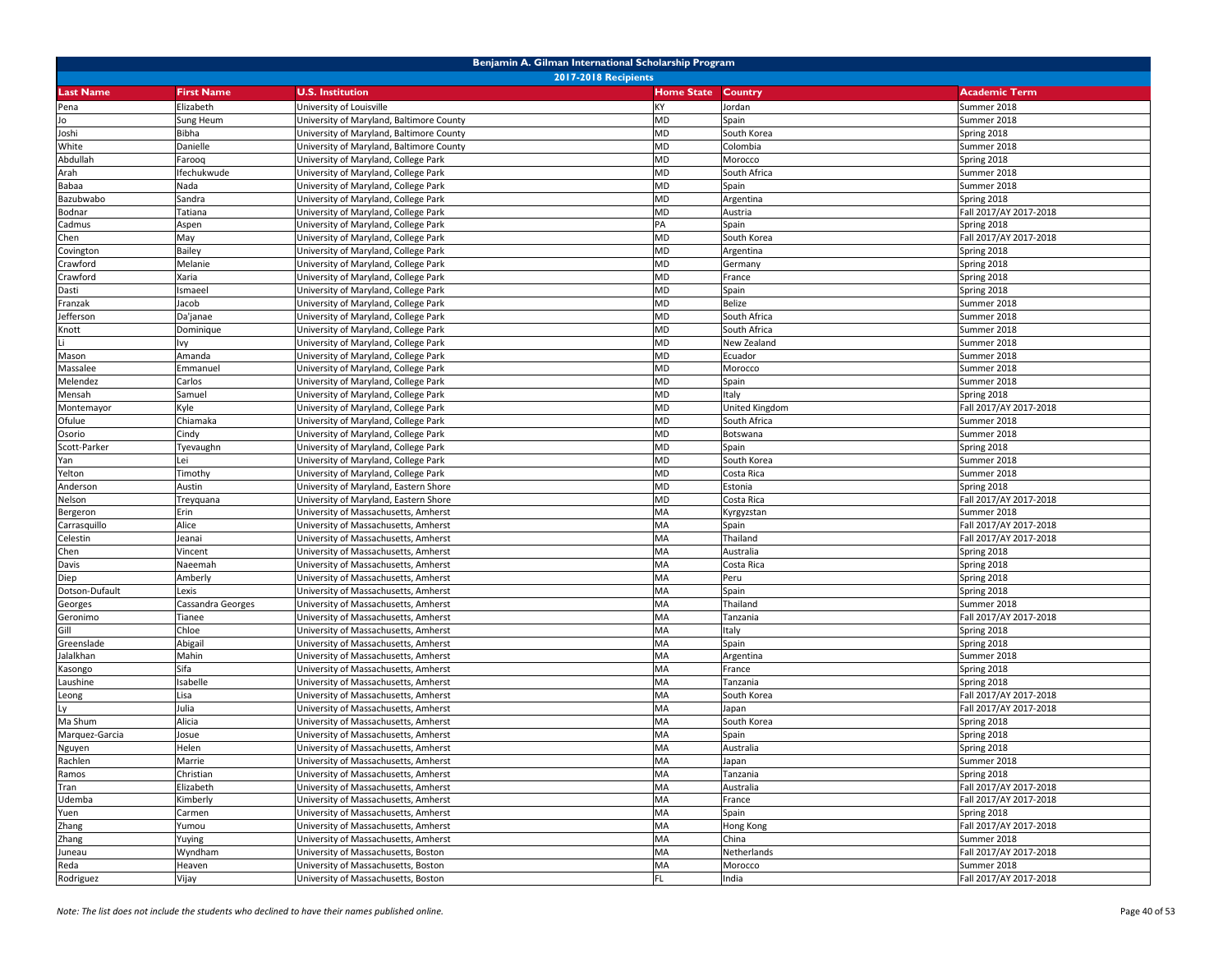# Benjamin A. Gilman International Scholarship Program

## 2017-2018 Recipients

| Last Name | First Name | U.S. Institution | Home State | Country | Academic Term |
|---|---|---|---|---|---|
| Pena | Elizabeth | University of Louisville | KY | Jordan | Summer 2018 |
| Jo | Sung Heum | University of Maryland, Baltimore County | MD | Spain | Summer 2018 |
| Joshi | Bibha | University of Maryland, Baltimore County | MD | South Korea | Spring 2018 |
| White | Danielle | University of Maryland, Baltimore County | MD | Colombia | Summer 2018 |
| Abdullah | Farooq | University of Maryland, College Park | MD | Morocco | Spring 2018 |
| Arah | Ifechukwude | University of Maryland, College Park | MD | South Africa | Summer 2018 |
| Babaa | Nada | University of Maryland, College Park | MD | Spain | Summer 2018 |
| Bazubwabo | Sandra | University of Maryland, College Park | MD | Argentina | Spring 2018 |
| Bodnar | Tatiana | University of Maryland, College Park | MD | Austria | Fall 2017/AY 2017-2018 |
| Cadmus | Aspen | University of Maryland, College Park | PA | Spain | Spring 2018 |
| Chen | May | University of Maryland, College Park | MD | South Korea | Fall 2017/AY 2017-2018 |
| Covington | Bailey | University of Maryland, College Park | MD | Argentina | Spring 2018 |
| Crawford | Melanie | University of Maryland, College Park | MD | Germany | Spring 2018 |
| Crawford | Xaria | University of Maryland, College Park | MD | France | Spring 2018 |
| Dasti | Ismaeel | University of Maryland, College Park | MD | Spain | Spring 2018 |
| Franzak | Jacob | University of Maryland, College Park | MD | Belize | Summer 2018 |
| Jefferson | Da'janae | University of Maryland, College Park | MD | South Africa | Summer 2018 |
| Knott | Dominique | University of Maryland, College Park | MD | South Africa | Summer 2018 |
| Li | Ivy | University of Maryland, College Park | MD | New Zealand | Summer 2018 |
| Mason | Amanda | University of Maryland, College Park | MD | Ecuador | Summer 2018 |
| Massalee | Emmanuel | University of Maryland, College Park | MD | Morocco | Summer 2018 |
| Melendez | Carlos | University of Maryland, College Park | MD | Spain | Summer 2018 |
| Mensah | Samuel | University of Maryland, College Park | MD | Italy | Spring 2018 |
| Montemayor | Kyle | University of Maryland, College Park | MD | United Kingdom | Fall 2017/AY 2017-2018 |
| Ofulue | Chiamaka | University of Maryland, College Park | MD | South Africa | Summer 2018 |
| Osorio | Cindy | University of Maryland, College Park | MD | Botswana | Summer 2018 |
| Scott-Parker | Tyevaughn | University of Maryland, College Park | MD | Spain | Spring 2018 |
| Yan | Lei | University of Maryland, College Park | MD | South Korea | Summer 2018 |
| Yelton | Timothy | University of Maryland, College Park | MD | Costa Rica | Summer 2018 |
| Anderson | Austin | University of Maryland, Eastern Shore | MD | Estonia | Spring 2018 |
| Nelson | Treyquana | University of Maryland, Eastern Shore | MD | Costa Rica | Fall 2017/AY 2017-2018 |
| Bergeron | Erin | University of Massachusetts, Amherst | MA | Kyrgyzstan | Summer 2018 |
| Carrasquillo | Alice | University of Massachusetts, Amherst | MA | Spain | Fall 2017/AY 2017-2018 |
| Celestin | Jeanai | University of Massachusetts, Amherst | MA | Thailand | Fall 2017/AY 2017-2018 |
| Chen | Vincent | University of Massachusetts, Amherst | MA | Australia | Spring 2018 |
| Davis | Naeemah | University of Massachusetts, Amherst | MA | Costa Rica | Spring 2018 |
| Diep | Amberly | University of Massachusetts, Amherst | MA | Peru | Spring 2018 |
| Dotson-Dufault | Lexis | University of Massachusetts, Amherst | MA | Spain | Spring 2018 |
| Georges | Cassandra Georges | University of Massachusetts, Amherst | MA | Thailand | Summer 2018 |
| Geronimo | Tianee | University of Massachusetts, Amherst | MA | Tanzania | Fall 2017/AY 2017-2018 |
| Gill | Chloe | University of Massachusetts, Amherst | MA | Italy | Spring 2018 |
| Greenslade | Abigail | University of Massachusetts, Amherst | MA | Spain | Spring 2018 |
| Jalalkhan | Mahin | University of Massachusetts, Amherst | MA | Argentina | Summer 2018 |
| Kasongo | Sifa | University of Massachusetts, Amherst | MA | France | Spring 2018 |
| Laushine | Isabelle | University of Massachusetts, Amherst | MA | Tanzania | Spring 2018 |
| Leong | Lisa | University of Massachusetts, Amherst | MA | South Korea | Fall 2017/AY 2017-2018 |
| Ly | Julia | University of Massachusetts, Amherst | MA | Japan | Fall 2017/AY 2017-2018 |
| Ma Shum | Alicia | University of Massachusetts, Amherst | MA | South Korea | Spring 2018 |
| Marquez-Garcia | Josue | University of Massachusetts, Amherst | MA | Spain | Spring 2018 |
| Nguyen | Helen | University of Massachusetts, Amherst | MA | Australia | Spring 2018 |
| Rachlen | Marrie | University of Massachusetts, Amherst | MA | Japan | Summer 2018 |
| Ramos | Christian | University of Massachusetts, Amherst | MA | Tanzania | Spring 2018 |
| Tran | Elizabeth | University of Massachusetts, Amherst | MA | Australia | Fall 2017/AY 2017-2018 |
| Udemba | Kimberly | University of Massachusetts, Amherst | MA | France | Fall 2017/AY 2017-2018 |
| Yuen | Carmen | University of Massachusetts, Amherst | MA | Spain | Spring 2018 |
| Zhang | Yumou | University of Massachusetts, Amherst | MA | Hong Kong | Fall 2017/AY 2017-2018 |
| Zhang | Yuying | University of Massachusetts, Amherst | MA | China | Summer 2018 |
| Juneau | Wyndham | University of Massachusetts, Boston | MA | Netherlands | Fall 2017/AY 2017-2018 |
| Reda | Heaven | University of Massachusetts, Boston | MA | Morocco | Summer 2018 |
| Rodriguez | Vijay | University of Massachusetts, Boston | FL | India | Fall 2017/AY 2017-2018 |

*Note: The list does not include the students who declined to have their names published online.*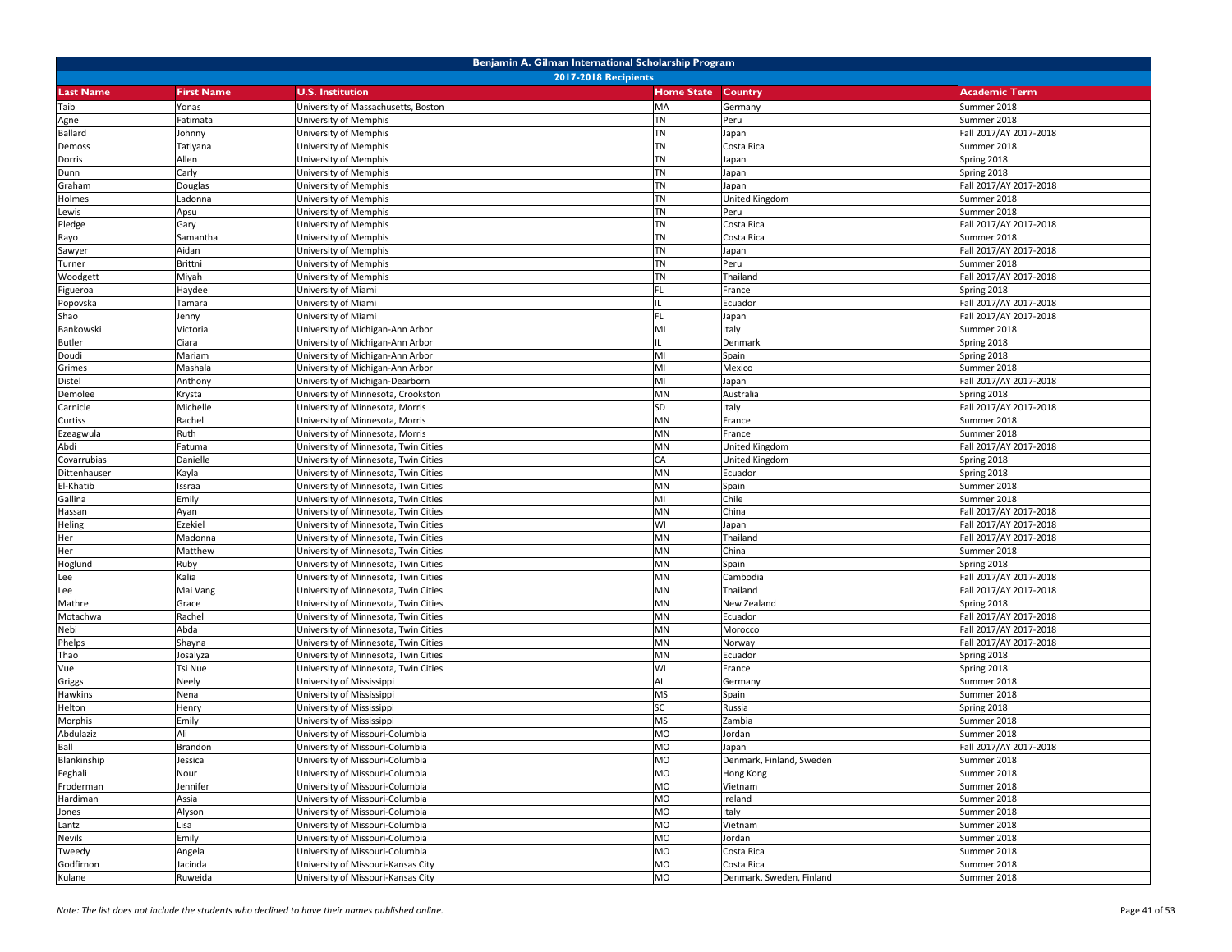## Benjamin A. Gilman International Scholarship Program

### 2017-2018 Recipients

| Last Name | First Name | U.S. Institution | Home State | Country | Academic Term |
|---|---|---|---|---|---|
| Taib | Yonas | University of Massachusetts, Boston | MA | Germany | Summer 2018 |
| Agne | Fatimata | University of Memphis | TN | Peru | Summer 2018 |
| Ballard | Johnny | University of Memphis | TN | Japan | Fall 2017/AY 2017-2018 |
| Demoss | Tatiyana | University of Memphis | TN | Costa Rica | Summer 2018 |
| Dorris | Allen | University of Memphis | TN | Japan | Spring 2018 |
| Dunn | Carly | University of Memphis | TN | Japan | Spring 2018 |
| Graham | Douglas | University of Memphis | TN | Japan | Fall 2017/AY 2017-2018 |
| Holmes | Ladonna | University of Memphis | TN | United Kingdom | Summer 2018 |
| Lewis | Apsu | University of Memphis | TN | Peru | Summer 2018 |
| Pledge | Gary | University of Memphis | TN | Costa Rica | Fall 2017/AY 2017-2018 |
| Rayo | Samantha | University of Memphis | TN | Costa Rica | Summer 2018 |
| Sawyer | Aidan | University of Memphis | TN | Japan | Fall 2017/AY 2017-2018 |
| Turner | Brittni | University of Memphis | TN | Peru | Summer 2018 |
| Woodgett | Miyah | University of Memphis | TN | Thailand | Fall 2017/AY 2017-2018 |
| Figueroa | Haydee | University of Miami | FL | France | Spring 2018 |
| Popovska | Tamara | University of Miami | IL | Ecuador | Fall 2017/AY 2017-2018 |
| Shao | Jenny | University of Miami | FL | Japan | Fall 2017/AY 2017-2018 |
| Bankowski | Victoria | University of Michigan-Ann Arbor | MI | Italy | Summer 2018 |
| Butler | Ciara | University of Michigan-Ann Arbor | IL | Denmark | Spring 2018 |
| Doudi | Mariam | University of Michigan-Ann Arbor | MI | Spain | Spring 2018 |
| Grimes | Mashala | University of Michigan-Ann Arbor | MI | Mexico | Summer 2018 |
| Distel | Anthony | University of Michigan-Dearborn | MI | Japan | Fall 2017/AY 2017-2018 |
| Demolee | Krysta | University of Minnesota, Crookston | MN | Australia | Spring 2018 |
| Carnicle | Michelle | University of Minnesota, Morris | SD | Italy | Fall 2017/AY 2017-2018 |
| Curtiss | Rachel | University of Minnesota, Morris | MN | France | Summer 2018 |
| Ezeagwula | Ruth | University of Minnesota, Morris | MN | France | Summer 2018 |
| Abdi | Fatuma | University of Minnesota, Twin Cities | MN | United Kingdom | Fall 2017/AY 2017-2018 |
| Covarrubias | Danielle | University of Minnesota, Twin Cities | CA | United Kingdom | Spring 2018 |
| Dittenhauser | Kayla | University of Minnesota, Twin Cities | MN | Ecuador | Spring 2018 |
| El-Khatib | Issraa | University of Minnesota, Twin Cities | MN | Spain | Summer 2018 |
| Gallina | Emily | University of Minnesota, Twin Cities | MI | Chile | Summer 2018 |
| Hassan | Ayan | University of Minnesota, Twin Cities | MN | China | Fall 2017/AY 2017-2018 |
| Heling | Ezekiel | University of Minnesota, Twin Cities | WI | Japan | Fall 2017/AY 2017-2018 |
| Her | Madonna | University of Minnesota, Twin Cities | MN | Thailand | Fall 2017/AY 2017-2018 |
| Her | Matthew | University of Minnesota, Twin Cities | MN | China | Summer 2018 |
| Hoglund | Ruby | University of Minnesota, Twin Cities | MN | Spain | Spring 2018 |
| Lee | Kalia | University of Minnesota, Twin Cities | MN | Cambodia | Fall 2017/AY 2017-2018 |
| Lee | Mai Vang | University of Minnesota, Twin Cities | MN | Thailand | Fall 2017/AY 2017-2018 |
| Mathre | Grace | University of Minnesota, Twin Cities | MN | New Zealand | Spring 2018 |
| Motachwa | Rachel | University of Minnesota, Twin Cities | MN | Ecuador | Fall 2017/AY 2017-2018 |
| Nebi | Abda | University of Minnesota, Twin Cities | MN | Morocco | Fall 2017/AY 2017-2018 |
| Phelps | Shayna | University of Minnesota, Twin Cities | MN | Norway | Fall 2017/AY 2017-2018 |
| Thao | Josalyza | University of Minnesota, Twin Cities | MN | Ecuador | Spring 2018 |
| Vue | Tsi Nue | University of Minnesota, Twin Cities | WI | France | Spring 2018 |
| Griggs | Neely | University of Mississippi | AL | Germany | Summer 2018 |
| Hawkins | Nena | University of Mississippi | MS | Spain | Summer 2018 |
| Helton | Henry | University of Mississippi | SC | Russia | Spring 2018 |
| Morphis | Emily | University of Mississippi | MS | Zambia | Summer 2018 |
| Abdulaziz | Ali | University of Missouri-Columbia | MO | Jordan | Summer 2018 |
| Ball | Brandon | University of Missouri-Columbia | MO | Japan | Fall 2017/AY 2017-2018 |
| Blankinship | Jessica | University of Missouri-Columbia | MO | Denmark, Finland, Sweden | Summer 2018 |
| Feghali | Nour | University of Missouri-Columbia | MO | Hong Kong | Summer 2018 |
| Froderman | Jennifer | University of Missouri-Columbia | MO | Vietnam | Summer 2018 |
| Hardiman | Assia | University of Missouri-Columbia | MO | Ireland | Summer 2018 |
| Jones | Alyson | University of Missouri-Columbia | MO | Italy | Summer 2018 |
| Lantz | Lisa | University of Missouri-Columbia | MO | Vietnam | Summer 2018 |
| Nevils | Emily | University of Missouri-Columbia | MO | Jordan | Summer 2018 |
| Tweedy | Angela | University of Missouri-Columbia | MO | Costa Rica | Summer 2018 |
| Godfirnon | Jacinda | University of Missouri-Kansas City | MO | Costa Rica | Summer 2018 |
| Kulane | Ruweida | University of Missouri-Kansas City | MO | Denmark, Sweden, Finland | Summer 2018 |

*Note: The list does not include the students who declined to have their names published online.*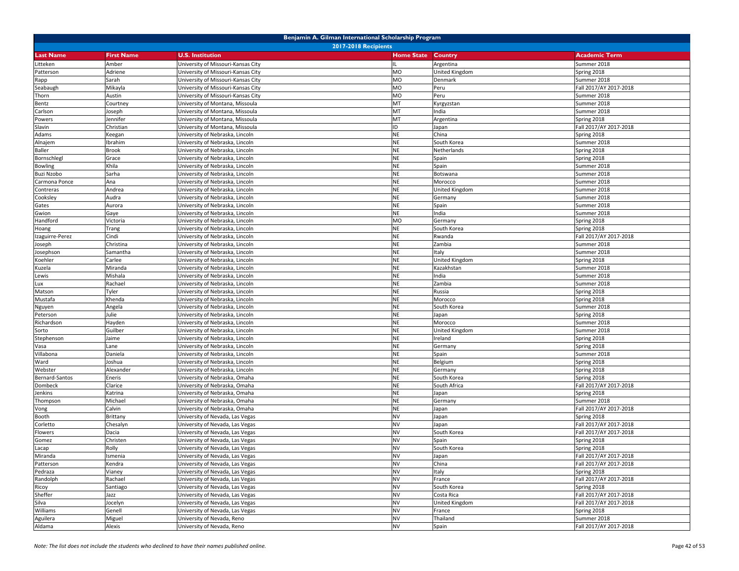| Benjamin A. Gilman International Scholarship Program | | | | | |
|---|---|---|---|---|---|
| 2017-2018 Recipients | | | | | |
| **Last Name** | **First Name** | **U.S. Institution** | **Home State** | **Country** | **Academic Term** |
| Litteken | Amber | University of Missouri-Kansas City | IL | Argentina | Summer 2018 |
| Patterson | Adriene | University of Missouri-Kansas City | MO | United Kingdom | Spring 2018 |
| Rapp | Sarah | University of Missouri-Kansas City | MO | Denmark | Summer 2018 |
| Seabaugh | Mikayla | University of Missouri-Kansas City | MO | Peru | Fall 2017/AY 2017-2018 |
| Thorn | Austin | University of Missouri-Kansas City | MO | Peru | Summer 2018 |
| Bentz | Courtney | University of Montana, Missoula | MT | Kyrgyzstan | Summer 2018 |
| Carlson | Joseph | University of Montana, Missoula | MT | India | Summer 2018 |
| Powers | Jennifer | University of Montana, Missoula | MT | Argentina | Spring 2018 |
| Slavin | Christian | University of Montana, Missoula | ID | Japan | Fall 2017/AY 2017-2018 |
| Adams | Keegan | University of Nebraska, Lincoln | NE | China | Spring 2018 |
| Alnajem | Ibrahim | University of Nebraska, Lincoln | NE | South Korea | Summer 2018 |
| Baller | Brook | University of Nebraska, Lincoln | NE | Netherlands | Spring 2018 |
| Bornschlegl | Grace | University of Nebraska, Lincoln | NE | Spain | Spring 2018 |
| Bowling | Khila | University of Nebraska, Lincoln | NE | Spain | Summer 2018 |
| Buzi Nzobo | Sarha | University of Nebraska, Lincoln | NE | Botswana | Summer 2018 |
| Carmona Ponce | Ana | University of Nebraska, Lincoln | NE | Morocco | Summer 2018 |
| Contreras | Andrea | University of Nebraska, Lincoln | NE | United Kingdom | Summer 2018 |
| Cooksley | Audra | University of Nebraska, Lincoln | NE | Germany | Summer 2018 |
| Gates | Aurora | University of Nebraska, Lincoln | NE | Spain | Summer 2018 |
| Gwion | Gaye | University of Nebraska, Lincoln | NE | India | Summer 2018 |
| Handford | Victoria | University of Nebraska, Lincoln | MO | Germany | Spring 2018 |
| Hoang | Trang | University of Nebraska, Lincoln | NE | South Korea | Spring 2018 |
| Izaguirre-Perez | Cindi | University of Nebraska, Lincoln | NE | Rwanda | Fall 2017/AY 2017-2018 |
| Joseph | Christina | University of Nebraska, Lincoln | NE | Zambia | Summer 2018 |
| Josephson | Samantha | University of Nebraska, Lincoln | NE | Italy | Summer 2018 |
| Koehler | Carlee | University of Nebraska, Lincoln | NE | United Kingdom | Spring 2018 |
| Kuzela | Miranda | University of Nebraska, Lincoln | NE | Kazakhstan | Summer 2018 |
| Lewis | Mishala | University of Nebraska, Lincoln | NE | India | Summer 2018 |
| Lux | Rachael | University of Nebraska, Lincoln | NE | Zambia | Summer 2018 |
| Matson | Tyler | University of Nebraska, Lincoln | NE | Russia | Spring 2018 |
| Mustafa | Khenda | University of Nebraska, Lincoln | NE | Morocco | Spring 2018 |
| Nguyen | Angela | University of Nebraska, Lincoln | NE | South Korea | Summer 2018 |
| Peterson | Julie | University of Nebraska, Lincoln | NE | Japan | Spring 2018 |
| Richardson | Hayden | University of Nebraska, Lincoln | NE | Morocco | Summer 2018 |
| Sorto | Guilber | University of Nebraska, Lincoln | NE | United Kingdom | Summer 2018 |
| Stephenson | Jaime | University of Nebraska, Lincoln | NE | Ireland | Spring 2018 |
| Vasa | Lane | University of Nebraska, Lincoln | NE | Germany | Spring 2018 |
| Villabona | Daniela | University of Nebraska, Lincoln | NE | Spain | Summer 2018 |
| Ward | Joshua | University of Nebraska, Lincoln | NE | Belgium | Spring 2018 |
| Webster | Alexander | University of Nebraska, Lincoln | NE | Germany | Spring 2018 |
| Bernard-Santos | Eneris | University of Nebraska, Omaha | NE | South Korea | Spring 2018 |
| Dombeck | Clarice | University of Nebraska, Omaha | NE | South Africa | Fall 2017/AY 2017-2018 |
| Jenkins | Katrina | University of Nebraska, Omaha | NE | Japan | Spring 2018 |
| Thompson | Michael | University of Nebraska, Omaha | NE | Germany | Summer 2018 |
| Vong | Calvin | University of Nebraska, Omaha | NE | Japan | Fall 2017/AY 2017-2018 |
| Booth | Brittany | University of Nevada, Las Vegas | NV | Japan | Spring 2018 |
| Corletto | Chesalyn | University of Nevada, Las Vegas | NV | Japan | Fall 2017/AY 2017-2018 |
| Flowers | Dacia | University of Nevada, Las Vegas | NV | South Korea | Fall 2017/AY 2017-2018 |
| Gomez | Christen | University of Nevada, Las Vegas | NV | Spain | Spring 2018 |
| Lacap | Rolly | University of Nevada, Las Vegas | NV | South Korea | Spring 2018 |
| Miranda | Ismenia | University of Nevada, Las Vegas | NV | Japan | Fall 2017/AY 2017-2018 |
| Patterson | Kendra | University of Nevada, Las Vegas | NV | China | Fall 2017/AY 2017-2018 |
| Pedraza | Vianey | University of Nevada, Las Vegas | NV | Italy | Spring 2018 |
| Randolph | Rachael | University of Nevada, Las Vegas | NV | France | Fall 2017/AY 2017-2018 |
| Ricoy | Santiago | University of Nevada, Las Vegas | NV | South Korea | Spring 2018 |
| Sheffer | Jazz | University of Nevada, Las Vegas | NV | Costa Rica | Fall 2017/AY 2017-2018 |
| Silva | Jocelyn | University of Nevada, Las Vegas | NV | United Kingdom | Fall 2017/AY 2017-2018 |
| Williams | Genell | University of Nevada, Las Vegas | NV | France | Spring 2018 |
| Aguilera | Miguel | University of Nevada, Reno | NV | Thailand | Summer 2018 |
| Aldama | Alexis | University of Nevada, Reno | NV | Spain | Fall 2017/AY 2017-2018 |

*Note: The list does not include the students who declined to have their names published online.*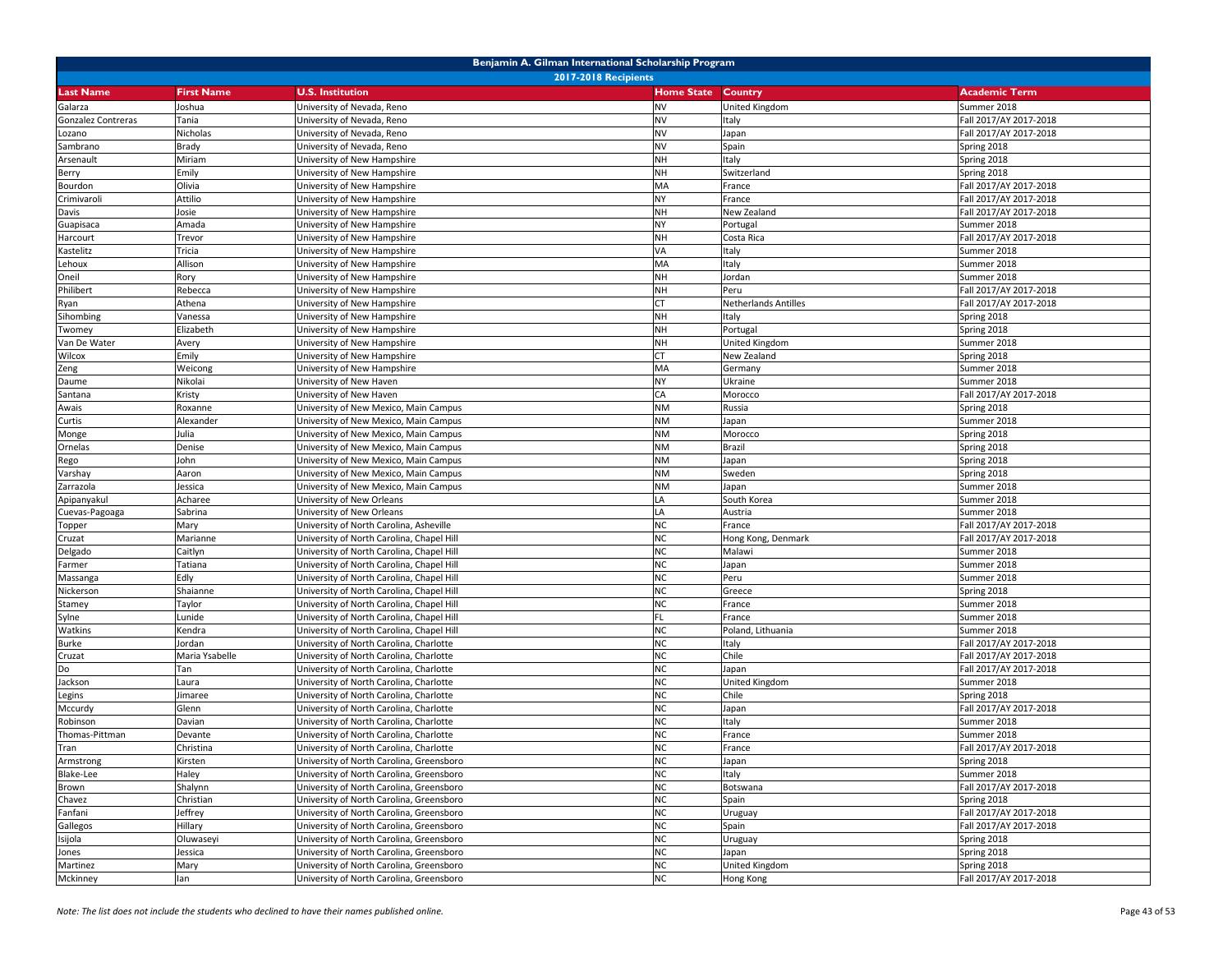| Benjamin A. Gilman International Scholarship Program | | | | | |
|---|---|---|---|---|---|
| 2017-2018 Recipients | | | | | |
| **Last Name** | **First Name** | **U.S. Institution** | **Home State** | **Country** | **Academic Term** |
| Galarza | Joshua | University of Nevada, Reno | NV | United Kingdom | Summer 2018 |
| Gonzalez Contreras | Tania | University of Nevada, Reno | NV | Italy | Fall 2017/AY 2017-2018 |
| Lozano | Nicholas | University of Nevada, Reno | NV | Japan | Fall 2017/AY 2017-2018 |
| Sambrano | Brady | University of Nevada, Reno | NV | Spain | Spring 2018 |
| Arsenault | Miriam | University of New Hampshire | NH | Italy | Spring 2018 |
| Berry | Emily | University of New Hampshire | NH | Switzerland | Spring 2018 |
| Bourdon | Olivia | University of New Hampshire | MA | France | Fall 2017/AY 2017-2018 |
| Crimivaroli | Attilio | University of New Hampshire | NY | France | Fall 2017/AY 2017-2018 |
| Davis | Josie | University of New Hampshire | NH | New Zealand | Fall 2017/AY 2017-2018 |
| Guapisaca | Amada | University of New Hampshire | NY | Portugal | Summer 2018 |
| Harcourt | Trevor | University of New Hampshire | NH | Costa Rica | Fall 2017/AY 2017-2018 |
| Kastelitz | Tricia | University of New Hampshire | VA | Italy | Summer 2018 |
| Lehoux | Allison | University of New Hampshire | MA | Italy | Summer 2018 |
| Oneil | Rory | University of New Hampshire | NH | Jordan | Summer 2018 |
| Philibert | Rebecca | University of New Hampshire | NH | Peru | Fall 2017/AY 2017-2018 |
| Ryan | Athena | University of New Hampshire | CT | Netherlands Antilles | Fall 2017/AY 2017-2018 |
| Sihombing | Vanessa | University of New Hampshire | NH | Italy | Spring 2018 |
| Twomey | Elizabeth | University of New Hampshire | NH | Portugal | Spring 2018 |
| Van De Water | Avery | University of New Hampshire | NH | United Kingdom | Summer 2018 |
| Wilcox | Emily | University of New Hampshire | CT | New Zealand | Spring 2018 |
| Zeng | Weicong | University of New Hampshire | MA | Germany | Summer 2018 |
| Daume | Nikolai | University of New Haven | NY | Ukraine | Summer 2018 |
| Santana | Kristy | University of New Haven | CA | Morocco | Fall 2017/AY 2017-2018 |
| Awais | Roxanne | University of New Mexico, Main Campus | NM | Russia | Spring 2018 |
| Curtis | Alexander | University of New Mexico, Main Campus | NM | Japan | Summer 2018 |
| Monge | Julia | University of New Mexico, Main Campus | NM | Morocco | Spring 2018 |
| Ornelas | Denise | University of New Mexico, Main Campus | NM | Brazil | Spring 2018 |
| Rego | John | University of New Mexico, Main Campus | NM | Japan | Spring 2018 |
| Varshay | Aaron | University of New Mexico, Main Campus | NM | Sweden | Spring 2018 |
| Zarrazola | Jessica | University of New Mexico, Main Campus | NM | Japan | Summer 2018 |
| Apipanyakul | Acharee | University of New Orleans | LA | South Korea | Summer 2018 |
| Cuevas-Pagoaga | Sabrina | University of New Orleans | LA | Austria | Summer 2018 |
| Topper | Mary | University of North Carolina, Asheville | NC | France | Fall 2017/AY 2017-2018 |
| Cruzat | Marianne | University of North Carolina, Chapel Hill | NC | Hong Kong, Denmark | Fall 2017/AY 2017-2018 |
| Delgado | Caitlyn | University of North Carolina, Chapel Hill | NC | Malawi | Summer 2018 |
| Farmer | Tatiana | University of North Carolina, Chapel Hill | NC | Japan | Summer 2018 |
| Massanga | Edly | University of North Carolina, Chapel Hill | NC | Peru | Summer 2018 |
| Nickerson | Shaianne | University of North Carolina, Chapel Hill | NC | Greece | Spring 2018 |
| Stamey | Taylor | University of North Carolina, Chapel Hill | NC | France | Summer 2018 |
| Sylne | Lunide | University of North Carolina, Chapel Hill | FL | France | Summer 2018 |
| Watkins | Kendra | University of North Carolina, Chapel Hill | NC | Poland, Lithuania | Summer 2018 |
| Burke | Jordan | University of North Carolina, Charlotte | NC | Italy | Fall 2017/AY 2017-2018 |
| Cruzat | Maria Ysabelle | University of North Carolina, Charlotte | NC | Chile | Fall 2017/AY 2017-2018 |
| Do | Tan | University of North Carolina, Charlotte | NC | Japan | Fall 2017/AY 2017-2018 |
| Jackson | Laura | University of North Carolina, Charlotte | NC | United Kingdom | Summer 2018 |
| Legins | Jimaree | University of North Carolina, Charlotte | NC | Chile | Spring 2018 |
| Mccurdy | Glenn | University of North Carolina, Charlotte | NC | Japan | Fall 2017/AY 2017-2018 |
| Robinson | Davian | University of North Carolina, Charlotte | NC | Italy | Summer 2018 |
| Thomas-Pittman | Devante | University of North Carolina, Charlotte | NC | France | Summer 2018 |
| Tran | Christina | University of North Carolina, Charlotte | NC | France | Fall 2017/AY 2017-2018 |
| Armstrong | Kirsten | University of North Carolina, Greensboro | NC | Japan | Spring 2018 |
| Blake-Lee | Haley | University of North Carolina, Greensboro | NC | Italy | Summer 2018 |
| Brown | Shalynn | University of North Carolina, Greensboro | NC | Botswana | Fall 2017/AY 2017-2018 |
| Chavez | Christian | University of North Carolina, Greensboro | NC | Spain | Spring 2018 |
| Fanfani | Jeffrey | University of North Carolina, Greensboro | NC | Uruguay | Fall 2017/AY 2017-2018 |
| Gallegos | Hillary | University of North Carolina, Greensboro | NC | Spain | Fall 2017/AY 2017-2018 |
| Isijola | Oluwaseyi | University of North Carolina, Greensboro | NC | Uruguay | Spring 2018 |
| Jones | Jessica | University of North Carolina, Greensboro | NC | Japan | Spring 2018 |
| Martinez | Mary | University of North Carolina, Greensboro | NC | United Kingdom | Spring 2018 |
| Mckinney | Ian | University of North Carolina, Greensboro | NC | Hong Kong | Fall 2017/AY 2017-2018 |

*Note: The list does not include the students who declined to have their names published online.*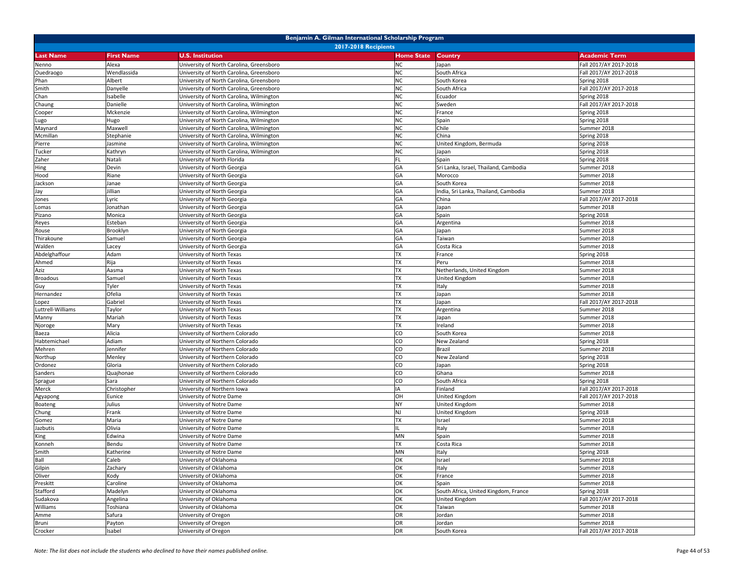# Benjamin A. Gilman International Scholarship Program

## 2017-2018 Recipients

| Last Name | First Name | U.S. Institution | Home State | Country | Academic Term |
|---|---|---|---|---|---|
| Nenno | Alexa | University of North Carolina, Greensboro | NC | Japan | Fall 2017/AY 2017-2018 |
| Ouedraogo | Wendlassida | University of North Carolina, Greensboro | NC | South Africa | Fall 2017/AY 2017-2018 |
| Phan | Albert | University of North Carolina, Greensboro | NC | South Korea | Spring 2018 |
| Smith | Danyelle | University of North Carolina, Greensboro | NC | South Africa | Fall 2017/AY 2017-2018 |
| Chan | Isabelle | University of North Carolina, Wilmington | NC | Ecuador | Spring 2018 |
| Chaung | Danielle | University of North Carolina, Wilmington | NC | Sweden | Fall 2017/AY 2017-2018 |
| Cooper | Mckenzie | University of North Carolina, Wilmington | NC | France | Spring 2018 |
| Lugo | Hugo | University of North Carolina, Wilmington | NC | Spain | Spring 2018 |
| Maynard | Maxwell | University of North Carolina, Wilmington | NC | Chile | Summer 2018 |
| Mcmillan | Stephanie | University of North Carolina, Wilmington | NC | China | Spring 2018 |
| Pierre | Jasmine | University of North Carolina, Wilmington | NC | United Kingdom, Bermuda | Spring 2018 |
| Tucker | Kathryn | University of North Carolina, Wilmington | NC | Japan | Spring 2018 |
| Zaher | Natali | University of North Florida | FL | Spain | Spring 2018 |
| Hing | Devin | University of North Georgia | GA | Sri Lanka, Israel, Thailand, Cambodia | Summer 2018 |
| Hood | Riane | University of North Georgia | GA | Morocco | Summer 2018 |
| Jackson | Janae | University of North Georgia | GA | South Korea | Summer 2018 |
| Jay | Jillian | University of North Georgia | GA | India, Sri Lanka, Thailand, Cambodia | Summer 2018 |
| Jones | Lyric | University of North Georgia | GA | China | Fall 2017/AY 2017-2018 |
| Lomas | Jonathan | University of North Georgia | GA | Japan | Summer 2018 |
| Pizano | Monica | University of North Georgia | GA | Spain | Spring 2018 |
| Reyes | Esteban | University of North Georgia | GA | Argentina | Summer 2018 |
| Rouse | Brooklyn | University of North Georgia | GA | Japan | Summer 2018 |
| Thirakoune | Samuel | University of North Georgia | GA | Taiwan | Summer 2018 |
| Walden | Lacey | University of North Georgia | GA | Costa Rica | Summer 2018 |
| Abdelghaffour | Adam | University of North Texas | TX | France | Spring 2018 |
| Ahmed | Rija | University of North Texas | TX | Peru | Summer 2018 |
| Aziz | Aasma | University of North Texas | TX | Netherlands, United Kingdom | Summer 2018 |
| Broadous | Samuel | University of North Texas | TX | United Kingdom | Summer 2018 |
| Guy | Tyler | University of North Texas | TX | Italy | Summer 2018 |
| Hernandez | Ofelia | University of North Texas | TX | Japan | Summer 2018 |
| Lopez | Gabriel | University of North Texas | TX | Japan | Fall 2017/AY 2017-2018 |
| Luttrell-Williams | Taylor | University of North Texas | TX | Argentina | Summer 2018 |
| Manny | Mariah | University of North Texas | TX | Japan | Summer 2018 |
| Njoroge | Mary | University of North Texas | TX | Ireland | Summer 2018 |
| Baeza | Alicia | University of Northern Colorado | CO | South Korea | Summer 2018 |
| Habtemichael | Adiam | University of Northern Colorado | CO | New Zealand | Spring 2018 |
| Mehren | Jennifer | University of Northern Colorado | CO | Brazil | Summer 2018 |
| Northup | Menley | University of Northern Colorado | CO | New Zealand | Spring 2018 |
| Ordonez | Gloria | University of Northern Colorado | CO | Japan | Spring 2018 |
| Sanders | Quajhonae | University of Northern Colorado | CO | Ghana | Summer 2018 |
| Sprague | Sara | University of Northern Colorado | CO | South Africa | Spring 2018 |
| Merck | Christopher | University of Northern Iowa | IA | Finland | Fall 2017/AY 2017-2018 |
| Agyapong | Eunice | University of Notre Dame | OH | United Kingdom | Fall 2017/AY 2017-2018 |
| Boateng | Julius | University of Notre Dame | NY | United Kingdom | Summer 2018 |
| Chung | Frank | University of Notre Dame | NJ | United Kingdom | Spring 2018 |
| Gomez | Maria | University of Notre Dame | TX | Israel | Summer 2018 |
| Jazbutis | Olivia | University of Notre Dame | IL | Italy | Summer 2018 |
| King | Edwina | University of Notre Dame | MN | Spain | Summer 2018 |
| Konneh | Bendu | University of Notre Dame | TX | Costa Rica | Summer 2018 |
| Smith | Katherine | University of Notre Dame | MN | Italy | Spring 2018 |
| Ball | Caleb | University of Oklahoma | OK | Israel | Summer 2018 |
| Gilpin | Zachary | University of Oklahoma | OK | Italy | Summer 2018 |
| Oliver | Kody | University of Oklahoma | OK | France | Summer 2018 |
| Preskitt | Caroline | University of Oklahoma | OK | Spain | Summer 2018 |
| Stafford | Madelyn | University of Oklahoma | OK | South Africa, United Kingdom, France | Spring 2018 |
| Sudakova | Angelina | University of Oklahoma | OK | United Kingdom | Fall 2017/AY 2017-2018 |
| Williams | Toshiana | University of Oklahoma | OK | Taiwan | Summer 2018 |
| Amme | Safura | University of Oregon | OR | Jordan | Summer 2018 |
| Bruni | Payton | University of Oregon | OR | Jordan | Summer 2018 |
| Crocker | Isabel | University of Oregon | OR | South Korea | Fall 2017/AY 2017-2018 |

*Note: The list does not include the students who declined to have their names published online.*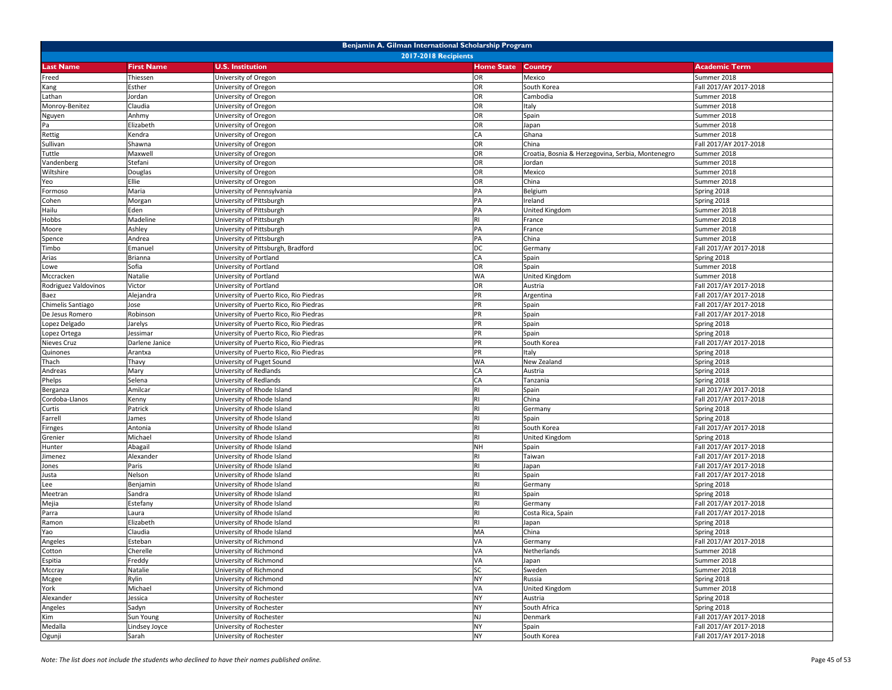# Benjamin A. Gilman International Scholarship Program

## 2017-2018 Recipients

| Last Name | First Name | U.S. Institution | Home State | Country | Academic Term |
|---|---|---|---|---|---|
| Freed | Thiessen | University of Oregon | OR | Mexico | Summer 2018 |
| Kang | Esther | University of Oregon | OR | South Korea | Fall 2017/AY 2017-2018 |
| Lathan | Jordan | University of Oregon | OR | Cambodia | Summer 2018 |
| Monroy-Benitez | Claudia | University of Oregon | OR | Italy | Summer 2018 |
| Nguyen | Anhmy | University of Oregon | OR | Spain | Summer 2018 |
| Pa | Elizabeth | University of Oregon | OR | Japan | Summer 2018 |
| Rettig | Kendra | University of Oregon | CA | Ghana | Summer 2018 |
| Sullivan | Shawna | University of Oregon | OR | China | Fall 2017/AY 2017-2018 |
| Tuttle | Maxwell | University of Oregon | OR | Croatia, Bosnia & Herzegovina, Serbia, Montenegro | Summer 2018 |
| Vandenberg | Stefani | University of Oregon | OR | Jordan | Summer 2018 |
| Wiltshire | Douglas | University of Oregon | OR | Mexico | Summer 2018 |
| Yeo | Ellie | University of Oregon | OR | China | Summer 2018 |
| Formoso | Maria | University of Pennsylvania | PA | Belgium | Spring 2018 |
| Cohen | Morgan | University of Pittsburgh | PA | Ireland | Spring 2018 |
| Hailu | Eden | University of Pittsburgh | PA | United Kingdom | Summer 2018 |
| Hobbs | Madeline | University of Pittsburgh | RI | France | Summer 2018 |
| Moore | Ashley | University of Pittsburgh | PA | France | Summer 2018 |
| Spence | Andrea | University of Pittsburgh | PA | China | Summer 2018 |
| Timbo | Emanuel | University of Pittsburgh, Bradford | DC | Germany | Fall 2017/AY 2017-2018 |
| Arias | Brianna | University of Portland | CA | Spain | Spring 2018 |
| Lowe | Sofia | University of Portland | OR | Spain | Summer 2018 |
| Mccracken | Natalie | University of Portland | WA | United Kingdom | Summer 2018 |
| Rodriguez Valdovinos | Victor | University of Portland | OR | Austria | Fall 2017/AY 2017-2018 |
| Baez | Alejandra | University of Puerto Rico, Rio Piedras | PR | Argentina | Fall 2017/AY 2017-2018 |
| Chimelis Santiago | Jose | University of Puerto Rico, Rio Piedras | PR | Spain | Fall 2017/AY 2017-2018 |
| De Jesus Romero | Robinson | University of Puerto Rico, Rio Piedras | PR | Spain | Fall 2017/AY 2017-2018 |
| Lopez Delgado | Jarelys | University of Puerto Rico, Rio Piedras | PR | Spain | Spring 2018 |
| Lopez Ortega | Jessimar | University of Puerto Rico, Rio Piedras | PR | Spain | Spring 2018 |
| Nieves Cruz | Darlene Janice | University of Puerto Rico, Rio Piedras | PR | South Korea | Fall 2017/AY 2017-2018 |
| Quinones | Arantxa | University of Puerto Rico, Rio Piedras | PR | Italy | Spring 2018 |
| Thach | Thavy | University of Puget Sound | WA | New Zealand | Spring 2018 |
| Andreas | Mary | University of Redlands | CA | Austria | Spring 2018 |
| Phelps | Selena | University of Redlands | CA | Tanzania | Spring 2018 |
| Berganza | Amilcar | University of Rhode Island | RI | Spain | Fall 2017/AY 2017-2018 |
| Cordoba-Llanos | Kenny | University of Rhode Island | RI | China | Fall 2017/AY 2017-2018 |
| Curtis | Patrick | University of Rhode Island | RI | Germany | Spring 2018 |
| Farrell | James | University of Rhode Island | RI | Spain | Spring 2018 |
| Firnges | Antonia | University of Rhode Island | RI | South Korea | Fall 2017/AY 2017-2018 |
| Grenier | Michael | University of Rhode Island | RI | United Kingdom | Spring 2018 |
| Hunter | Abagail | University of Rhode Island | NH | Spain | Fall 2017/AY 2017-2018 |
| Jimenez | Alexander | University of Rhode Island | RI | Taiwan | Fall 2017/AY 2017-2018 |
| Jones | Paris | University of Rhode Island | RI | Japan | Fall 2017/AY 2017-2018 |
| Justa | Nelson | University of Rhode Island | RI | Spain | Fall 2017/AY 2017-2018 |
| Lee | Benjamin | University of Rhode Island | RI | Germany | Spring 2018 |
| Meetran | Sandra | University of Rhode Island | RI | Spain | Spring 2018 |
| Mejia | Estefany | University of Rhode Island | RI | Germany | Fall 2017/AY 2017-2018 |
| Parra | Laura | University of Rhode Island | RI | Costa Rica, Spain | Fall 2017/AY 2017-2018 |
| Ramon | Elizabeth | University of Rhode Island | RI | Japan | Spring 2018 |
| Yao | Claudia | University of Rhode Island | MA | China | Spring 2018 |
| Angeles | Esteban | University of Richmond | VA | Germany | Fall 2017/AY 2017-2018 |
| Cotton | Cherelle | University of Richmond | VA | Netherlands | Summer 2018 |
| Espitia | Freddy | University of Richmond | VA | Japan | Summer 2018 |
| Mccray | Natalie | University of Richmond | SC | Sweden | Summer 2018 |
| Mcgee | Rylin | University of Richmond | NY | Russia | Spring 2018 |
| York | Michael | University of Richmond | VA | United Kingdom | Summer 2018 |
| Alexander | Jessica | University of Rochester | NY | Austria | Spring 2018 |
| Angeles | Sadyn | University of Rochester | NY | South Africa | Spring 2018 |
| Kim | Sun Young | University of Rochester | NJ | Denmark | Fall 2017/AY 2017-2018 |
| Medalla | Lindsey Joyce | University of Rochester | NY | Spain | Fall 2017/AY 2017-2018 |
| Ogunji | Sarah | University of Rochester | NY | South Korea | Fall 2017/AY 2017-2018 |

*Note: The list does not include the students who declined to have their names published online.*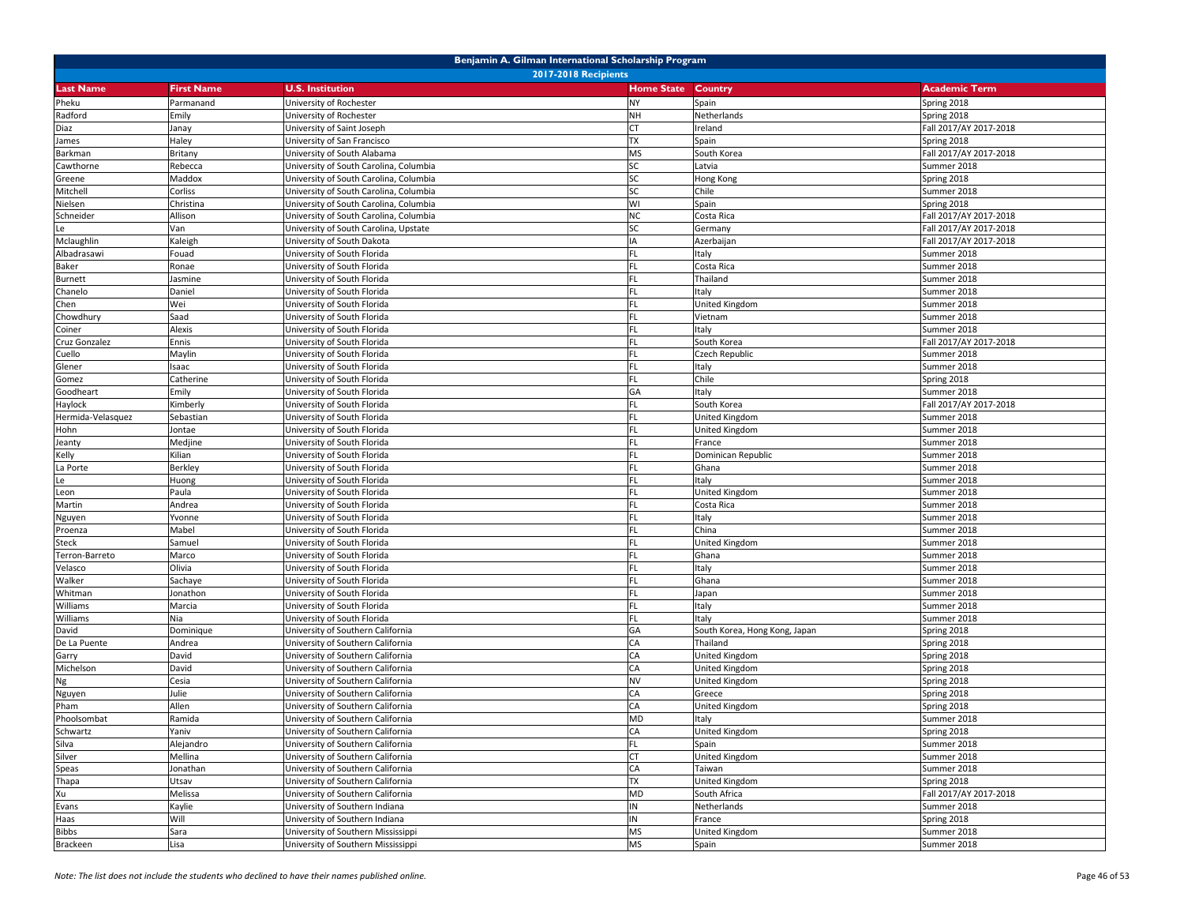| Benjamin A. Gilman International Scholarship Program | | | | | |
|---|---|---|---|---|---|
| 2017-2018 Recipients | | | | | |
| **Last Name** | **First Name** | **U.S. Institution** | **Home State** | **Country** | **Academic Term** |
| Pheku | Parmanand | University of Rochester | NY | Spain | Spring 2018 |
| Radford | Emily | University of Rochester | NH | Netherlands | Spring 2018 |
| Diaz | Janay | University of Saint Joseph | CT | Ireland | Fall 2017/AY 2017-2018 |
| James | Haley | University of San Francisco | TX | Spain | Spring 2018 |
| Barkman | Britany | University of South Alabama | MS | South Korea | Fall 2017/AY 2017-2018 |
| Cawthorne | Rebecca | University of South Carolina, Columbia | SC | Latvia | Summer 2018 |
| Greene | Maddox | University of South Carolina, Columbia | SC | Hong Kong | Spring 2018 |
| Mitchell | Corliss | University of South Carolina, Columbia | SC | Chile | Summer 2018 |
| Nielsen | Christina | University of South Carolina, Columbia | WI | Spain | Spring 2018 |
| Schneider | Allison | University of South Carolina, Columbia | NC | Costa Rica | Fall 2017/AY 2017-2018 |
| Le | Van | University of South Carolina, Upstate | SC | Germany | Fall 2017/AY 2017-2018 |
| Mclaughlin | Kaleigh | University of South Dakota | IA | Azerbaijan | Fall 2017/AY 2017-2018 |
| Albadrasawi | Fouad | University of South Florida | FL | Italy | Summer 2018 |
| Baker | Ronae | University of South Florida | FL | Costa Rica | Summer 2018 |
| Burnett | Jasmine | University of South Florida | FL | Thailand | Summer 2018 |
| Chanelo | Daniel | University of South Florida | FL | Italy | Summer 2018 |
| Chen | Wei | University of South Florida | FL | United Kingdom | Summer 2018 |
| Chowdhury | Saad | University of South Florida | FL | Vietnam | Summer 2018 |
| Coiner | Alexis | University of South Florida | FL | Italy | Summer 2018 |
| Cruz Gonzalez | Ennis | University of South Florida | FL | South Korea | Fall 2017/AY 2017-2018 |
| Cuello | Maylin | University of South Florida | FL | Czech Republic | Summer 2018 |
| Glener | Isaac | University of South Florida | FL | Italy | Summer 2018 |
| Gomez | Catherine | University of South Florida | FL | Chile | Spring 2018 |
| Goodheart | Emily | University of South Florida | GA | Italy | Summer 2018 |
| Haylock | Kimberly | University of South Florida | FL | South Korea | Fall 2017/AY 2017-2018 |
| Hermida-Velasquez | Sebastian | University of South Florida | FL | United Kingdom | Summer 2018 |
| Hohn | Jontae | University of South Florida | FL | United Kingdom | Summer 2018 |
| Jeanty | Medjine | University of South Florida | FL | France | Summer 2018 |
| Kelly | Kilian | University of South Florida | FL | Dominican Republic | Summer 2018 |
| La Porte | Berkley | University of South Florida | FL | Ghana | Summer 2018 |
| Le | Huong | University of South Florida | FL | Italy | Summer 2018 |
| Leon | Paula | University of South Florida | FL | United Kingdom | Summer 2018 |
| Martin | Andrea | University of South Florida | FL | Costa Rica | Summer 2018 |
| Nguyen | Yvonne | University of South Florida | FL | Italy | Summer 2018 |
| Proenza | Mabel | University of South Florida | FL | China | Summer 2018 |
| Steck | Samuel | University of South Florida | FL | United Kingdom | Summer 2018 |
| Terron-Barreto | Marco | University of South Florida | FL | Ghana | Summer 2018 |
| Velasco | Olivia | University of South Florida | FL | Italy | Summer 2018 |
| Walker | Sachaye | University of South Florida | FL | Ghana | Summer 2018 |
| Whitman | Jonathon | University of South Florida | FL | Japan | Summer 2018 |
| Williams | Marcia | University of South Florida | FL | Italy | Summer 2018 |
| Williams | Nia | University of South Florida | FL | Italy | Summer 2018 |
| David | Dominique | University of Southern California | GA | South Korea, Hong Kong, Japan | Spring 2018 |
| De La Puente | Andrea | University of Southern California | CA | Thailand | Spring 2018 |
| Garry | David | University of Southern California | CA | United Kingdom | Spring 2018 |
| Michelson | David | University of Southern California | CA | United Kingdom | Spring 2018 |
| Ng | Cesia | University of Southern California | NV | United Kingdom | Spring 2018 |
| Nguyen | Julie | University of Southern California | CA | Greece | Spring 2018 |
| Pham | Allen | University of Southern California | CA | United Kingdom | Spring 2018 |
| Phoolsombat | Ramida | University of Southern California | MD | Italy | Summer 2018 |
| Schwartz | Yaniv | University of Southern California | CA | United Kingdom | Spring 2018 |
| Silva | Alejandro | University of Southern California | FL | Spain | Summer 2018 |
| Silver | Mellina | University of Southern California | CT | United Kingdom | Summer 2018 |
| Speas | Jonathan | University of Southern California | CA | Taiwan | Summer 2018 |
| Thapa | Utsav | University of Southern California | TX | United Kingdom | Spring 2018 |
| Xu | Melissa | University of Southern California | MD | South Africa | Fall 2017/AY 2017-2018 |
| Evans | Kaylie | University of Southern Indiana | IN | Netherlands | Summer 2018 |
| Haas | Will | University of Southern Indiana | IN | France | Spring 2018 |
| Bibbs | Sara | University of Southern Mississippi | MS | United Kingdom | Summer 2018 |
| Brackeen | Lisa | University of Southern Mississippi | MS | Spain | Summer 2018 |

*Note: The list does not include the students who declined to have their names published online.*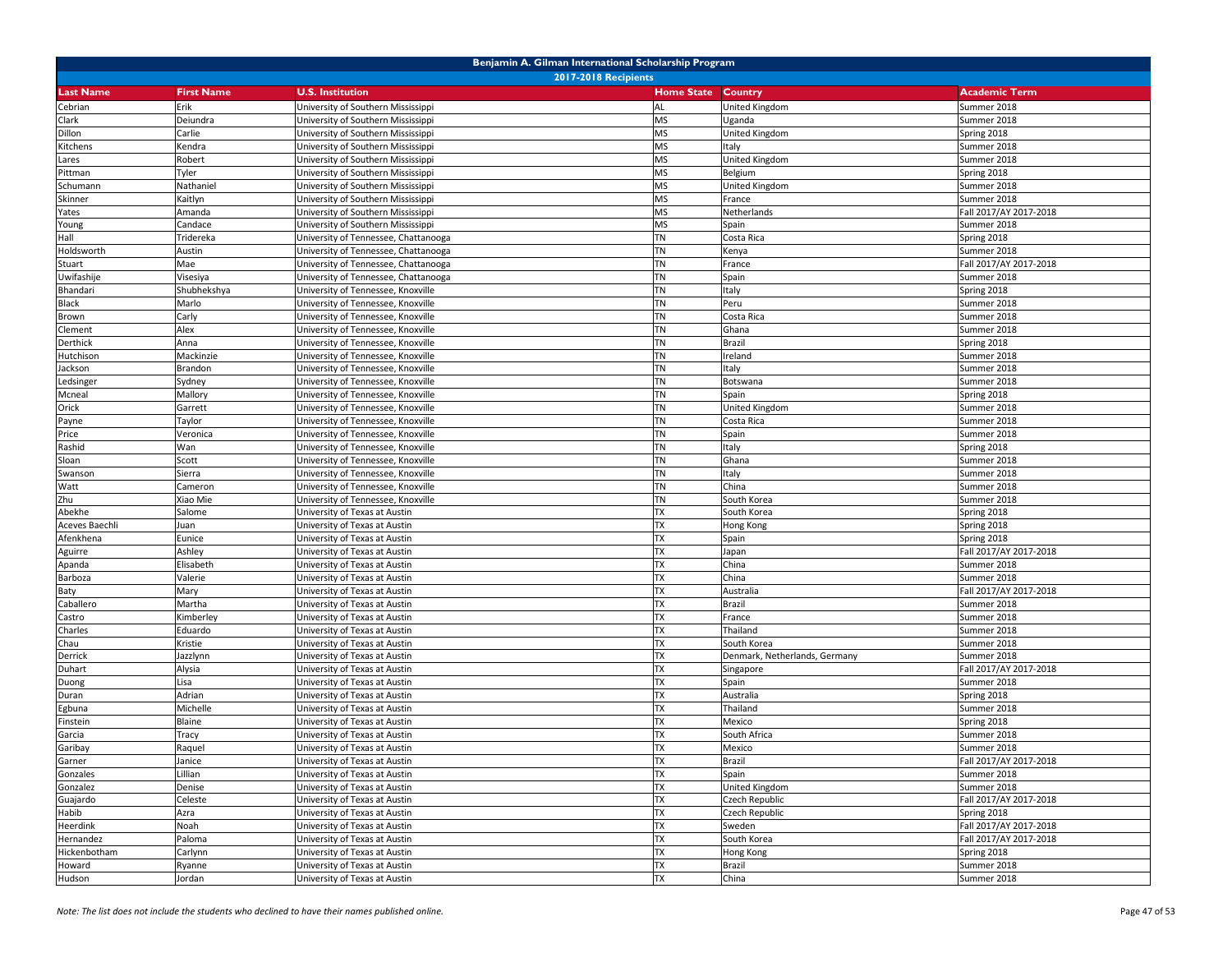# Benjamin A. Gilman International Scholarship Program

## 2017-2018 Recipients

| Last Name | First Name | U.S. Institution | Home State | Country | Academic Term |
|---|---|---|---|---|---|
| Cebrian | Erik | University of Southern Mississippi | AL | United Kingdom | Summer 2018 |
| Clark | Deiundra | University of Southern Mississippi | MS | Uganda | Summer 2018 |
| Dillon | Carlie | University of Southern Mississippi | MS | United Kingdom | Spring 2018 |
| Kitchens | Kendra | University of Southern Mississippi | MS | Italy | Summer 2018 |
| Lares | Robert | University of Southern Mississippi | MS | United Kingdom | Summer 2018 |
| Pittman | Tyler | University of Southern Mississippi | MS | Belgium | Spring 2018 |
| Schumann | Nathaniel | University of Southern Mississippi | MS | United Kingdom | Summer 2018 |
| Skinner | Kaitlyn | University of Southern Mississippi | MS | France | Summer 2018 |
| Yates | Amanda | University of Southern Mississippi | MS | Netherlands | Fall 2017/AY 2017-2018 |
| Young | Candace | University of Southern Mississippi | MS | Spain | Summer 2018 |
| Hall | Tridereka | University of Tennessee, Chattanooga | TN | Costa Rica | Spring 2018 |
| Holdsworth | Austin | University of Tennessee, Chattanooga | TN | Kenya | Summer 2018 |
| Stuart | Mae | University of Tennessee, Chattanooga | TN | France | Fall 2017/AY 2017-2018 |
| Uwifashije | Visesiya | University of Tennessee, Chattanooga | TN | Spain | Summer 2018 |
| Bhandari | Shubhekshya | University of Tennessee, Knoxville | TN | Italy | Spring 2018 |
| Black | Marlo | University of Tennessee, Knoxville | TN | Peru | Summer 2018 |
| Brown | Carly | University of Tennessee, Knoxville | TN | Costa Rica | Summer 2018 |
| Clement | Alex | University of Tennessee, Knoxville | TN | Ghana | Summer 2018 |
| Derthick | Anna | University of Tennessee, Knoxville | TN | Brazil | Spring 2018 |
| Hutchison | Mackinzie | University of Tennessee, Knoxville | TN | Ireland | Summer 2018 |
| Jackson | Brandon | University of Tennessee, Knoxville | TN | Italy | Summer 2018 |
| Ledsinger | Sydney | University of Tennessee, Knoxville | TN | Botswana | Summer 2018 |
| Mcneal | Mallory | University of Tennessee, Knoxville | TN | Spain | Spring 2018 |
| Orick | Garrett | University of Tennessee, Knoxville | TN | United Kingdom | Summer 2018 |
| Payne | Taylor | University of Tennessee, Knoxville | TN | Costa Rica | Summer 2018 |
| Price | Veronica | University of Tennessee, Knoxville | TN | Spain | Summer 2018 |
| Rashid | Wan | University of Tennessee, Knoxville | TN | Italy | Spring 2018 |
| Sloan | Scott | University of Tennessee, Knoxville | TN | Ghana | Summer 2018 |
| Swanson | Sierra | University of Tennessee, Knoxville | TN | Italy | Summer 2018 |
| Watt | Cameron | University of Tennessee, Knoxville | TN | China | Summer 2018 |
| Zhu | Xiao Mie | University of Tennessee, Knoxville | TN | South Korea | Summer 2018 |
| Abekhe | Salome | University of Texas at Austin | TX | South Korea | Spring 2018 |
| Aceves Baechli | Juan | University of Texas at Austin | TX | Hong Kong | Spring 2018 |
| Afenkhena | Eunice | University of Texas at Austin | TX | Spain | Spring 2018 |
| Aguirre | Ashley | University of Texas at Austin | TX | Japan | Fall 2017/AY 2017-2018 |
| Apanda | Elisabeth | University of Texas at Austin | TX | China | Summer 2018 |
| Barboza | Valerie | University of Texas at Austin | TX | China | Summer 2018 |
| Baty | Mary | University of Texas at Austin | TX | Australia | Fall 2017/AY 2017-2018 |
| Caballero | Martha | University of Texas at Austin | TX | Brazil | Summer 2018 |
| Castro | Kimberley | University of Texas at Austin | TX | France | Summer 2018 |
| Charles | Eduardo | University of Texas at Austin | TX | Thailand | Summer 2018 |
| Chau | Kristie | University of Texas at Austin | TX | South Korea | Summer 2018 |
| Derrick | Jazzlynn | University of Texas at Austin | TX | Denmark, Netherlands, Germany | Summer 2018 |
| Duhart | Alysia | University of Texas at Austin | TX | Singapore | Fall 2017/AY 2017-2018 |
| Duong | Lisa | University of Texas at Austin | TX | Spain | Summer 2018 |
| Duran | Adrian | University of Texas at Austin | TX | Australia | Spring 2018 |
| Egbuna | Michelle | University of Texas at Austin | TX | Thailand | Summer 2018 |
| Finstein | Blaine | University of Texas at Austin | TX | Mexico | Spring 2018 |
| Garcia | Tracy | University of Texas at Austin | TX | South Africa | Summer 2018 |
| Garibay | Raquel | University of Texas at Austin | TX | Mexico | Summer 2018 |
| Garner | Janice | University of Texas at Austin | TX | Brazil | Fall 2017/AY 2017-2018 |
| Gonzales | Lillian | University of Texas at Austin | TX | Spain | Summer 2018 |
| Gonzalez | Denise | University of Texas at Austin | TX | United Kingdom | Summer 2018 |
| Guajardo | Celeste | University of Texas at Austin | TX | Czech Republic | Fall 2017/AY 2017-2018 |
| Habib | Azra | University of Texas at Austin | TX | Czech Republic | Spring 2018 |
| Heerdink | Noah | University of Texas at Austin | TX | Sweden | Fall 2017/AY 2017-2018 |
| Hernandez | Paloma | University of Texas at Austin | TX | South Korea | Fall 2017/AY 2017-2018 |
| Hickenbotham | Carlynn | University of Texas at Austin | TX | Hong Kong | Spring 2018 |
| Howard | Ryanne | University of Texas at Austin | TX | Brazil | Summer 2018 |
| Hudson | Jordan | University of Texas at Austin | TX | China | Summer 2018 |

*Note: The list does not include the students who declined to have their names published online.*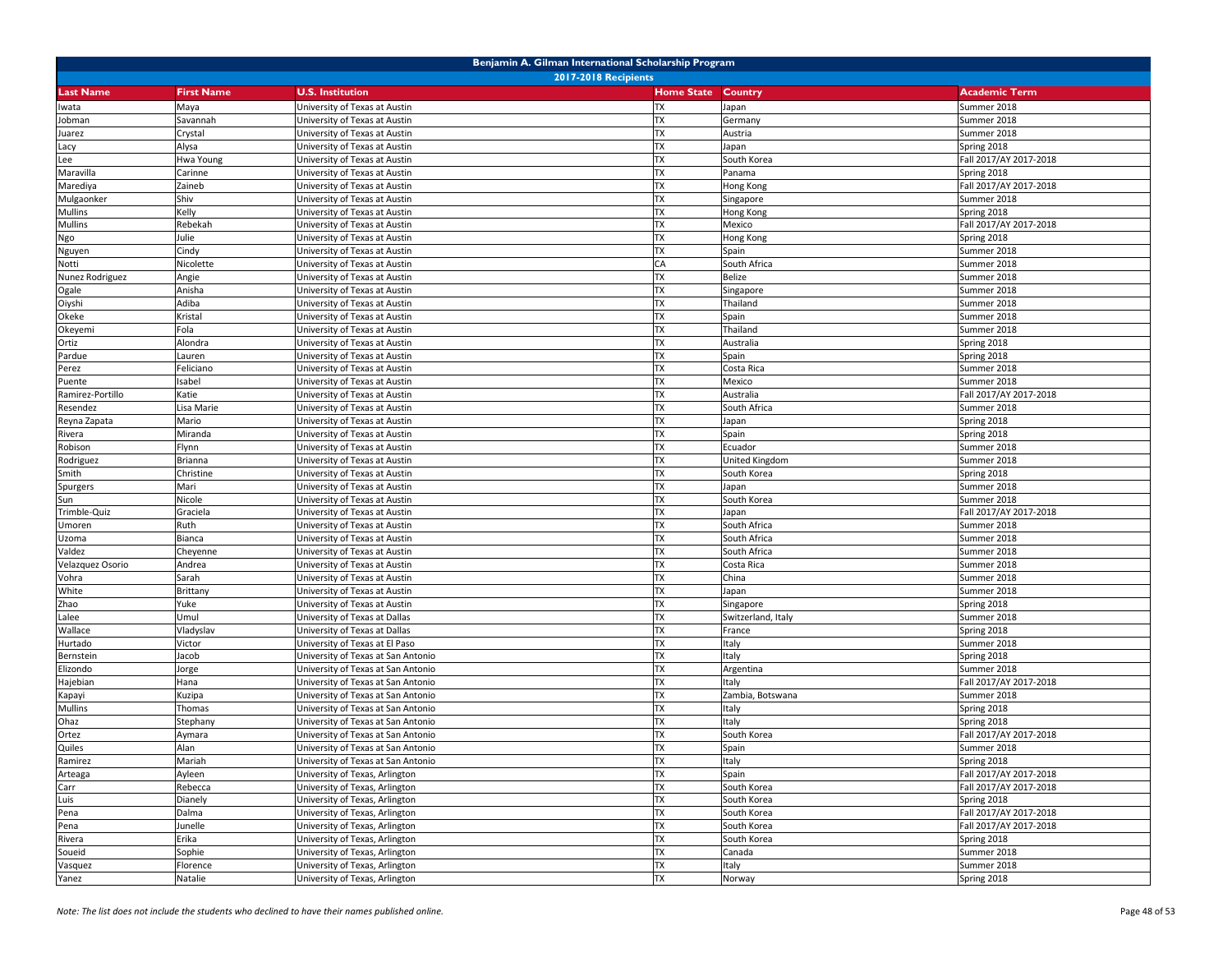# Benjamin A. Gilman International Scholarship Program

## 2017-2018 Recipients

| Last Name | First Name | U.S. Institution | Home State | Country | Academic Term |
|---|---|---|---|---|---|
| Iwata | Maya | University of Texas at Austin | TX | Japan | Summer 2018 |
| Jobman | Savannah | University of Texas at Austin | TX | Germany | Summer 2018 |
| Juarez | Crystal | University of Texas at Austin | TX | Austria | Summer 2018 |
| Lacy | Alysa | University of Texas at Austin | TX | Japan | Spring 2018 |
| Lee | Hwa Young | University of Texas at Austin | TX | South Korea | Fall 2017/AY 2017-2018 |
| Maravilla | Carinne | University of Texas at Austin | TX | Panama | Spring 2018 |
| Marediya | Zaineb | University of Texas at Austin | TX | Hong Kong | Fall 2017/AY 2017-2018 |
| Mulgaonker | Shiv | University of Texas at Austin | TX | Singapore | Summer 2018 |
| Mullins | Kelly | University of Texas at Austin | TX | Hong Kong | Spring 2018 |
| Mullins | Rebekah | University of Texas at Austin | TX | Mexico | Fall 2017/AY 2017-2018 |
| Ngo | Julie | University of Texas at Austin | TX | Hong Kong | Spring 2018 |
| Nguyen | Cindy | University of Texas at Austin | TX | Spain | Summer 2018 |
| Notti | Nicolette | University of Texas at Austin | CA | South Africa | Summer 2018 |
| Nunez Rodriguez | Angie | University of Texas at Austin | TX | Belize | Summer 2018 |
| Ogale | Anisha | University of Texas at Austin | TX | Singapore | Summer 2018 |
| Oiyshi | Adiba | University of Texas at Austin | TX | Thailand | Summer 2018 |
| Okeke | Kristal | University of Texas at Austin | TX | Spain | Summer 2018 |
| Okeyemi | Fola | University of Texas at Austin | TX | Thailand | Summer 2018 |
| Ortiz | Alondra | University of Texas at Austin | TX | Australia | Spring 2018 |
| Pardue | Lauren | University of Texas at Austin | TX | Spain | Spring 2018 |
| Perez | Feliciano | University of Texas at Austin | TX | Costa Rica | Summer 2018 |
| Puente | Isabel | University of Texas at Austin | TX | Mexico | Summer 2018 |
| Ramirez-Portillo | Katie | University of Texas at Austin | TX | Australia | Fall 2017/AY 2017-2018 |
| Resendez | Lisa Marie | University of Texas at Austin | TX | South Africa | Summer 2018 |
| Reyna Zapata | Mario | University of Texas at Austin | TX | Japan | Spring 2018 |
| Rivera | Miranda | University of Texas at Austin | TX | Spain | Spring 2018 |
| Robison | Flynn | University of Texas at Austin | TX | Ecuador | Summer 2018 |
| Rodriguez | Brianna | University of Texas at Austin | TX | United Kingdom | Summer 2018 |
| Smith | Christine | University of Texas at Austin | TX | South Korea | Spring 2018 |
| Spurgers | Mari | University of Texas at Austin | TX | Japan | Summer 2018 |
| Sun | Nicole | University of Texas at Austin | TX | South Korea | Summer 2018 |
| Trimble-Quiz | Graciela | University of Texas at Austin | TX | Japan | Fall 2017/AY 2017-2018 |
| Umoren | Ruth | University of Texas at Austin | TX | South Africa | Summer 2018 |
| Uzoma | Bianca | University of Texas at Austin | TX | South Africa | Summer 2018 |
| Valdez | Cheyenne | University of Texas at Austin | TX | South Africa | Summer 2018 |
| Velazquez Osorio | Andrea | University of Texas at Austin | TX | Costa Rica | Summer 2018 |
| Vohra | Sarah | University of Texas at Austin | TX | China | Summer 2018 |
| White | Brittany | University of Texas at Austin | TX | Japan | Summer 2018 |
| Zhao | Yuke | University of Texas at Austin | TX | Singapore | Spring 2018 |
| Lalee | Umul | University of Texas at Dallas | TX | Switzerland, Italy | Summer 2018 |
| Wallace | Vladyslav | University of Texas at Dallas | TX | France | Spring 2018 |
| Hurtado | Victor | University of Texas at El Paso | TX | Italy | Summer 2018 |
| Bernstein | Jacob | University of Texas at San Antonio | TX | Italy | Spring 2018 |
| Elizondo | Jorge | University of Texas at San Antonio | TX | Argentina | Summer 2018 |
| Hajebian | Hana | University of Texas at San Antonio | TX | Italy | Fall 2017/AY 2017-2018 |
| Kapayi | Kuzipa | University of Texas at San Antonio | TX | Zambia, Botswana | Summer 2018 |
| Mullins | Thomas | University of Texas at San Antonio | TX | Italy | Spring 2018 |
| Ohaz | Stephany | University of Texas at San Antonio | TX | Italy | Spring 2018 |
| Ortez | Aymara | University of Texas at San Antonio | TX | South Korea | Fall 2017/AY 2017-2018 |
| Quiles | Alan | University of Texas at San Antonio | TX | Spain | Summer 2018 |
| Ramirez | Mariah | University of Texas at San Antonio | TX | Italy | Spring 2018 |
| Arteaga | Ayleen | University of Texas, Arlington | TX | Spain | Fall 2017/AY 2017-2018 |
| Carr | Rebecca | University of Texas, Arlington | TX | South Korea | Fall 2017/AY 2017-2018 |
| Luis | Dianely | University of Texas, Arlington | TX | South Korea | Spring 2018 |
| Pena | Dalma | University of Texas, Arlington | TX | South Korea | Fall 2017/AY 2017-2018 |
| Pena | Junelle | University of Texas, Arlington | TX | South Korea | Fall 2017/AY 2017-2018 |
| Rivera | Erika | University of Texas, Arlington | TX | South Korea | Spring 2018 |
| Soueid | Sophie | University of Texas, Arlington | TX | Canada | Summer 2018 |
| Vasquez | Florence | University of Texas, Arlington | TX | Italy | Summer 2018 |
| Yanez | Natalie | University of Texas, Arlington | TX | Norway | Spring 2018 |

*Note: The list does not include the students who declined to have their names published online.*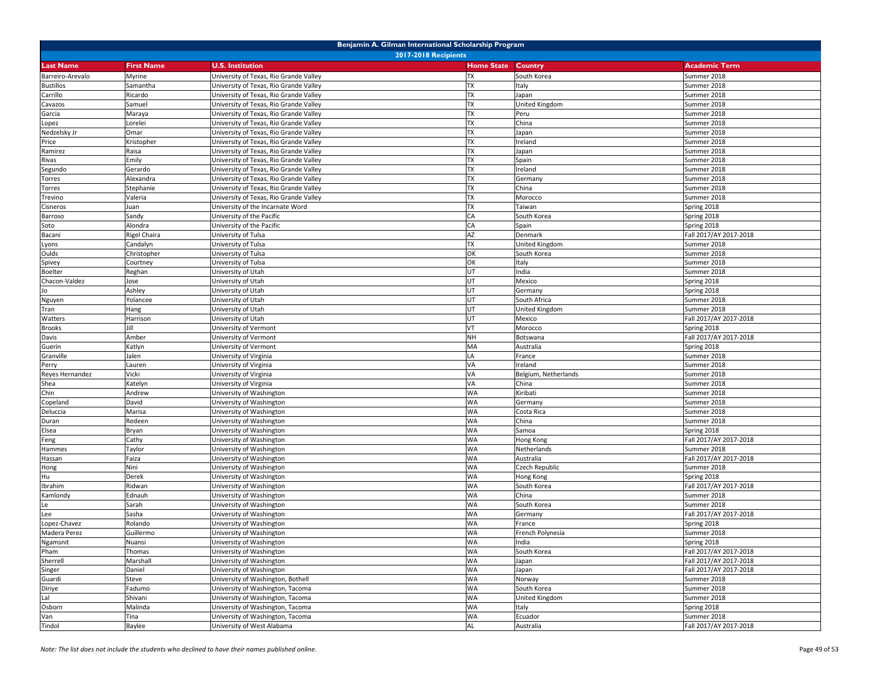## Benjamin A. Gilman International Scholarship Program

### 2017-2018 Recipients

| Last Name | First Name | U.S. Institution | Home State | Country | Academic Term |
|---|---|---|---|---|---|
| Barreiro-Arevalo | Myrine | University of Texas, Rio Grande Valley | TX | South Korea | Summer 2018 |
| Bustillos | Samantha | University of Texas, Rio Grande Valley | TX | Italy | Summer 2018 |
| Carrillo | Ricardo | University of Texas, Rio Grande Valley | TX | Japan | Summer 2018 |
| Cavazos | Samuel | University of Texas, Rio Grande Valley | TX | United Kingdom | Summer 2018 |
| Garcia | Maraya | University of Texas, Rio Grande Valley | TX | Peru | Summer 2018 |
| Lopez | Lorelei | University of Texas, Rio Grande Valley | TX | China | Summer 2018 |
| Nedzelsky Jr | Omar | University of Texas, Rio Grande Valley | TX | Japan | Summer 2018 |
| Price | Kristopher | University of Texas, Rio Grande Valley | TX | Ireland | Summer 2018 |
| Ramirez | Raisa | University of Texas, Rio Grande Valley | TX | Japan | Summer 2018 |
| Rivas | Emily | University of Texas, Rio Grande Valley | TX | Spain | Summer 2018 |
| Segundo | Gerardo | University of Texas, Rio Grande Valley | TX | Ireland | Summer 2018 |
| Torres | Alexandra | University of Texas, Rio Grande Valley | TX | Germany | Summer 2018 |
| Torres | Stephanie | University of Texas, Rio Grande Valley | TX | China | Summer 2018 |
| Trevino | Valeria | University of Texas, Rio Grande Valley | TX | Morocco | Summer 2018 |
| Cisneros | Juan | University of the Incarnate Word | TX | Taiwan | Spring 2018 |
| Barroso | Sandy | University of the Pacific | CA | South Korea | Spring 2018 |
| Soto | Alondra | University of the Pacific | CA | Spain | Spring 2018 |
| Bacani | Rigel Chaira | University of Tulsa | AZ | Denmark | Fall 2017/AY 2017-2018 |
| Lyons | Candalyn | University of Tulsa | TX | United Kingdom | Summer 2018 |
| Oulds | Christopher | University of Tulsa | OK | South Korea | Summer 2018 |
| Spivey | Courtney | University of Tulsa | OK | Italy | Summer 2018 |
| Boelter | Reghan | University of Utah | UT | India | Summer 2018 |
| Chacon-Valdez | Jose | University of Utah | UT | Mexico | Spring 2018 |
| Jo | Ashley | University of Utah | UT | Germany | Spring 2018 |
| Nguyen | Yolancee | University of Utah | UT | South Africa | Summer 2018 |
| Tran | Hang | University of Utah | UT | United Kingdom | Summer 2018 |
| Watters | Harrison | University of Utah | UT | Mexico | Fall 2017/AY 2017-2018 |
| Brooks | Jill | University of Vermont | VT | Morocco | Spring 2018 |
| Davis | Amber | University of Vermont | NH | Botswana | Fall 2017/AY 2017-2018 |
| Guerin | Katlyn | University of Vermont | MA | Australia | Spring 2018 |
| Granville | Jalen | University of Virginia | LA | France | Summer 2018 |
| Perry | Lauren | University of Virginia | VA | Ireland | Summer 2018 |
| Reyes Hernandez | Vicki | University of Virginia | VA | Belgium, Netherlands | Summer 2018 |
| Shea | Katelyn | University of Virginia | VA | China | Summer 2018 |
| Chin | Andrew | University of Washington | WA | Kiribati | Summer 2018 |
| Copeland | David | University of Washington | WA | Germany | Summer 2018 |
| Deluccia | Marisa | University of Washington | WA | Costa Rica | Summer 2018 |
| Duran | Redeen | University of Washington | WA | China | Summer 2018 |
| Elsea | Bryan | University of Washington | WA | Samoa | Spring 2018 |
| Feng | Cathy | University of Washington | WA | Hong Kong | Fall 2017/AY 2017-2018 |
| Hammes | Taylor | University of Washington | WA | Netherlands | Summer 2018 |
| Hassan | Faiza | University of Washington | WA | Australia | Fall 2017/AY 2017-2018 |
| Hong | Nini | University of Washington | WA | Czech Republic | Summer 2018 |
| Hu | Derek | University of Washington | WA | Hong Kong | Spring 2018 |
| Ibrahim | Ridwan | University of Washington | WA | South Korea | Fall 2017/AY 2017-2018 |
| Kamlondy | Ednauh | University of Washington | WA | China | Summer 2018 |
| Le | Sarah | University of Washington | WA | South Korea | Summer 2018 |
| Lee | Sasha | University of Washington | WA | Germany | Fall 2017/AY 2017-2018 |
| Lopez-Chavez | Rolando | University of Washington | WA | France | Spring 2018 |
| Madera Perez | Guillermo | University of Washington | WA | French Polynesia | Summer 2018 |
| Ngamsnit | Nuansi | University of Washington | WA | India | Spring 2018 |
| Pham | Thomas | University of Washington | WA | South Korea | Fall 2017/AY 2017-2018 |
| Sherrell | Marshall | University of Washington | WA | Japan | Fall 2017/AY 2017-2018 |
| Singer | Daniel | University of Washington | WA | Japan | Fall 2017/AY 2017-2018 |
| Guardi | Steve | University of Washington, Bothell | WA | Norway | Summer 2018 |
| Diriye | Fadumo | University of Washington, Tacoma | WA | South Korea | Summer 2018 |
| Lal | Shivani | University of Washington, Tacoma | WA | United Kingdom | Summer 2018 |
| Osborn | Malinda | University of Washington, Tacoma | WA | Italy | Spring 2018 |
| Van | Tina | University of Washington, Tacoma | WA | Ecuador | Summer 2018 |
| Tindol | Baylee | University of West Alabama | AL | Australia | Fall 2017/AY 2017-2018 |

*Note: The list does not include the students who declined to have their names published online.*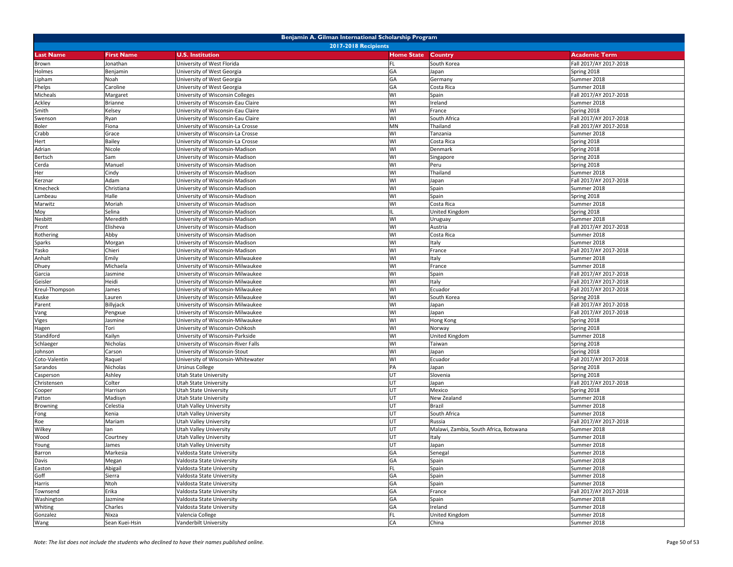| Benjamin A. Gilman International Scholarship Program | | | | | |
|---|---|---|---|---|---|
| 2017-2018 Recipients | | | | | |
| **Last Name** | **First Name** | **U.S. Institution** | **Home State** | **Country** | **Academic Term** |
| Brown | Jonathan | University of West Florida | FL | South Korea | Fall 2017/AY 2017-2018 |
| Holmes | Benjamin | University of West Georgia | GA | Japan | Spring 2018 |
| Lipham | Noah | University of West Georgia | GA | Germany | Summer 2018 |
| Phelps | Caroline | University of West Georgia | GA | Costa Rica | Summer 2018 |
| Micheals | Margaret | University of Wisconsin Colleges | WI | Spain | Fall 2017/AY 2017-2018 |
| Ackley | Brianne | University of Wisconsin-Eau Claire | WI | Ireland | Summer 2018 |
| Smith | Kelsey | University of Wisconsin-Eau Claire | WI | France | Spring 2018 |
| Swenson | Ryan | University of Wisconsin-Eau Claire | WI | South Africa | Fall 2017/AY 2017-2018 |
| Boler | Fiona | University of Wisconsin-La Crosse | MN | Thailand | Fall 2017/AY 2017-2018 |
| Crabb | Grace | University of Wisconsin-La Crosse | WI | Tanzania | Summer 2018 |
| Hert | Bailey | University of Wisconsin-La Crosse | WI | Costa Rica | Spring 2018 |
| Adrian | Nicole | University of Wisconsin-Madison | WI | Denmark | Spring 2018 |
| Bertsch | Sam | University of Wisconsin-Madison | WI | Singapore | Spring 2018 |
| Cerda | Manuel | University of Wisconsin-Madison | WI | Peru | Spring 2018 |
| Her | Cindy | University of Wisconsin-Madison | WI | Thailand | Summer 2018 |
| Kerznar | Adam | University of Wisconsin-Madison | WI | Japan | Fall 2017/AY 2017-2018 |
| Kmecheck | Christiana | University of Wisconsin-Madison | WI | Spain | Summer 2018 |
| Lambeau | Halle | University of Wisconsin-Madison | WI | Spain | Spring 2018 |
| Marwitz | Moriah | University of Wisconsin-Madison | WI | Costa Rica | Summer 2018 |
| Moy | Selina | University of Wisconsin-Madison | IL | United Kingdom | Spring 2018 |
| Nesbitt | Meredith | University of Wisconsin-Madison | WI | Uruguay | Summer 2018 |
| Pront | Elisheva | University of Wisconsin-Madison | WI | Austria | Fall 2017/AY 2017-2018 |
| Rothering | Abby | University of Wisconsin-Madison | WI | Costa Rica | Summer 2018 |
| Sparks | Morgan | University of Wisconsin-Madison | WI | Italy | Summer 2018 |
| Yasko | Chieri | University of Wisconsin-Madison | WI | France | Fall 2017/AY 2017-2018 |
| Anhalt | Emily | University of Wisconsin-Milwaukee | WI | Italy | Summer 2018 |
| Dhuey | Michaela | University of Wisconsin-Milwaukee | WI | France | Summer 2018 |
| Garcia | Jasmine | University of Wisconsin-Milwaukee | WI | Spain | Fall 2017/AY 2017-2018 |
| Geisler | Heidi | University of Wisconsin-Milwaukee | WI | Italy | Fall 2017/AY 2017-2018 |
| Kreul-Thompson | James | University of Wisconsin-Milwaukee | WI | Ecuador | Fall 2017/AY 2017-2018 |
| Kuske | Lauren | University of Wisconsin-Milwaukee | WI | South Korea | Spring 2018 |
| Parent | Billyjack | University of Wisconsin-Milwaukee | WI | Japan | Fall 2017/AY 2017-2018 |
| Vang | Pengxue | University of Wisconsin-Milwaukee | WI | Japan | Fall 2017/AY 2017-2018 |
| Viges | Jasmine | University of Wisconsin-Milwaukee | WI | Hong Kong | Spring 2018 |
| Hagen | Tori | University of Wisconsin-Oshkosh | WI | Norway | Spring 2018 |
| Standiford | Kailyn | University of Wisconsin-Parkside | WI | United Kingdom | Summer 2018 |
| Schlaeger | Nicholas | University of Wisconsin-River Falls | WI | Taiwan | Spring 2018 |
| Johnson | Carson | University of Wisconsin-Stout | WI | Japan | Spring 2018 |
| Coto-Valentin | Raquel | University of Wisconsin-Whitewater | WI | Ecuador | Fall 2017/AY 2017-2018 |
| Sarandos | Nicholas | Ursinus College | PA | Japan | Spring 2018 |
| Casperson | Ashley | Utah State University | UT | Slovenia | Spring 2018 |
| Christensen | Colter | Utah State University | UT | Japan | Fall 2017/AY 2017-2018 |
| Cooper | Harrison | Utah State University | UT | Mexico | Spring 2018 |
| Patton | Madisyn | Utah State University | UT | New Zealand | Summer 2018 |
| Browning | Celestia | Utah Valley University | UT | Brazil | Summer 2018 |
| Fong | Kenia | Utah Valley University | UT | South Africa | Summer 2018 |
| Roe | Mariam | Utah Valley University | UT | Russia | Fall 2017/AY 2017-2018 |
| Wilkey | Ian | Utah Valley University | UT | Malawi, Zambia, South Africa, Botswana | Summer 2018 |
| Wood | Courtney | Utah Valley University | UT | Italy | Summer 2018 |
| Young | James | Utah Valley University | UT | Japan | Summer 2018 |
| Barron | Markesia | Valdosta State University | GA | Senegal | Summer 2018 |
| Davis | Megan | Valdosta State University | GA | Spain | Summer 2018 |
| Easton | Abigail | Valdosta State University | FL | Spain | Summer 2018 |
| Goff | Sierra | Valdosta State University | GA | Spain | Summer 2018 |
| Harris | Ntoh | Valdosta State University | GA | Spain | Summer 2018 |
| Townsend | Erika | Valdosta State University | GA | France | Fall 2017/AY 2017-2018 |
| Washington | Jazmine | Valdosta State University | GA | Spain | Summer 2018 |
| Whiting | Charles | Valdosta State University | GA | Ireland | Summer 2018 |
| Gonzalez | Nixza | Valencia College | FL | United Kingdom | Summer 2018 |
| Wang | Sean Kuei-Hsin | Vanderbilt University | CA | China | Summer 2018 |

*Note: The list does not include the students who declined to have their names published online.*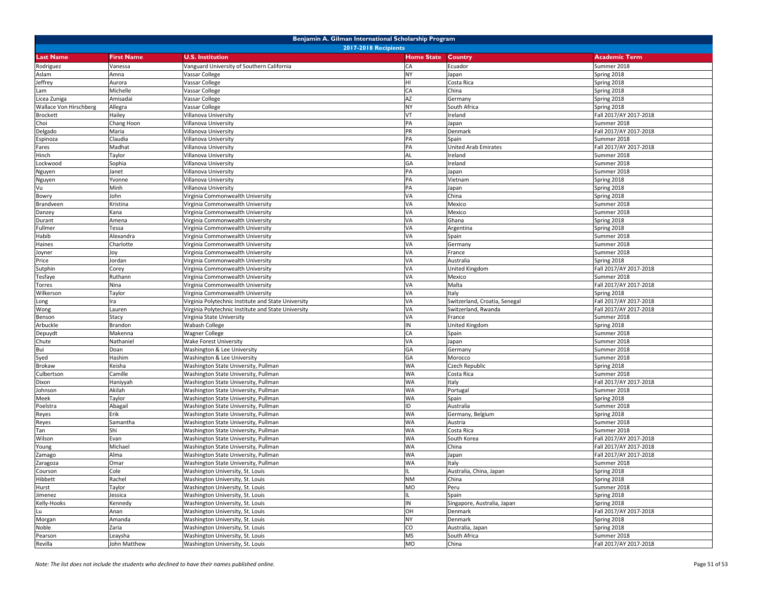| Benjamin A. Gilman International Scholarship Program | | | | | |
|---|---|---|---|---|---|
| 2017-2018 Recipients | | | | | |
| **Last Name** | **First Name** | **U.S. Institution** | **Home State** | **Country** | **Academic Term** |
| Rodriguez | Vanessa | Vanguard University of Southern California | CA | Ecuador | Summer 2018 |
| Aslam | Amna | Vassar College | NY | Japan | Spring 2018 |
| Jeffrey | Aurora | Vassar College | HI | Costa Rica | Spring 2018 |
| Lam | Michelle | Vassar College | CA | China | Spring 2018 |
| Licea Zuniga | Amisadai | Vassar College | AZ | Germany | Spring 2018 |
| Wallace Von Hirschberg | Allegra | Vassar College | NY | South Africa | Spring 2018 |
| Brockett | Hailey | Villanova University | VT | Ireland | Fall 2017/AY 2017-2018 |
| Choi | Chang Hoon | Villanova University | PA | Japan | Summer 2018 |
| Delgado | Maria | Villanova University | PR | Denmark | Fall 2017/AY 2017-2018 |
| Espinoza | Claudia | Villanova University | PA | Spain | Summer 2018 |
| Fares | Madhat | Villanova University | PA | United Arab Emirates | Fall 2017/AY 2017-2018 |
| Hinch | Taylor | Villanova University | AL | Ireland | Summer 2018 |
| Lockwood | Sophia | Villanova University | GA | Ireland | Summer 2018 |
| Nguyen | Janet | Villanova University | PA | Japan | Summer 2018 |
| Nguyen | Yvonne | Villanova University | PA | Vietnam | Spring 2018 |
| Vu | Minh | Villanova University | PA | Japan | Spring 2018 |
| Bowry | John | Virginia Commonwealth University | VA | China | Spring 2018 |
| Brandveen | Kristina | Virginia Commonwealth University | VA | Mexico | Summer 2018 |
| Danzey | Kana | Virginia Commonwealth University | VA | Mexico | Summer 2018 |
| Durant | Amena | Virginia Commonwealth University | VA | Ghana | Spring 2018 |
| Fullmer | Tessa | Virginia Commonwealth University | VA | Argentina | Spring 2018 |
| Habib | Alexandra | Virginia Commonwealth University | VA | Spain | Summer 2018 |
| Haines | Charlotte | Virginia Commonwealth University | VA | Germany | Summer 2018 |
| Joyner | Joy | Virginia Commonwealth University | VA | France | Summer 2018 |
| Price | Jordan | Virginia Commonwealth University | VA | Australia | Spring 2018 |
| Sutphin | Corey | Virginia Commonwealth University | VA | United Kingdom | Fall 2017/AY 2017-2018 |
| Tesfaye | Ruthann | Virginia Commonwealth University | VA | Mexico | Summer 2018 |
| Torres | Nina | Virginia Commonwealth University | VA | Malta | Fall 2017/AY 2017-2018 |
| Wilkerson | Taylor | Virginia Commonwealth University | VA | Italy | Spring 2018 |
| Long | Ira | Virginia Polytechnic Institute and State University | VA | Switzerland, Croatia, Senegal | Fall 2017/AY 2017-2018 |
| Wong | Lauren | Virginia Polytechnic Institute and State University | VA | Switzerland, Rwanda | Fall 2017/AY 2017-2018 |
| Benson | Stacy | Virginia State University | VA | France | Summer 2018 |
| Arbuckle | Brandon | Wabash College | IN | United Kingdom | Spring 2018 |
| Depuydt | Makenna | Wagner College | CA | Spain | Summer 2018 |
| Chute | Nathaniel | Wake Forest University | VA | Japan | Summer 2018 |
| Bui | Doan | Washington & Lee University | GA | Germany | Summer 2018 |
| Syed | Hashim | Washington & Lee University | GA | Morocco | Summer 2018 |
| Brokaw | Keisha | Washington State University, Pullman | WA | Czech Republic | Spring 2018 |
| Culbertson | Camille | Washington State University, Pullman | WA | Costa Rica | Summer 2018 |
| Dixon | Haniyyah | Washington State University, Pullman | WA | Italy | Fall 2017/AY 2017-2018 |
| Johnson | Akilah | Washington State University, Pullman | WA | Portugal | Summer 2018 |
| Meek | Taylor | Washington State University, Pullman | WA | Spain | Spring 2018 |
| Poelstra | Abagail | Washington State University, Pullman | ID | Australia | Summer 2018 |
| Reyes | Erik | Washington State University, Pullman | WA | Germany, Belgium | Spring 2018 |
| Reyes | Samantha | Washington State University, Pullman | WA | Austria | Summer 2018 |
| Tan | Shi | Washington State University, Pullman | WA | Costa Rica | Summer 2018 |
| Wilson | Evan | Washington State University, Pullman | WA | South Korea | Fall 2017/AY 2017-2018 |
| Young | Michael | Washington State University, Pullman | WA | China | Fall 2017/AY 2017-2018 |
| Zamago | Alma | Washington State University, Pullman | WA | Japan | Fall 2017/AY 2017-2018 |
| Zaragoza | Omar | Washington State University, Pullman | WA | Italy | Summer 2018 |
| Courson | Cole | Washington University, St. Louis | IL | Australia, China, Japan | Spring 2018 |
| Hibbett | Rachel | Washington University, St. Louis | NM | China | Spring 2018 |
| Hurst | Taylor | Washington University, St. Louis | MO | Peru | Summer 2018 |
| Jimenez | Jessica | Washington University, St. Louis | IL | Spain | Spring 2018 |
| Kelly-Hooks | Kennedy | Washington University, St. Louis | IN | Singapore, Australia, Japan | Spring 2018 |
| Lu | Anan | Washington University, St. Louis | OH | Denmark | Fall 2017/AY 2017-2018 |
| Morgan | Amanda | Washington University, St. Louis | NY | Denmark | Spring 2018 |
| Noble | Zaria | Washington University, St. Louis | CO | Australia, Japan | Spring 2018 |
| Pearson | Leaysha | Washington University, St. Louis | MS | South Africa | Summer 2018 |
| Revilla | John Matthew | Washington University, St. Louis | MO | China | Fall 2017/AY 2017-2018 |

*Note: The list does not include the students who declined to have their names published online.*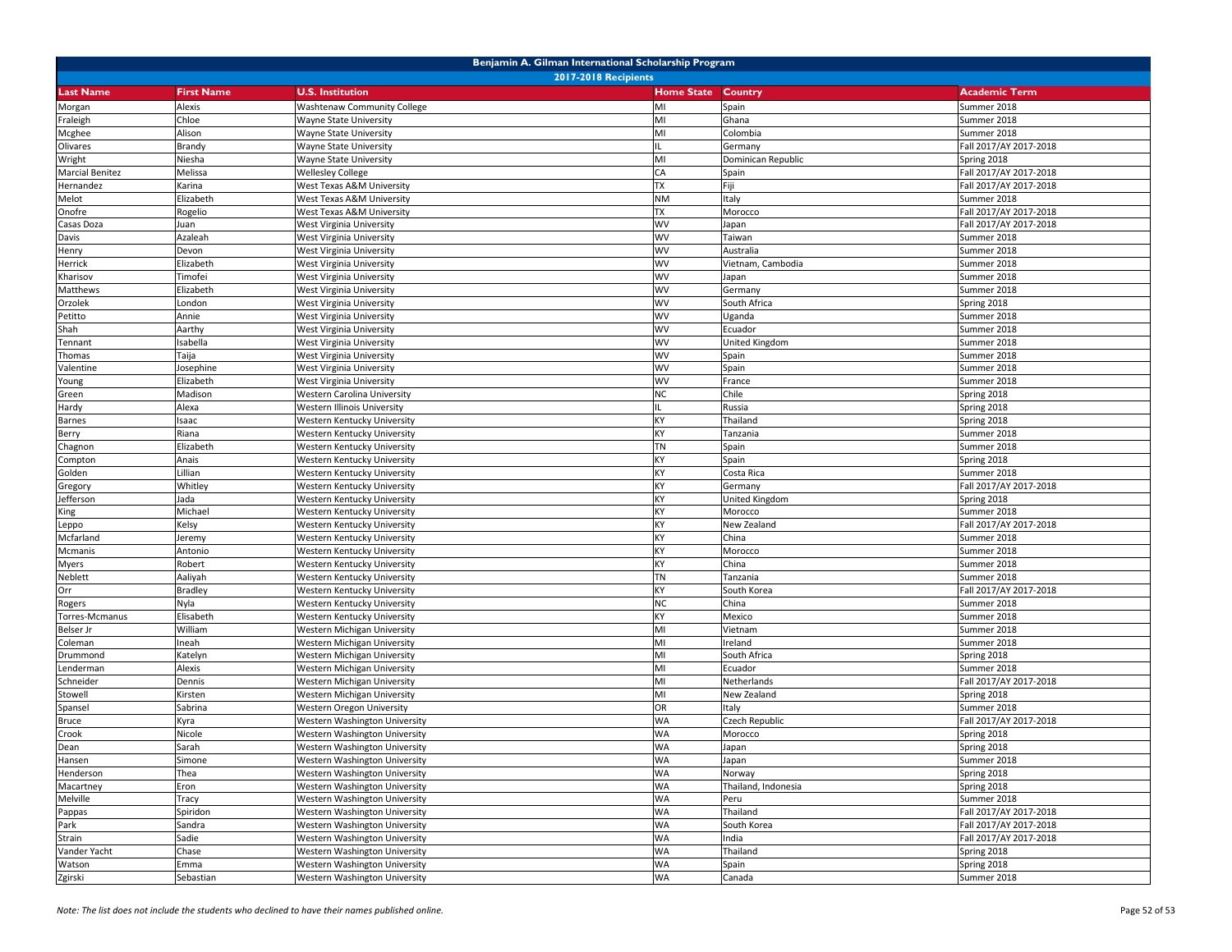| Benjamin A. Gilman International Scholarship Program | | | | | |
|---|---|---|---|---|---|
| 2017-2018 Recipients | | | | | |
| **Last Name** | **First Name** | **U.S. Institution** | **Home State** | **Country** | **Academic Term** |
| Morgan | Alexis | Washtenaw Community College | MI | Spain | Summer 2018 |
| Fraleigh | Chloe | Wayne State University | MI | Ghana | Summer 2018 |
| Mcghee | Alison | Wayne State University | MI | Colombia | Summer 2018 |
| Olivares | Brandy | Wayne State University | IL | Germany | Fall 2017/AY 2017-2018 |
| Wright | Niesha | Wayne State University | MI | Dominican Republic | Spring 2018 |
| Marcial Benitez | Melissa | Wellesley College | CA | Spain | Fall 2017/AY 2017-2018 |
| Hernandez | Karina | West Texas A&M University | TX | Fiji | Fall 2017/AY 2017-2018 |
| Melot | Elizabeth | West Texas A&M University | NM | Italy | Summer 2018 |
| Onofre | Rogelio | West Texas A&M University | TX | Morocco | Fall 2017/AY 2017-2018 |
| Casas Doza | Juan | West Virginia University | WV | Japan | Fall 2017/AY 2017-2018 |
| Davis | Azaleah | West Virginia University | WV | Taiwan | Summer 2018 |
| Henry | Devon | West Virginia University | WV | Australia | Summer 2018 |
| Herrick | Elizabeth | West Virginia University | WV | Vietnam, Cambodia | Summer 2018 |
| Kharisov | Timofei | West Virginia University | WV | Japan | Summer 2018 |
| Matthews | Elizabeth | West Virginia University | WV | Germany | Summer 2018 |
| Orzolek | London | West Virginia University | WV | South Africa | Spring 2018 |
| Petitto | Annie | West Virginia University | WV | Uganda | Summer 2018 |
| Shah | Aarthy | West Virginia University | WV | Ecuador | Summer 2018 |
| Tennant | Isabella | West Virginia University | WV | United Kingdom | Summer 2018 |
| Thomas | Taija | West Virginia University | WV | Spain | Summer 2018 |
| Valentine | Josephine | West Virginia University | WV | Spain | Summer 2018 |
| Young | Elizabeth | West Virginia University | WV | France | Summer 2018 |
| Green | Madison | Western Carolina University | NC | Chile | Spring 2018 |
| Hardy | Alexa | Western Illinois University | IL | Russia | Spring 2018 |
| Barnes | Isaac | Western Kentucky University | KY | Thailand | Spring 2018 |
| Berry | Riana | Western Kentucky University | KY | Tanzania | Summer 2018 |
| Chagnon | Elizabeth | Western Kentucky University | TN | Spain | Summer 2018 |
| Compton | Anais | Western Kentucky University | KY | Spain | Spring 2018 |
| Golden | Lillian | Western Kentucky University | KY | Costa Rica | Summer 2018 |
| Gregory | Whitley | Western Kentucky University | KY | Germany | Fall 2017/AY 2017-2018 |
| Jefferson | Jada | Western Kentucky University | KY | United Kingdom | Spring 2018 |
| King | Michael | Western Kentucky University | KY | Morocco | Summer 2018 |
| Leppo | Kelsy | Western Kentucky University | KY | New Zealand | Fall 2017/AY 2017-2018 |
| Mcfarland | Jeremy | Western Kentucky University | KY | China | Summer 2018 |
| Mcmanis | Antonio | Western Kentucky University | KY | Morocco | Summer 2018 |
| Myers | Robert | Western Kentucky University | KY | China | Summer 2018 |
| Neblett | Aaliyah | Western Kentucky University | TN | Tanzania | Summer 2018 |
| Orr | Bradley | Western Kentucky University | KY | South Korea | Fall 2017/AY 2017-2018 |
| Rogers | Nyla | Western Kentucky University | NC | China | Summer 2018 |
| Torres-Mcmanus | Elisabeth | Western Kentucky University | KY | Mexico | Summer 2018 |
| Belser Jr | William | Western Michigan University | MI | Vietnam | Summer 2018 |
| Coleman | Ineah | Western Michigan University | MI | Ireland | Summer 2018 |
| Drummond | Katelyn | Western Michigan University | MI | South Africa | Spring 2018 |
| Lenderman | Alexis | Western Michigan University | MI | Ecuador | Summer 2018 |
| Schneider | Dennis | Western Michigan University | MI | Netherlands | Fall 2017/AY 2017-2018 |
| Stowell | Kirsten | Western Michigan University | MI | New Zealand | Spring 2018 |
| Spansel | Sabrina | Western Oregon University | OR | Italy | Summer 2018 |
| Bruce | Kyra | Western Washington University | WA | Czech Republic | Fall 2017/AY 2017-2018 |
| Crook | Nicole | Western Washington University | WA | Morocco | Spring 2018 |
| Dean | Sarah | Western Washington University | WA | Japan | Spring 2018 |
| Hansen | Simone | Western Washington University | WA | Japan | Summer 2018 |
| Henderson | Thea | Western Washington University | WA | Norway | Spring 2018 |
| Macartney | Eron | Western Washington University | WA | Thailand, Indonesia | Spring 2018 |
| Melville | Tracy | Western Washington University | WA | Peru | Summer 2018 |
| Pappas | Spiridon | Western Washington University | WA | Thailand | Fall 2017/AY 2017-2018 |
| Park | Sandra | Western Washington University | WA | South Korea | Fall 2017/AY 2017-2018 |
| Strain | Sadie | Western Washington University | WA | India | Fall 2017/AY 2017-2018 |
| Vander Yacht | Chase | Western Washington University | WA | Thailand | Spring 2018 |
| Watson | Emma | Western Washington University | WA | Spain | Spring 2018 |
| Zgirski | Sebastian | Western Washington University | WA | Canada | Summer 2018 |

*Note: The list does not include the students who declined to have their names published online.*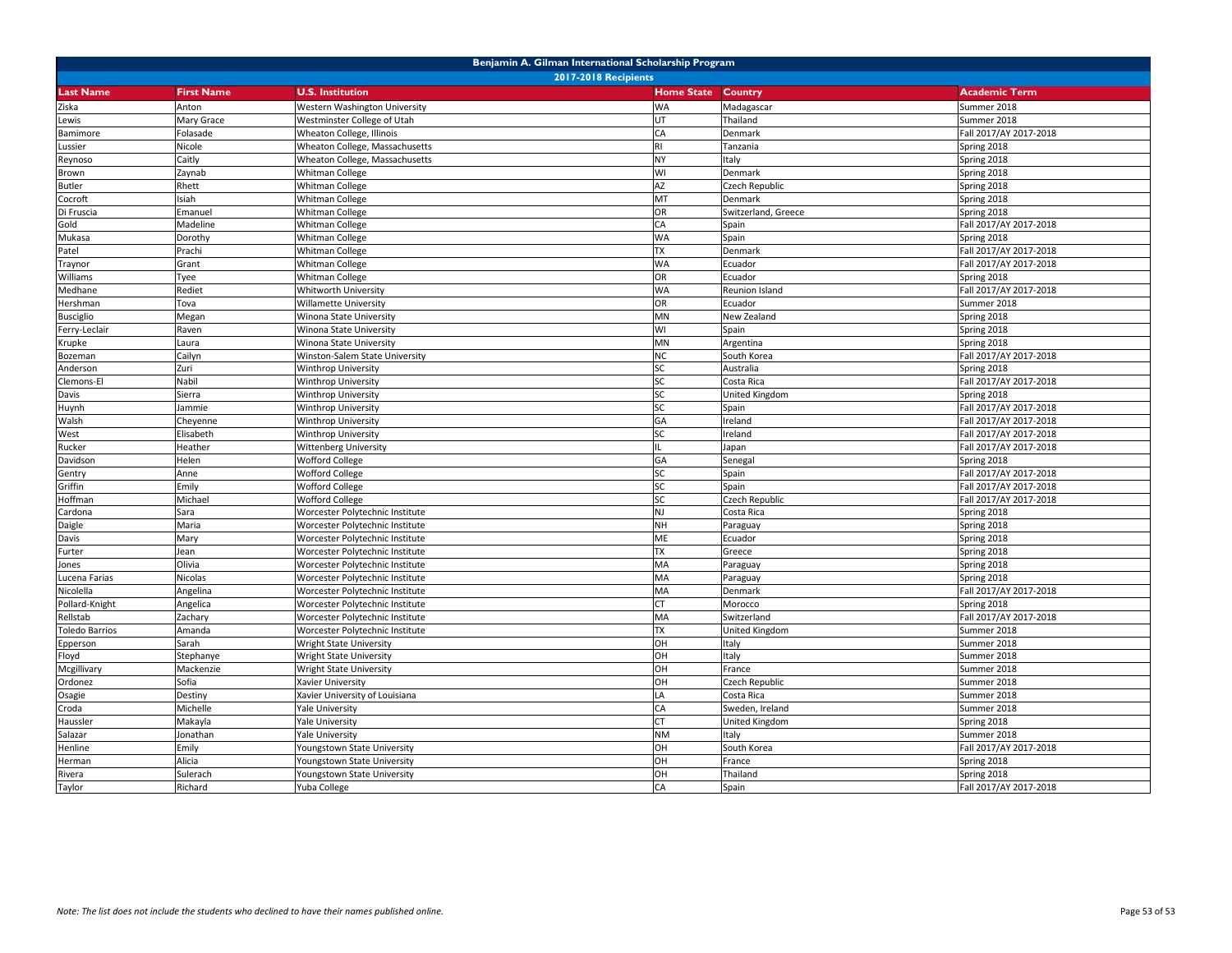| Benjamin A. Gilman International Scholarship Program | | | | | |
|---|---|---|---|---|---|
| 2017-2018 Recipients | | | | | |
| **Last Name** | **First Name** | **U.S. Institution** | **Home State** | **Country** | **Academic Term** |
| Ziska | Anton | Western Washington University | WA | Madagascar | Summer 2018 |
| Lewis | Mary Grace | Westminster College of Utah | UT | Thailand | Summer 2018 |
| Bamimore | Folasade | Wheaton College, Illinois | CA | Denmark | Fall 2017/AY 2017-2018 |
| Lussier | Nicole | Wheaton College, Massachusetts | RI | Tanzania | Spring 2018 |
| Reynoso | Caitly | Wheaton College, Massachusetts | NY | Italy | Spring 2018 |
| Brown | Zaynab | Whitman College | WI | Denmark | Spring 2018 |
| Butler | Rhett | Whitman College | AZ | Czech Republic | Spring 2018 |
| Cocroft | Isiah | Whitman College | MT | Denmark | Spring 2018 |
| Di Fruscia | Emanuel | Whitman College | OR | Switzerland, Greece | Spring 2018 |
| Gold | Madeline | Whitman College | CA | Spain | Fall 2017/AY 2017-2018 |
| Mukasa | Dorothy | Whitman College | WA | Spain | Spring 2018 |
| Patel | Prachi | Whitman College | TX | Denmark | Fall 2017/AY 2017-2018 |
| Traynor | Grant | Whitman College | WA | Ecuador | Fall 2017/AY 2017-2018 |
| Williams | Tyee | Whitman College | OR | Ecuador | Spring 2018 |
| Medhane | Rediet | Whitworth University | WA | Reunion Island | Fall 2017/AY 2017-2018 |
| Hershman | Tova | Willamette University | OR | Ecuador | Summer 2018 |
| Busciglio | Megan | Winona State University | MN | New Zealand | Spring 2018 |
| Ferry-Leclair | Raven | Winona State University | WI | Spain | Spring 2018 |
| Krupke | Laura | Winona State University | MN | Argentina | Spring 2018 |
| Bozeman | Cailyn | Winston-Salem State University | NC | South Korea | Fall 2017/AY 2017-2018 |
| Anderson | Zuri | Winthrop University | SC | Australia | Spring 2018 |
| Clemons-El | Nabil | Winthrop University | SC | Costa Rica | Fall 2017/AY 2017-2018 |
| Davis | Sierra | Winthrop University | SC | United Kingdom | Spring 2018 |
| Huynh | Jammie | Winthrop University | SC | Spain | Fall 2017/AY 2017-2018 |
| Walsh | Cheyenne | Winthrop University | GA | Ireland | Fall 2017/AY 2017-2018 |
| West | Elisabeth | Winthrop University | SC | Ireland | Fall 2017/AY 2017-2018 |
| Rucker | Heather | Wittenberg University | IL | Japan | Fall 2017/AY 2017-2018 |
| Davidson | Helen | Wofford College | GA | Senegal | Spring 2018 |
| Gentry | Anne | Wofford College | SC | Spain | Fall 2017/AY 2017-2018 |
| Griffin | Emily | Wofford College | SC | Spain | Fall 2017/AY 2017-2018 |
| Hoffman | Michael | Wofford College | SC | Czech Republic | Fall 2017/AY 2017-2018 |
| Cardona | Sara | Worcester Polytechnic Institute | NJ | Costa Rica | Spring 2018 |
| Daigle | Maria | Worcester Polytechnic Institute | NH | Paraguay | Spring 2018 |
| Davis | Mary | Worcester Polytechnic Institute | ME | Ecuador | Spring 2018 |
| Furter | Jean | Worcester Polytechnic Institute | TX | Greece | Spring 2018 |
| Jones | Olivia | Worcester Polytechnic Institute | MA | Paraguay | Spring 2018 |
| Lucena Farias | Nicolas | Worcester Polytechnic Institute | MA | Paraguay | Spring 2018 |
| Nicolella | Angelina | Worcester Polytechnic Institute | MA | Denmark | Fall 2017/AY 2017-2018 |
| Pollard-Knight | Angelica | Worcester Polytechnic Institute | CT | Morocco | Spring 2018 |
| Rellstab | Zachary | Worcester Polytechnic Institute | MA | Switzerland | Fall 2017/AY 2017-2018 |
| Toledo Barrios | Amanda | Worcester Polytechnic Institute | TX | United Kingdom | Summer 2018 |
| Epperson | Sarah | Wright State University | OH | Italy | Summer 2018 |
| Floyd | Stephanye | Wright State University | OH | Italy | Summer 2018 |
| Mcgillivary | Mackenzie | Wright State University | OH | France | Summer 2018 |
| Ordonez | Sofia | Xavier University | OH | Czech Republic | Summer 2018 |
| Osagie | Destiny | Xavier University of Louisiana | LA | Costa Rica | Summer 2018 |
| Croda | Michelle | Yale University | CA | Sweden, Ireland | Summer 2018 |
| Haussler | Makayla | Yale University | CT | United Kingdom | Spring 2018 |
| Salazar | Jonathan | Yale University | NM | Italy | Summer 2018 |
| Henline | Emily | Youngstown State University | OH | South Korea | Fall 2017/AY 2017-2018 |
| Herman | Alicia | Youngstown State University | OH | France | Spring 2018 |
| Rivera | Sulerach | Youngstown State University | OH | Thailand | Spring 2018 |
| Taylor | Richard | Yuba College | CA | Spain | Fall 2017/AY 2017-2018 |

*Note: The list does not include the students who declined to have their names published online.*